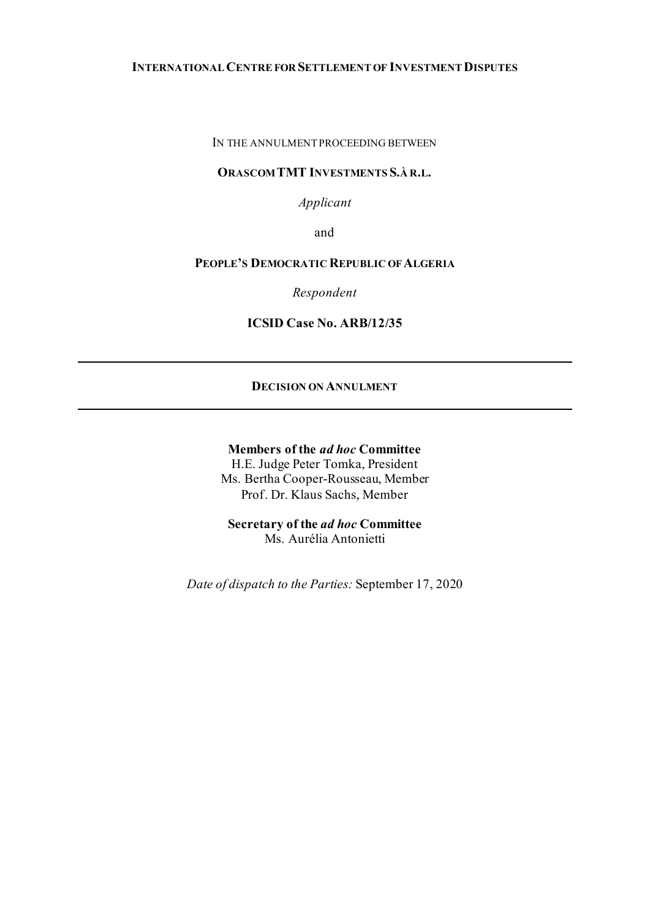**INTERNATIONAL CENTRE FOR SETTLEMENT OF INVESTMENT DISPUTES**

IN THE ANNULMENT PROCEEDING BETWEEN

**ORASCOM TMT INVESTMENTS S.À R.L.**

*Applicant*

and

**PEOPLE'S DEMOCRATIC REPUBLIC OF ALGERIA**

*Respondent*

**ICSID Case No. ARB/12/35**

---

**DECISION ON ANNULMENT**

---

**Members of the *ad hoc* Committee**
H.E. Judge Peter Tomka, President
Ms. Bertha Cooper-Rousseau, Member
Prof. Dr. Klaus Sachs, Member

**Secretary of the *ad hoc* Committee**
Ms. Aurélia Antonietti

*Date of dispatch to the Parties:* September 17, 2020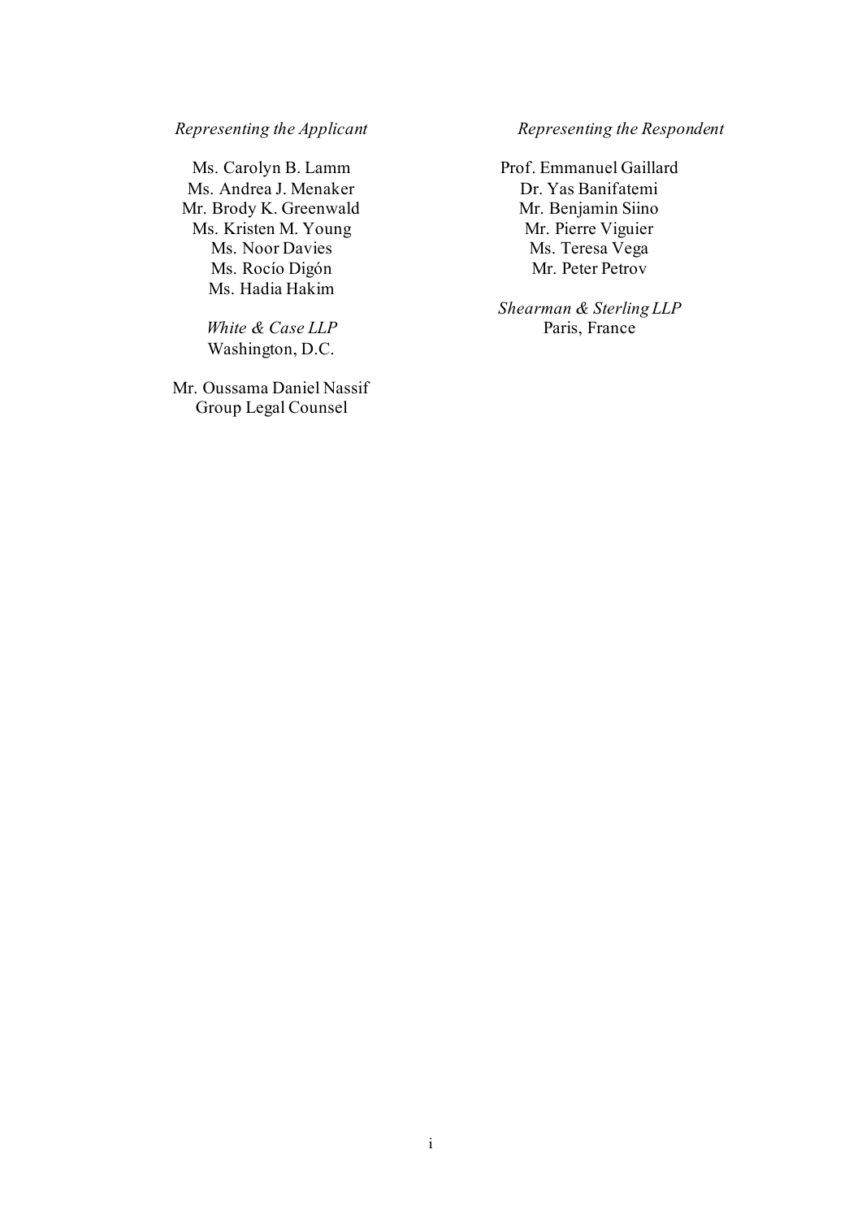*Representing the Applicant*

Ms. Carolyn B. Lamm
Ms. Andrea J. Menaker
Mr. Brody K. Greenwald
Ms. Kristen M. Young
Ms. Noor Davies
Ms. Rocío Digón
Ms. Hadia Hakim

*White & Case LLP*
Washington, D.C.

Mr. Oussama Daniel Nassif
Group Legal Counsel

*Representing the Respondent*

Prof. Emmanuel Gaillard
Dr. Yas Banifatemi
Mr. Benjamin Siino
Mr. Pierre Viguier
Ms. Teresa Vega
Mr. Peter Petrov

*Shearman & Sterling LLP*
Paris, France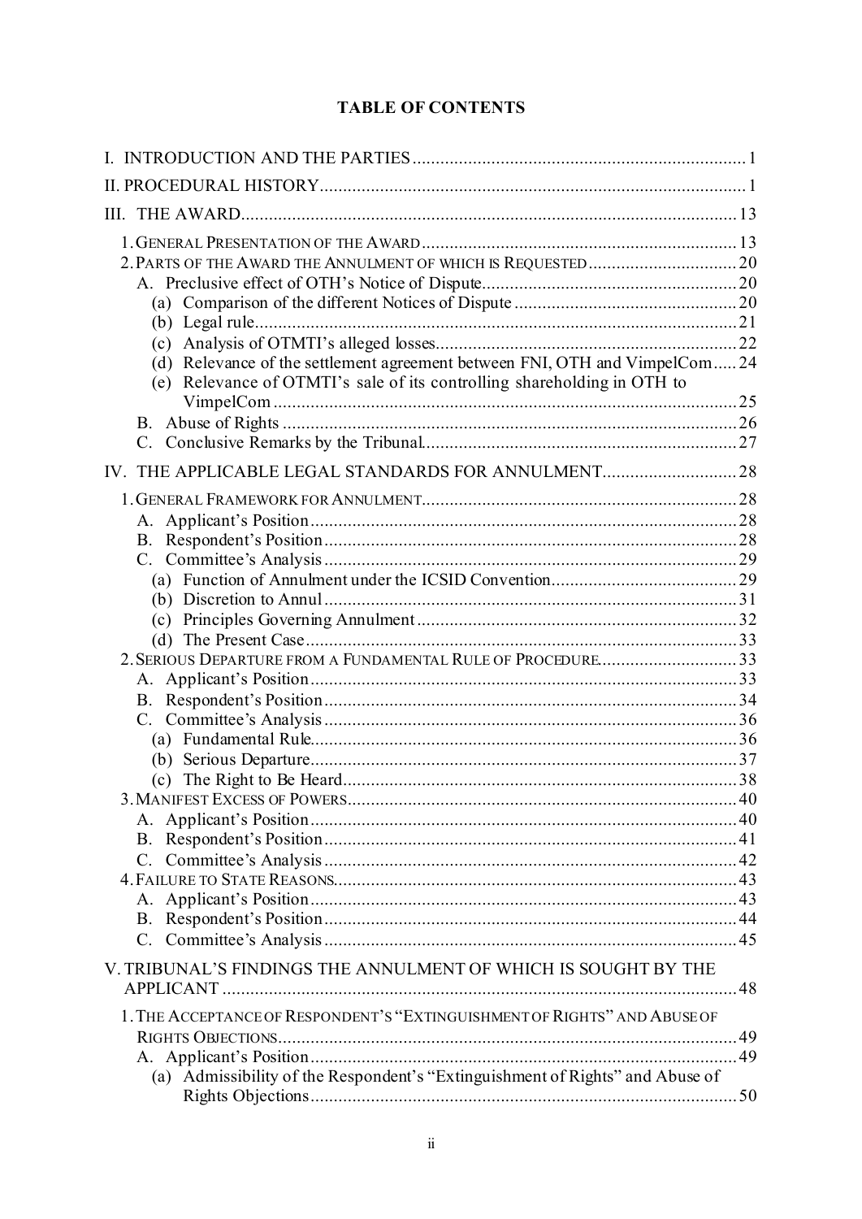**TABLE OF CONTENTS**

I. INTRODUCTION AND THE PARTIES ........ 1

II. PROCEDURAL HISTORY ........ 1

III. THE AWARD ........ 13

1. GENERAL PRESENTATION OF THE AWARD ........ 13
2. PARTS OF THE AWARD THE ANNULMENT OF WHICH IS REQUESTED ........ 20
   - A. Preclusive effect of OTH's Notice of Dispute ........ 20
     - (a) Comparison of the different Notices of Dispute ........ 20
     - (b) Legal rule ........ 21
     - (c) Analysis of OTMTI's alleged losses ........ 22
     - (d) Relevance of the settlement agreement between FNI, OTH and VimpelCom ........ 24
     - (e) Relevance of OTMTI's sale of its controlling shareholding in OTH to VimpelCom ........ 25
   - B. Abuse of Rights ........ 26
   - C. Conclusive Remarks by the Tribunal ........ 27

IV. THE APPLICABLE LEGAL STANDARDS FOR ANNULMENT ........ 28

1. GENERAL FRAMEWORK FOR ANNULMENT ........ 28
   - A. Applicant's Position ........ 28
   - B. Respondent's Position ........ 28
   - C. Committee's Analysis ........ 29
     - (a) Function of Annulment under the ICSID Convention ........ 29
     - (b) Discretion to Annul ........ 31
     - (c) Principles Governing Annulment ........ 32
     - (d) The Present Case ........ 33
2. SERIOUS DEPARTURE FROM A FUNDAMENTAL RULE OF PROCEDURE ........ 33
   - A. Applicant's Position ........ 33
   - B. Respondent's Position ........ 34
   - C. Committee's Analysis ........ 36
     - (a) Fundamental Rule ........ 36
     - (b) Serious Departure ........ 37
     - (c) The Right to Be Heard ........ 38
3. MANIFEST EXCESS OF POWERS ........ 40
   - A. Applicant's Position ........ 40
   - B. Respondent's Position ........ 41
   - C. Committee's Analysis ........ 42
4. FAILURE TO STATE REASONS ........ 43
   - A. Applicant's Position ........ 43
   - B. Respondent's Position ........ 44
   - C. Committee's Analysis ........ 45

V. TRIBUNAL'S FINDINGS THE ANNULMENT OF WHICH IS SOUGHT BY THE APPLICANT ........ 48

1. THE ACCEPTANCE OF RESPONDENT'S "EXTINGUISHMENT OF RIGHTS" AND ABUSE OF RIGHTS OBJECTIONS ........ 49
   - A. Applicant's Position ........ 49
     - (a) Admissibility of the Respondent's "Extinguishment of Rights" and Abuse of Rights Objections ........ 50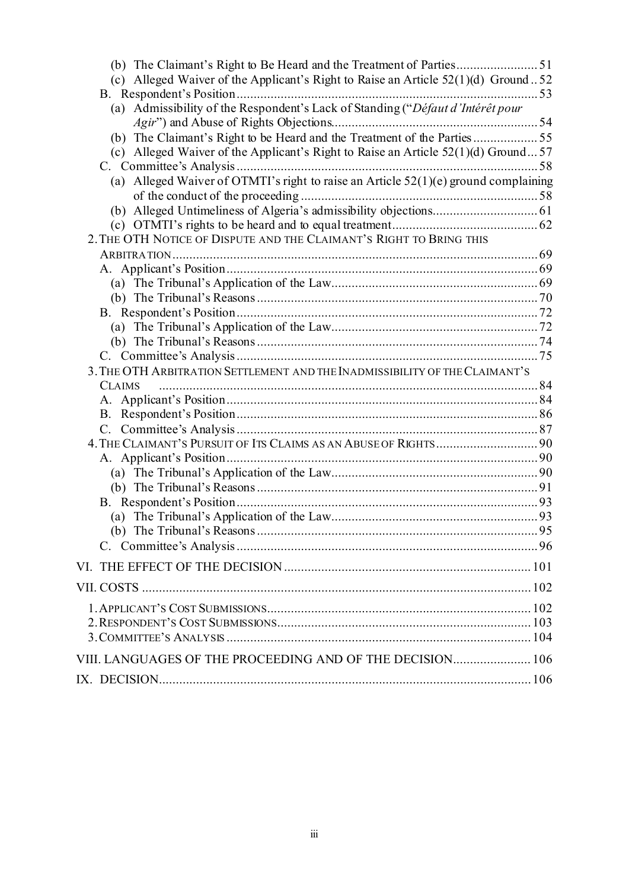(b) The Claimant's Right to Be Heard and the Treatment of Parties........................ 51
(c) Alleged Waiver of the Applicant's Right to Raise an Article 52(1)(d) Ground .. 52
B. Respondent's Position......................................................................................... 53
(a) Admissibility of the Respondent's Lack of Standing ("*Défaut d'Intérêt pour Agir*") and Abuse of Rights Objections............................................................. 54
(b) The Claimant's Right to be Heard and the Treatment of the Parties ................... 55
(c) Alleged Waiver of the Applicant's Right to Raise an Article 52(1)(d) Ground... 57
C. Committee's Analysis......................................................................................... 58
(a) Alleged Waiver of OTMTI's right to raise an Article 52(1)(e) ground complaining of the conduct of the proceeding ...................................................................... 58
(b) Alleged Untimeliness of Algeria's admissibility objections............................... 61
(c) OTMTI's rights to be heard and to equal treatment........................................... 62

2. THE OTH NOTICE OF DISPUTE AND THE CLAIMANT'S RIGHT TO BRING THIS ARBITRATION............................................................................................................ 69
A. Applicant's Position............................................................................................ 69
(a) The Tribunal's Application of the Law............................................................. 69
(b) The Tribunal's Reasons................................................................................... 70
B. Respondent's Position......................................................................................... 72
(a) The Tribunal's Application of the Law............................................................. 72
(b) The Tribunal's Reasons................................................................................... 74
C. Committee's Analysis......................................................................................... 75

3. THE OTH ARBITRATION SETTLEMENT AND THE INADMISSIBILITY OF THE CLAIMANT'S CLAIMS ................................................................................................................ 84
A. Applicant's Position............................................................................................ 84
B. Respondent's Position......................................................................................... 86
C. Committee's Analysis......................................................................................... 87

4. THE CLAIMANT'S PURSUIT OF ITS CLAIMS AS AN ABUSE OF RIGHTS.............................. 90
A. Applicant's Position............................................................................................ 90
(a) The Tribunal's Application of the Law............................................................. 90
(b) The Tribunal's Reasons................................................................................... 91
B. Respondent's Position......................................................................................... 93
(a) The Tribunal's Application of the Law............................................................. 93
(b) The Tribunal's Reasons................................................................................... 95
C. Committee's Analysis......................................................................................... 96

VI. THE EFFECT OF THE DECISION ......................................................................... 101

VII. COSTS .................................................................................................................. 102

1. APPLICANT'S COST SUBMISSIONS.............................................................................. 102
2. RESPONDENT'S COST SUBMISSIONS........................................................................... 103
3. COMMITTEE'S ANALYSIS .......................................................................................... 104

VIII. LANGUAGES OF THE PROCEEDING AND OF THE DECISION....................... 106

IX. DECISION.............................................................................................................. 106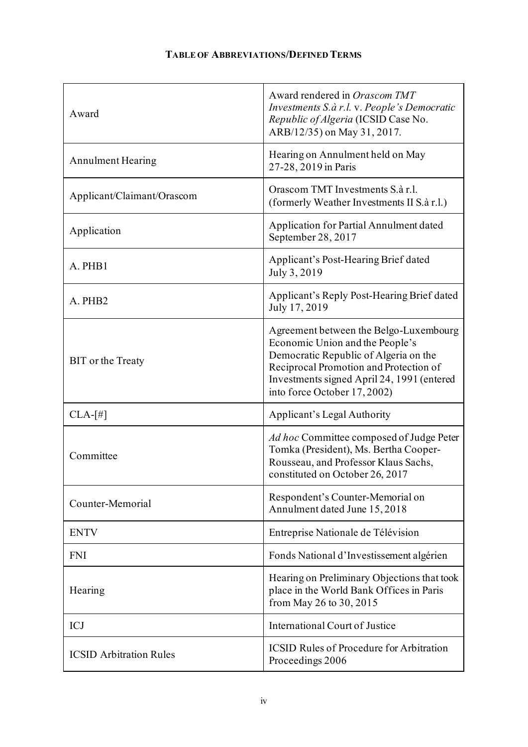## TABLE OF ABBREVIATIONS/DEFINED TERMS

| | |
|---|---|
| Award | Award rendered in *Orascom TMT Investments S.à r.l.* v. *People's Democratic Republic of Algeria* (ICSID Case No. ARB/12/35) on May 31, 2017. |
| Annulment Hearing | Hearing on Annulment held on May 27-28, 2019 in Paris |
| Applicant/Claimant/Orascom | Orascom TMT Investments S.à r.l. (formerly Weather Investments II S.à r.l.) |
| Application | Application for Partial Annulment dated September 28, 2017 |
| A. PHB1 | Applicant's Post-Hearing Brief dated July 3, 2019 |
| A. PHB2 | Applicant's Reply Post-Hearing Brief dated July 17, 2019 |
| BIT or the Treaty | Agreement between the Belgo-Luxembourg Economic Union and the People's Democratic Republic of Algeria on the Reciprocal Promotion and Protection of Investments signed April 24, 1991 (entered into force October 17, 2002) |
| CLA-[#] | Applicant's Legal Authority |
| Committee | *Ad hoc* Committee composed of Judge Peter Tomka (President), Ms. Bertha Cooper-Rousseau, and Professor Klaus Sachs, constituted on October 26, 2017 |
| Counter-Memorial | Respondent's Counter-Memorial on Annulment dated June 15, 2018 |
| ENTV | Entreprise Nationale de Télévision |
| FNI | Fonds National d'Investissement algérien |
| Hearing | Hearing on Preliminary Objections that took place in the World Bank Offices in Paris from May 26 to 30, 2015 |
| ICJ | International Court of Justice |
| ICSID Arbitration Rules | ICSID Rules of Procedure for Arbitration Proceedings 2006 |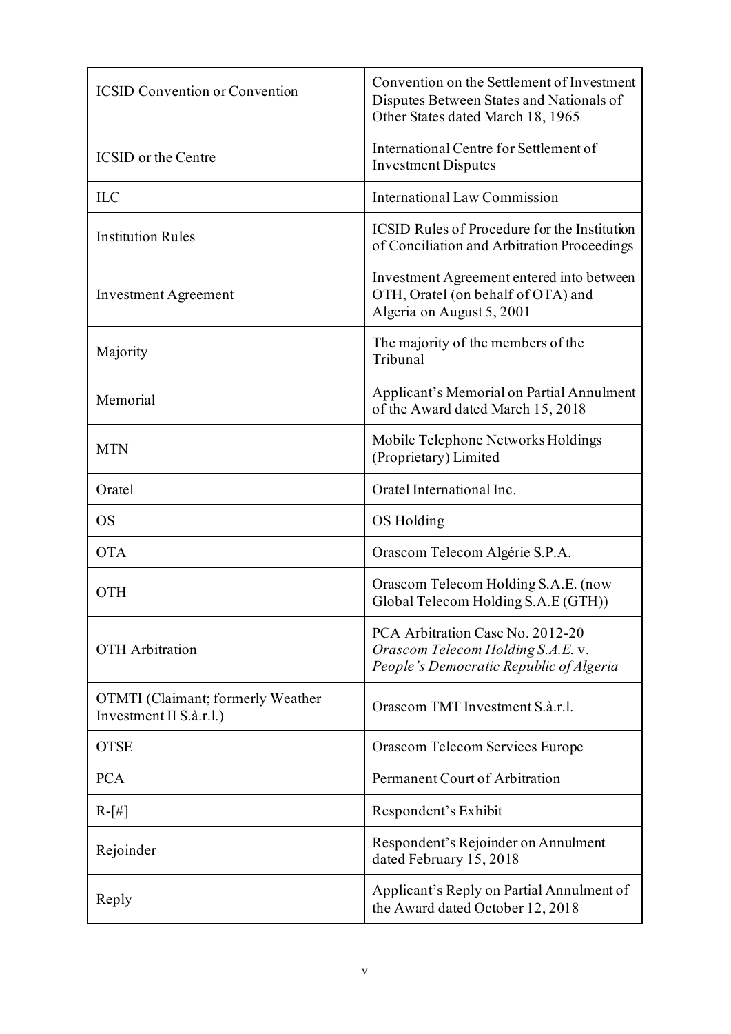| | |
|---|---|
| ICSID Convention or Convention | Convention on the Settlement of Investment Disputes Between States and Nationals of Other States dated March 18, 1965 |
| ICSID or the Centre | International Centre for Settlement of Investment Disputes |
| ILC | International Law Commission |
| Institution Rules | ICSID Rules of Procedure for the Institution of Conciliation and Arbitration Proceedings |
| Investment Agreement | Investment Agreement entered into between OTH, Oratel (on behalf of OTA) and Algeria on August 5, 2001 |
| Majority | The majority of the members of the Tribunal |
| Memorial | Applicant's Memorial on Partial Annulment of the Award dated March 15, 2018 |
| MTN | Mobile Telephone Networks Holdings (Proprietary) Limited |
| Oratel | Oratel International Inc. |
| OS | OS Holding |
| OTA | Orascom Telecom Algérie S.P.A. |
| OTH | Orascom Telecom Holding S.A.E. (now Global Telecom Holding S.A.E (GTH)) |
| OTH Arbitration | PCA Arbitration Case No. 2012-20 *Orascom Telecom Holding S.A.E.* v. *People's Democratic Republic of Algeria* |
| OTMTI (Claimant; formerly Weather Investment II S.à.r.l.) | Orascom TMT Investment S.à.r.l. |
| OTSE | Orascom Telecom Services Europe |
| PCA | Permanent Court of Arbitration |
| R-[#] | Respondent's Exhibit |
| Rejoinder | Respondent's Rejoinder on Annulment dated February 15, 2018 |
| Reply | Applicant's Reply on Partial Annulment of the Award dated October 12, 2018 |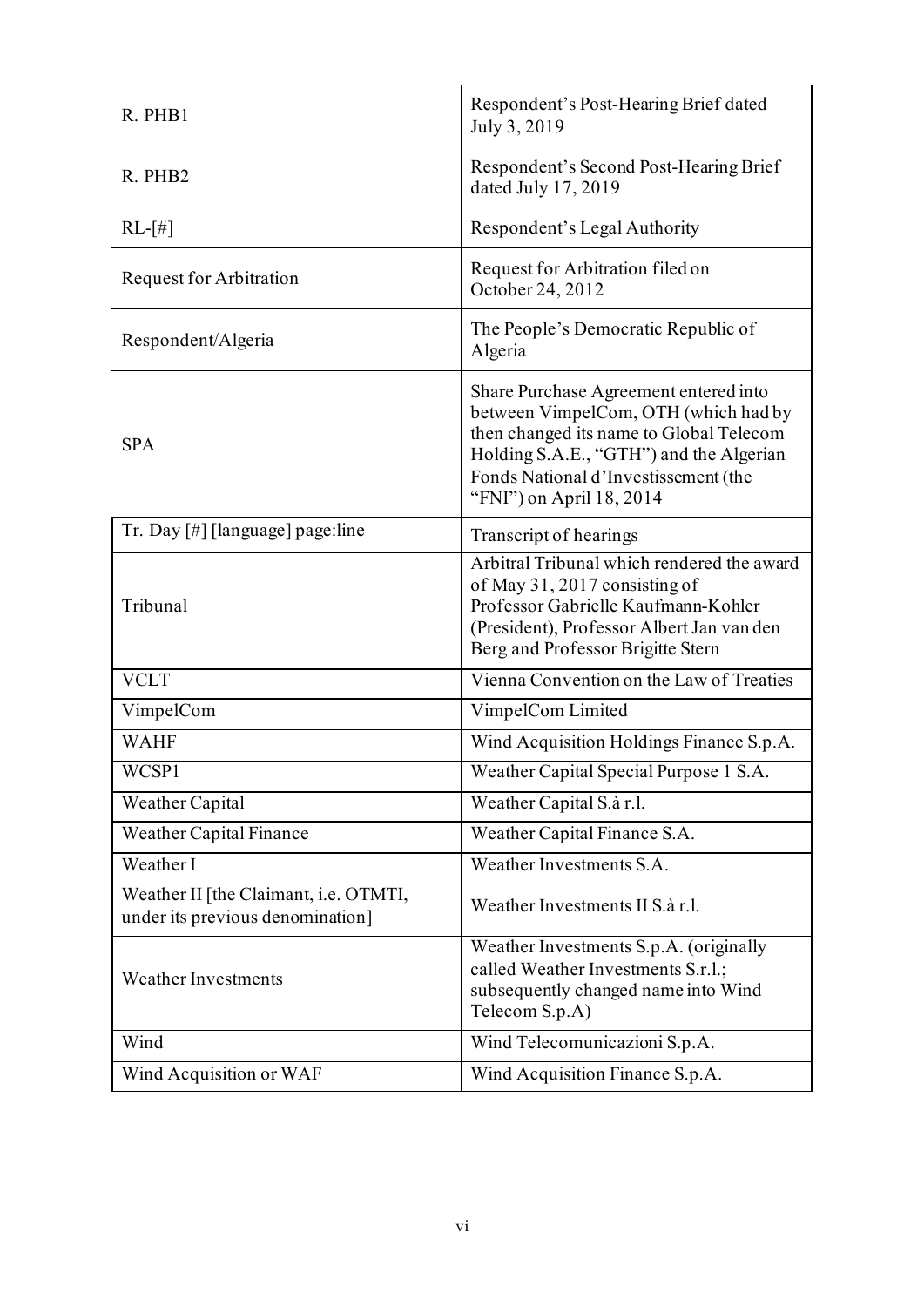| | |
|---|---|
| R. PHB1 | Respondent's Post-Hearing Brief dated July 3, 2019 |
| R. PHB2 | Respondent's Second Post-Hearing Brief dated July 17, 2019 |
| RL-[#] | Respondent's Legal Authority |
| Request for Arbitration | Request for Arbitration filed on October 24, 2012 |
| Respondent/Algeria | The People's Democratic Republic of Algeria |
| SPA | Share Purchase Agreement entered into between VimpelCom, OTH (which had by then changed its name to Global Telecom Holding S.A.E., "GTH") and the Algerian Fonds National d'Investissement (the "FNI") on April 18, 2014 |
| Tr. Day [#] [language] page:line | Transcript of hearings |
| Tribunal | Arbitral Tribunal which rendered the award of May 31, 2017 consisting of Professor Gabrielle Kaufmann-Kohler (President), Professor Albert Jan van den Berg and Professor Brigitte Stern |
| VCLT | Vienna Convention on the Law of Treaties |
| VimpelCom | VimpelCom Limited |
| WAHF | Wind Acquisition Holdings Finance S.p.A. |
| WCSP1 | Weather Capital Special Purpose 1 S.A. |
| Weather Capital | Weather Capital S.à r.l. |
| Weather Capital Finance | Weather Capital Finance S.A. |
| Weather I | Weather Investments S.A. |
| Weather II [the Claimant, i.e. OTMTI, under its previous denomination] | Weather Investments II S.à r.l. |
| Weather Investments | Weather Investments S.p.A. (originally called Weather Investments S.r.l.; subsequently changed name into Wind Telecom S.p.A) |
| Wind | Wind Telecomunicazioni S.p.A. |
| Wind Acquisition or WAF | Wind Acquisition Finance S.p.A. |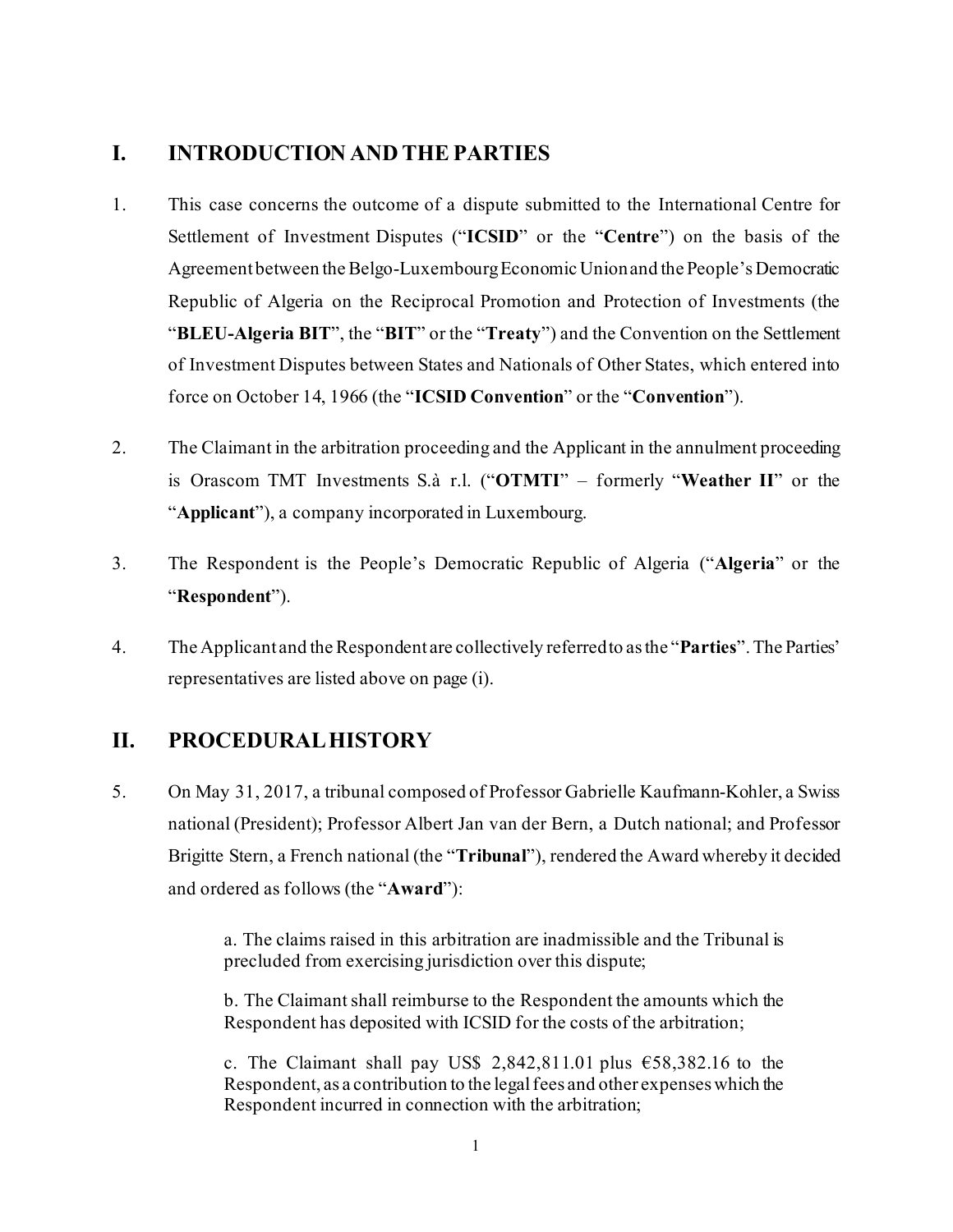## I. INTRODUCTION AND THE PARTIES

1. This case concerns the outcome of a dispute submitted to the International Centre for Settlement of Investment Disputes ("**ICSID**" or the "**Centre**") on the basis of the Agreement between the Belgo-Luxembourg Economic Union and the People's Democratic Republic of Algeria on the Reciprocal Promotion and Protection of Investments (the "**BLEU-Algeria BIT**", the "**BIT**" or the "**Treaty**") and the Convention on the Settlement of Investment Disputes between States and Nationals of Other States, which entered into force on October 14, 1966 (the "**ICSID Convention**" or the "**Convention**").

2. The Claimant in the arbitration proceeding and the Applicant in the annulment proceeding is Orascom TMT Investments S.à r.l. ("**OTMTI**" – formerly "**Weather II**" or the "**Applicant**"), a company incorporated in Luxembourg.

3. The Respondent is the People's Democratic Republic of Algeria ("**Algeria**" or the "**Respondent**").

4. The Applicant and the Respondent are collectively referred to as the "**Parties**". The Parties' representatives are listed above on page (i).

## II. PROCEDURAL HISTORY

5. On May 31, 2017, a tribunal composed of Professor Gabrielle Kaufmann-Kohler, a Swiss national (President); Professor Albert Jan van der Bern, a Dutch national; and Professor Brigitte Stern, a French national (the "**Tribunal**"), rendered the Award whereby it decided and ordered as follows (the "**Award**"):

> a. The claims raised in this arbitration are inadmissible and the Tribunal is precluded from exercising jurisdiction over this dispute;
>
> b. The Claimant shall reimburse to the Respondent the amounts which the Respondent has deposited with ICSID for the costs of the arbitration;
>
> c. The Claimant shall pay US$ 2,842,811.01 plus €58,382.16 to the Respondent, as a contribution to the legal fees and other expenses which the Respondent incurred in connection with the arbitration;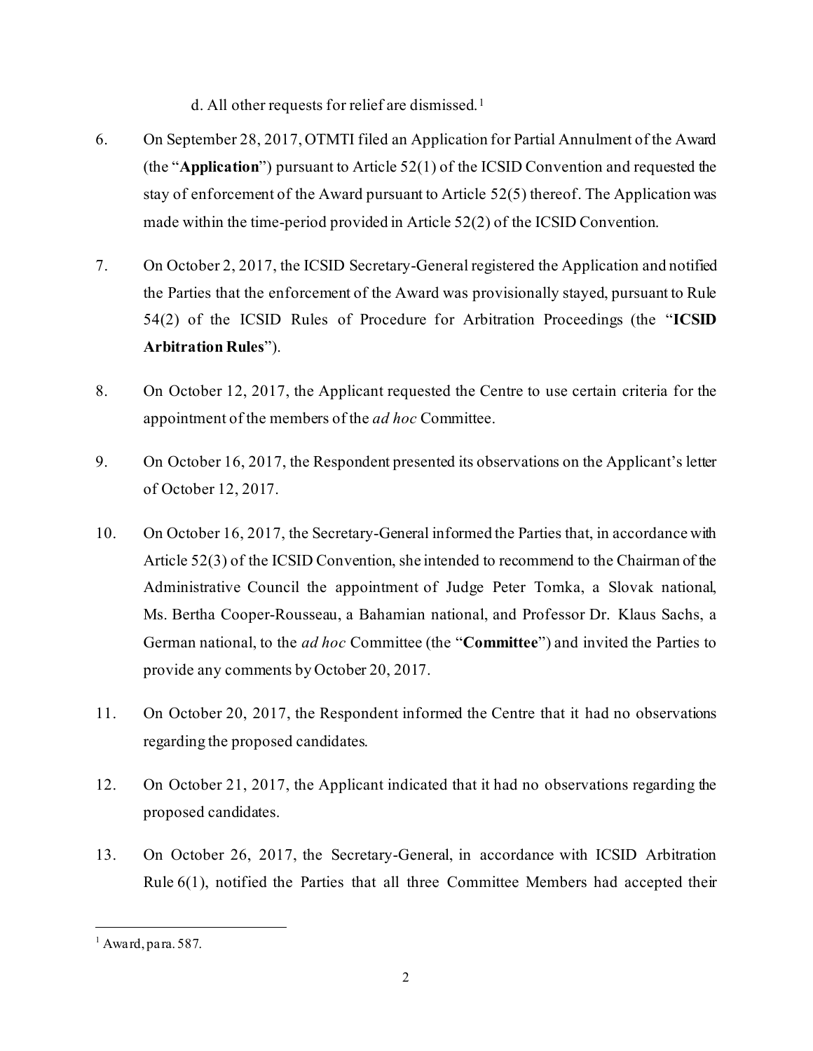d. All other requests for relief are dismissed.[1]

6. On September 28, 2017, OTMTI filed an Application for Partial Annulment of the Award (the "**Application**") pursuant to Article 52(1) of the ICSID Convention and requested the stay of enforcement of the Award pursuant to Article 52(5) thereof. The Application was made within the time-period provided in Article 52(2) of the ICSID Convention.

7. On October 2, 2017, the ICSID Secretary-General registered the Application and notified the Parties that the enforcement of the Award was provisionally stayed, pursuant to Rule 54(2) of the ICSID Rules of Procedure for Arbitration Proceedings (the "**ICSID Arbitration Rules**").

8. On October 12, 2017, the Applicant requested the Centre to use certain criteria for the appointment of the members of the *ad hoc* Committee.

9. On October 16, 2017, the Respondent presented its observations on the Applicant's letter of October 12, 2017.

10. On October 16, 2017, the Secretary-General informed the Parties that, in accordance with Article 52(3) of the ICSID Convention, she intended to recommend to the Chairman of the Administrative Council the appointment of Judge Peter Tomka, a Slovak national, Ms. Bertha Cooper-Rousseau, a Bahamian national, and Professor Dr. Klaus Sachs, a German national, to the *ad hoc* Committee (the "**Committee**") and invited the Parties to provide any comments by October 20, 2017.

11. On October 20, 2017, the Respondent informed the Centre that it had no observations regarding the proposed candidates.

12. On October 21, 2017, the Applicant indicated that it had no observations regarding the proposed candidates.

13. On October 26, 2017, the Secretary-General, in accordance with ICSID Arbitration Rule 6(1), notified the Parties that all three Committee Members had accepted their

[1] Award, para. 587.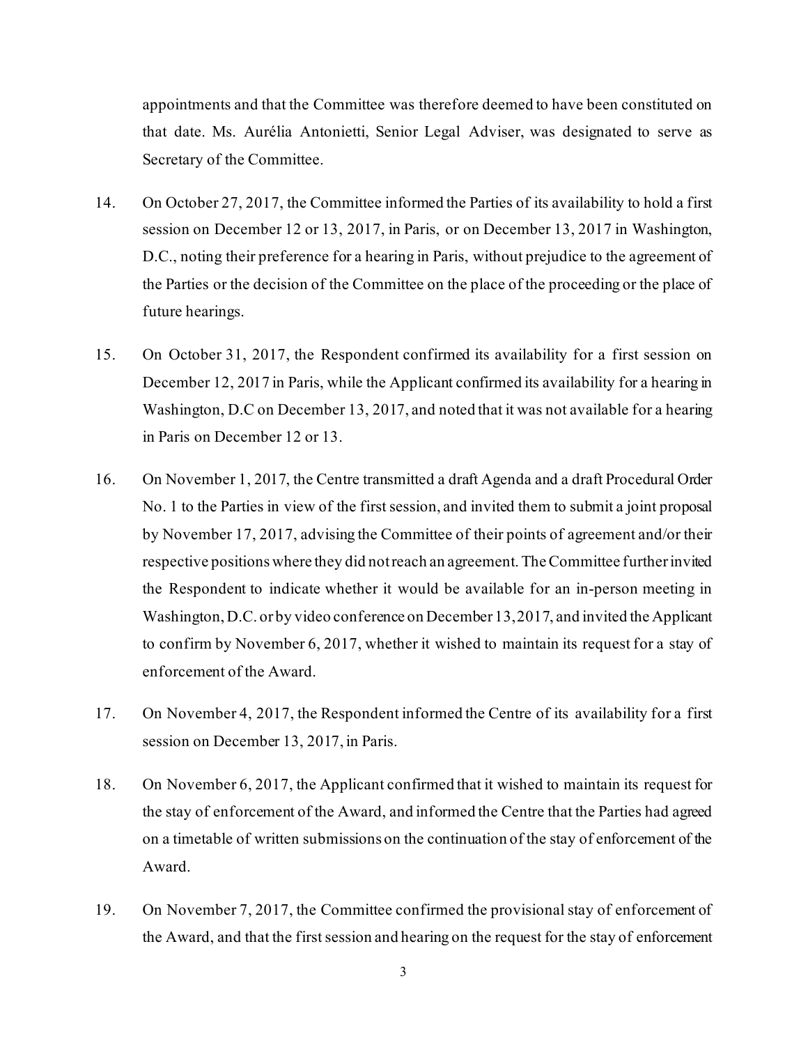appointments and that the Committee was therefore deemed to have been constituted on that date. Ms. Aurélia Antonietti, Senior Legal Adviser, was designated to serve as Secretary of the Committee.

14. On October 27, 2017, the Committee informed the Parties of its availability to hold a first session on December 12 or 13, 2017, in Paris, or on December 13, 2017 in Washington, D.C., noting their preference for a hearing in Paris, without prejudice to the agreement of the Parties or the decision of the Committee on the place of the proceeding or the place of future hearings.

15. On October 31, 2017, the Respondent confirmed its availability for a first session on December 12, 2017 in Paris, while the Applicant confirmed its availability for a hearing in Washington, D.C on December 13, 2017, and noted that it was not available for a hearing in Paris on December 12 or 13.

16. On November 1, 2017, the Centre transmitted a draft Agenda and a draft Procedural Order No. 1 to the Parties in view of the first session, and invited them to submit a joint proposal by November 17, 2017, advising the Committee of their points of agreement and/or their respective positions where they did not reach an agreement. The Committee further invited the Respondent to indicate whether it would be available for an in-person meeting in Washington, D.C. or by video conference on December 13, 2017, and invited the Applicant to confirm by November 6, 2017, whether it wished to maintain its request for a stay of enforcement of the Award.

17. On November 4, 2017, the Respondent informed the Centre of its availability for a first session on December 13, 2017, in Paris.

18. On November 6, 2017, the Applicant confirmed that it wished to maintain its request for the stay of enforcement of the Award, and informed the Centre that the Parties had agreed on a timetable of written submissions on the continuation of the stay of enforcement of the Award.

19. On November 7, 2017, the Committee confirmed the provisional stay of enforcement of the Award, and that the first session and hearing on the request for the stay of enforcement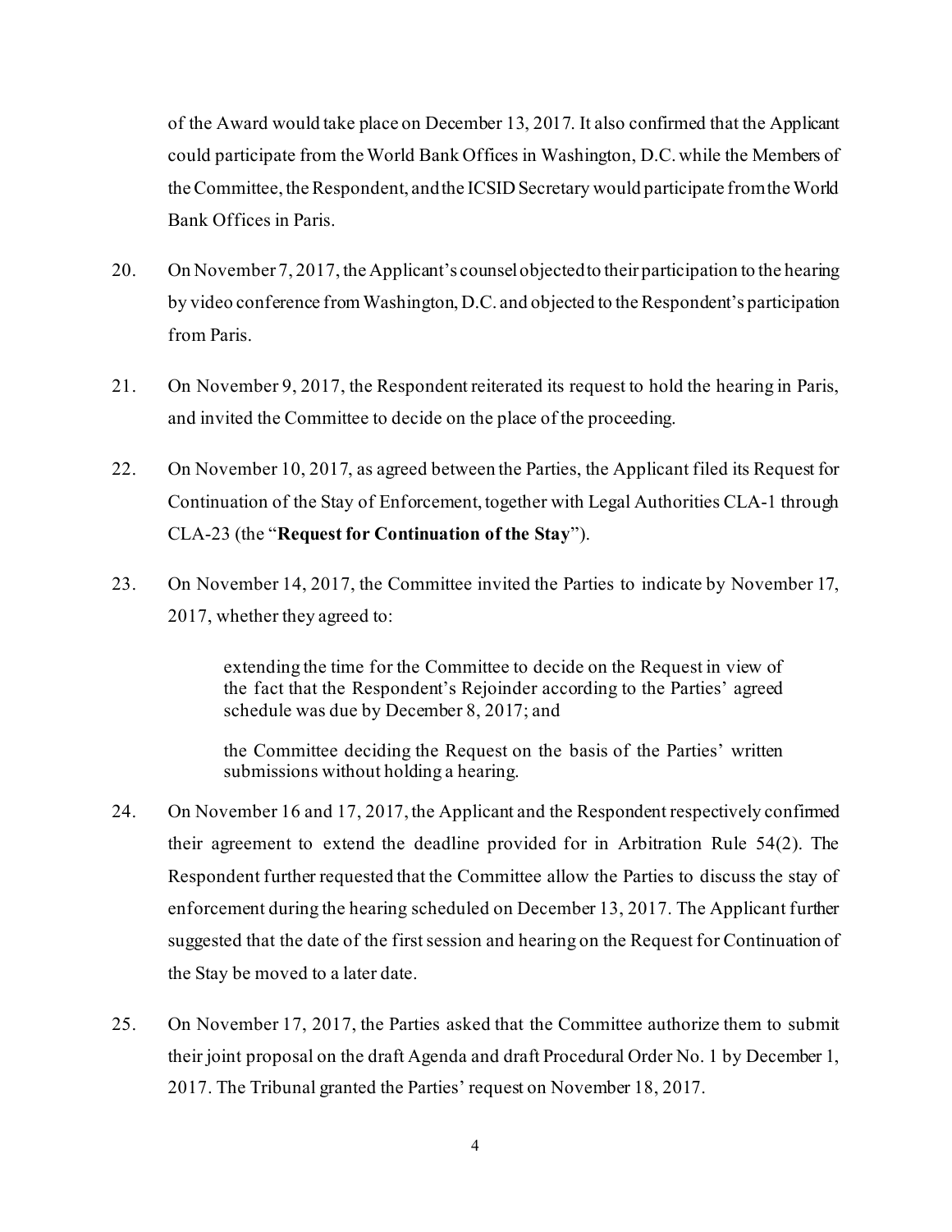of the Award would take place on December 13, 2017. It also confirmed that the Applicant could participate from the World Bank Offices in Washington, D.C. while the Members of the Committee, the Respondent, and the ICSID Secretary would participate from the World Bank Offices in Paris.

20. On November 7, 2017, the Applicant's counsel objected to their participation to the hearing by video conference from Washington, D.C. and objected to the Respondent's participation from Paris.

21. On November 9, 2017, the Respondent reiterated its request to hold the hearing in Paris, and invited the Committee to decide on the place of the proceeding.

22. On November 10, 2017, as agreed between the Parties, the Applicant filed its Request for Continuation of the Stay of Enforcement, together with Legal Authorities CLA-1 through CLA-23 (the "**Request for Continuation of the Stay**").

23. On November 14, 2017, the Committee invited the Parties to indicate by November 17, 2017, whether they agreed to:

> extending the time for the Committee to decide on the Request in view of the fact that the Respondent's Rejoinder according to the Parties' agreed schedule was due by December 8, 2017; and
>
> the Committee deciding the Request on the basis of the Parties' written submissions without holding a hearing.

24. On November 16 and 17, 2017, the Applicant and the Respondent respectively confirmed their agreement to extend the deadline provided for in Arbitration Rule 54(2). The Respondent further requested that the Committee allow the Parties to discuss the stay of enforcement during the hearing scheduled on December 13, 2017. The Applicant further suggested that the date of the first session and hearing on the Request for Continuation of the Stay be moved to a later date.

25. On November 17, 2017, the Parties asked that the Committee authorize them to submit their joint proposal on the draft Agenda and draft Procedural Order No. 1 by December 1, 2017. The Tribunal granted the Parties' request on November 18, 2017.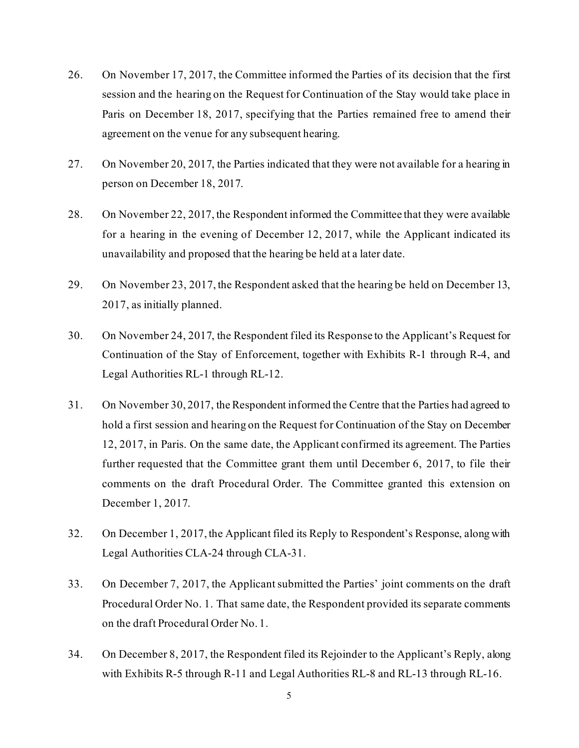26. On November 17, 2017, the Committee informed the Parties of its decision that the first session and the hearing on the Request for Continuation of the Stay would take place in Paris on December 18, 2017, specifying that the Parties remained free to amend their agreement on the venue for any subsequent hearing.

27. On November 20, 2017, the Parties indicated that they were not available for a hearing in person on December 18, 2017.

28. On November 22, 2017, the Respondent informed the Committee that they were available for a hearing in the evening of December 12, 2017, while the Applicant indicated its unavailability and proposed that the hearing be held at a later date.

29. On November 23, 2017, the Respondent asked that the hearing be held on December 13, 2017, as initially planned.

30. On November 24, 2017, the Respondent filed its Response to the Applicant's Request for Continuation of the Stay of Enforcement, together with Exhibits R-1 through R-4, and Legal Authorities RL-1 through RL-12.

31. On November 30, 2017, the Respondent informed the Centre that the Parties had agreed to hold a first session and hearing on the Request for Continuation of the Stay on December 12, 2017, in Paris. On the same date, the Applicant confirmed its agreement. The Parties further requested that the Committee grant them until December 6, 2017, to file their comments on the draft Procedural Order. The Committee granted this extension on December 1, 2017.

32. On December 1, 2017, the Applicant filed its Reply to Respondent's Response, along with Legal Authorities CLA-24 through CLA-31.

33. On December 7, 2017, the Applicant submitted the Parties' joint comments on the draft Procedural Order No. 1. That same date, the Respondent provided its separate comments on the draft Procedural Order No. 1.

34. On December 8, 2017, the Respondent filed its Rejoinder to the Applicant's Reply, along with Exhibits R-5 through R-11 and Legal Authorities RL-8 and RL-13 through RL-16.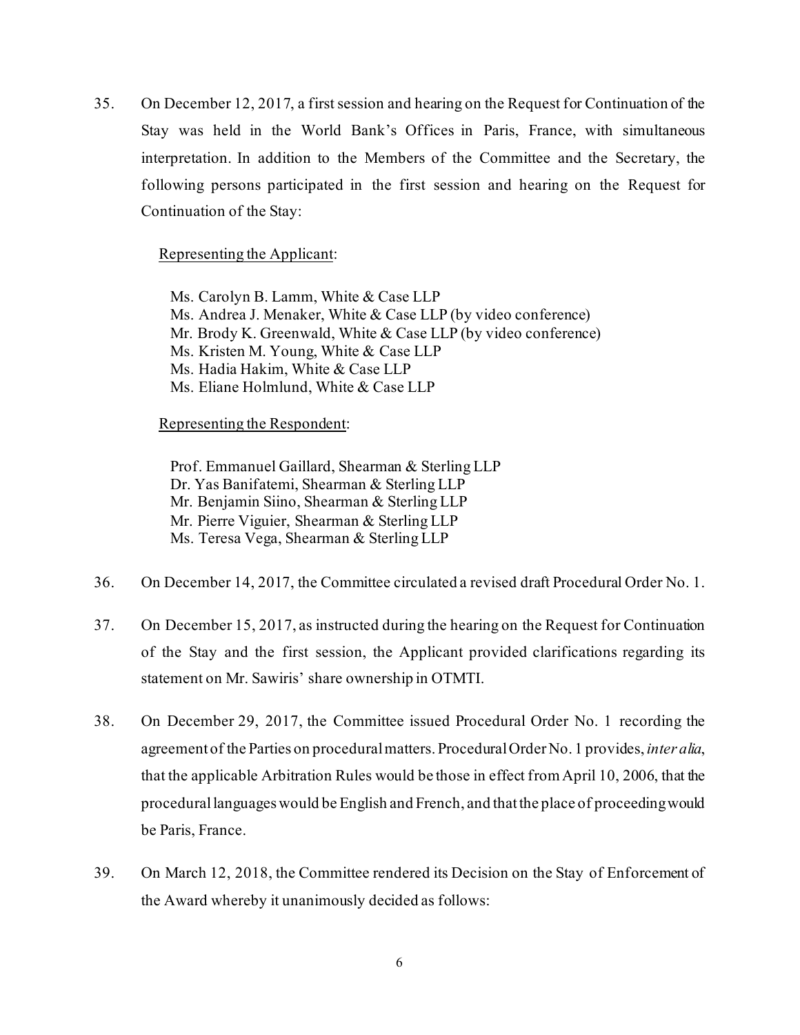35. On December 12, 2017, a first session and hearing on the Request for Continuation of the Stay was held in the World Bank's Offices in Paris, France, with simultaneous interpretation. In addition to the Members of the Committee and the Secretary, the following persons participated in the first session and hearing on the Request for Continuation of the Stay:

<u>Representing the Applicant</u>:

Ms. Carolyn B. Lamm, White & Case LLP
Ms. Andrea J. Menaker, White & Case LLP (by video conference)
Mr. Brody K. Greenwald, White & Case LLP (by video conference)
Ms. Kristen M. Young, White & Case LLP
Ms. Hadia Hakim, White & Case LLP
Ms. Eliane Holmlund, White & Case LLP

<u>Representing the Respondent</u>:

Prof. Emmanuel Gaillard, Shearman & Sterling LLP
Dr. Yas Banifatemi, Shearman & Sterling LLP
Mr. Benjamin Siino, Shearman & Sterling LLP
Mr. Pierre Viguier, Shearman & Sterling LLP
Ms. Teresa Vega, Shearman & Sterling LLP

36. On December 14, 2017, the Committee circulated a revised draft Procedural Order No. 1.

37. On December 15, 2017, as instructed during the hearing on the Request for Continuation of the Stay and the first session, the Applicant provided clarifications regarding its statement on Mr. Sawiris' share ownership in OTMTI.

38. On December 29, 2017, the Committee issued Procedural Order No. 1 recording the agreement of the Parties on procedural matters. Procedural Order No. 1 provides, *inter alia*, that the applicable Arbitration Rules would be those in effect from April 10, 2006, that the procedural languages would be English and French, and that the place of proceeding would be Paris, France.

39. On March 12, 2018, the Committee rendered its Decision on the Stay of Enforcement of the Award whereby it unanimously decided as follows: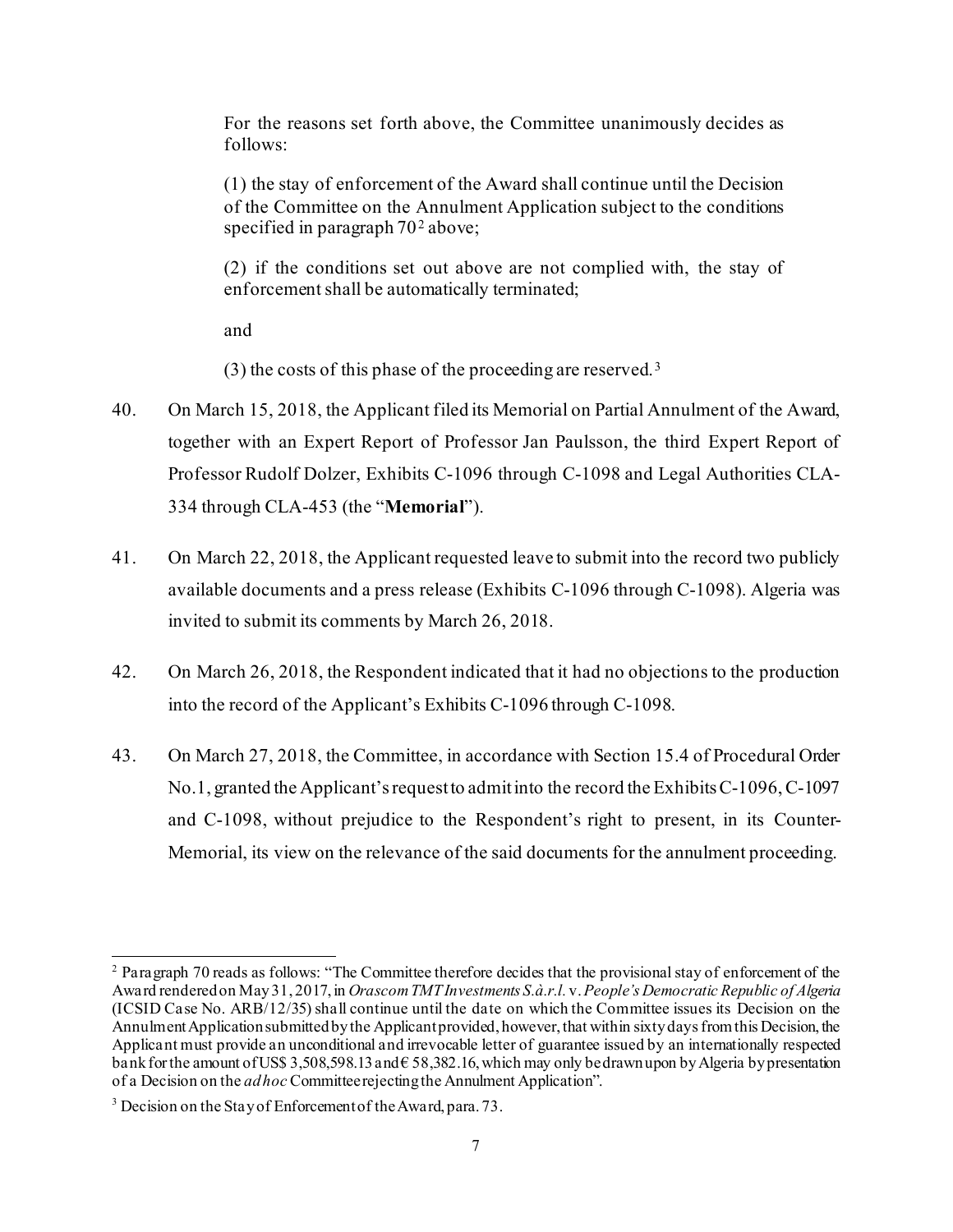> For the reasons set forth above, the Committee unanimously decides as follows:
>
> (1) the stay of enforcement of the Award shall continue until the Decision of the Committee on the Annulment Application subject to the conditions specified in paragraph 70[2] above;
>
> (2) if the conditions set out above are not complied with, the stay of enforcement shall be automatically terminated;
>
> and
>
> (3) the costs of this phase of the proceeding are reserved.[3]

40. On March 15, 2018, the Applicant filed its Memorial on Partial Annulment of the Award, together with an Expert Report of Professor Jan Paulsson, the third Expert Report of Professor Rudolf Dolzer, Exhibits C-1096 through C-1098 and Legal Authorities CLA-334 through CLA-453 (the "**Memorial**").

41. On March 22, 2018, the Applicant requested leave to submit into the record two publicly available documents and a press release (Exhibits C-1096 through C-1098). Algeria was invited to submit its comments by March 26, 2018.

42. On March 26, 2018, the Respondent indicated that it had no objections to the production into the record of the Applicant's Exhibits C-1096 through C-1098.

43. On March 27, 2018, the Committee, in accordance with Section 15.4 of Procedural Order No.1, granted the Applicant's request to admit into the record the Exhibits C-1096, C-1097 and C-1098, without prejudice to the Respondent's right to present, in its Counter-Memorial, its view on the relevance of the said documents for the annulment proceeding.

---

[2] Paragraph 70 reads as follows: "The Committee therefore decides that the provisional stay of enforcement of the Award rendered on May 31, 2017, in *Orascom TMT Investments S.à.r.l.* v. *People's Democratic Republic of Algeria* (ICSID Case No. ARB/12/35) shall continue until the date on which the Committee issues its Decision on the Annulment Application submitted by the Applicant provided, however, that within sixty days from this Decision, the Applicant must provide an unconditional and irrevocable letter of guarantee issued by an internationally respected bank for the amount of US$ 3,508,598.13 and € 58,382.16, which may only be drawn upon by Algeria by presentation of a Decision on the *ad hoc* Committee rejecting the Annulment Application".

[3] Decision on the Stay of Enforcement of the Award, para. 73.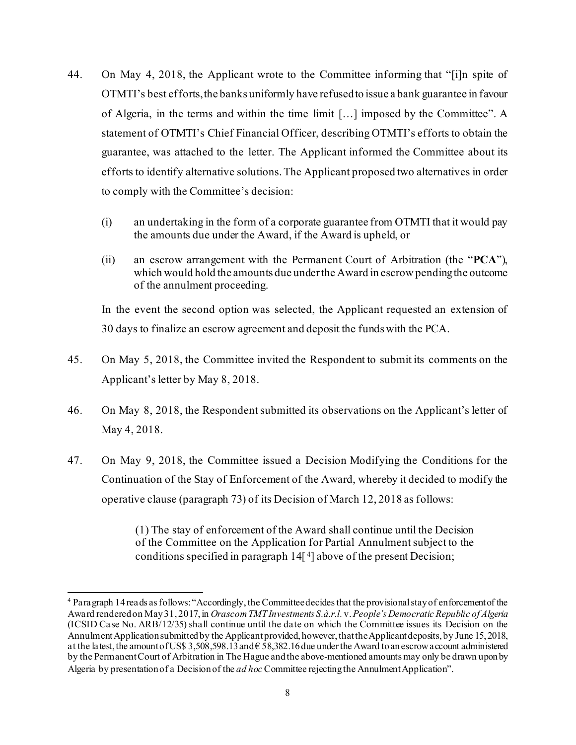44. On May 4, 2018, the Applicant wrote to the Committee informing that "[i]n spite of OTMTI's best efforts, the banks uniformly have refused to issue a bank guarantee in favour of Algeria, in the terms and within the time limit […] imposed by the Committee". A statement of OTMTI's Chief Financial Officer, describing OTMTI's efforts to obtain the guarantee, was attached to the letter. The Applicant informed the Committee about its efforts to identify alternative solutions. The Applicant proposed two alternatives in order to comply with the Committee's decision:

    (i) an undertaking in the form of a corporate guarantee from OTMTI that it would pay the amounts due under the Award, if the Award is upheld, or

    (ii) an escrow arrangement with the Permanent Court of Arbitration (the "**PCA**"), which would hold the amounts due under the Award in escrow pending the outcome of the annulment proceeding.

    In the event the second option was selected, the Applicant requested an extension of 30 days to finalize an escrow agreement and deposit the funds with the PCA.

45. On May 5, 2018, the Committee invited the Respondent to submit its comments on the Applicant's letter by May 8, 2018.

46. On May 8, 2018, the Respondent submitted its observations on the Applicant's letter of May 4, 2018.

47. On May 9, 2018, the Committee issued a Decision Modifying the Conditions for the Continuation of the Stay of Enforcement of the Award, whereby it decided to modify the operative clause (paragraph 73) of its Decision of March 12, 2018 as follows:

    > (1) The stay of enforcement of the Award shall continue until the Decision of the Committee on the Application for Partial Annulment subject to the conditions specified in paragraph 14[4] above of the present Decision;

[4] Paragraph 14 reads as follows: "Accordingly, the Committee decides that the provisional stay of enforcement of the Award rendered on May 31, 2017, in *Orascom TMT Investments S.à.r.l.* v. *People's Democratic Republic of Algeria* (ICSID Case No. ARB/12/35) shall continue until the date on which the Committee issues its Decision on the Annulment Application submitted by the Applicant provided, however, that the Applicant deposits, by June 15, 2018, at the latest, the amount of US$ 3,508,598.13 and € 58,382.16 due under the Award to an escrow account administered by the Permanent Court of Arbitration in The Hague and the above-mentioned amounts may only be drawn upon by Algeria by presentation of a Decision of the *ad hoc* Committee rejecting the Annulment Application".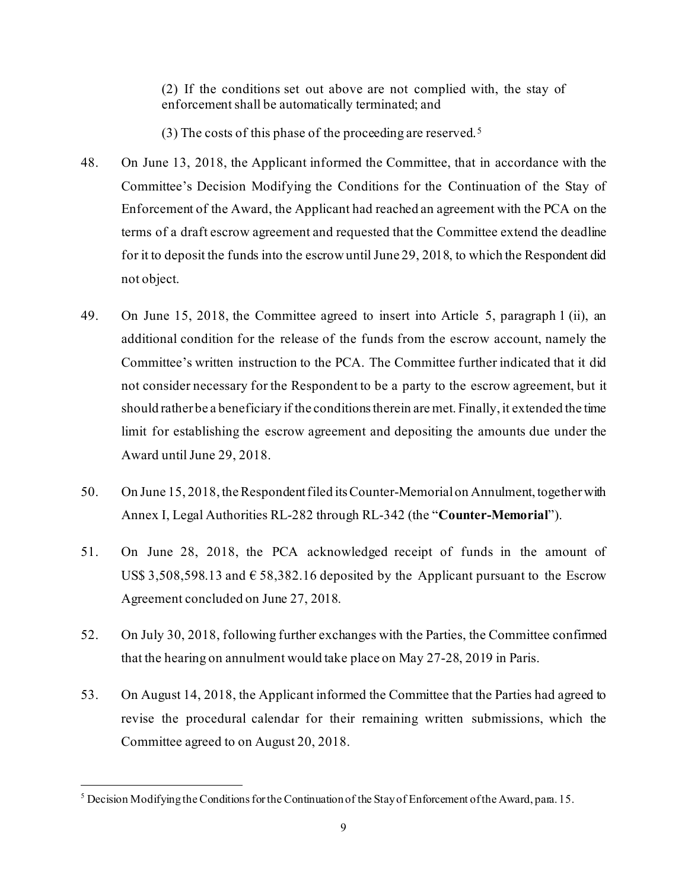(2) If the conditions set out above are not complied with, the stay of enforcement shall be automatically terminated; and

(3) The costs of this phase of the proceeding are reserved.[5]

48. On June 13, 2018, the Applicant informed the Committee, that in accordance with the Committee's Decision Modifying the Conditions for the Continuation of the Stay of Enforcement of the Award, the Applicant had reached an agreement with the PCA on the terms of a draft escrow agreement and requested that the Committee extend the deadline for it to deposit the funds into the escrow until June 29, 2018, to which the Respondent did not object.

49. On June 15, 2018, the Committee agreed to insert into Article 5, paragraph 1 (ii), an additional condition for the release of the funds from the escrow account, namely the Committee's written instruction to the PCA. The Committee further indicated that it did not consider necessary for the Respondent to be a party to the escrow agreement, but it should rather be a beneficiary if the conditions therein are met. Finally, it extended the time limit for establishing the escrow agreement and depositing the amounts due under the Award until June 29, 2018.

50. On June 15, 2018, the Respondent filed its Counter-Memorial on Annulment, together with Annex I, Legal Authorities RL-282 through RL-342 (the "**Counter-Memorial**").

51. On June 28, 2018, the PCA acknowledged receipt of funds in the amount of US$ 3,508,598.13 and € 58,382.16 deposited by the Applicant pursuant to the Escrow Agreement concluded on June 27, 2018.

52. On July 30, 2018, following further exchanges with the Parties, the Committee confirmed that the hearing on annulment would take place on May 27-28, 2019 in Paris.

53. On August 14, 2018, the Applicant informed the Committee that the Parties had agreed to revise the procedural calendar for their remaining written submissions, which the Committee agreed to on August 20, 2018.

[5] Decision Modifying the Conditions for the Continuation of the Stay of Enforcement of the Award, para. 15.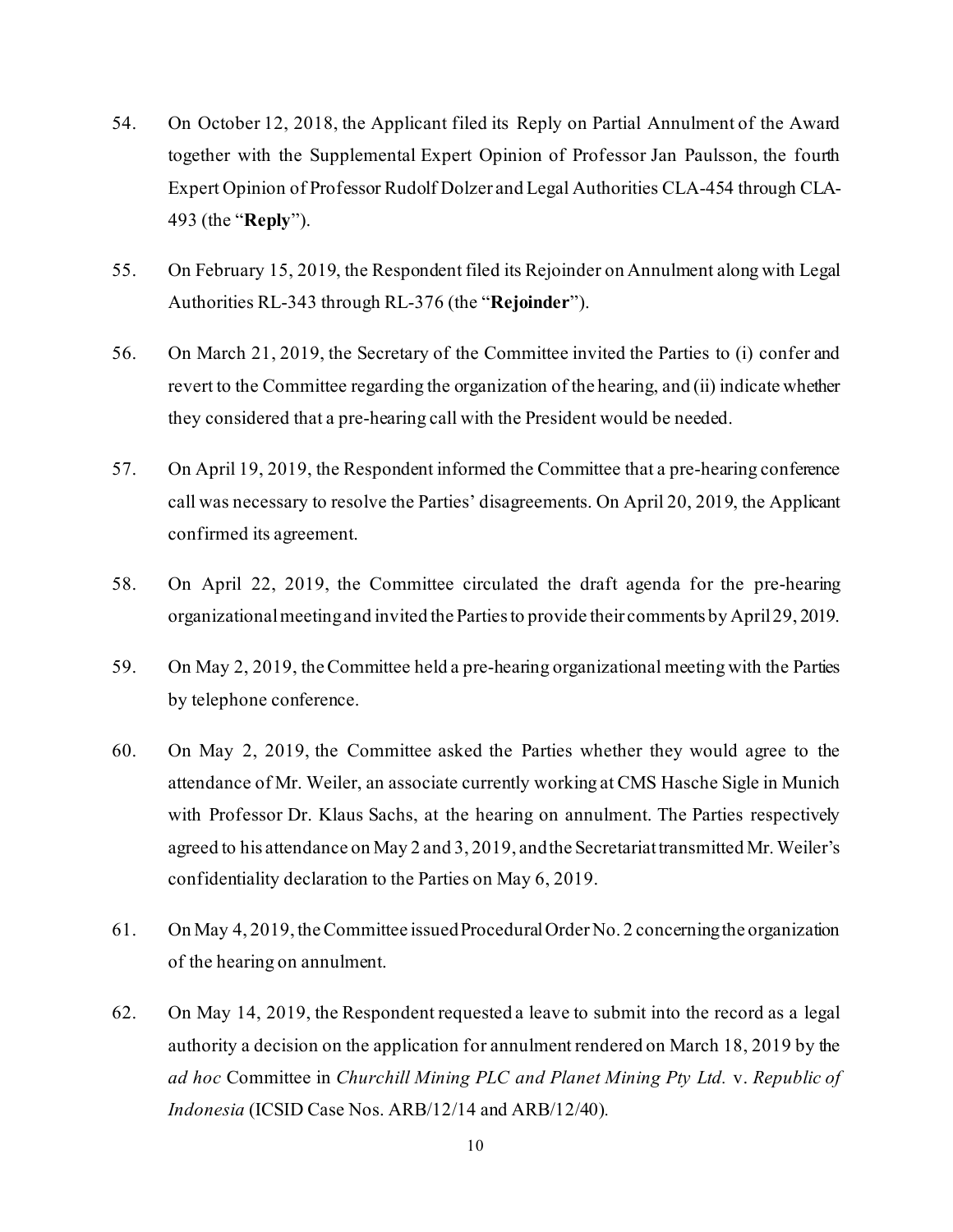54. On October 12, 2018, the Applicant filed its Reply on Partial Annulment of the Award together with the Supplemental Expert Opinion of Professor Jan Paulsson, the fourth Expert Opinion of Professor Rudolf Dolzer and Legal Authorities CLA-454 through CLA-493 (the "**Reply**").

55. On February 15, 2019, the Respondent filed its Rejoinder on Annulment along with Legal Authorities RL-343 through RL-376 (the "**Rejoinder**").

56. On March 21, 2019, the Secretary of the Committee invited the Parties to (i) confer and revert to the Committee regarding the organization of the hearing, and (ii) indicate whether they considered that a pre-hearing call with the President would be needed.

57. On April 19, 2019, the Respondent informed the Committee that a pre-hearing conference call was necessary to resolve the Parties' disagreements. On April 20, 2019, the Applicant confirmed its agreement.

58. On April 22, 2019, the Committee circulated the draft agenda for the pre-hearing organizational meeting and invited the Parties to provide their comments by April 29, 2019.

59. On May 2, 2019, the Committee held a pre-hearing organizational meeting with the Parties by telephone conference.

60. On May 2, 2019, the Committee asked the Parties whether they would agree to the attendance of Mr. Weiler, an associate currently working at CMS Hasche Sigle in Munich with Professor Dr. Klaus Sachs, at the hearing on annulment. The Parties respectively agreed to his attendance on May 2 and 3, 2019, and the Secretariat transmitted Mr. Weiler's confidentiality declaration to the Parties on May 6, 2019.

61. On May 4, 2019, the Committee issued Procedural Order No. 2 concerning the organization of the hearing on annulment.

62. On May 14, 2019, the Respondent requested a leave to submit into the record as a legal authority a decision on the application for annulment rendered on March 18, 2019 by the *ad hoc* Committee in *Churchill Mining PLC and Planet Mining Pty Ltd.* v. *Republic of Indonesia* (ICSID Case Nos. ARB/12/14 and ARB/12/40).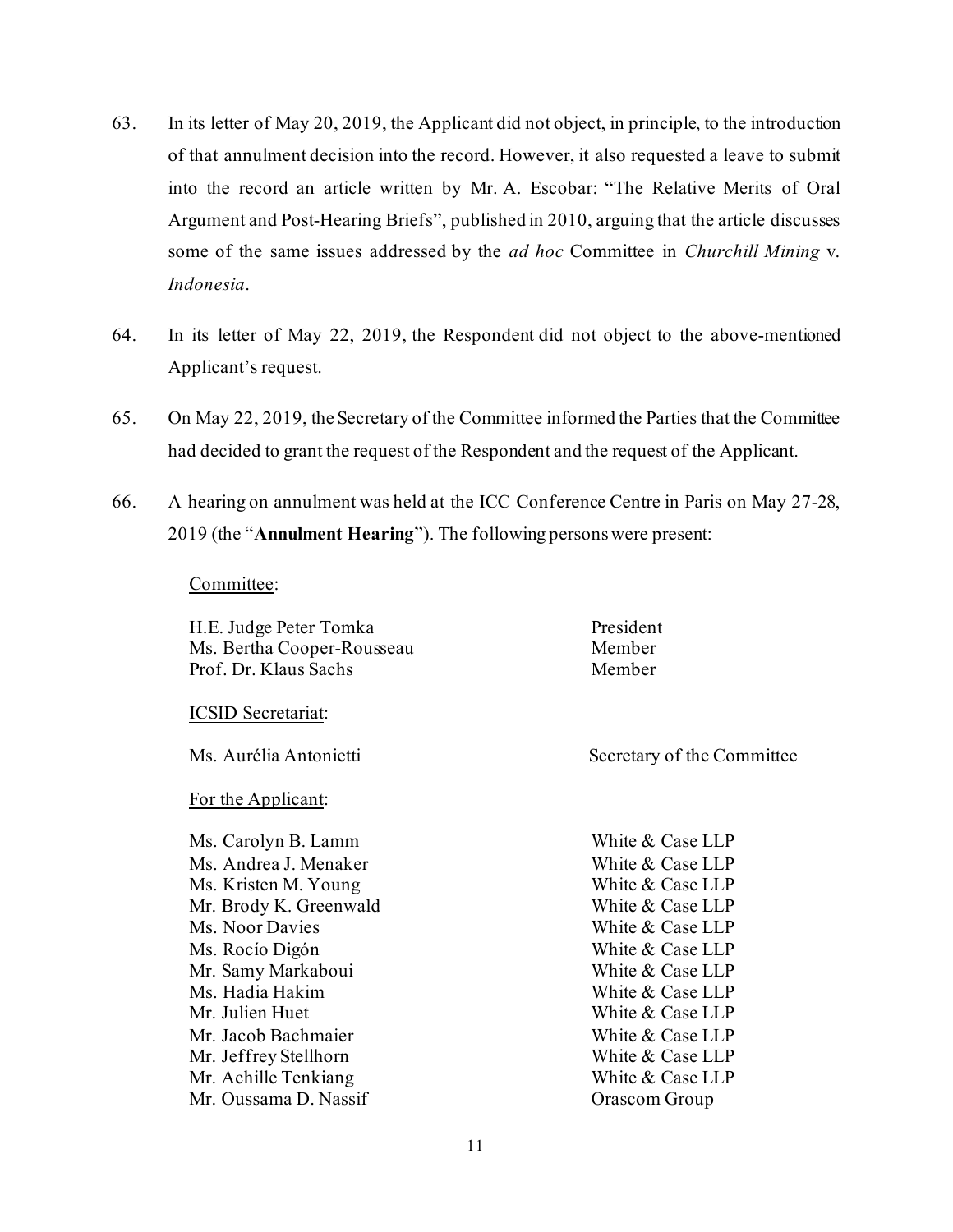63. In its letter of May 20, 2019, the Applicant did not object, in principle, to the introduction of that annulment decision into the record. However, it also requested a leave to submit into the record an article written by Mr. A. Escobar: "The Relative Merits of Oral Argument and Post-Hearing Briefs", published in 2010, arguing that the article discusses some of the same issues addressed by the *ad hoc* Committee in *Churchill Mining* v. *Indonesia*.

64. In its letter of May 22, 2019, the Respondent did not object to the above-mentioned Applicant's request.

65. On May 22, 2019, the Secretary of the Committee informed the Parties that the Committee had decided to grant the request of the Respondent and the request of the Applicant.

66. A hearing on annulment was held at the ICC Conference Centre in Paris on May 27-28, 2019 (the "**Annulment Hearing**"). The following persons were present:

Committee:

| | |
|---|---|
| H.E. Judge Peter Tomka | President |
| Ms. Bertha Cooper-Rousseau | Member |
| Prof. Dr. Klaus Sachs | Member |

ICSID Secretariat:

| | |
|---|---|
| Ms. Aurélia Antonietti | Secretary of the Committee |

For the Applicant:

| | |
|---|---|
| Ms. Carolyn B. Lamm | White & Case LLP |
| Ms. Andrea J. Menaker | White & Case LLP |
| Ms. Kristen M. Young | White & Case LLP |
| Mr. Brody K. Greenwald | White & Case LLP |
| Ms. Noor Davies | White & Case LLP |
| Ms. Rocío Digón | White & Case LLP |
| Mr. Samy Markaboui | White & Case LLP |
| Ms. Hadia Hakim | White & Case LLP |
| Mr. Julien Huet | White & Case LLP |
| Mr. Jacob Bachmaier | White & Case LLP |
| Mr. Jeffrey Stellhorn | White & Case LLP |
| Mr. Achille Tenkiang | White & Case LLP |
| Mr. Oussama D. Nassif | Orascom Group |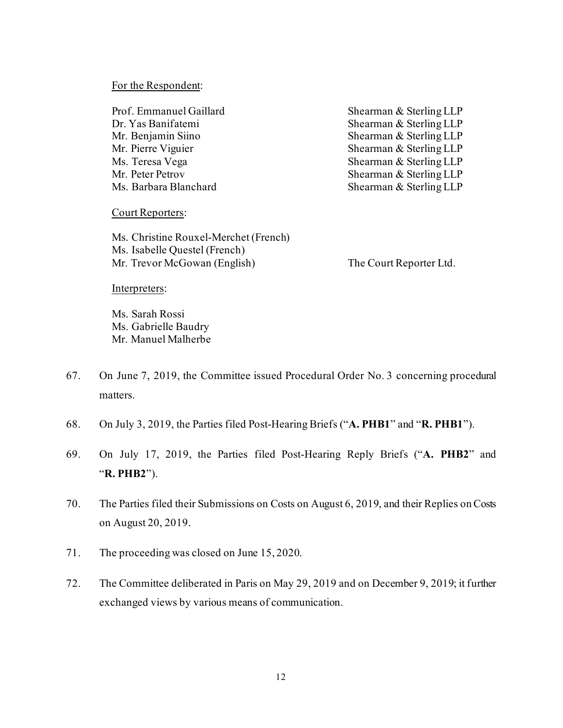For the Respondent:

| | |
|---|---|
| Prof. Emmanuel Gaillard | Shearman & Sterling LLP |
| Dr. Yas Banifatemi | Shearman & Sterling LLP |
| Mr. Benjamin Siino | Shearman & Sterling LLP |
| Mr. Pierre Viguier | Shearman & Sterling LLP |
| Ms. Teresa Vega | Shearman & Sterling LLP |
| Mr. Peter Petrov | Shearman & Sterling LLP |
| Ms. Barbara Blanchard | Shearman & Sterling LLP |

Court Reporters:

| | |
|---|---|
| Ms. Christine Rouxel-Merchet (French) | |
| Ms. Isabelle Questel (French) | |
| Mr. Trevor McGowan (English) | The Court Reporter Ltd. |

Interpreters:

Ms. Sarah Rossi
Ms. Gabrielle Baudry
Mr. Manuel Malherbe

67. On June 7, 2019, the Committee issued Procedural Order No. 3 concerning procedural matters.

68. On July 3, 2019, the Parties filed Post-Hearing Briefs ("**A. PHB1**" and "**R. PHB1**").

69. On July 17, 2019, the Parties filed Post-Hearing Reply Briefs ("**A. PHB2**" and "**R. PHB2**").

70. The Parties filed their Submissions on Costs on August 6, 2019, and their Replies on Costs on August 20, 2019.

71. The proceeding was closed on June 15, 2020.

72. The Committee deliberated in Paris on May 29, 2019 and on December 9, 2019; it further exchanged views by various means of communication.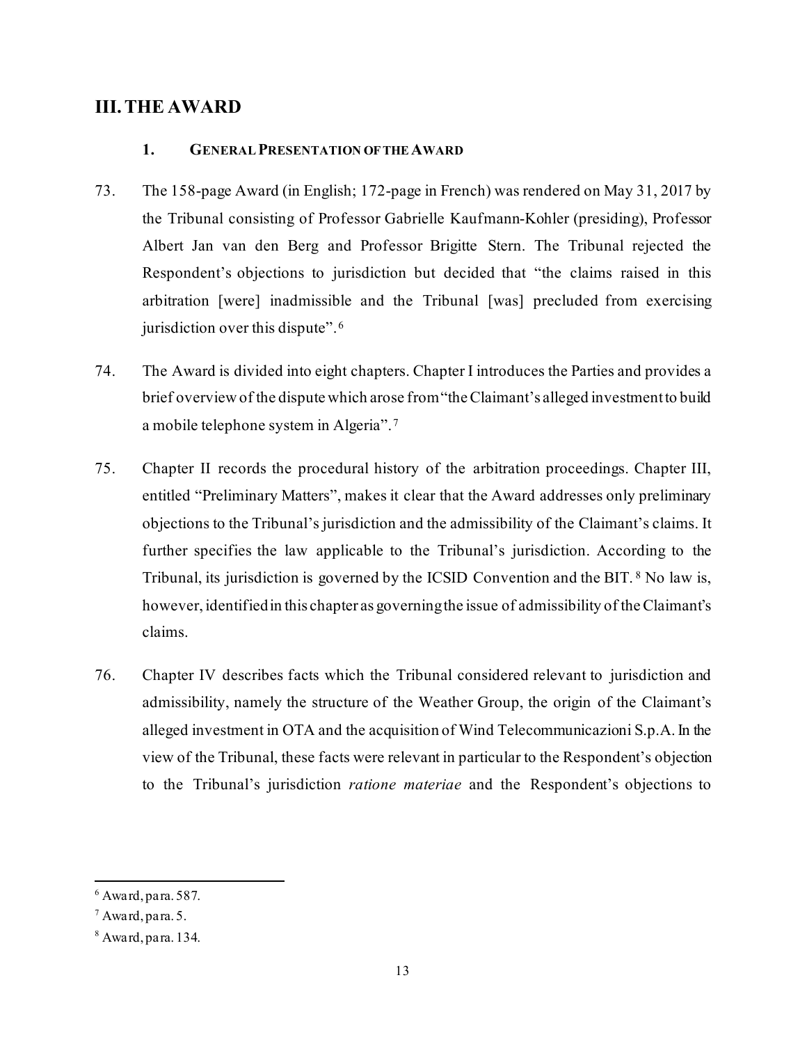## III. THE AWARD

### 1. General Presentation of the Award

73. The 158-page Award (in English; 172-page in French) was rendered on May 31, 2017 by the Tribunal consisting of Professor Gabrielle Kaufmann-Kohler (presiding), Professor Albert Jan van den Berg and Professor Brigitte Stern. The Tribunal rejected the Respondent's objections to jurisdiction but decided that "the claims raised in this arbitration [were] inadmissible and the Tribunal [was] precluded from exercising jurisdiction over this dispute".[6]

74. The Award is divided into eight chapters. Chapter I introduces the Parties and provides a brief overview of the dispute which arose from "the Claimant's alleged investment to build a mobile telephone system in Algeria".[7]

75. Chapter II records the procedural history of the arbitration proceedings. Chapter III, entitled "Preliminary Matters", makes it clear that the Award addresses only preliminary objections to the Tribunal's jurisdiction and the admissibility of the Claimant's claims. It further specifies the law applicable to the Tribunal's jurisdiction. According to the Tribunal, its jurisdiction is governed by the ICSID Convention and the BIT.[8] No law is, however, identified in this chapter as governing the issue of admissibility of the Claimant's claims.

76. Chapter IV describes facts which the Tribunal considered relevant to jurisdiction and admissibility, namely the structure of the Weather Group, the origin of the Claimant's alleged investment in OTA and the acquisition of Wind Telecommunicazioni S.p.A. In the view of the Tribunal, these facts were relevant in particular to the Respondent's objection to the Tribunal's jurisdiction *ratione materiae* and the Respondent's objections to

---

[6] Award, para. 587.

[7] Award, para. 5.

[8] Award, para. 134.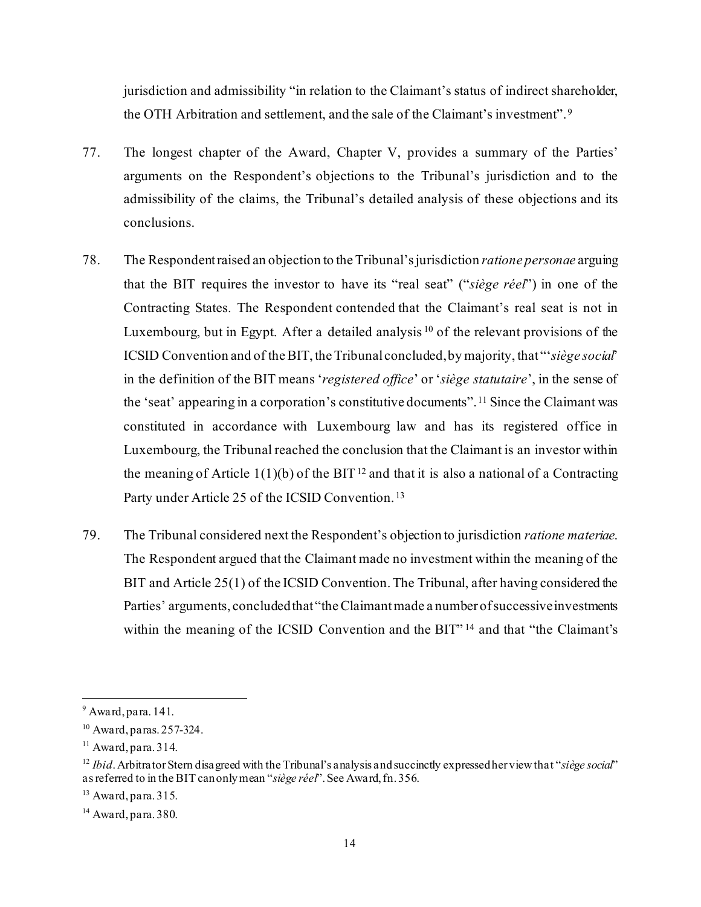jurisdiction and admissibility "in relation to the Claimant's status of indirect shareholder, the OTH Arbitration and settlement, and the sale of the Claimant's investment".[9]

77. The longest chapter of the Award, Chapter V, provides a summary of the Parties' arguments on the Respondent's objections to the Tribunal's jurisdiction and to the admissibility of the claims, the Tribunal's detailed analysis of these objections and its conclusions.

78. The Respondent raised an objection to the Tribunal's jurisdiction *ratione personae* arguing that the BIT requires the investor to have its "real seat" ("*siège réel*") in one of the Contracting States. The Respondent contended that the Claimant's real seat is not in Luxembourg, but in Egypt. After a detailed analysis[10] of the relevant provisions of the ICSID Convention and of the BIT, the Tribunal concluded, by majority, that "'*siège social*' in the definition of the BIT means '*registered office*' or '*siège statutaire*', in the sense of the 'seat' appearing in a corporation's constitutive documents".[11] Since the Claimant was constituted in accordance with Luxembourg law and has its registered office in Luxembourg, the Tribunal reached the conclusion that the Claimant is an investor within the meaning of Article 1(1)(b) of the BIT[12] and that it is also a national of a Contracting Party under Article 25 of the ICSID Convention.[13]

79. The Tribunal considered next the Respondent's objection to jurisdiction *ratione materiae*. The Respondent argued that the Claimant made no investment within the meaning of the BIT and Article 25(1) of the ICSID Convention. The Tribunal, after having considered the Parties' arguments, concluded that "the Claimant made a number of successive investments within the meaning of the ICSID Convention and the BIT"[14] and that "the Claimant's

---

[9] Award, para. 141.

[10] Award, paras. 257-324.

[11] Award, para. 314.

[12] *Ibid*. Arbitrator Stern disagreed with the Tribunal's analysis and succinctly expressed her view that "*siège social*" as referred to in the BIT can only mean "*siège réel*". See Award, fn. 356.

[13] Award, para. 315.

[14] Award, para. 380.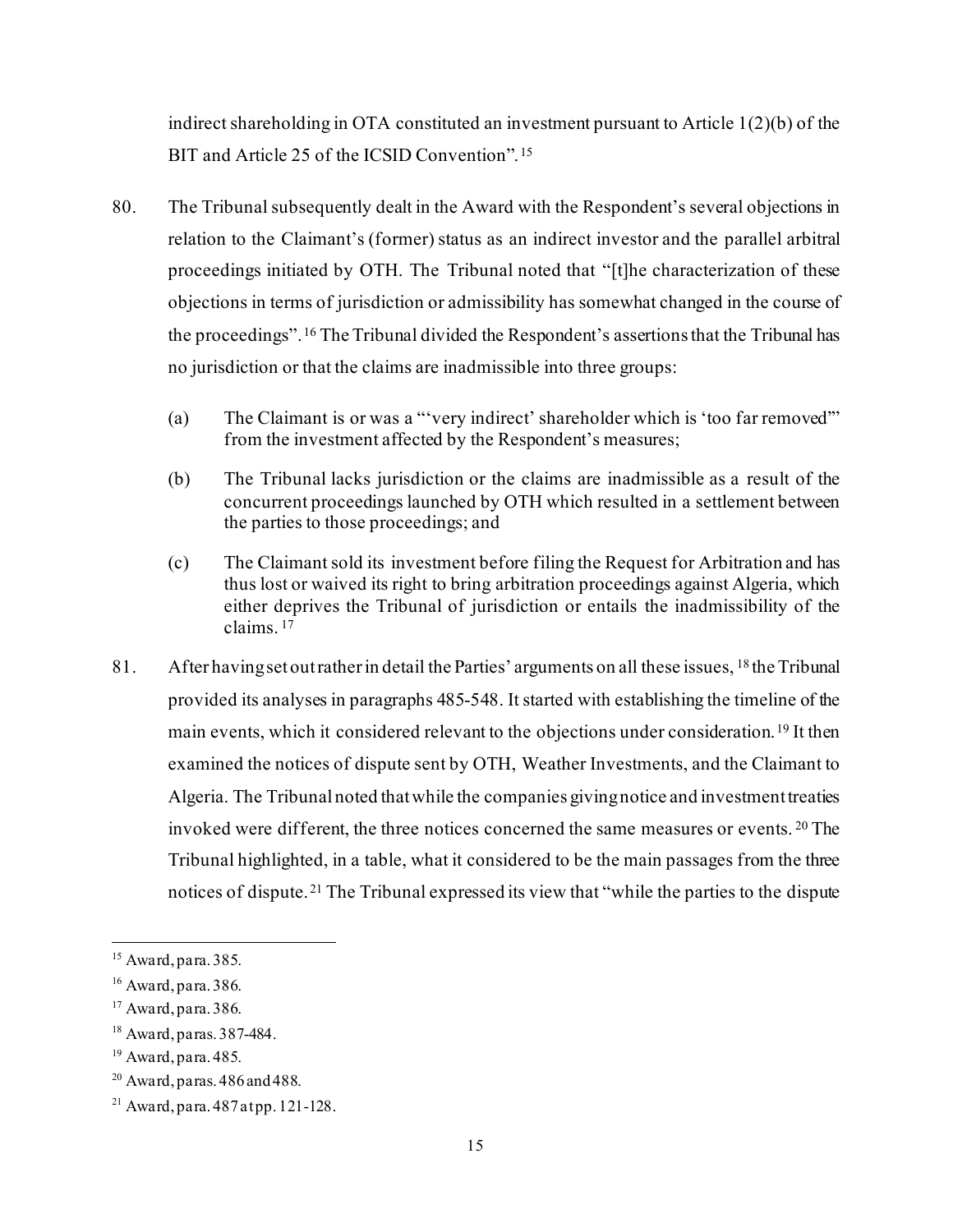indirect shareholding in OTA constituted an investment pursuant to Article 1(2)(b) of the BIT and Article 25 of the ICSID Convention".[15]

80. The Tribunal subsequently dealt in the Award with the Respondent's several objections in relation to the Claimant's (former) status as an indirect investor and the parallel arbitral proceedings initiated by OTH. The Tribunal noted that "[t]he characterization of these objections in terms of jurisdiction or admissibility has somewhat changed in the course of the proceedings".[16] The Tribunal divided the Respondent's assertions that the Tribunal has no jurisdiction or that the claims are inadmissible into three groups:

   (a) The Claimant is or was a "'very indirect' shareholder which is 'too far removed'" from the investment affected by the Respondent's measures;

   (b) The Tribunal lacks jurisdiction or the claims are inadmissible as a result of the concurrent proceedings launched by OTH which resulted in a settlement between the parties to those proceedings; and

   (c) The Claimant sold its investment before filing the Request for Arbitration and has thus lost or waived its right to bring arbitration proceedings against Algeria, which either deprives the Tribunal of jurisdiction or entails the inadmissibility of the claims.[17]

81. After having set out rather in detail the Parties' arguments on all these issues,[18] the Tribunal provided its analyses in paragraphs 485-548. It started with establishing the timeline of the main events, which it considered relevant to the objections under consideration.[19] It then examined the notices of dispute sent by OTH, Weather Investments, and the Claimant to Algeria. The Tribunal noted that while the companies giving notice and investment treaties invoked were different, the three notices concerned the same measures or events.[20] The Tribunal highlighted, in a table, what it considered to be the main passages from the three notices of dispute.[21] The Tribunal expressed its view that "while the parties to the dispute

---

[15] Award, para. 385.

[16] Award, para. 386.

[17] Award, para. 386.

[18] Award, paras. 387-484.

[19] Award, para. 485.

[20] Award, paras. 486 and 488.

[21] Award, para. 487 at pp. 121-128.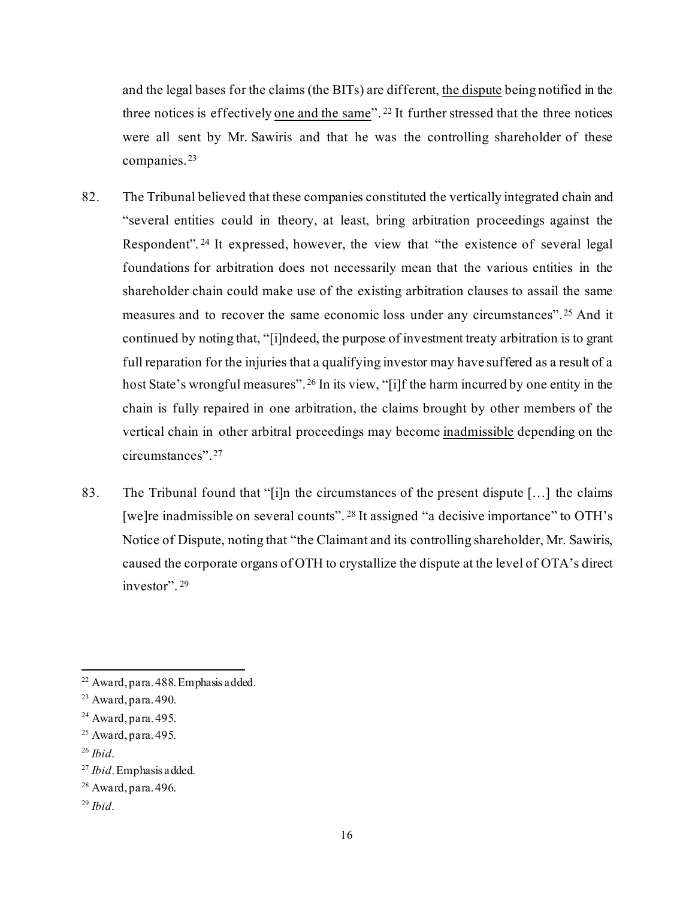and the legal bases for the claims (the BITs) are different, the dispute being notified in the three notices is effectively one and the same".[22] It further stressed that the three notices were all sent by Mr. Sawiris and that he was the controlling shareholder of these companies.[23]

82. The Tribunal believed that these companies constituted the vertically integrated chain and "several entities could in theory, at least, bring arbitration proceedings against the Respondent".[24] It expressed, however, the view that "the existence of several legal foundations for arbitration does not necessarily mean that the various entities in the shareholder chain could make use of the existing arbitration clauses to assail the same measures and to recover the same economic loss under any circumstances".[25] And it continued by noting that, "[i]ndeed, the purpose of investment treaty arbitration is to grant full reparation for the injuries that a qualifying investor may have suffered as a result of a host State's wrongful measures".[26] In its view, "[i]f the harm incurred by one entity in the chain is fully repaired in one arbitration, the claims brought by other members of the vertical chain in other arbitral proceedings may become inadmissible depending on the circumstances".[27]

83. The Tribunal found that "[i]n the circumstances of the present dispute […] the claims [we]re inadmissible on several counts".[28] It assigned "a decisive importance" to OTH's Notice of Dispute, noting that "the Claimant and its controlling shareholder, Mr. Sawiris, caused the corporate organs of OTH to crystallize the dispute at the level of OTA's direct investor".[29]

---

[22] Award, para. 488. Emphasis added.

[23] Award, para. 490.

[24] Award, para. 495.

[25] Award, para. 495.

[26] *Ibid*.

[27] *Ibid*. Emphasis added.

[28] Award, para. 496.

[29] *Ibid*.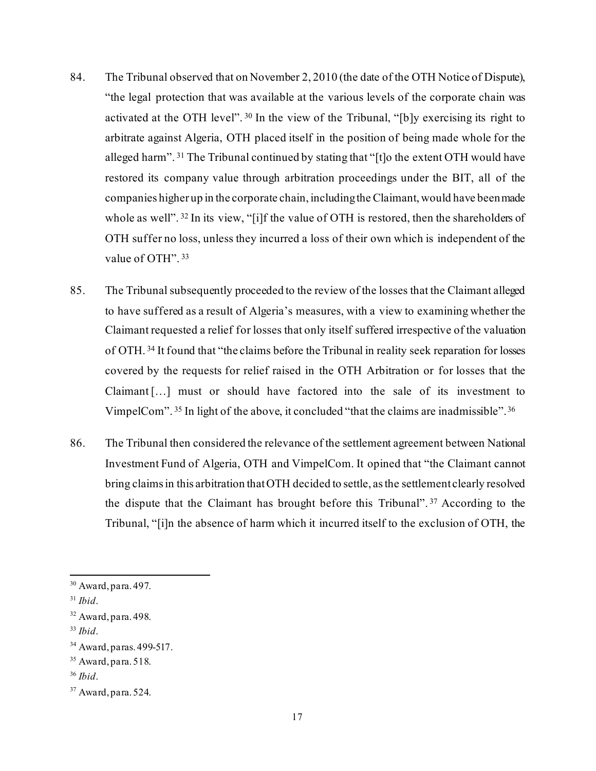84. The Tribunal observed that on November 2, 2010 (the date of the OTH Notice of Dispute), "the legal protection that was available at the various levels of the corporate chain was activated at the OTH level".[30] In the view of the Tribunal, "[b]y exercising its right to arbitrate against Algeria, OTH placed itself in the position of being made whole for the alleged harm".[31] The Tribunal continued by stating that "[t]o the extent OTH would have restored its company value through arbitration proceedings under the BIT, all of the companies higher up in the corporate chain, including the Claimant, would have been made whole as well".[32] In its view, "[i]f the value of OTH is restored, then the shareholders of OTH suffer no loss, unless they incurred a loss of their own which is independent of the value of OTH".[33]

85. The Tribunal subsequently proceeded to the review of the losses that the Claimant alleged to have suffered as a result of Algeria's measures, with a view to examining whether the Claimant requested a relief for losses that only itself suffered irrespective of the valuation of OTH.[34] It found that "the claims before the Tribunal in reality seek reparation for losses covered by the requests for relief raised in the OTH Arbitration or for losses that the Claimant […] must or should have factored into the sale of its investment to VimpelCom".[35] In light of the above, it concluded "that the claims are inadmissible".[36]

86. The Tribunal then considered the relevance of the settlement agreement between National Investment Fund of Algeria, OTH and VimpelCom. It opined that "the Claimant cannot bring claims in this arbitration that OTH decided to settle, as the settlement clearly resolved the dispute that the Claimant has brought before this Tribunal".[37] According to the Tribunal, "[i]n the absence of harm which it incurred itself to the exclusion of OTH, the

---

[30] Award, para. 497.

[31] *Ibid*.

[32] Award, para. 498.

[33] *Ibid*.

[34] Award, paras. 499-517.

[35] Award, para. 518.

[36] *Ibid*.

[37] Award, para. 524.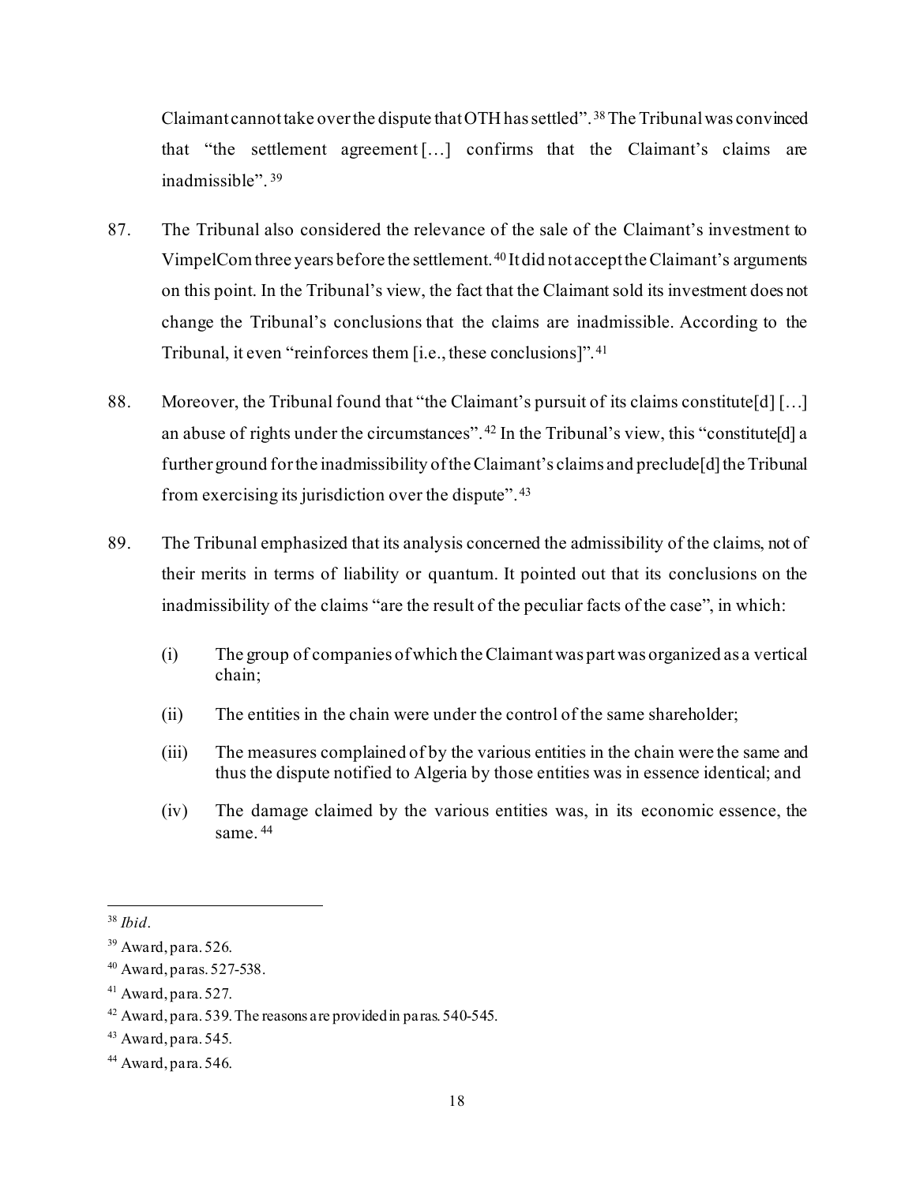Claimant cannot take over the dispute that OTH has settled".[38] The Tribunal was convinced that "the settlement agreement […] confirms that the Claimant's claims are inadmissible".[39]

87. The Tribunal also considered the relevance of the sale of the Claimant's investment to VimpelCom three years before the settlement.[40] It did not accept the Claimant's arguments on this point. In the Tribunal's view, the fact that the Claimant sold its investment does not change the Tribunal's conclusions that the claims are inadmissible. According to the Tribunal, it even "reinforces them [i.e., these conclusions]".[41]

88. Moreover, the Tribunal found that "the Claimant's pursuit of its claims constitute[d] […] an abuse of rights under the circumstances".[42] In the Tribunal's view, this "constitute[d] a further ground for the inadmissibility of the Claimant's claims and preclude[d] the Tribunal from exercising its jurisdiction over the dispute".[43]

89. The Tribunal emphasized that its analysis concerned the admissibility of the claims, not of their merits in terms of liability or quantum. It pointed out that its conclusions on the inadmissibility of the claims "are the result of the peculiar facts of the case", in which:

    (i) The group of companies of which the Claimant was part was organized as a vertical chain;

    (ii) The entities in the chain were under the control of the same shareholder;

    (iii) The measures complained of by the various entities in the chain were the same and thus the dispute notified to Algeria by those entities was in essence identical; and

    (iv) The damage claimed by the various entities was, in its economic essence, the same.[44]

---

[38] *Ibid*.

[39] Award, para. 526.

[40] Award, paras. 527-538.

[41] Award, para. 527.

[42] Award, para. 539. The reasons are provided in paras. 540-545.

[43] Award, para. 545.

[44] Award, para. 546.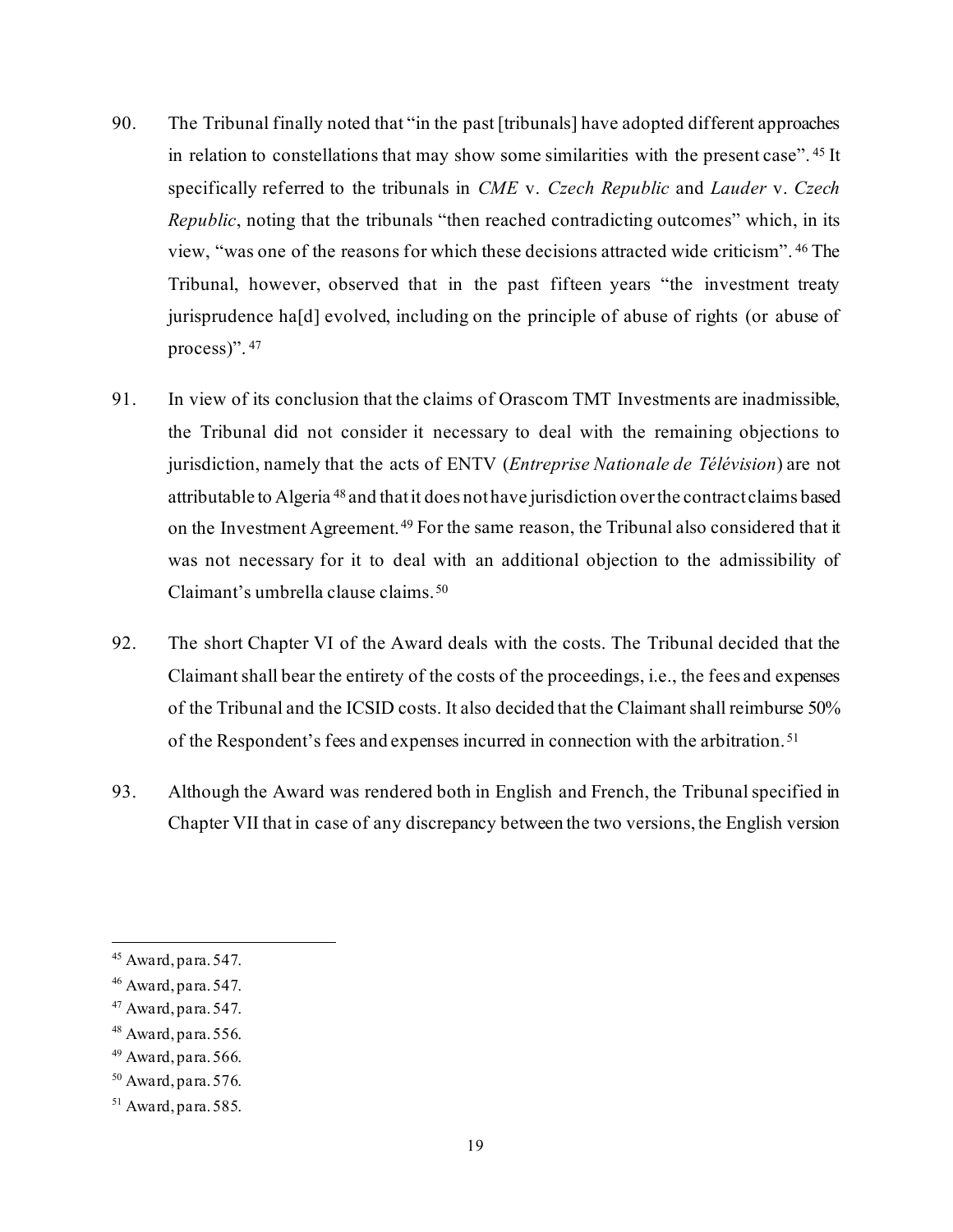90. The Tribunal finally noted that "in the past [tribunals] have adopted different approaches in relation to constellations that may show some similarities with the present case".[45] It specifically referred to the tribunals in *CME* v. *Czech Republic* and *Lauder* v. *Czech Republic*, noting that the tribunals "then reached contradicting outcomes" which, in its view, "was one of the reasons for which these decisions attracted wide criticism".[46] The Tribunal, however, observed that in the past fifteen years "the investment treaty jurisprudence ha[d] evolved, including on the principle of abuse of rights (or abuse of process)".[47]

91. In view of its conclusion that the claims of Orascom TMT Investments are inadmissible, the Tribunal did not consider it necessary to deal with the remaining objections to jurisdiction, namely that the acts of ENTV (*Entreprise Nationale de Télévision*) are not attributable to Algeria[48] and that it does not have jurisdiction over the contract claims based on the Investment Agreement.[49] For the same reason, the Tribunal also considered that it was not necessary for it to deal with an additional objection to the admissibility of Claimant's umbrella clause claims.[50]

92. The short Chapter VI of the Award deals with the costs. The Tribunal decided that the Claimant shall bear the entirety of the costs of the proceedings, i.e., the fees and expenses of the Tribunal and the ICSID costs. It also decided that the Claimant shall reimburse 50% of the Respondent's fees and expenses incurred in connection with the arbitration.[51]

93. Although the Award was rendered both in English and French, the Tribunal specified in Chapter VII that in case of any discrepancy between the two versions, the English version

---

[45] Award, para. 547.

[46] Award, para. 547.

[47] Award, para. 547.

[48] Award, para. 556.

[49] Award, para. 566.

[50] Award, para. 576.

[51] Award, para. 585.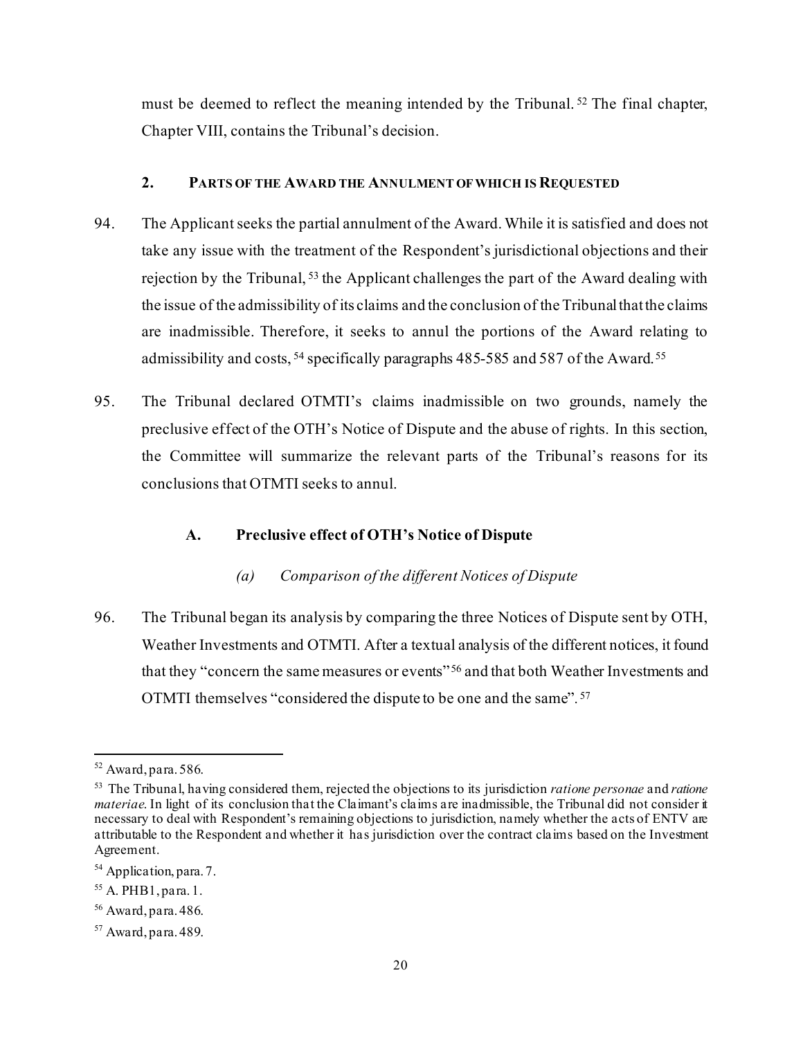must be deemed to reflect the meaning intended by the Tribunal.[52] The final chapter, Chapter VIII, contains the Tribunal's decision.

### 2. Parts of the Award the Annulment of which is Requested

94. The Applicant seeks the partial annulment of the Award. While it is satisfied and does not take any issue with the treatment of the Respondent's jurisdictional objections and their rejection by the Tribunal,[53] the Applicant challenges the part of the Award dealing with the issue of the admissibility of its claims and the conclusion of the Tribunal that the claims are inadmissible. Therefore, it seeks to annul the portions of the Award relating to admissibility and costs,[54] specifically paragraphs 485-585 and 587 of the Award.[55]

95. The Tribunal declared OTMTI's claims inadmissible on two grounds, namely the preclusive effect of the OTH's Notice of Dispute and the abuse of rights. In this section, the Committee will summarize the relevant parts of the Tribunal's reasons for its conclusions that OTMTI seeks to annul.

#### A. Preclusive effect of OTH's Notice of Dispute

##### *(a) Comparison of the different Notices of Dispute*

96. The Tribunal began its analysis by comparing the three Notices of Dispute sent by OTH, Weather Investments and OTMTI. After a textual analysis of the different notices, it found that they "concern the same measures or events"[56] and that both Weather Investments and OTMTI themselves "considered the dispute to be one and the same".[57]

---

[52] Award, para. 586.

[53] The Tribunal, having considered them, rejected the objections to its jurisdiction *ratione personae* and *ratione materiae*. In light of its conclusion that the Claimant's claims are inadmissible, the Tribunal did not consider it necessary to deal with Respondent's remaining objections to jurisdiction, namely whether the acts of ENTV are attributable to the Respondent and whether it has jurisdiction over the contract claims based on the Investment Agreement.

[54] Application, para. 7.

[55] A. PHB1, para. 1.

[56] Award, para. 486.

[57] Award, para. 489.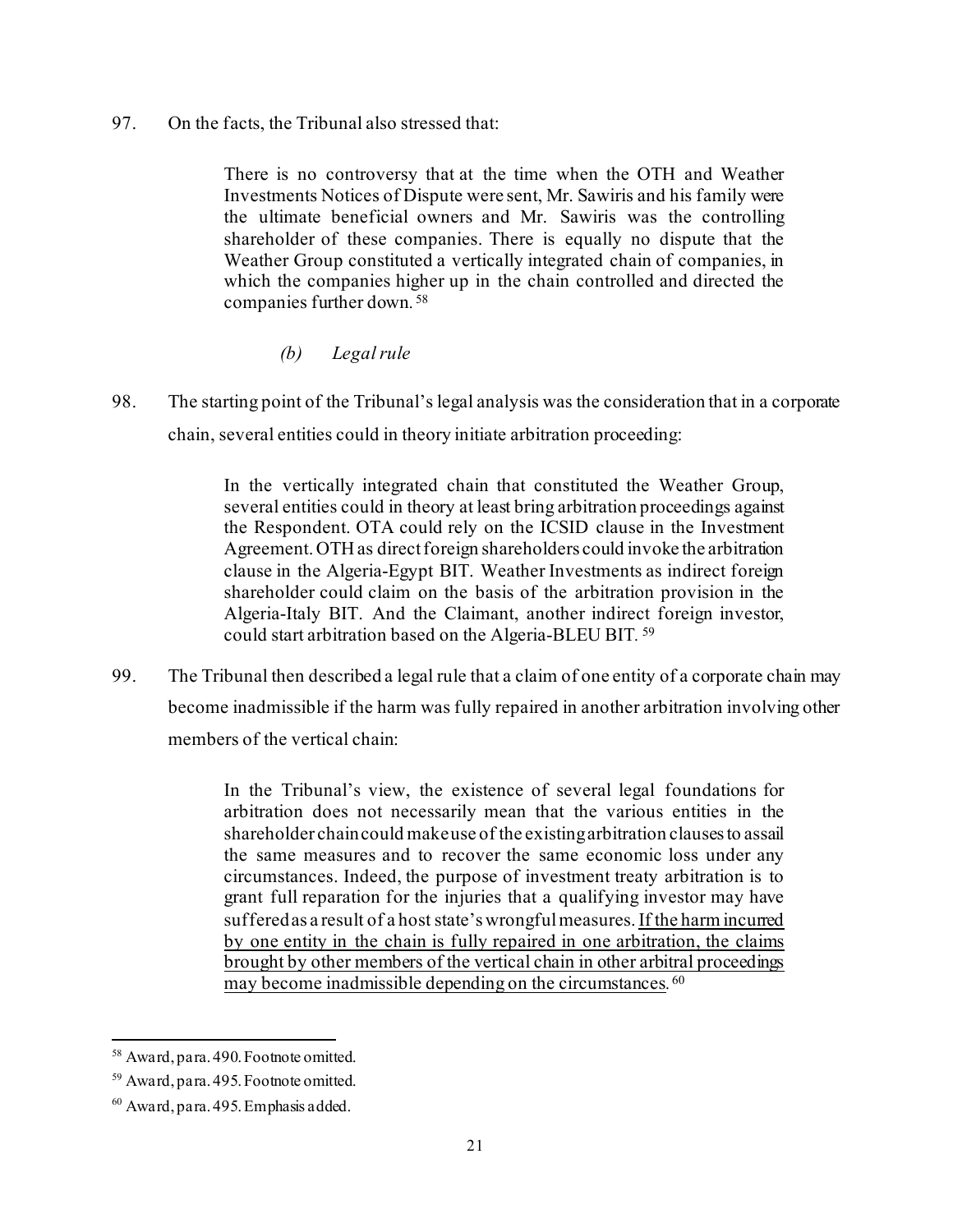97. On the facts, the Tribunal also stressed that:

> There is no controversy that at the time when the OTH and Weather Investments Notices of Dispute were sent, Mr. Sawiris and his family were the ultimate beneficial owners and Mr. Sawiris was the controlling shareholder of these companies. There is equally no dispute that the Weather Group constituted a vertically integrated chain of companies, in which the companies higher up in the chain controlled and directed the companies further down.[58]

#### *(b) Legal rule*

98. The starting point of the Tribunal's legal analysis was the consideration that in a corporate chain, several entities could in theory initiate arbitration proceeding:

> In the vertically integrated chain that constituted the Weather Group, several entities could in theory at least bring arbitration proceedings against the Respondent. OTA could rely on the ICSID clause in the Investment Agreement. OTH as direct foreign shareholders could invoke the arbitration clause in the Algeria-Egypt BIT. Weather Investments as indirect foreign shareholder could claim on the basis of the arbitration provision in the Algeria-Italy BIT. And the Claimant, another indirect foreign investor, could start arbitration based on the Algeria-BLEU BIT.[59]

99. The Tribunal then described a legal rule that a claim of one entity of a corporate chain may become inadmissible if the harm was fully repaired in another arbitration involving other members of the vertical chain:

> In the Tribunal's view, the existence of several legal foundations for arbitration does not necessarily mean that the various entities in the shareholder chain could make use of the existing arbitration clauses to assail the same measures and to recover the same economic loss under any circumstances. Indeed, the purpose of investment treaty arbitration is to grant full reparation for the injuries that a qualifying investor may have suffered as a result of a host state's wrongful measures. <u>If the harm incurred by one entity in the chain is fully repaired in one arbitration, the claims brought by other members of the vertical chain in other arbitral proceedings may become inadmissible depending on the circumstances</u>.[60]

---

[58] Award, para. 490. Footnote omitted.

[59] Award, para. 495. Footnote omitted.

[60] Award, para. 495. Emphasis added.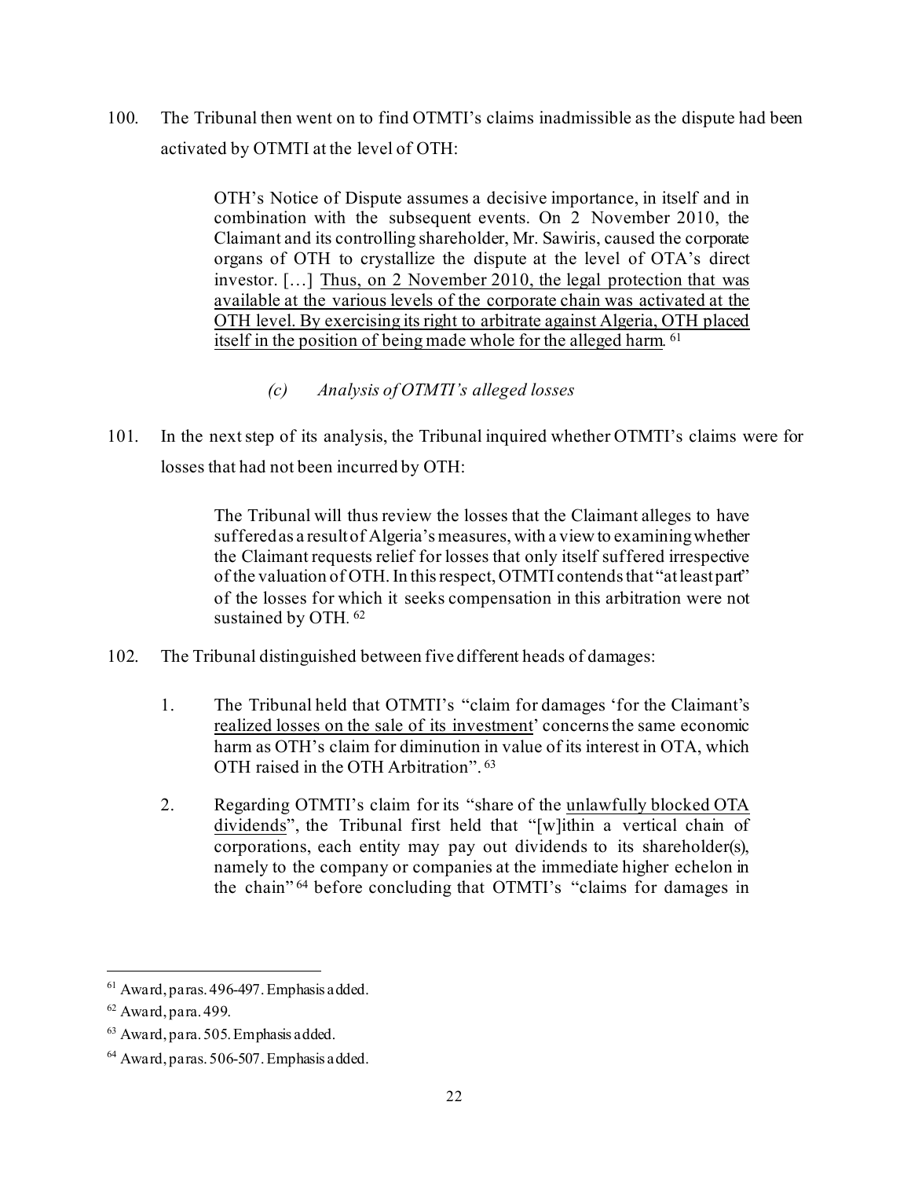100. The Tribunal then went on to find OTMTI's claims inadmissible as the dispute had been activated by OTMTI at the level of OTH:

> OTH's Notice of Dispute assumes a decisive importance, in itself and in combination with the subsequent events. On 2 November 2010, the Claimant and its controlling shareholder, Mr. Sawiris, caused the corporate organs of OTH to crystallize the dispute at the level of OTA's direct investor. […] <u>Thus, on 2 November 2010, the legal protection that was available at the various levels of the corporate chain was activated at the OTH level. By exercising its right to arbitrate against Algeria, OTH placed itself in the position of being made whole for the alleged harm</u>. [61]

### *(c) Analysis of OTMTI's alleged losses*

101. In the next step of its analysis, the Tribunal inquired whether OTMTI's claims were for losses that had not been incurred by OTH:

> The Tribunal will thus review the losses that the Claimant alleges to have suffered as a result of Algeria's measures, with a view to examining whether the Claimant requests relief for losses that only itself suffered irrespective of the valuation of OTH. In this respect, OTMTI contends that "at least part" of the losses for which it seeks compensation in this arbitration were not sustained by OTH. [62]

102. The Tribunal distinguished between five different heads of damages:

1. The Tribunal held that OTMTI's "claim for damages 'for the Claimant's <u>realized losses on the sale of its investment</u>' concerns the same economic harm as OTH's claim for diminution in value of its interest in OTA, which OTH raised in the OTH Arbitration". [63]

2. Regarding OTMTI's claim for its "share of the <u>unlawfully blocked OTA dividends</u>", the Tribunal first held that "[w]ithin a vertical chain of corporations, each entity may pay out dividends to its shareholder(s), namely to the company or companies at the immediate higher echelon in the chain" [64] before concluding that OTMTI's "claims for damages in

---

[61] Award, paras. 496-497. Emphasis added.

[62] Award, para. 499.

[63] Award, para. 505. Emphasis added.

[64] Award, paras. 506-507. Emphasis added.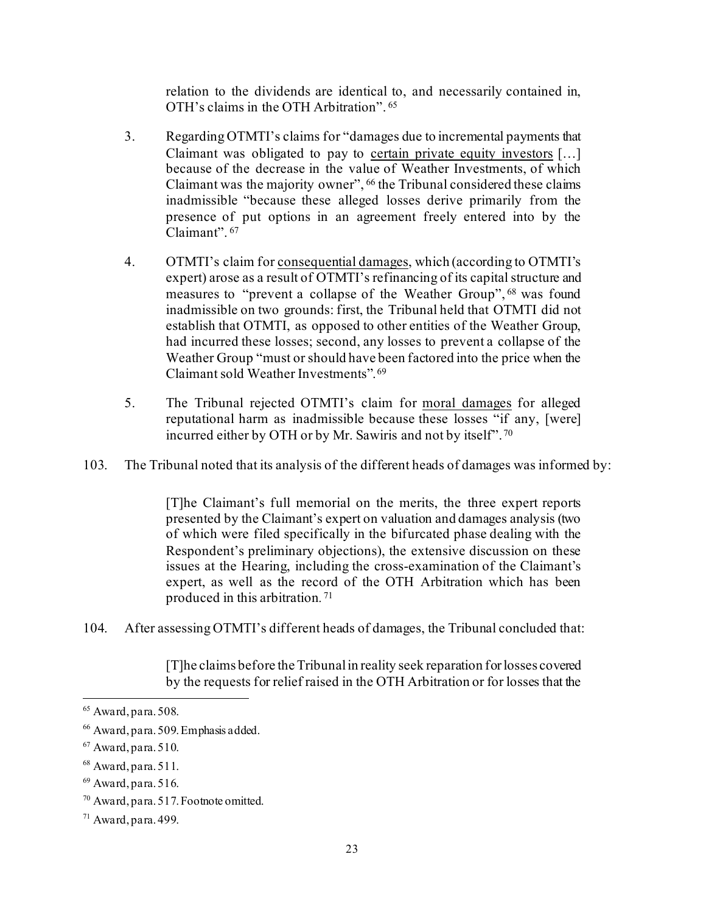relation to the dividends are identical to, and necessarily contained in, OTH's claims in the OTH Arbitration".[65]

3. Regarding OTMTI's claims for "damages due to incremental payments that Claimant was obligated to pay to <u>certain private equity investors</u> […] because of the decrease in the value of Weather Investments, of which Claimant was the majority owner",[66] the Tribunal considered these claims inadmissible "because these alleged losses derive primarily from the presence of put options in an agreement freely entered into by the Claimant".[67]

4. OTMTI's claim for <u>consequential damages</u>, which (according to OTMTI's expert) arose as a result of OTMTI's refinancing of its capital structure and measures to "prevent a collapse of the Weather Group",[68] was found inadmissible on two grounds: first, the Tribunal held that OTMTI did not establish that OTMTI, as opposed to other entities of the Weather Group, had incurred these losses; second, any losses to prevent a collapse of the Weather Group "must or should have been factored into the price when the Claimant sold Weather Investments".[69]

5. The Tribunal rejected OTMTI's claim for <u>moral damages</u> for alleged reputational harm as inadmissible because these losses "if any, [were] incurred either by OTH or by Mr. Sawiris and not by itself".[70]

103. The Tribunal noted that its analysis of the different heads of damages was informed by:

> [T]he Claimant's full memorial on the merits, the three expert reports presented by the Claimant's expert on valuation and damages analysis (two of which were filed specifically in the bifurcated phase dealing with the Respondent's preliminary objections), the extensive discussion on these issues at the Hearing, including the cross-examination of the Claimant's expert, as well as the record of the OTH Arbitration which has been produced in this arbitration.[71]

104. After assessing OTMTI's different heads of damages, the Tribunal concluded that:

> [T]he claims before the Tribunal in reality seek reparation for losses covered by the requests for relief raised in the OTH Arbitration or for losses that the

---

[65] Award, para. 508.

[66] Award, para. 509. Emphasis added.

[67] Award, para. 510.

[68] Award, para. 511.

[69] Award, para. 516.

[70] Award, para. 517. Footnote omitted.

[71] Award, para. 499.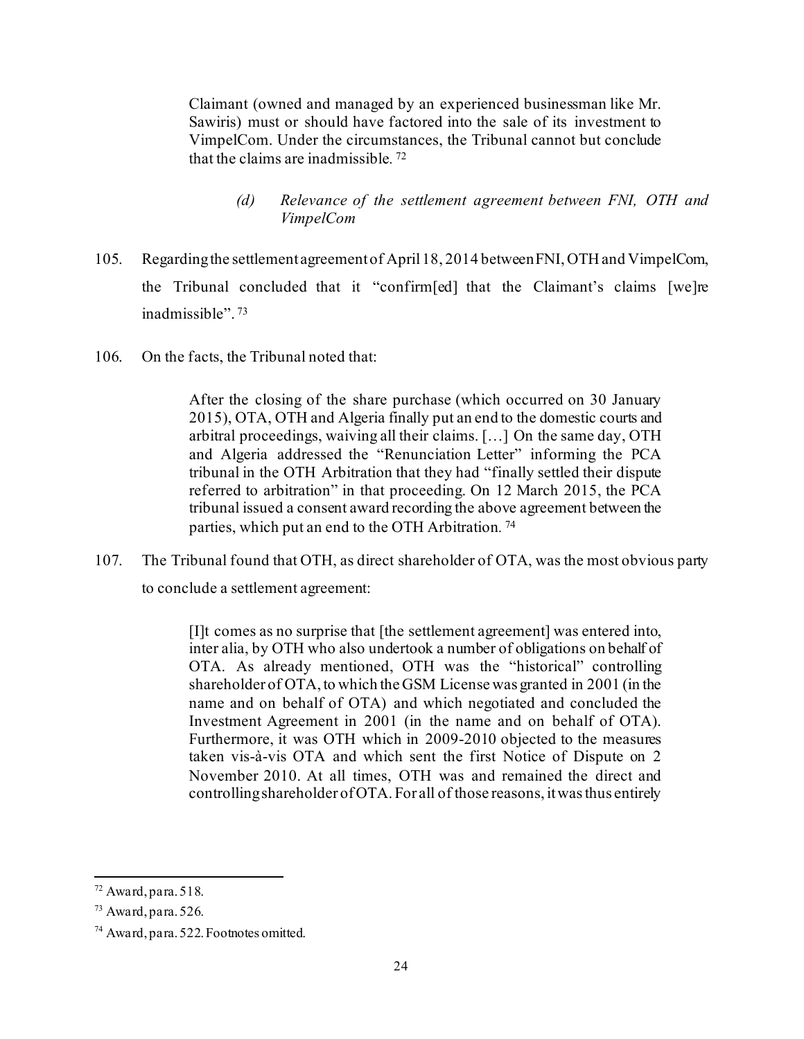> Claimant (owned and managed by an experienced businessman like Mr. Sawiris) must or should have factored into the sale of its investment to VimpelCom. Under the circumstances, the Tribunal cannot but conclude that the claims are inadmissible. [72]

#### (d) *Relevance of the settlement agreement between FNI, OTH and VimpelCom*

105. Regarding the settlement agreement of April 18, 2014 between FNI, OTH and VimpelCom, the Tribunal concluded that it "confirm[ed] that the Claimant's claims [we]re inadmissible". [73]

106. On the facts, the Tribunal noted that:

> After the closing of the share purchase (which occurred on 30 January 2015), OTA, OTH and Algeria finally put an end to the domestic courts and arbitral proceedings, waiving all their claims. […] On the same day, OTH and Algeria addressed the "Renunciation Letter" informing the PCA tribunal in the OTH Arbitration that they had "finally settled their dispute referred to arbitration" in that proceeding. On 12 March 2015, the PCA tribunal issued a consent award recording the above agreement between the parties, which put an end to the OTH Arbitration. [74]

107. The Tribunal found that OTH, as direct shareholder of OTA, was the most obvious party to conclude a settlement agreement:

> [I]t comes as no surprise that [the settlement agreement] was entered into, inter alia, by OTH who also undertook a number of obligations on behalf of OTA. As already mentioned, OTH was the "historical" controlling shareholder of OTA, to which the GSM License was granted in 2001 (in the name and on behalf of OTA) and which negotiated and concluded the Investment Agreement in 2001 (in the name and on behalf of OTA). Furthermore, it was OTH which in 2009-2010 objected to the measures taken vis-à-vis OTA and which sent the first Notice of Dispute on 2 November 2010. At all times, OTH was and remained the direct and controlling shareholder of OTA. For all of those reasons, it was thus entirely

---

[72] Award, para. 518.

[73] Award, para. 526.

[74] Award, para. 522. Footnotes omitted.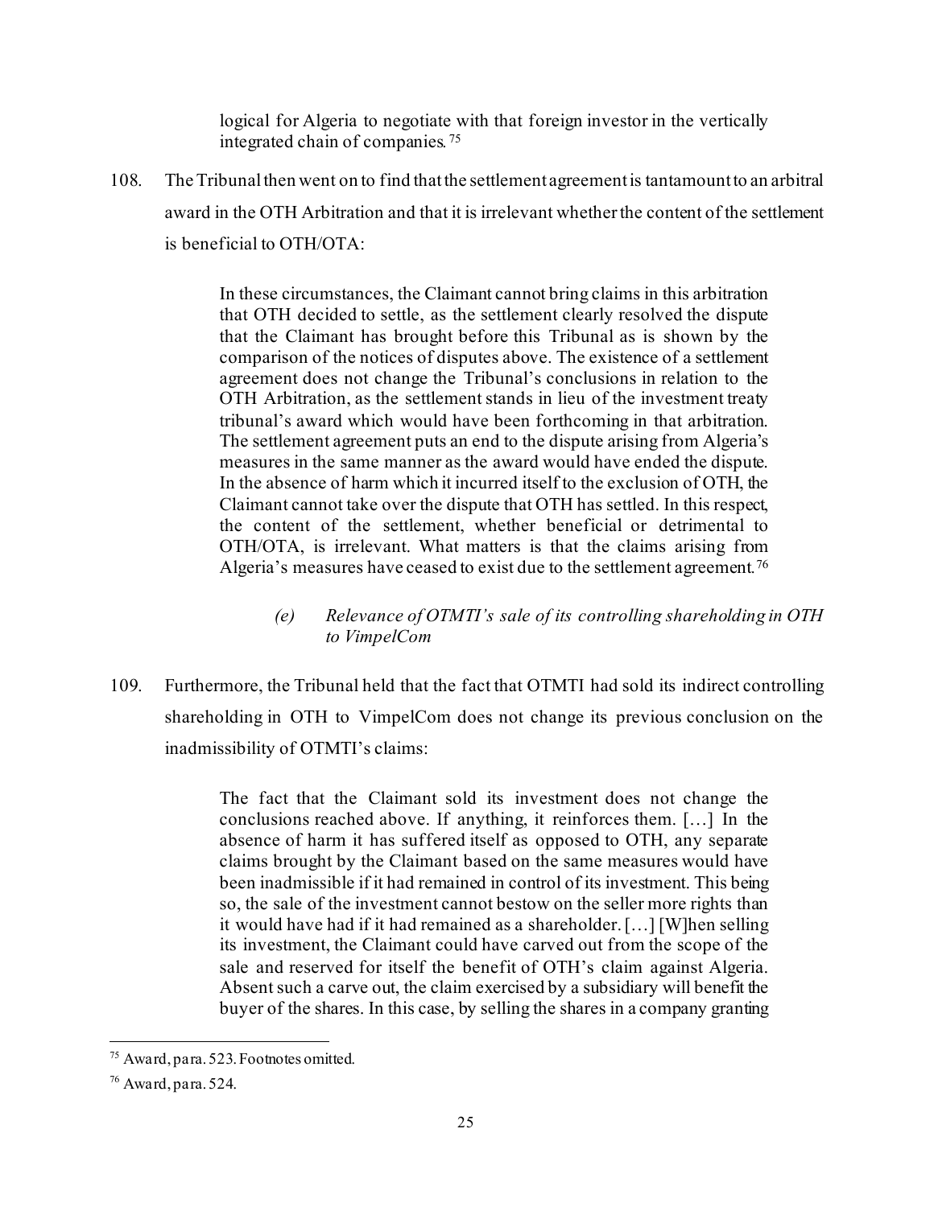> logical for Algeria to negotiate with that foreign investor in the vertically integrated chain of companies.[75]

108. The Tribunal then went on to find that the settlement agreement is tantamount to an arbitral award in the OTH Arbitration and that it is irrelevant whether the content of the settlement is beneficial to OTH/OTA:

> In these circumstances, the Claimant cannot bring claims in this arbitration that OTH decided to settle, as the settlement clearly resolved the dispute that the Claimant has brought before this Tribunal as is shown by the comparison of the notices of disputes above. The existence of a settlement agreement does not change the Tribunal's conclusions in relation to the OTH Arbitration, as the settlement stands in lieu of the investment treaty tribunal's award which would have been forthcoming in that arbitration. The settlement agreement puts an end to the dispute arising from Algeria's measures in the same manner as the award would have ended the dispute. In the absence of harm which it incurred itself to the exclusion of OTH, the Claimant cannot take over the dispute that OTH has settled. In this respect, the content of the settlement, whether beneficial or detrimental to OTH/OTA, is irrelevant. What matters is that the claims arising from Algeria's measures have ceased to exist due to the settlement agreement.[76]

#### *(e) Relevance of OTMTI's sale of its controlling shareholding in OTH to VimpelCom*

109. Furthermore, the Tribunal held that the fact that OTMTI had sold its indirect controlling shareholding in OTH to VimpelCom does not change its previous conclusion on the inadmissibility of OTMTI's claims:

> The fact that the Claimant sold its investment does not change the conclusions reached above. If anything, it reinforces them. […] In the absence of harm it has suffered itself as opposed to OTH, any separate claims brought by the Claimant based on the same measures would have been inadmissible if it had remained in control of its investment. This being so, the sale of the investment cannot bestow on the seller more rights than it would have had if it had remained as a shareholder. […] [W]hen selling its investment, the Claimant could have carved out from the scope of the sale and reserved for itself the benefit of OTH's claim against Algeria. Absent such a carve out, the claim exercised by a subsidiary will benefit the buyer of the shares. In this case, by selling the shares in a company granting

---

[75] Award, para. 523. Footnotes omitted.

[76] Award, para. 524.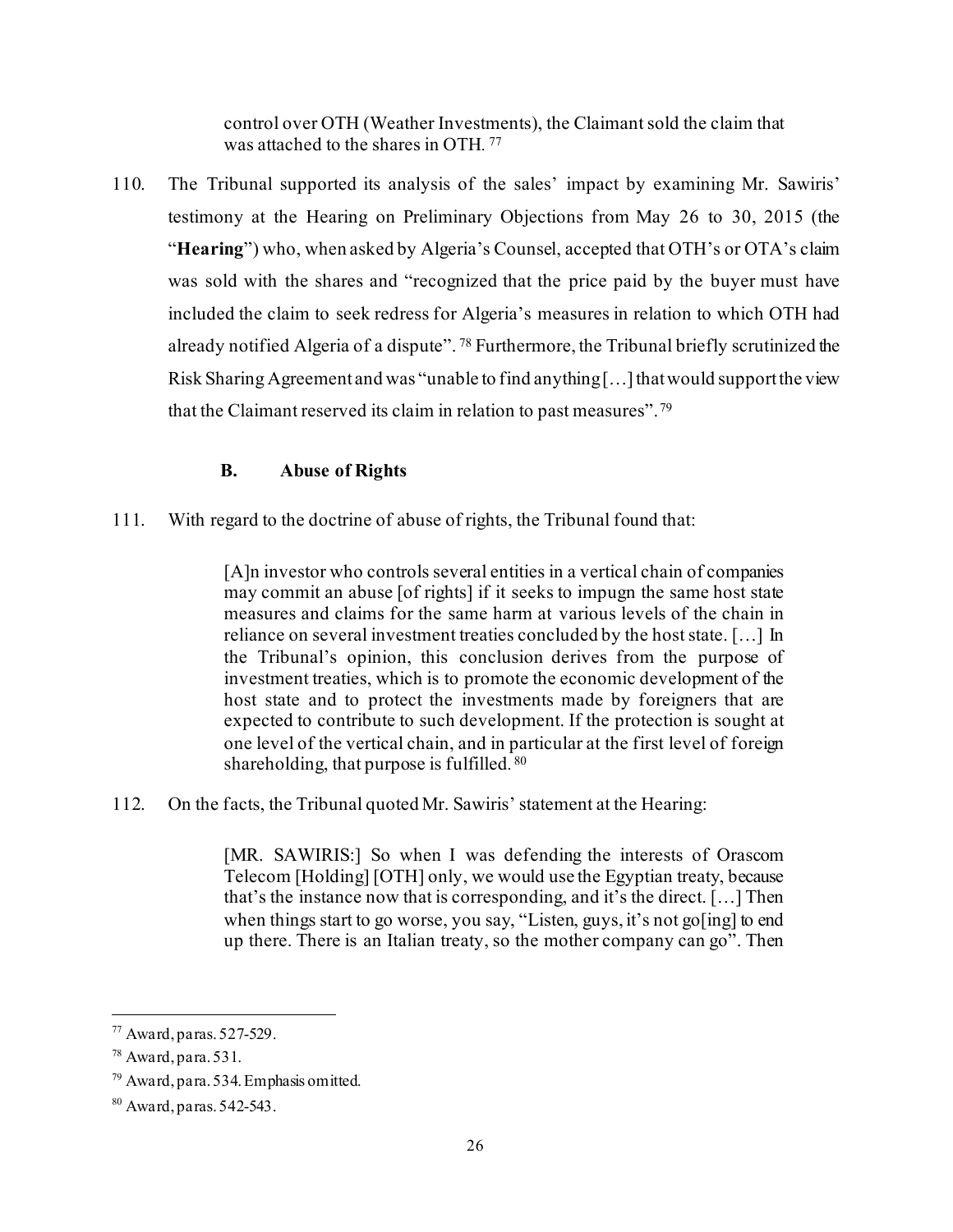control over OTH (Weather Investments), the Claimant sold the claim that was attached to the shares in OTH.[77]

110. The Tribunal supported its analysis of the sales' impact by examining Mr. Sawiris' testimony at the Hearing on Preliminary Objections from May 26 to 30, 2015 (the "**Hearing**") who, when asked by Algeria's Counsel, accepted that OTH's or OTA's claim was sold with the shares and "recognized that the price paid by the buyer must have included the claim to seek redress for Algeria's measures in relation to which OTH had already notified Algeria of a dispute".[78] Furthermore, the Tribunal briefly scrutinized the Risk Sharing Agreement and was "unable to find anything […] that would support the view that the Claimant reserved its claim in relation to past measures".[79]

### B. Abuse of Rights

111. With regard to the doctrine of abuse of rights, the Tribunal found that:

> [A]n investor who controls several entities in a vertical chain of companies may commit an abuse [of rights] if it seeks to impugn the same host state measures and claims for the same harm at various levels of the chain in reliance on several investment treaties concluded by the host state. […] In the Tribunal's opinion, this conclusion derives from the purpose of investment treaties, which is to promote the economic development of the host state and to protect the investments made by foreigners that are expected to contribute to such development. If the protection is sought at one level of the vertical chain, and in particular at the first level of foreign shareholding, that purpose is fulfilled.[80]

112. On the facts, the Tribunal quoted Mr. Sawiris' statement at the Hearing:

> [MR. SAWIRIS:] So when I was defending the interests of Orascom Telecom [Holding] [OTH] only, we would use the Egyptian treaty, because that's the instance now that is corresponding, and it's the direct. […] Then when things start to go worse, you say, "Listen, guys, it's not go[ing] to end up there. There is an Italian treaty, so the mother company can go". Then

---

[77] Award, paras. 527-529.

[78] Award, para. 531.

[79] Award, para. 534. Emphasis omitted.

[80] Award, paras. 542-543.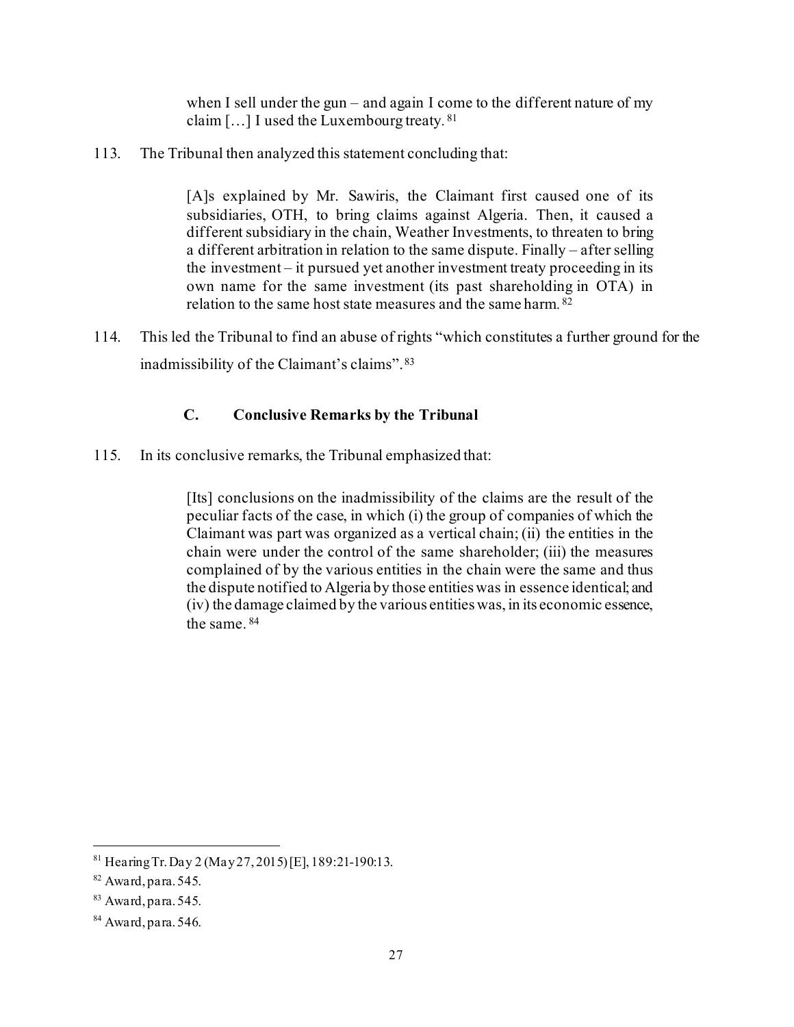> when I sell under the gun – and again I come to the different nature of my claim […] I used the Luxembourg treaty.[81]

113. The Tribunal then analyzed this statement concluding that:

> [A]s explained by Mr. Sawiris, the Claimant first caused one of its subsidiaries, OTH, to bring claims against Algeria. Then, it caused a different subsidiary in the chain, Weather Investments, to threaten to bring a different arbitration in relation to the same dispute. Finally – after selling the investment – it pursued yet another investment treaty proceeding in its own name for the same investment (its past shareholding in OTA) in relation to the same host state measures and the same harm.[82]

114. This led the Tribunal to find an abuse of rights "which constitutes a further ground for the inadmissibility of the Claimant's claims".[83]

### C. Conclusive Remarks by the Tribunal

115. In its conclusive remarks, the Tribunal emphasized that:

> [Its] conclusions on the inadmissibility of the claims are the result of the peculiar facts of the case, in which (i) the group of companies of which the Claimant was part was organized as a vertical chain; (ii) the entities in the chain were under the control of the same shareholder; (iii) the measures complained of by the various entities in the chain were the same and thus the dispute notified to Algeria by those entities was in essence identical; and (iv) the damage claimed by the various entities was, in its economic essence, the same.[84]

---

[81] Hearing Tr. Day 2 (May 27, 2015) [E], 189:21-190:13.

[82] Award, para. 545.

[83] Award, para. 545.

[84] Award, para. 546.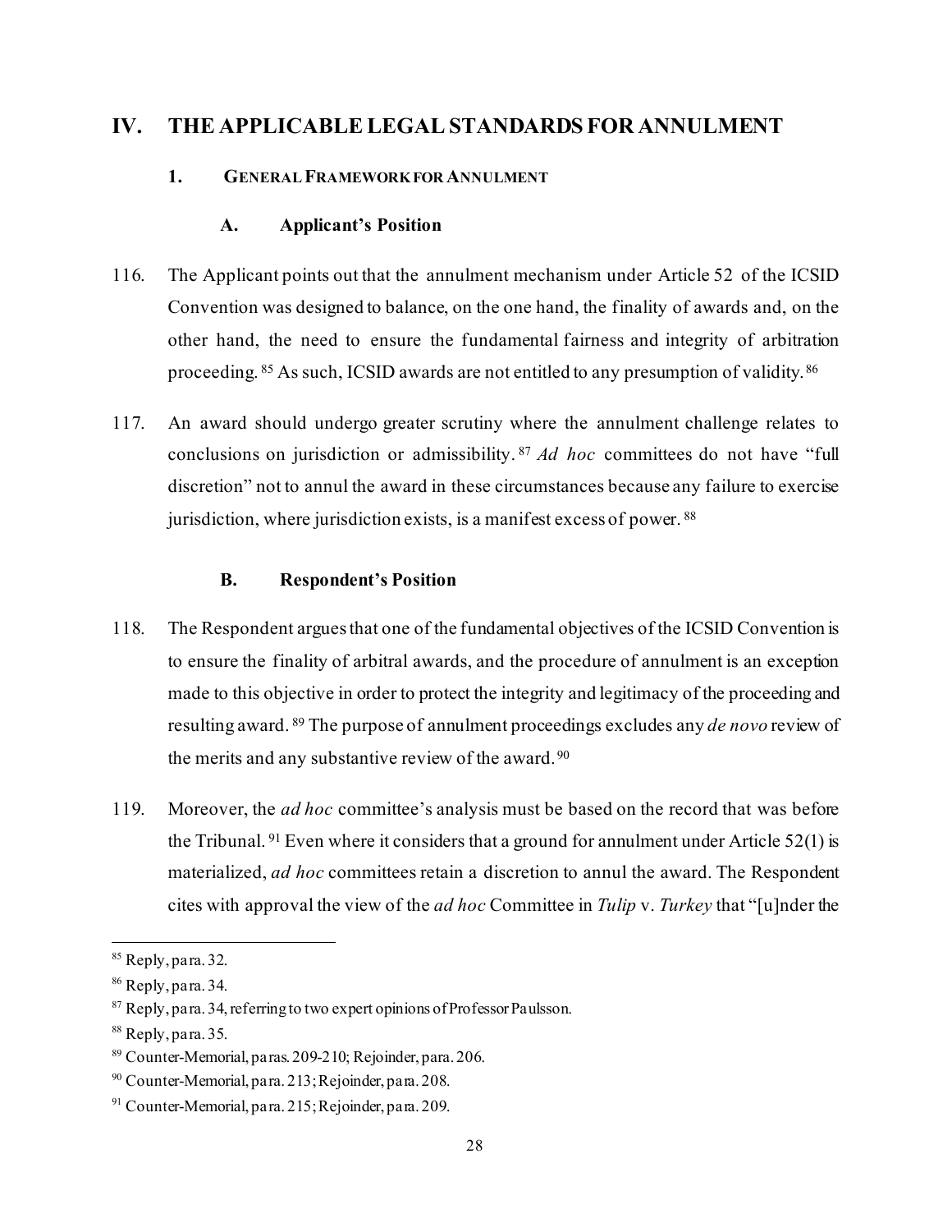# IV. THE APPLICABLE LEGAL STANDARDS FOR ANNULMENT

## 1. GENERAL FRAMEWORK FOR ANNULMENT

### A. Applicant's Position

116. The Applicant points out that the annulment mechanism under Article 52 of the ICSID Convention was designed to balance, on the one hand, the finality of awards and, on the other hand, the need to ensure the fundamental fairness and integrity of arbitration proceeding.[85] As such, ICSID awards are not entitled to any presumption of validity.[86]

117. An award should undergo greater scrutiny where the annulment challenge relates to conclusions on jurisdiction or admissibility.[87] *Ad hoc* committees do not have "full discretion" not to annul the award in these circumstances because any failure to exercise jurisdiction, where jurisdiction exists, is a manifest excess of power.[88]

### B. Respondent's Position

118. The Respondent argues that one of the fundamental objectives of the ICSID Convention is to ensure the finality of arbitral awards, and the procedure of annulment is an exception made to this objective in order to protect the integrity and legitimacy of the proceeding and resulting award.[89] The purpose of annulment proceedings excludes any *de novo* review of the merits and any substantive review of the award.[90]

119. Moreover, the *ad hoc* committee's analysis must be based on the record that was before the Tribunal.[91] Even where it considers that a ground for annulment under Article 52(1) is materialized, *ad hoc* committees retain a discretion to annul the award. The Respondent cites with approval the view of the *ad hoc* Committee in *Tulip* v. *Turkey* that "[u]nder the

---

[85] Reply, para. 32.

[86] Reply, para. 34.

[87] Reply, para. 34, referring to two expert opinions of Professor Paulsson.

[88] Reply, para. 35.

[89] Counter-Memorial, paras. 209-210; Rejoinder, para. 206.

[90] Counter-Memorial, para. 213; Rejoinder, para. 208.

[91] Counter-Memorial, para. 215; Rejoinder, para. 209.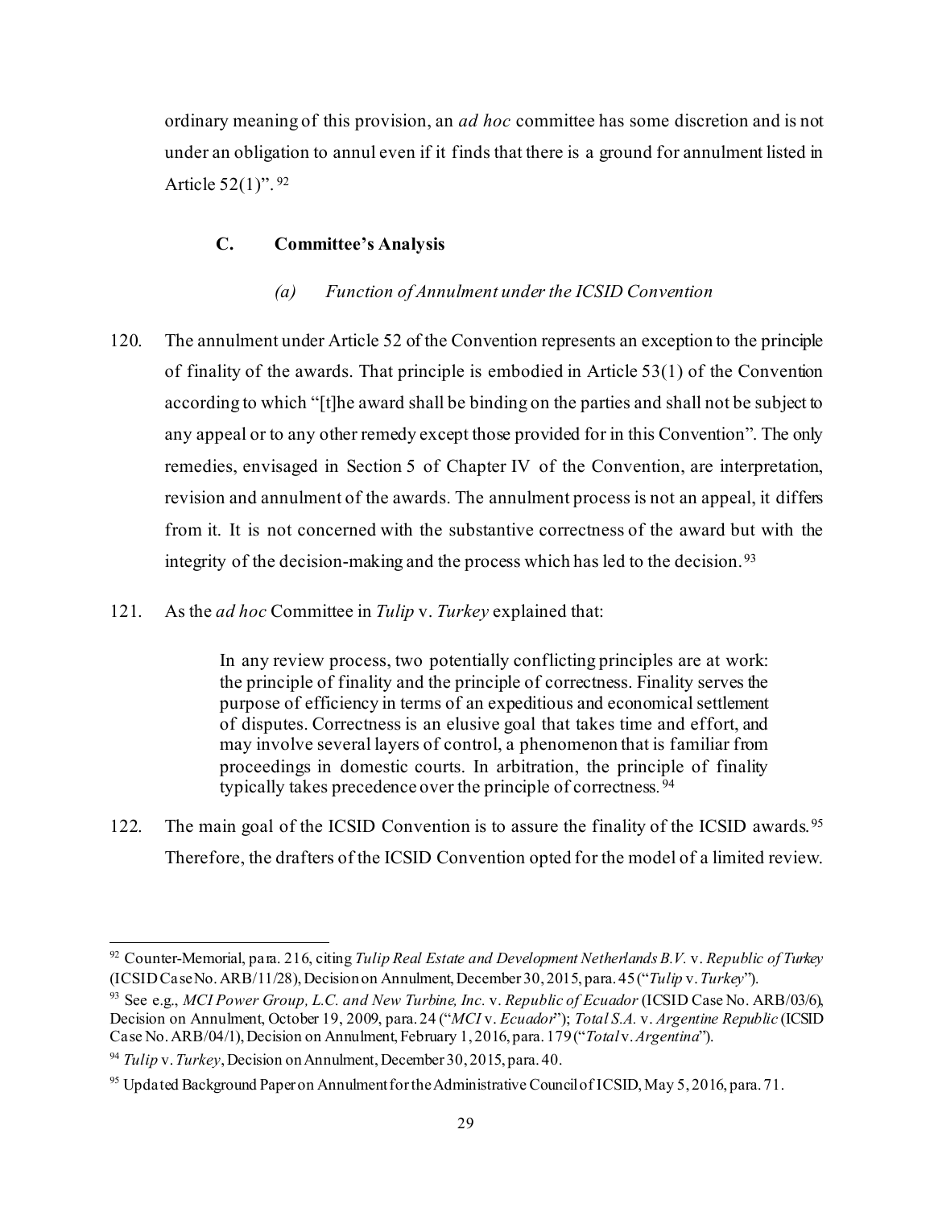ordinary meaning of this provision, an *ad hoc* committee has some discretion and is not under an obligation to annul even if it finds that there is a ground for annulment listed in Article 52(1)".[92]

### C. Committee's Analysis

#### *(a) Function of Annulment under the ICSID Convention*

120. The annulment under Article 52 of the Convention represents an exception to the principle of finality of the awards. That principle is embodied in Article 53(1) of the Convention according to which "[t]he award shall be binding on the parties and shall not be subject to any appeal or to any other remedy except those provided for in this Convention". The only remedies, envisaged in Section 5 of Chapter IV of the Convention, are interpretation, revision and annulment of the awards. The annulment process is not an appeal, it differs from it. It is not concerned with the substantive correctness of the award but with the integrity of the decision-making and the process which has led to the decision.[93]

121. As the *ad hoc* Committee in *Tulip* v. *Turkey* explained that:

> In any review process, two potentially conflicting principles are at work: the principle of finality and the principle of correctness. Finality serves the purpose of efficiency in terms of an expeditious and economical settlement of disputes. Correctness is an elusive goal that takes time and effort, and may involve several layers of control, a phenomenon that is familiar from proceedings in domestic courts. In arbitration, the principle of finality typically takes precedence over the principle of correctness.[94]

122. The main goal of the ICSID Convention is to assure the finality of the ICSID awards.[95] Therefore, the drafters of the ICSID Convention opted for the model of a limited review.

---

[92] Counter-Memorial, para. 216, citing *Tulip Real Estate and Development Netherlands B.V.* v. *Republic of Turkey* (ICSID Case No. ARB/11/28), Decision on Annulment, December 30, 2015, para. 45 ("*Tulip* v. *Turkey*").

[93] See e.g., *MCI Power Group, L.C. and New Turbine, Inc.* v. *Republic of Ecuador* (ICSID Case No. ARB/03/6), Decision on Annulment, October 19, 2009, para. 24 ("*MCI* v. *Ecuador*"); *Total S.A.* v. *Argentine Republic* (ICSID Case No. ARB/04/1), Decision on Annulment, February 1, 2016, para. 179 ("*Total* v. *Argentina*").

[94] *Tulip* v. *Turkey*, Decision on Annulment, December 30, 2015, para. 40.

[95] Updated Background Paper on Annulment for the Administrative Council of ICSID, May 5, 2016, para. 71.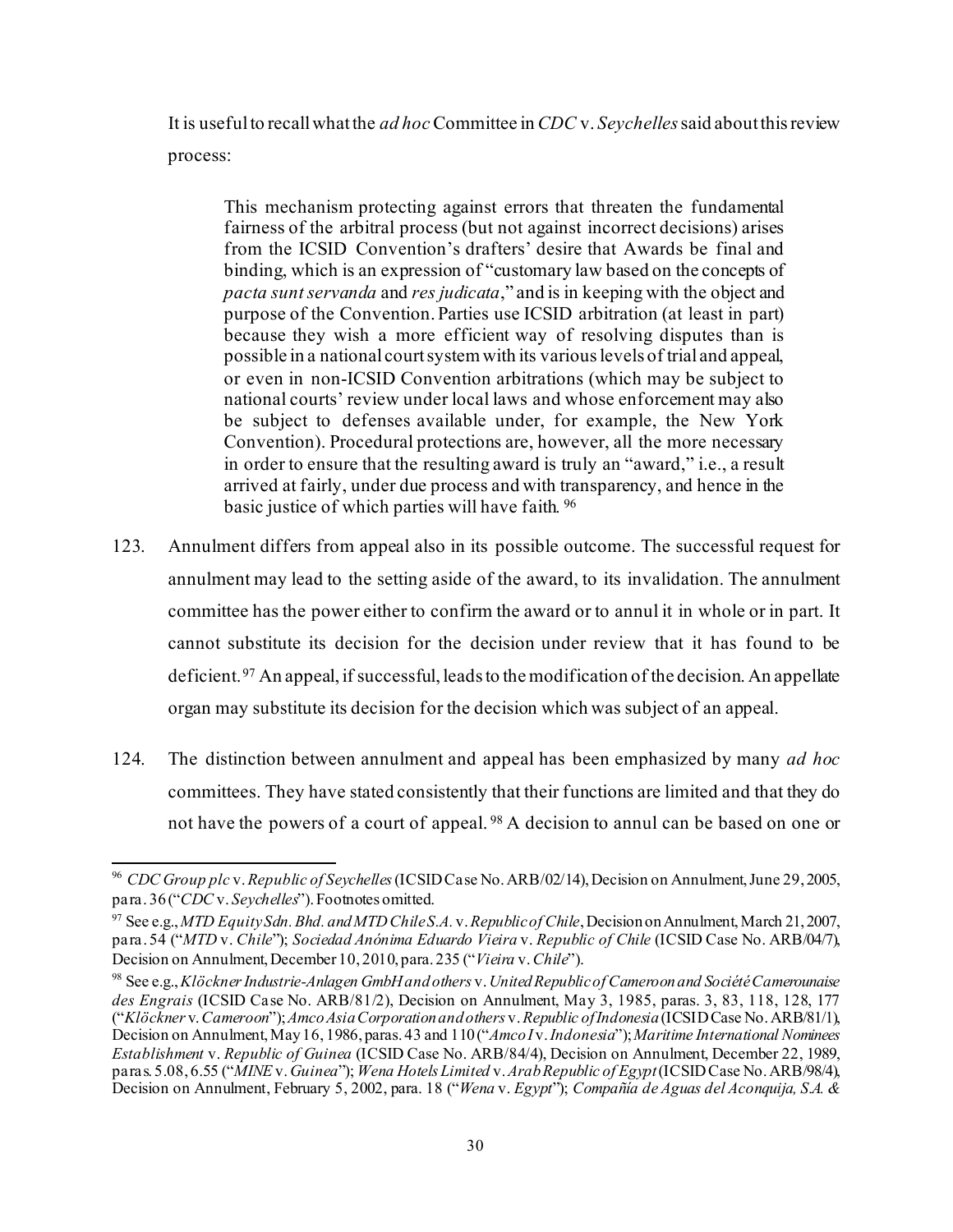It is useful to recall what the *ad hoc* Committee in *CDC* v. *Seychelles* said about this review process:

> This mechanism protecting against errors that threaten the fundamental fairness of the arbitral process (but not against incorrect decisions) arises from the ICSID Convention's drafters' desire that Awards be final and binding, which is an expression of "customary law based on the concepts of *pacta sunt servanda* and *res judicata*," and is in keeping with the object and purpose of the Convention. Parties use ICSID arbitration (at least in part) because they wish a more efficient way of resolving disputes than is possible in a national court system with its various levels of trial and appeal, or even in non-ICSID Convention arbitrations (which may be subject to national courts' review under local laws and whose enforcement may also be subject to defenses available under, for example, the New York Convention). Procedural protections are, however, all the more necessary in order to ensure that the resulting award is truly an "award," i.e., a result arrived at fairly, under due process and with transparency, and hence in the basic justice of which parties will have faith.[96]

123. Annulment differs from appeal also in its possible outcome. The successful request for annulment may lead to the setting aside of the award, to its invalidation. The annulment committee has the power either to confirm the award or to annul it in whole or in part. It cannot substitute its decision for the decision under review that it has found to be deficient.[97] An appeal, if successful, leads to the modification of the decision. An appellate organ may substitute its decision for the decision which was subject of an appeal.

124. The distinction between annulment and appeal has been emphasized by many *ad hoc* committees. They have stated consistently that their functions are limited and that they do not have the powers of a court of appeal.[98] A decision to annul can be based on one or

---

[96] *CDC Group plc* v. *Republic of Seychelles* (ICSID Case No. ARB/02/14), Decision on Annulment, June 29, 2005, para. 36 ("*CDC* v. *Seychelles*"). Footnotes omitted.

[97] See e.g., *MTD Equity Sdn. Bhd. and MTD Chile S.A.* v. *Republic of Chile*, Decision on Annulment, March 21, 2007, para. 54 ("*MTD* v. *Chile*"); *Sociedad Anónima Eduardo Vieira* v. *Republic of Chile* (ICSID Case No. ARB/04/7), Decision on Annulment, December 10, 2010, para. 235 ("*Vieira* v. *Chile*").

[98] See e.g., *Klöckner Industrie-Anlagen GmbH and others* v. *United Republic of Cameroon and Société Camerounaise des Engrais* (ICSID Case No. ARB/81/2), Decision on Annulment, May 3, 1985, paras. 3, 83, 118, 128, 177 ("*Klöckner* v. *Cameroon*"); *Amco Asia Corporation and others* v. *Republic of Indonesia* (ICSID Case No. ARB/81/1), Decision on Annulment, May 16, 1986, paras. 43 and 110 ("*Amco I* v. *Indonesia*"); *Maritime International Nominees Establishment* v. *Republic of Guinea* (ICSID Case No. ARB/84/4), Decision on Annulment, December 22, 1989, paras. 5.08, 6.55 ("*MINE* v. *Guinea*"); *Wena Hotels Limited* v. *Arab Republic of Egypt* (ICSID Case No. ARB/98/4), Decision on Annulment, February 5, 2002, para. 18 ("*Wena* v. *Egypt*"); *Compañía de Aguas del Aconquija, S.A. &*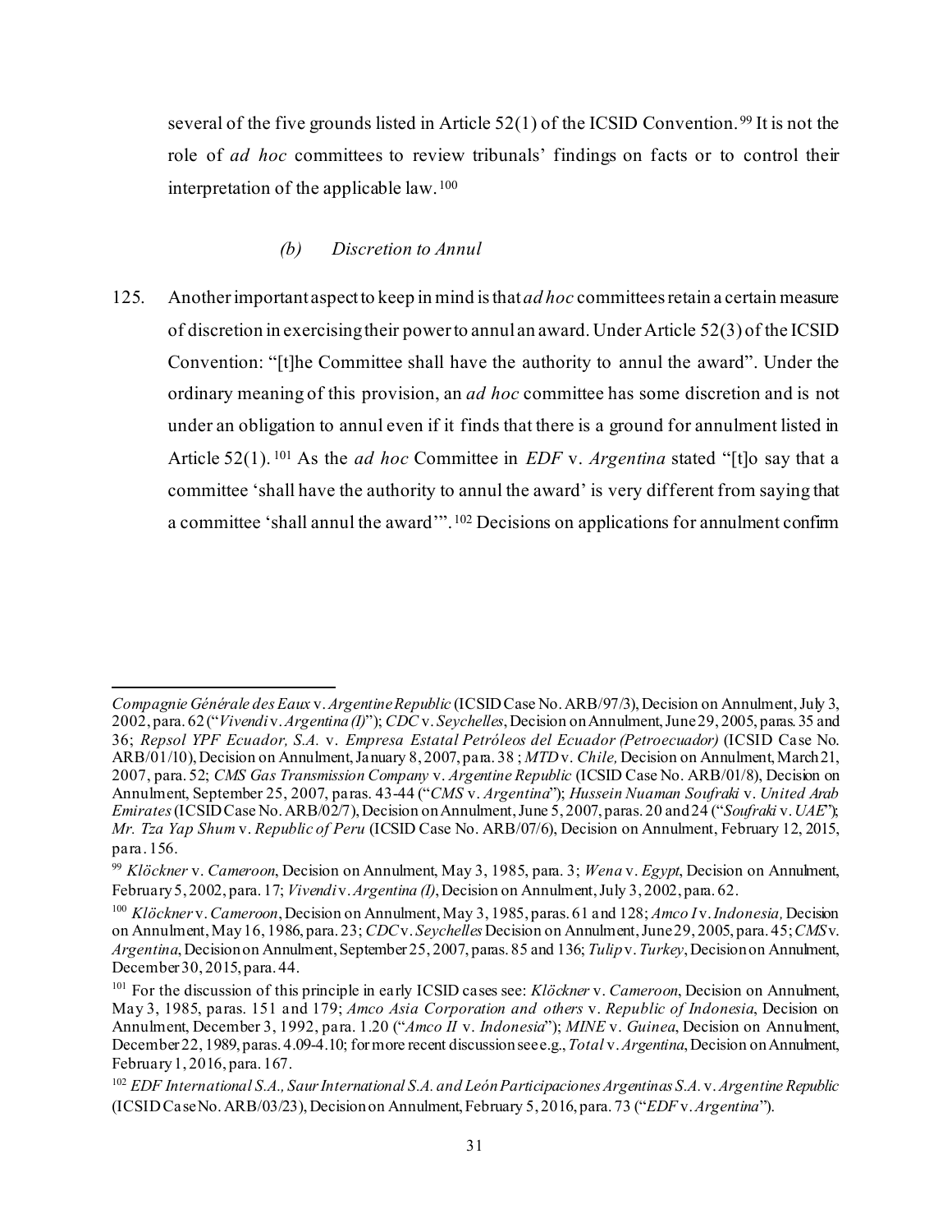several of the five grounds listed in Article 52(1) of the ICSID Convention.[99] It is not the role of *ad hoc* committees to review tribunals' findings on facts or to control their interpretation of the applicable law.[100]

### *(b) Discretion to Annul*

125. Another important aspect to keep in mind is that *ad hoc* committees retain a certain measure of discretion in exercising their power to annul an award. Under Article 52(3) of the ICSID Convention: "[t]he Committee shall have the authority to annul the award". Under the ordinary meaning of this provision, an *ad hoc* committee has some discretion and is not under an obligation to annul even if it finds that there is a ground for annulment listed in Article 52(1).[101] As the *ad hoc* Committee in *EDF* v. *Argentina* stated "[t]o say that a committee 'shall have the authority to annul the award' is very different from saying that a committee 'shall annul the award'".[102] Decisions on applications for annulment confirm

---

*Compagnie Générale des Eaux* v. *Argentine Republic* (ICSID Case No. ARB/97/3), Decision on Annulment, July 3, 2002, para. 62 ("*Vivendi* v. *Argentina (I)*"); *CDC* v. *Seychelles*, Decision on Annulment, June 29, 2005, paras. 35 and 36; *Repsol YPF Ecuador, S.A.* v. *Empresa Estatal Petróleos del Ecuador (Petroecuador)* (ICSID Case No. ARB/01/10), Decision on Annulment, January 8, 2007, para. 38 ; *MTD* v. *Chile,* Decision on Annulment, March 21, 2007, para. 52; *CMS Gas Transmission Company* v. *Argentine Republic* (ICSID Case No. ARB/01/8), Decision on Annulment, September 25, 2007, paras. 43-44 ("*CMS* v. *Argentina*"); *Hussein Nuaman Soufraki* v. *United Arab Emirates* (ICSID Case No. ARB/02/7), Decision on Annulment, June 5, 2007, paras. 20 and 24 ("*Soufraki* v. *UAE*"); *Mr. Tza Yap Shum* v. *Republic of Peru* (ICSID Case No. ARB/07/6), Decision on Annulment, February 12, 2015, para. 156.

[99] *Klöckner* v. *Cameroon*, Decision on Annulment, May 3, 1985, para. 3; *Wena* v. *Egypt*, Decision on Annulment, February 5, 2002, para. 17; *Vivendi* v. *Argentina (I)*, Decision on Annulment, July 3, 2002, para. 62.

[100] *Klöckner* v. *Cameroon*, Decision on Annulment, May 3, 1985, paras. 61 and 128; *Amco I* v. *Indonesia,* Decision on Annulment, May 16, 1986, para. 23; *CDC* v. *Seychelles* Decision on Annulment, June 29, 2005, para. 45; *CMS* v. *Argentina*, Decision on Annulment, September 25, 2007, paras. 85 and 136; *Tulip* v. *Turkey*, Decision on Annulment, December 30, 2015, para. 44.

[101] For the discussion of this principle in early ICSID cases see: *Klöckner* v. *Cameroon*, Decision on Annulment, May 3, 1985, paras. 151 and 179; *Amco Asia Corporation and others* v. *Republic of Indonesia*, Decision on Annulment, December 3, 1992, para. 1.20 ("*Amco II* v. *Indonesia*"); *MINE* v. *Guinea*, Decision on Annulment, December 22, 1989, paras. 4.09-4.10; for more recent discussion see e.g., *Total* v. *Argentina*, Decision on Annulment, February 1, 2016, para. 167.

[102] *EDF International S.A., Saur International S.A. and León Participaciones Argentinas S.A.* v. *Argentine Republic* (ICSID Case No. ARB/03/23), Decision on Annulment, February 5, 2016, para. 73 ("*EDF* v. *Argentina*").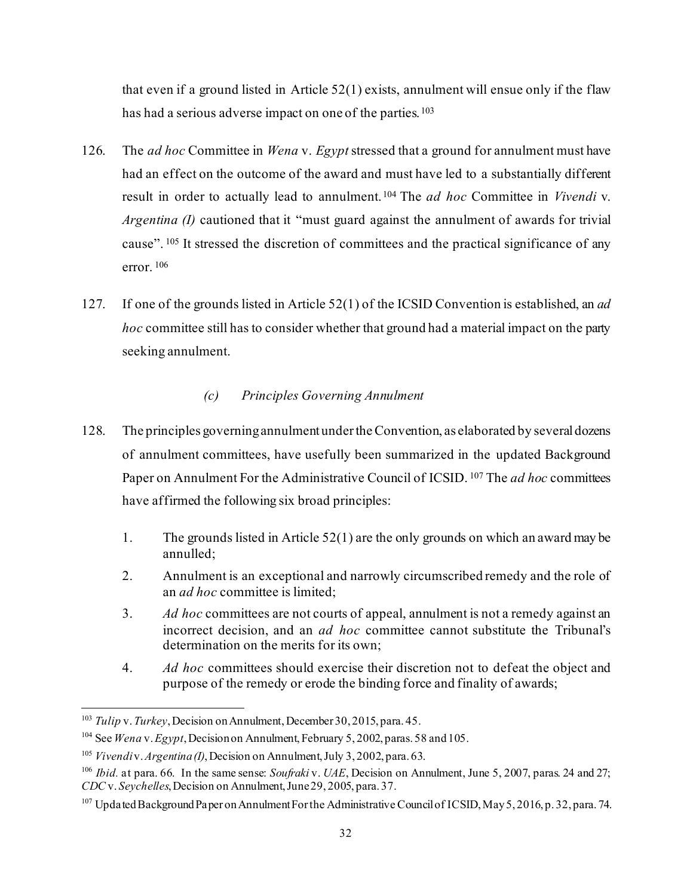that even if a ground listed in Article 52(1) exists, annulment will ensue only if the flaw has had a serious adverse impact on one of the parties.[103]

126. The *ad hoc* Committee in *Wena* v. *Egypt* stressed that a ground for annulment must have had an effect on the outcome of the award and must have led to a substantially different result in order to actually lead to annulment.[104] The *ad hoc* Committee in *Vivendi* v. *Argentina (I)* cautioned that it "must guard against the annulment of awards for trivial cause".[105] It stressed the discretion of committees and the practical significance of any error.[106]

127. If one of the grounds listed in Article 52(1) of the ICSID Convention is established, an *ad hoc* committee still has to consider whether that ground had a material impact on the party seeking annulment.

### *(c) Principles Governing Annulment*

128. The principles governing annulment under the Convention, as elaborated by several dozens of annulment committees, have usefully been summarized in the updated Background Paper on Annulment For the Administrative Council of ICSID.[107] The *ad hoc* committees have affirmed the following six broad principles:

1. The grounds listed in Article 52(1) are the only grounds on which an award may be annulled;
2. Annulment is an exceptional and narrowly circumscribed remedy and the role of an *ad hoc* committee is limited;
3. *Ad hoc* committees are not courts of appeal, annulment is not a remedy against an incorrect decision, and an *ad hoc* committee cannot substitute the Tribunal's determination on the merits for its own;
4. *Ad hoc* committees should exercise their discretion not to defeat the object and purpose of the remedy or erode the binding force and finality of awards;

---

[103] *Tulip* v. *Turkey*, Decision on Annulment, December 30, 2015, para. 45.

[104] See *Wena* v. *Egypt*, Decision on Annulment, February 5, 2002, paras. 58 and 105.

[105] *Vivendi* v. *Argentina (I)*, Decision on Annulment, July 3, 2002, para. 63.

[106] *Ibid.* at para. 66. In the same sense: *Soufraki* v. *UAE*, Decision on Annulment, June 5, 2007, paras. 24 and 27; *CDC* v. *Seychelles*, Decision on Annulment, June 29, 2005, para. 37.

[107] Updated Background Paper on Annulment For the Administrative Council of ICSID, May 5, 2016, p. 32, para. 74.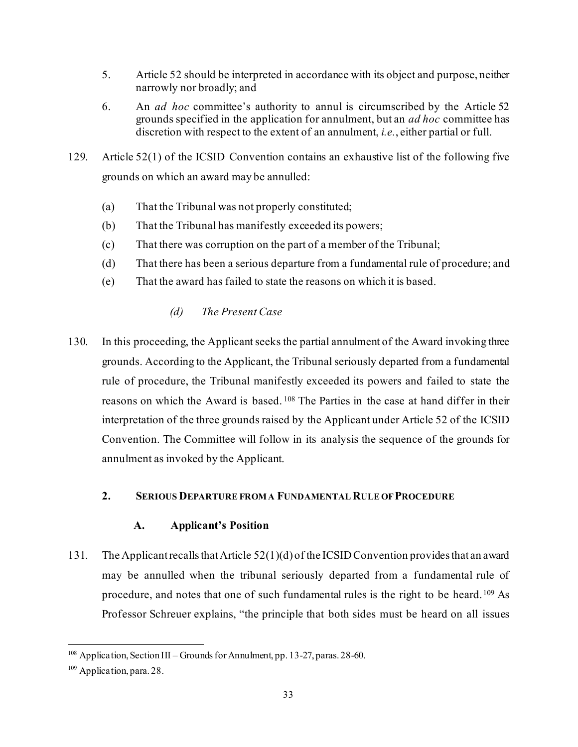5. Article 52 should be interpreted in accordance with its object and purpose, neither narrowly nor broadly; and

6. An *ad hoc* committee's authority to annul is circumscribed by the Article 52 grounds specified in the application for annulment, but an *ad hoc* committee has discretion with respect to the extent of an annulment, *i.e.*, either partial or full.

129. Article 52(1) of the ICSID Convention contains an exhaustive list of the following five grounds on which an award may be annulled:

(a) That the Tribunal was not properly constituted;

(b) That the Tribunal has manifestly exceeded its powers;

(c) That there was corruption on the part of a member of the Tribunal;

(d) That there has been a serious departure from a fundamental rule of procedure; and

(e) That the award has failed to state the reasons on which it is based.

#### *(d) The Present Case*

130. In this proceeding, the Applicant seeks the partial annulment of the Award invoking three grounds. According to the Applicant, the Tribunal seriously departed from a fundamental rule of procedure, the Tribunal manifestly exceeded its powers and failed to state the reasons on which the Award is based.[108] The Parties in the case at hand differ in their interpretation of the three grounds raised by the Applicant under Article 52 of the ICSID Convention. The Committee will follow in its analysis the sequence of the grounds for annulment as invoked by the Applicant.

## 2. Serious Departure from a Fundamental Rule of Procedure

### A. Applicant's Position

131. The Applicant recalls that Article 52(1)(d) of the ICSID Convention provides that an award may be annulled when the tribunal seriously departed from a fundamental rule of procedure, and notes that one of such fundamental rules is the right to be heard.[109] As Professor Schreuer explains, "the principle that both sides must be heard on all issues

---

[108] Application, Section III – Grounds for Annulment, pp. 13-27, paras. 28-60.

[109] Application, para. 28.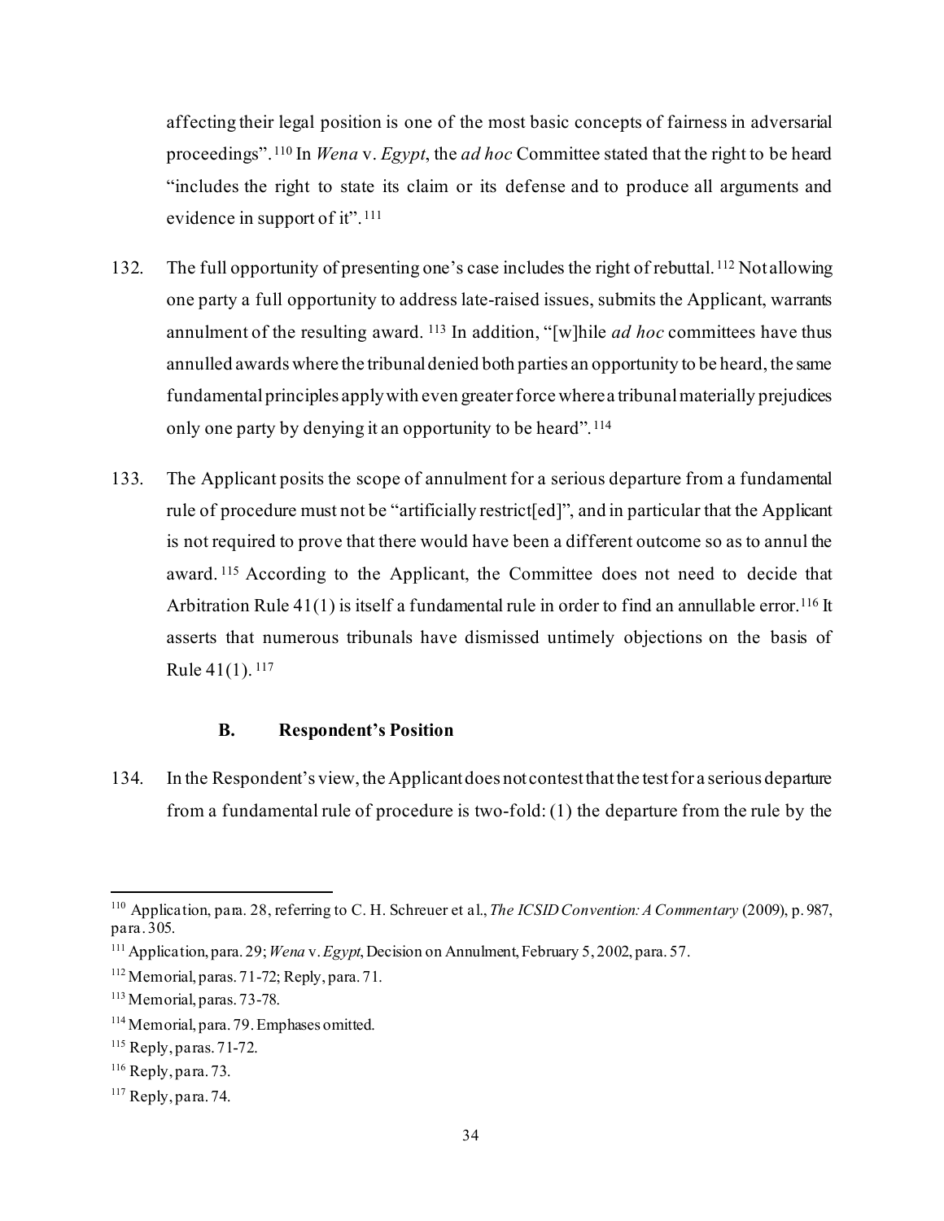affecting their legal position is one of the most basic concepts of fairness in adversarial proceedings".[110] In *Wena* v. *Egypt*, the *ad hoc* Committee stated that the right to be heard "includes the right to state its claim or its defense and to produce all arguments and evidence in support of it".[111]

132. The full opportunity of presenting one's case includes the right of rebuttal.[112] Not allowing one party a full opportunity to address late-raised issues, submits the Applicant, warrants annulment of the resulting award.[113] In addition, "[w]hile *ad hoc* committees have thus annulled awards where the tribunal denied both parties an opportunity to be heard, the same fundamental principles apply with even greater force where a tribunal materially prejudices only one party by denying it an opportunity to be heard".[114]

133. The Applicant posits the scope of annulment for a serious departure from a fundamental rule of procedure must not be "artificially restrict[ed]", and in particular that the Applicant is not required to prove that there would have been a different outcome so as to annul the award.[115] According to the Applicant, the Committee does not need to decide that Arbitration Rule 41(1) is itself a fundamental rule in order to find an annullable error.[116] It asserts that numerous tribunals have dismissed untimely objections on the basis of Rule 41(1).[117]

### B. Respondent's Position

134. In the Respondent's view, the Applicant does not contest that the test for a serious departure from a fundamental rule of procedure is two-fold: (1) the departure from the rule by the

---

[110] Application, para. 28, referring to C. H. Schreuer et al., *The ICSID Convention: A Commentary* (2009), p. 987, para. 305.

[111] Application, para. 29; *Wena* v. *Egypt*, Decision on Annulment, February 5, 2002, para. 57.

[112] Memorial, paras. 71-72; Reply, para. 71.

[113] Memorial, paras. 73-78.

[114] Memorial, para. 79. Emphases omitted.

[115] Reply, paras. 71-72.

[116] Reply, para. 73.

[117] Reply, para. 74.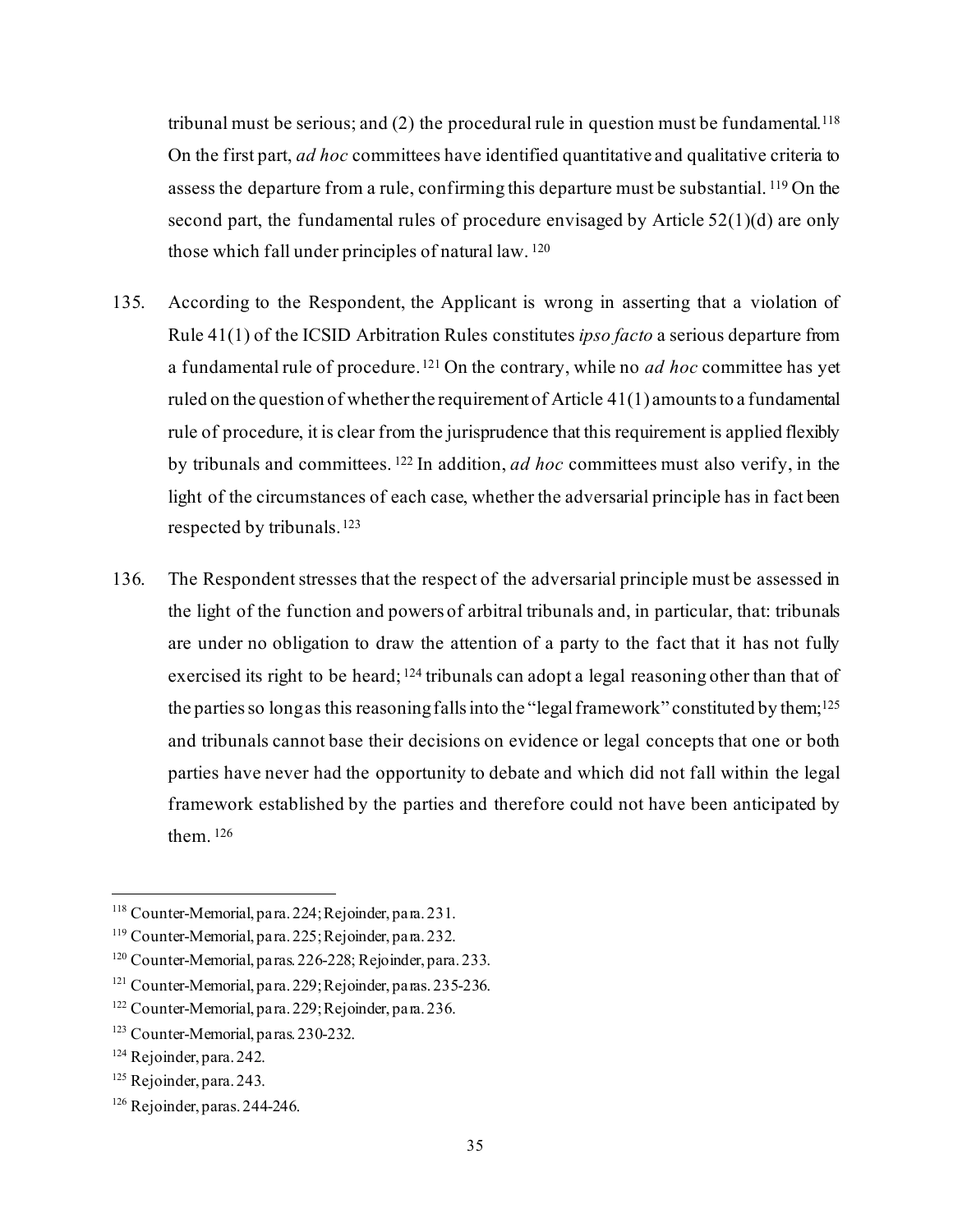tribunal must be serious; and (2) the procedural rule in question must be fundamental.[118] On the first part, *ad hoc* committees have identified quantitative and qualitative criteria to assess the departure from a rule, confirming this departure must be substantial.[119] On the second part, the fundamental rules of procedure envisaged by Article 52(1)(d) are only those which fall under principles of natural law.[120]

135. According to the Respondent, the Applicant is wrong in asserting that a violation of Rule 41(1) of the ICSID Arbitration Rules constitutes *ipso facto* a serious departure from a fundamental rule of procedure.[121] On the contrary, while no *ad hoc* committee has yet ruled on the question of whether the requirement of Article 41(1) amounts to a fundamental rule of procedure, it is clear from the jurisprudence that this requirement is applied flexibly by tribunals and committees.[122] In addition, *ad hoc* committees must also verify, in the light of the circumstances of each case, whether the adversarial principle has in fact been respected by tribunals.[123]

136. The Respondent stresses that the respect of the adversarial principle must be assessed in the light of the function and powers of arbitral tribunals and, in particular, that: tribunals are under no obligation to draw the attention of a party to the fact that it has not fully exercised its right to be heard;[124] tribunals can adopt a legal reasoning other than that of the parties so long as this reasoning falls into the "legal framework" constituted by them;[125] and tribunals cannot base their decisions on evidence or legal concepts that one or both parties have never had the opportunity to debate and which did not fall within the legal framework established by the parties and therefore could not have been anticipated by them.[126]

---

[118] Counter-Memorial, para. 224; Rejoinder, para. 231.

[119] Counter-Memorial, para. 225; Rejoinder, para. 232.

[120] Counter-Memorial, paras. 226-228; Rejoinder, para. 233.

[121] Counter-Memorial, para. 229; Rejoinder, paras. 235-236.

[122] Counter-Memorial, para. 229; Rejoinder, para. 236.

[123] Counter-Memorial, paras. 230-232.

[124] Rejoinder, para. 242.

[125] Rejoinder, para. 243.

[126] Rejoinder, paras. 244-246.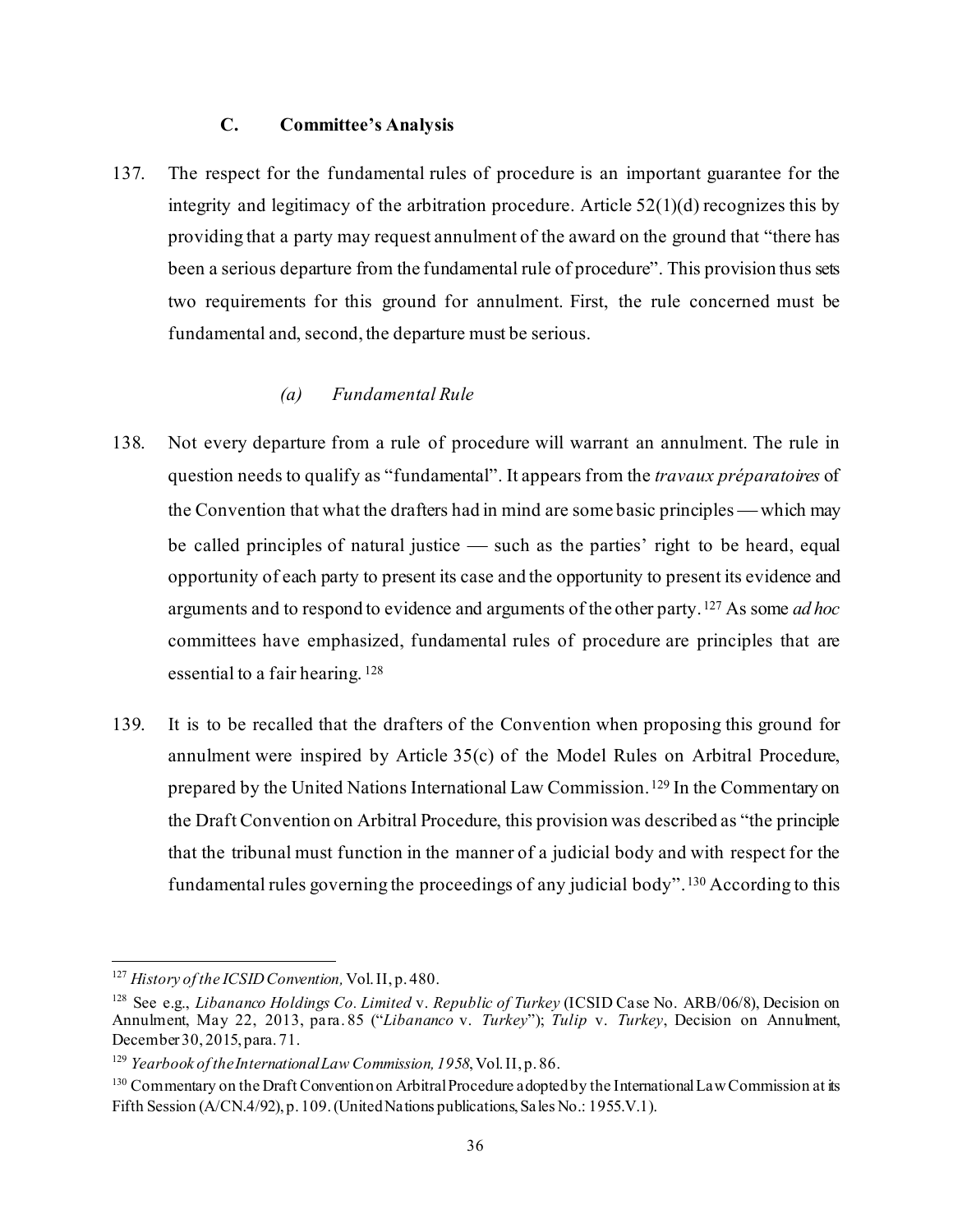### C. Committee's Analysis

137. The respect for the fundamental rules of procedure is an important guarantee for the integrity and legitimacy of the arbitration procedure. Article 52(1)(d) recognizes this by providing that a party may request annulment of the award on the ground that "there has been a serious departure from the fundamental rule of procedure". This provision thus sets two requirements for this ground for annulment. First, the rule concerned must be fundamental and, second, the departure must be serious.

#### *(a) Fundamental Rule*

138. Not every departure from a rule of procedure will warrant an annulment. The rule in question needs to qualify as "fundamental". It appears from the *travaux préparatoires* of the Convention that what the drafters had in mind are some basic principles — which may be called principles of natural justice — such as the parties' right to be heard, equal opportunity of each party to present its case and the opportunity to present its evidence and arguments and to respond to evidence and arguments of the other party.[127] As some *ad hoc* committees have emphasized, fundamental rules of procedure are principles that are essential to a fair hearing.[128]

139. It is to be recalled that the drafters of the Convention when proposing this ground for annulment were inspired by Article 35(c) of the Model Rules on Arbitral Procedure, prepared by the United Nations International Law Commission.[129] In the Commentary on the Draft Convention on Arbitral Procedure, this provision was described as "the principle that the tribunal must function in the manner of a judicial body and with respect for the fundamental rules governing the proceedings of any judicial body".[130] According to this

---

[127] *History of the ICSID Convention,* Vol. II, p. 480.

[128] See e.g., *Libananco Holdings Co. Limited* v. *Republic of Turkey* (ICSID Case No. ARB/06/8), Decision on Annulment, May 22, 2013, para. 85 ("*Libananco* v. *Turkey*"); *Tulip* v. *Turkey*, Decision on Annulment, December 30, 2015, para. 71.

[129] *Yearbook of the International Law Commission, 1958*, Vol. II, p. 86.

[130] Commentary on the Draft Convention on Arbitral Procedure adopted by the International Law Commission at its Fifth Session (A/CN.4/92), p. 109. (United Nations publications, Sales No.: 1955.V.1).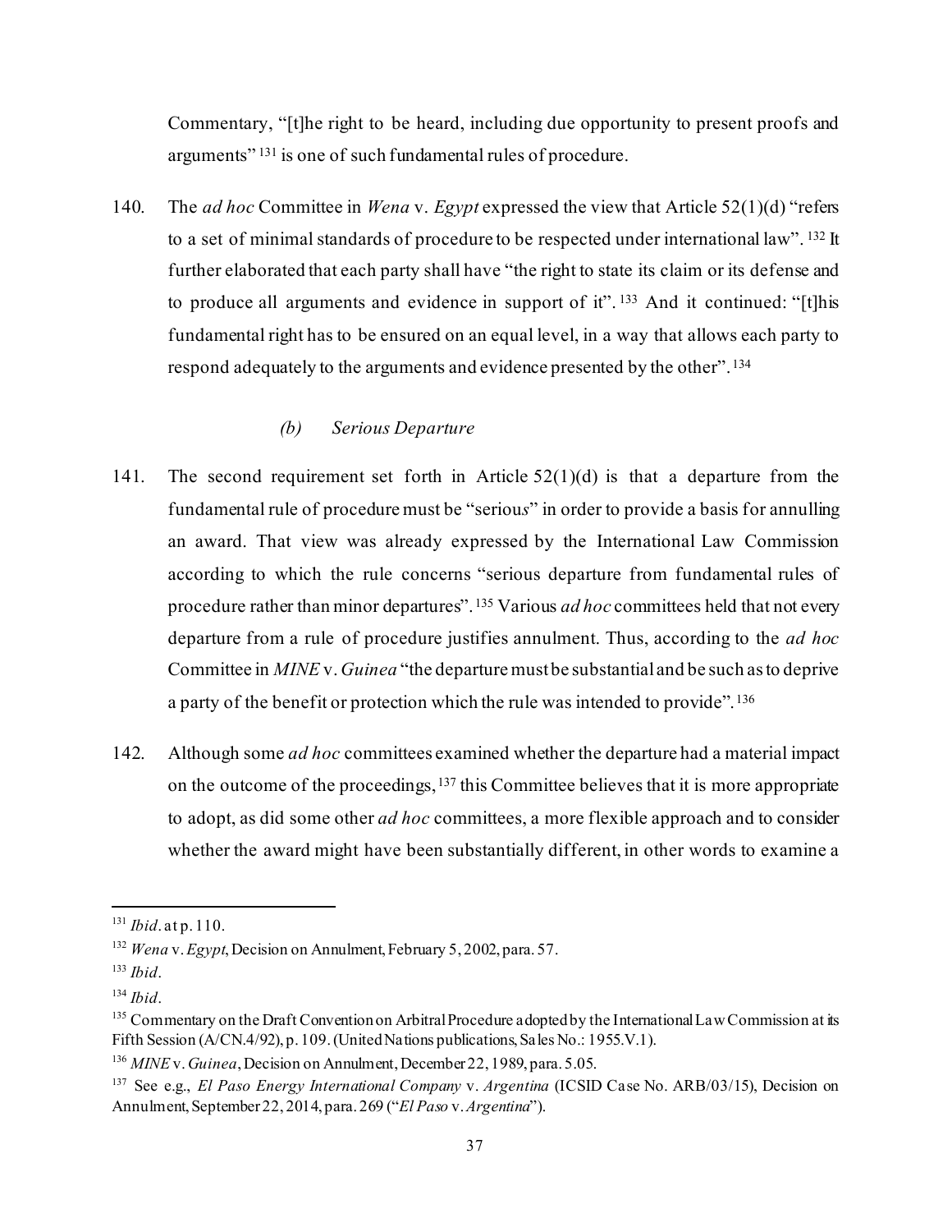Commentary, "[t]he right to be heard, including due opportunity to present proofs and arguments" [131] is one of such fundamental rules of procedure.

140. The *ad hoc* Committee in *Wena* v. *Egypt* expressed the view that Article 52(1)(d) "refers to a set of minimal standards of procedure to be respected under international law". [132] It further elaborated that each party shall have "the right to state its claim or its defense and to produce all arguments and evidence in support of it". [133] And it continued: "[t]his fundamental right has to be ensured on an equal level, in a way that allows each party to respond adequately to the arguments and evidence presented by the other". [134]

#### *(b) Serious Departure*

141. The second requirement set forth in Article 52(1)(d) is that a departure from the fundamental rule of procedure must be "seriou*s*" in order to provide a basis for annulling an award. That view was already expressed by the International Law Commission according to which the rule concerns "serious departure from fundamental rules of procedure rather than minor departures". [135] Various *ad hoc* committees held that not every departure from a rule of procedure justifies annulment. Thus, according to the *ad hoc* Committee in *MINE* v. *Guinea* "the departure must be substantial and be such as to deprive a party of the benefit or protection which the rule was intended to provide". [136]

142. Although some *ad hoc* committees examined whether the departure had a material impact on the outcome of the proceedings, [137] this Committee believes that it is more appropriate to adopt, as did some other *ad hoc* committees, a more flexible approach and to consider whether the award might have been substantially different, in other words to examine a

---

[131] *Ibid*. at p. 110.

[132] *Wena* v. *Egypt*, Decision on Annulment, February 5, 2002, para. 57.

[133] *Ibid*.

[134] *Ibid*.

[135] Commentary on the Draft Convention on Arbitral Procedure adopted by the International Law Commission at its Fifth Session (A/CN.4/92), p. 109. (United Nations publications, Sales No.: 1955.V.1).

[136] *MINE* v. *Guinea*, Decision on Annulment, December 22, 1989, para. 5.05.

[137] See e.g., *El Paso Energy International Company* v. *Argentina* (ICSID Case No. ARB/03/15), Decision on Annulment, September 22, 2014, para. 269 ("*El Paso* v. *Argentina*").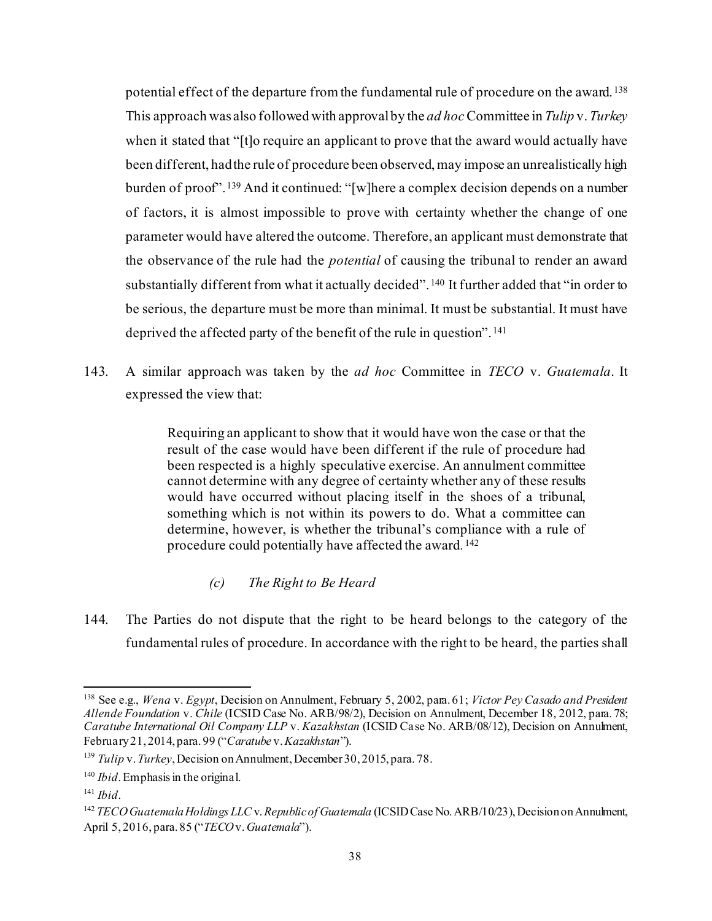potential effect of the departure from the fundamental rule of procedure on the award.[138] This approach was also followed with approval by the *ad hoc* Committee in *Tulip* v. *Turkey* when it stated that "[t]o require an applicant to prove that the award would actually have been different, had the rule of procedure been observed, may impose an unrealistically high burden of proof".[139] And it continued: "[w]here a complex decision depends on a number of factors, it is almost impossible to prove with certainty whether the change of one parameter would have altered the outcome. Therefore, an applicant must demonstrate that the observance of the rule had the *potential* of causing the tribunal to render an award substantially different from what it actually decided".[140] It further added that "in order to be serious, the departure must be more than minimal. It must be substantial. It must have deprived the affected party of the benefit of the rule in question".[141]

143. A similar approach was taken by the *ad hoc* Committee in *TECO* v. *Guatemala*. It expressed the view that:

> Requiring an applicant to show that it would have won the case or that the result of the case would have been different if the rule of procedure had been respected is a highly speculative exercise. An annulment committee cannot determine with any degree of certainty whether any of these results would have occurred without placing itself in the shoes of a tribunal, something which is not within its powers to do. What a committee can determine, however, is whether the tribunal's compliance with a rule of procedure could potentially have affected the award.[142]

### *(c) The Right to Be Heard*

144. The Parties do not dispute that the right to be heard belongs to the category of the fundamental rules of procedure. In accordance with the right to be heard, the parties shall

---

[138] See e.g., *Wena* v. *Egypt*, Decision on Annulment, February 5, 2002, para. 61; *Victor Pey Casado and President Allende Foundation* v. *Chile* (ICSID Case No. ARB/98/2), Decision on Annulment, December 18, 2012, para. 78; *Caratube International Oil Company LLP* v. *Kazakhstan* (ICSID Case No. ARB/08/12), Decision on Annulment, February 21, 2014, para. 99 ("*Caratube* v. *Kazakhstan*").

[139] *Tulip* v. *Turkey*, Decision on Annulment, December 30, 2015, para. 78.

[140] *Ibid*. Emphasis in the original.

[141] *Ibid*.

[142] *TECO Guatemala Holdings LLC* v. *Republic of Guatemala* (ICSID Case No. ARB/10/23), Decision on Annulment, April 5, 2016, para. 85 ("*TECO* v. *Guatemala*").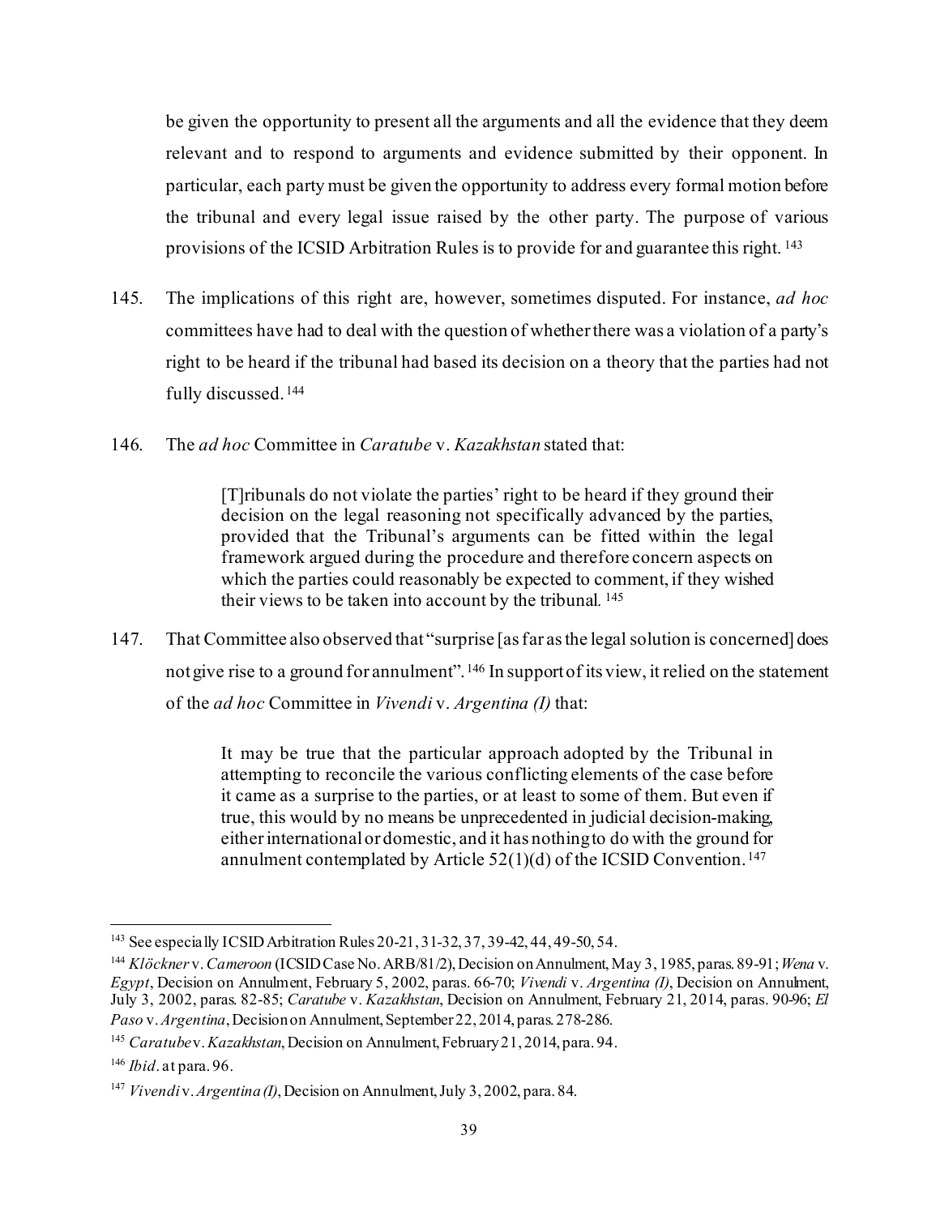be given the opportunity to present all the arguments and all the evidence that they deem relevant and to respond to arguments and evidence submitted by their opponent. In particular, each party must be given the opportunity to address every formal motion before the tribunal and every legal issue raised by the other party. The purpose of various provisions of the ICSID Arbitration Rules is to provide for and guarantee this right.[143]

145. The implications of this right are, however, sometimes disputed. For instance, *ad hoc* committees have had to deal with the question of whether there was a violation of a party's right to be heard if the tribunal had based its decision on a theory that the parties had not fully discussed.[144]

146. The *ad hoc* Committee in *Caratube* v. *Kazakhstan* stated that:

> [T]ribunals do not violate the parties' right to be heard if they ground their decision on the legal reasoning not specifically advanced by the parties, provided that the Tribunal's arguments can be fitted within the legal framework argued during the procedure and therefore concern aspects on which the parties could reasonably be expected to comment, if they wished their views to be taken into account by the tribunal.[145]

147. That Committee also observed that "surprise [as far as the legal solution is concerned] does not give rise to a ground for annulment".[146] In support of its view, it relied on the statement of the *ad hoc* Committee in *Vivendi* v. *Argentina (I)* that:

> It may be true that the particular approach adopted by the Tribunal in attempting to reconcile the various conflicting elements of the case before it came as a surprise to the parties, or at least to some of them. But even if true, this would by no means be unprecedented in judicial decision-making, either international or domestic, and it has nothing to do with the ground for annulment contemplated by Article 52(1)(d) of the ICSID Convention.[147]

---

[143] See especially ICSID Arbitration Rules 20-21, 31-32, 37, 39-42, 44, 49-50, 54.

[144] *Klöckner* v. *Cameroon* (ICSID Case No. ARB/81/2), Decision on Annulment, May 3, 1985, paras. 89-91; *Wena* v. *Egypt*, Decision on Annulment, February 5, 2002, paras. 66-70; *Vivendi* v. *Argentina (I)*, Decision on Annulment, July 3, 2002, paras. 82-85; *Caratube* v. *Kazakhstan*, Decision on Annulment, February 21, 2014, paras. 90-96; *El Paso* v. *Argentina*, Decision on Annulment, September 22, 2014, paras. 278-286.

[145] *Caratube* v. *Kazakhstan*, Decision on Annulment, February 21, 2014, para. 94.

[146] *Ibid*. at para. 96.

[147] *Vivendi* v. *Argentina (I)*, Decision on Annulment, July 3, 2002, para. 84.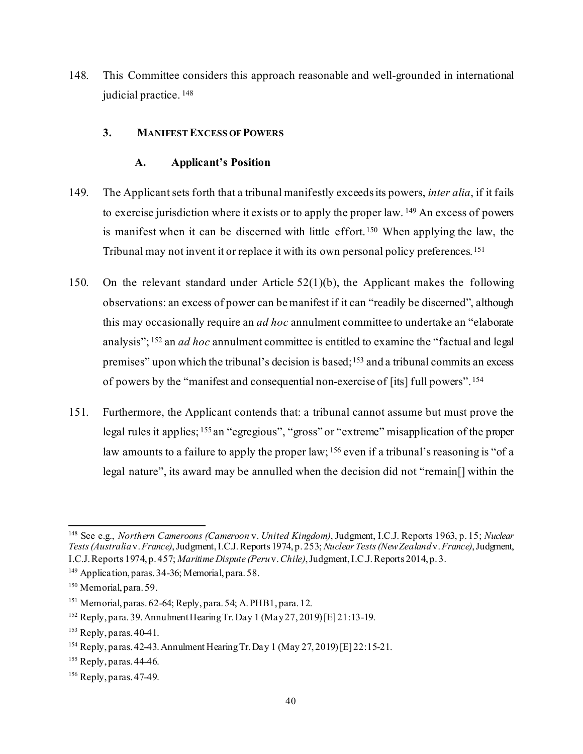148. This Committee considers this approach reasonable and well-grounded in international judicial practice.[148]

### 3. MANIFEST EXCESS OF POWERS

#### A. Applicant's Position

149. The Applicant sets forth that a tribunal manifestly exceeds its powers, *inter alia*, if it fails to exercise jurisdiction where it exists or to apply the proper law.[149] An excess of powers is manifest when it can be discerned with little effort.[150] When applying the law, the Tribunal may not invent it or replace it with its own personal policy preferences.[151]

150. On the relevant standard under Article 52(1)(b), the Applicant makes the following observations: an excess of power can be manifest if it can "readily be discerned", although this may occasionally require an *ad hoc* annulment committee to undertake an "elaborate analysis";[152] an *ad hoc* annulment committee is entitled to examine the "factual and legal premises" upon which the tribunal's decision is based;[153] and a tribunal commits an excess of powers by the "manifest and consequential non-exercise of [its] full powers".[154]

151. Furthermore, the Applicant contends that: a tribunal cannot assume but must prove the legal rules it applies;[155] an "egregious", "gross" or "extreme" misapplication of the proper law amounts to a failure to apply the proper law;[156] even if a tribunal's reasoning is "of a legal nature", its award may be annulled when the decision did not "remain[] within the

---

[148] See e.g., *Northern Cameroons (Cameroon* v. *United Kingdom)*, Judgment, I.C.J. Reports 1963, p. 15; *Nuclear Tests (Australia* v. *France)*, Judgment, I.C.J. Reports 1974, p. 253; *Nuclear Tests (New Zealand* v. *France)*, Judgment, I.C.J. Reports 1974, p. 457; *Maritime Dispute (Peru* v. *Chile)*, Judgment, I.C.J. Reports 2014, p. 3.

[149] Application, paras. 34-36; Memorial, para. 58.

[150] Memorial, para. 59.

[151] Memorial, paras. 62-64; Reply, para. 54; A. PHB1, para. 12.

[152] Reply, para. 39. Annulment Hearing Tr. Day 1 (May 27, 2019) [E] 21:13-19.

[153] Reply, paras. 40-41.

[154] Reply, paras. 42-43. Annulment Hearing Tr. Day 1 (May 27, 2019) [E] 22:15-21.

[155] Reply, paras. 44-46.

[156] Reply, paras. 47-49.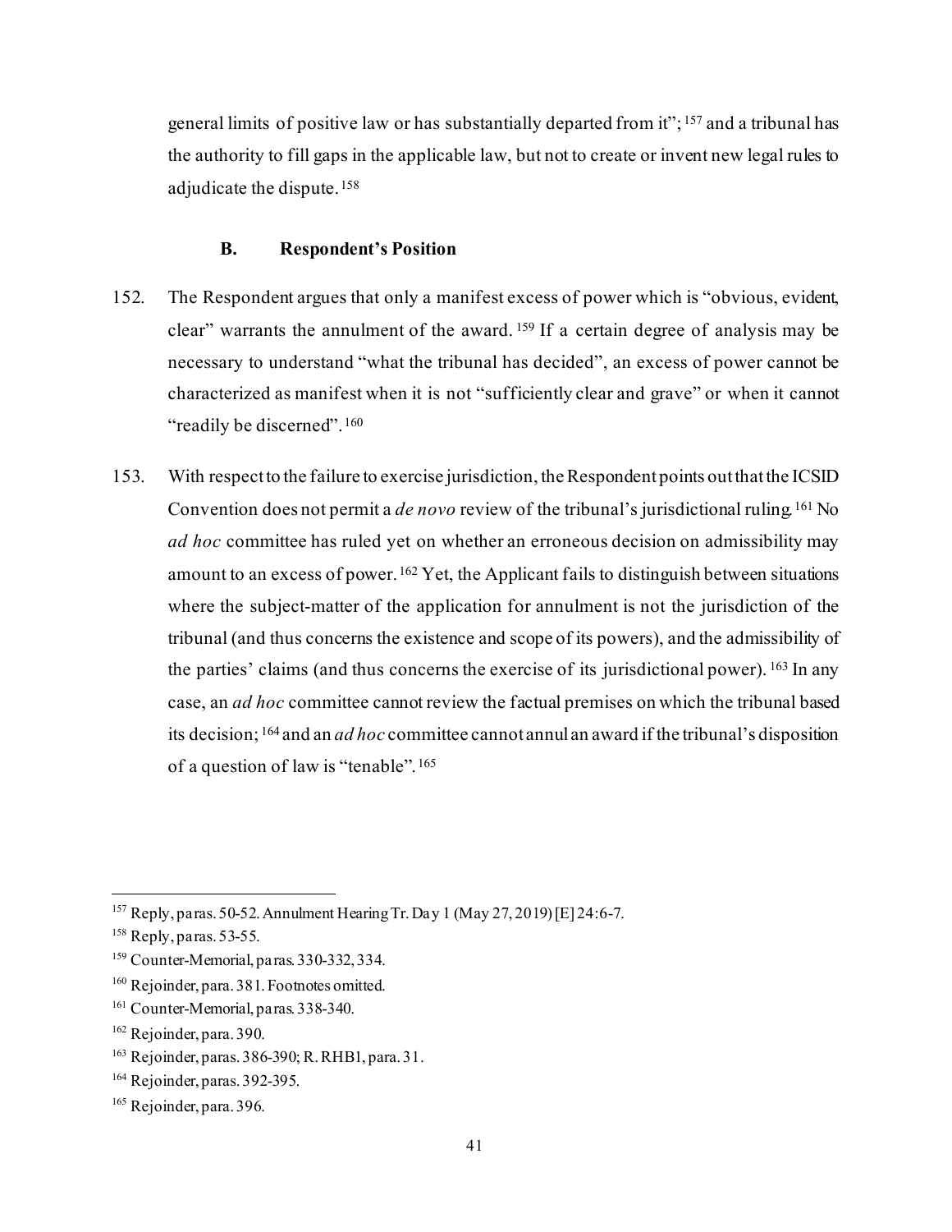general limits of positive law or has substantially departed from it"; [157] and a tribunal has the authority to fill gaps in the applicable law, but not to create or invent new legal rules to adjudicate the dispute. [158]

### B. Respondent's Position

152. The Respondent argues that only a manifest excess of power which is "obvious, evident, clear" warrants the annulment of the award. [159] If a certain degree of analysis may be necessary to understand "what the tribunal has decided", an excess of power cannot be characterized as manifest when it is not "sufficiently clear and grave" or when it cannot "readily be discerned". [160]

153. With respect to the failure to exercise jurisdiction, the Respondent points out that the ICSID Convention does not permit a *de novo* review of the tribunal's jurisdictional ruling. [161] No *ad hoc* committee has ruled yet on whether an erroneous decision on admissibility may amount to an excess of power. [162] Yet, the Applicant fails to distinguish between situations where the subject-matter of the application for annulment is not the jurisdiction of the tribunal (and thus concerns the existence and scope of its powers), and the admissibility of the parties' claims (and thus concerns the exercise of its jurisdictional power). [163] In any case, an *ad hoc* committee cannot review the factual premises on which the tribunal based its decision; [164] and an *ad hoc* committee cannot annul an award if the tribunal's disposition of a question of law is "tenable". [165]

---

[157] Reply, paras. 50-52. Annulment Hearing Tr. Day 1 (May 27, 2019) [E] 24:6-7.

[158] Reply, paras. 53-55.

[159] Counter-Memorial, paras. 330-332, 334.

[160] Rejoinder, para. 381. Footnotes omitted.

[161] Counter-Memorial, paras. 338-340.

[162] Rejoinder, para. 390.

[163] Rejoinder, paras. 386-390; R. RHB1, para. 31.

[164] Rejoinder, paras. 392-395.

[165] Rejoinder, para. 396.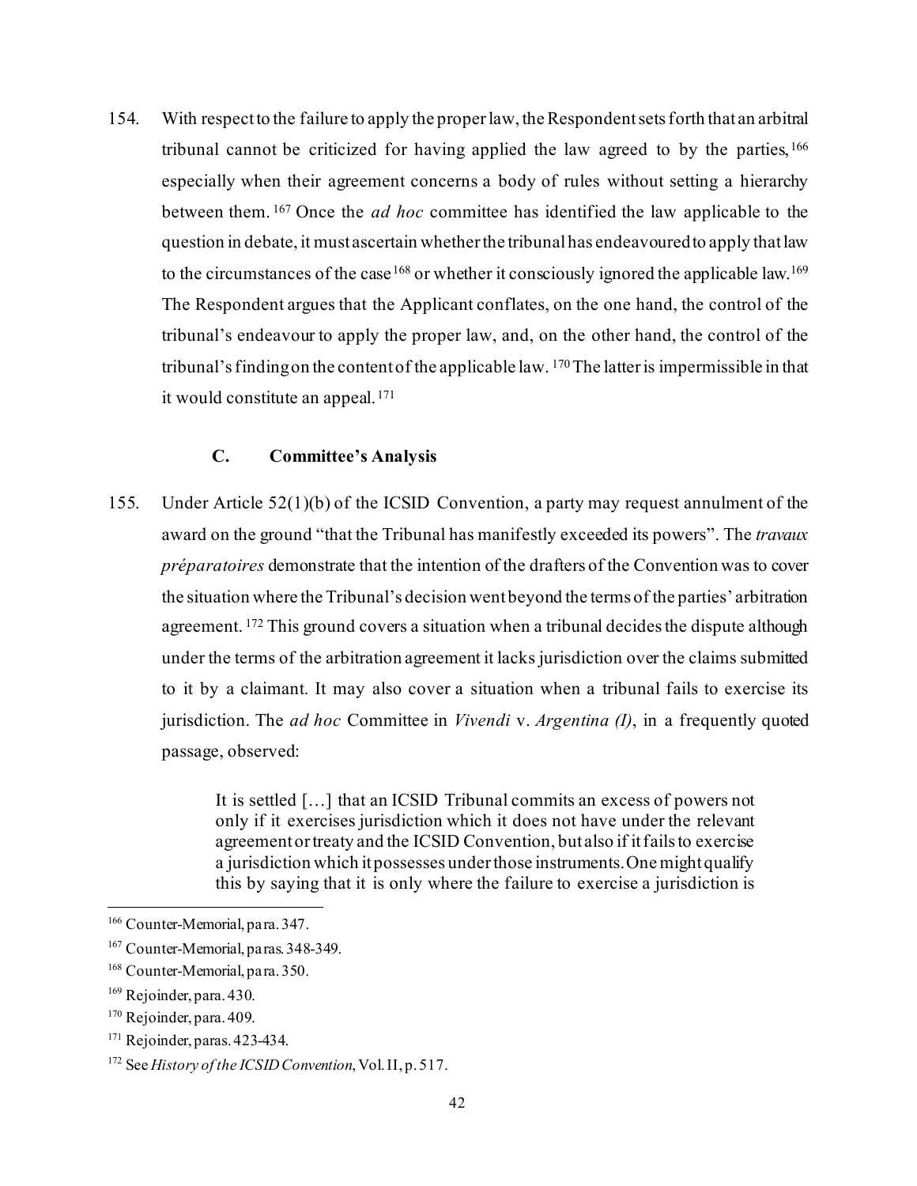154. With respect to the failure to apply the proper law, the Respondent sets forth that an arbitral tribunal cannot be criticized for having applied the law agreed to by the parties,[166] especially when their agreement concerns a body of rules without setting a hierarchy between them.[167] Once the *ad hoc* committee has identified the law applicable to the question in debate, it must ascertain whether the tribunal has endeavoured to apply that law to the circumstances of the case[168] or whether it consciously ignored the applicable law.[169] The Respondent argues that the Applicant conflates, on the one hand, the control of the tribunal's endeavour to apply the proper law, and, on the other hand, the control of the tribunal's finding on the content of the applicable law.[170] The latter is impermissible in that it would constitute an appeal.[171]

### C. Committee's Analysis

155. Under Article 52(1)(b) of the ICSID Convention, a party may request annulment of the award on the ground "that the Tribunal has manifestly exceeded its powers". The *travaux préparatoires* demonstrate that the intention of the drafters of the Convention was to cover the situation where the Tribunal's decision went beyond the terms of the parties' arbitration agreement.[172] This ground covers a situation when a tribunal decides the dispute although under the terms of the arbitration agreement it lacks jurisdiction over the claims submitted to it by a claimant. It may also cover a situation when a tribunal fails to exercise its jurisdiction. The *ad hoc* Committee in *Vivendi* v. *Argentina (I)*, in a frequently quoted passage, observed:

> It is settled […] that an ICSID Tribunal commits an excess of powers not only if it exercises jurisdiction which it does not have under the relevant agreement or treaty and the ICSID Convention, but also if it fails to exercise a jurisdiction which it possesses under those instruments. One might qualify this by saying that it is only where the failure to exercise a jurisdiction is

---

[166] Counter-Memorial, para. 347.

[167] Counter-Memorial, paras. 348-349.

[168] Counter-Memorial, para. 350.

[169] Rejoinder, para. 430.

[170] Rejoinder, para. 409.

[171] Rejoinder, paras. 423-434.

[172] See *History of the ICSID Convention*, Vol. II, p. 517.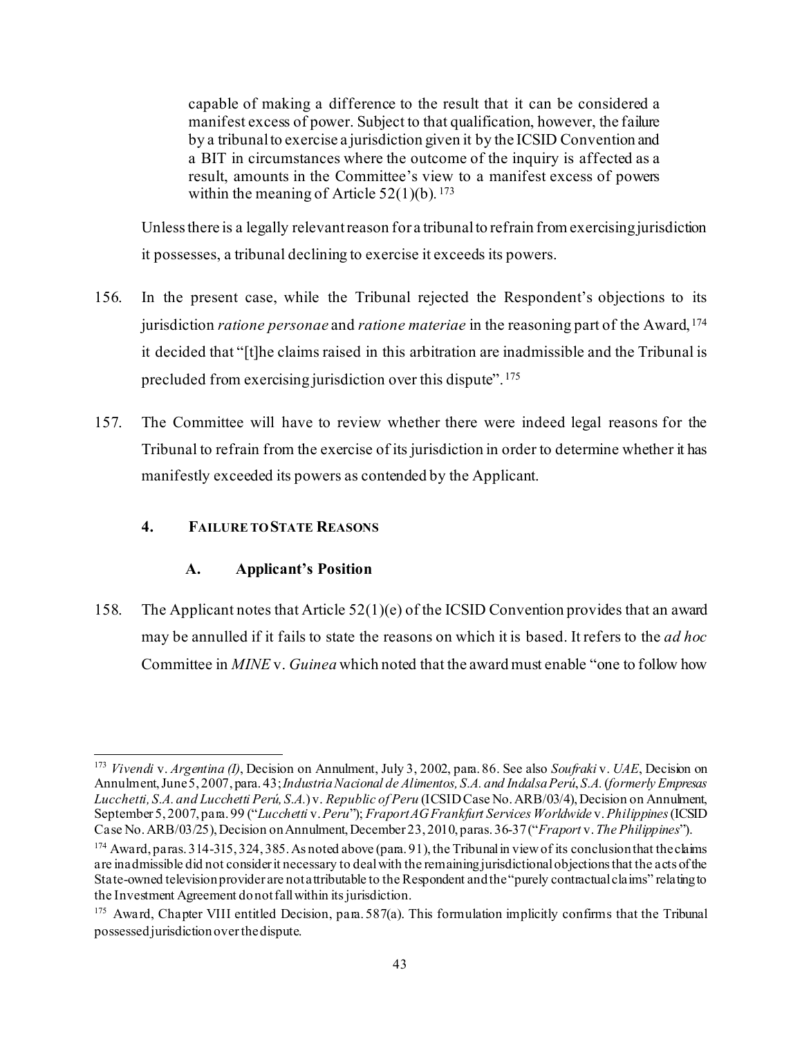> capable of making a difference to the result that it can be considered a manifest excess of power. Subject to that qualification, however, the failure by a tribunal to exercise a jurisdiction given it by the ICSID Convention and a BIT in circumstances where the outcome of the inquiry is affected as a result, amounts in the Committee's view to a manifest excess of powers within the meaning of Article 52(1)(b).[173]

Unless there is a legally relevant reason for a tribunal to refrain from exercising jurisdiction it possesses, a tribunal declining to exercise it exceeds its powers.

156. In the present case, while the Tribunal rejected the Respondent's objections to its jurisdiction *ratione personae* and *ratione materiae* in the reasoning part of the Award,[174] it decided that "[t]he claims raised in this arbitration are inadmissible and the Tribunal is precluded from exercising jurisdiction over this dispute".[175]

157. The Committee will have to review whether there were indeed legal reasons for the Tribunal to refrain from the exercise of its jurisdiction in order to determine whether it has manifestly exceeded its powers as contended by the Applicant.

### 4. FAILURE TO STATE REASONS

#### A. Applicant's Position

158. The Applicant notes that Article 52(1)(e) of the ICSID Convention provides that an award may be annulled if it fails to state the reasons on which it is based. It refers to the *ad hoc* Committee in *MINE* v. *Guinea* which noted that the award must enable "one to follow how

---

[173] *Vivendi* v. *Argentina (I)*, Decision on Annulment, July 3, 2002, para. 86. See also *Soufraki* v. *UAE*, Decision on Annulment, June 5, 2007, para. 43; *Industria Nacional de Alimentos, S.A. and Indalsa Perú, S.A.* (*formerly Empresas Lucchetti, S.A. and Lucchetti Perú, S.A.*) v. *Republic of Peru* (ICSID Case No. ARB/03/4), Decision on Annulment, September 5, 2007, para. 99 ("*Lucchetti* v. *Peru*"); *Fraport AG Frankfurt Services Worldwide* v. *Philippines* (ICSID Case No. ARB/03/25), Decision on Annulment, December 23, 2010, paras. 36-37 ("*Fraport* v. *The Philippines*").

[174] Award, paras. 314-315, 324, 385. As noted above (para. 91), the Tribunal in view of its conclusion that the claims are inadmissible did not consider it necessary to deal with the remaining jurisdictional objections that the acts of the State-owned television provider are not attributable to the Respondent and the "purely contractual claims" relating to the Investment Agreement do not fall within its jurisdiction.

[175] Award, Chapter VIII entitled Decision, para. 587(a). This formulation implicitly confirms that the Tribunal possessed jurisdiction over the dispute.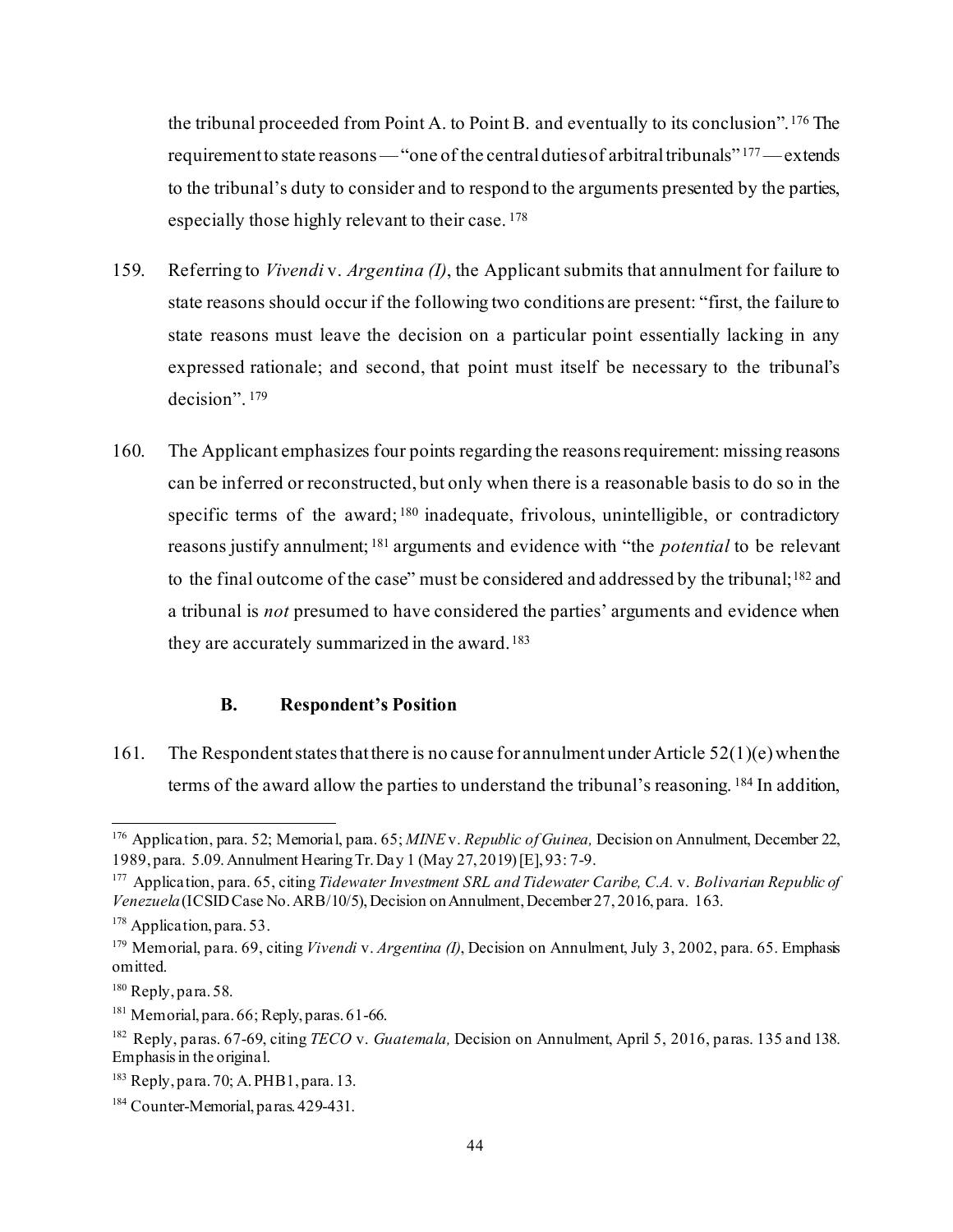the tribunal proceeded from Point A. to Point B. and eventually to its conclusion".[176] The requirement to state reasons — "one of the central duties of arbitral tribunals"[177] — extends to the tribunal's duty to consider and to respond to the arguments presented by the parties, especially those highly relevant to their case.[178]

159. Referring to *Vivendi* v. *Argentina (I)*, the Applicant submits that annulment for failure to state reasons should occur if the following two conditions are present: "first, the failure to state reasons must leave the decision on a particular point essentially lacking in any expressed rationale; and second, that point must itself be necessary to the tribunal's decision".[179]

160. The Applicant emphasizes four points regarding the reasons requirement: missing reasons can be inferred or reconstructed, but only when there is a reasonable basis to do so in the specific terms of the award;[180] inadequate, frivolous, unintelligible, or contradictory reasons justify annulment;[181] arguments and evidence with "the *potential* to be relevant to the final outcome of the case" must be considered and addressed by the tribunal;[182] and a tribunal is *not* presumed to have considered the parties' arguments and evidence when they are accurately summarized in the award.[183]

### B. Respondent's Position

161. The Respondent states that there is no cause for annulment under Article 52(1)(e) when the terms of the award allow the parties to understand the tribunal's reasoning.[184] In addition,

---

[176] Application, para. 52; Memorial, para. 65; *MINE* v. *Republic of Guinea,* Decision on Annulment, December 22, 1989, para. 5.09. Annulment Hearing Tr. Day 1 (May 27, 2019) [E], 93: 7-9.

[177] Application, para. 65, citing *Tidewater Investment SRL and Tidewater Caribe, C.A.* v. *Bolivarian Republic of Venezuela* (ICSID Case No. ARB/10/5), Decision on Annulment, December 27, 2016, para. 163.

[178] Application, para. 53.

[179] Memorial, para. 69, citing *Vivendi* v. *Argentina (I)*, Decision on Annulment, July 3, 2002, para. 65. Emphasis omitted.

[180] Reply, para. 58.

[181] Memorial, para. 66; Reply, paras. 61-66.

[182] Reply, paras. 67-69, citing *TECO* v. *Guatemala,* Decision on Annulment, April 5, 2016, paras. 135 and 138. Emphasis in the original.

[183] Reply, para. 70; A. PHB1, para. 13.

[184] Counter-Memorial, paras. 429-431.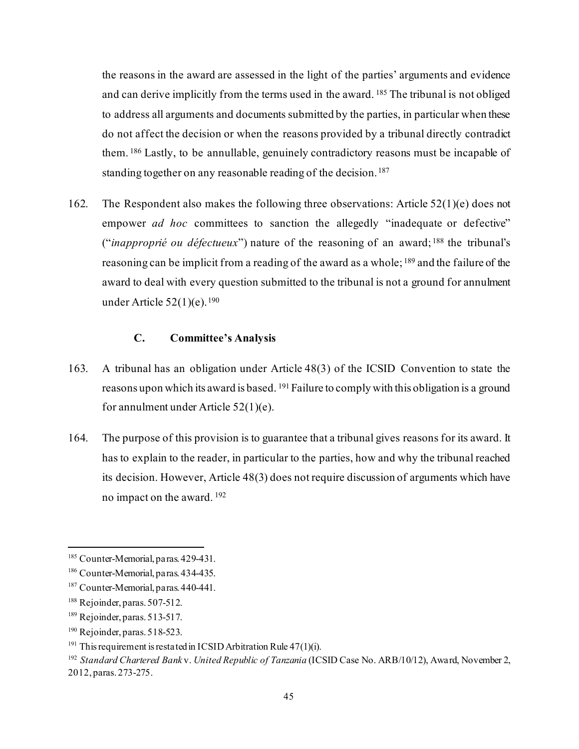the reasons in the award are assessed in the light of the parties' arguments and evidence and can derive implicitly from the terms used in the award.[185] The tribunal is not obliged to address all arguments and documents submitted by the parties, in particular when these do not affect the decision or when the reasons provided by a tribunal directly contradict them.[186] Lastly, to be annullable, genuinely contradictory reasons must be incapable of standing together on any reasonable reading of the decision.[187]

162. The Respondent also makes the following three observations: Article 52(1)(e) does not empower *ad hoc* committees to sanction the allegedly "inadequate or defective" ("*inapproprié ou défectueux*") nature of the reasoning of an award;[188] the tribunal's reasoning can be implicit from a reading of the award as a whole;[189] and the failure of the award to deal with every question submitted to the tribunal is not a ground for annulment under Article 52(1)(e).[190]

### C. Committee's Analysis

163. A tribunal has an obligation under Article 48(3) of the ICSID Convention to state the reasons upon which its award is based.[191] Failure to comply with this obligation is a ground for annulment under Article 52(1)(e).

164. The purpose of this provision is to guarantee that a tribunal gives reasons for its award. It has to explain to the reader, in particular to the parties, how and why the tribunal reached its decision. However, Article 48(3) does not require discussion of arguments which have no impact on the award.[192]

---

[185] Counter-Memorial, paras. 429-431.

[186] Counter-Memorial, paras. 434-435.

[187] Counter-Memorial, paras. 440-441.

[188] Rejoinder, paras. 507-512.

[189] Rejoinder, paras. 513-517.

[190] Rejoinder, paras. 518-523.

[191] This requirement is restated in ICSID Arbitration Rule 47(1)(i).

[192] *Standard Chartered Bank* v. *United Republic of Tanzania* (ICSID Case No. ARB/10/12), Award, November 2, 2012, paras. 273-275.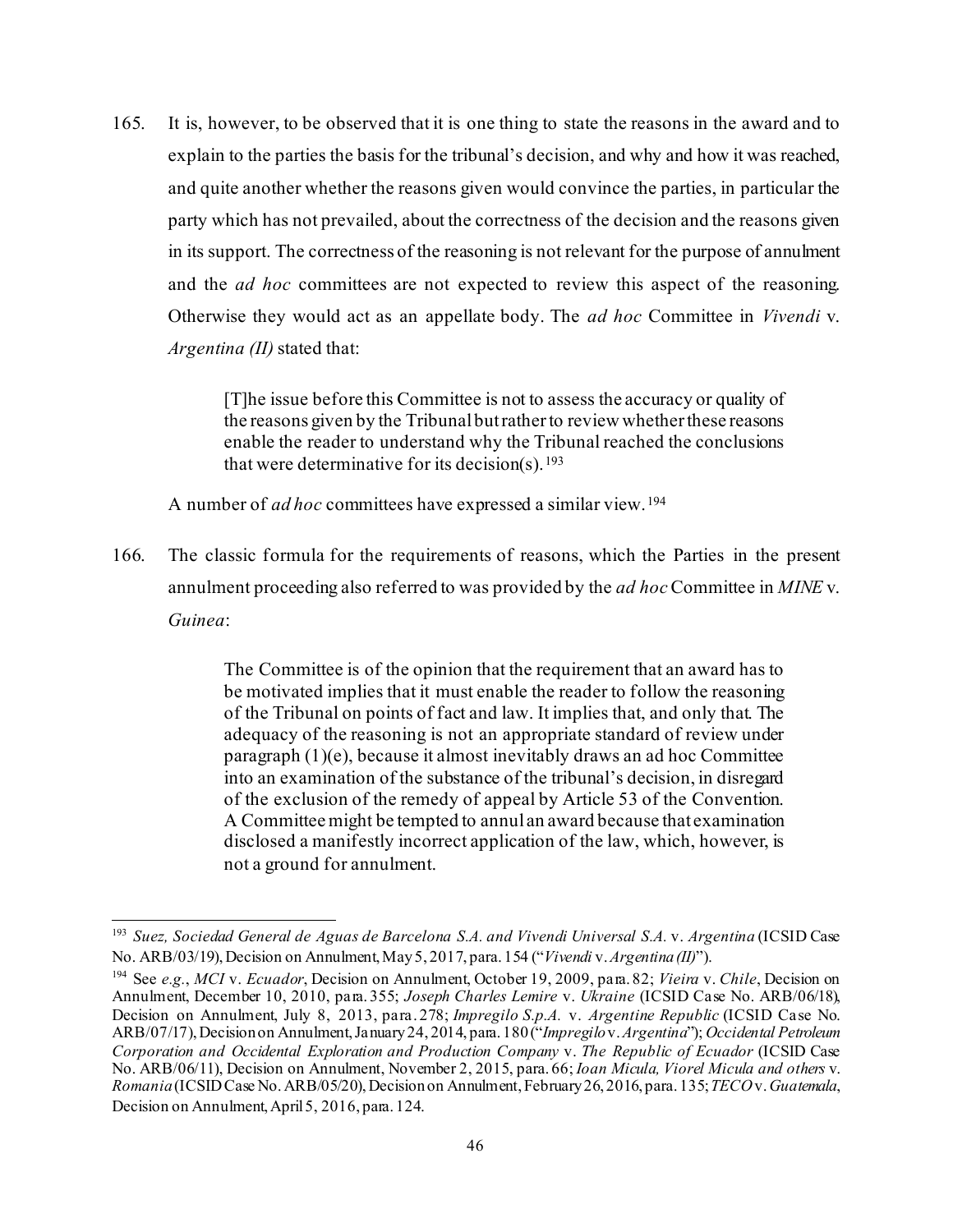165. It is, however, to be observed that it is one thing to state the reasons in the award and to explain to the parties the basis for the tribunal's decision, and why and how it was reached, and quite another whether the reasons given would convince the parties, in particular the party which has not prevailed, about the correctness of the decision and the reasons given in its support. The correctness of the reasoning is not relevant for the purpose of annulment and the *ad hoc* committees are not expected to review this aspect of the reasoning. Otherwise they would act as an appellate body. The *ad hoc* Committee in *Vivendi* v. *Argentina (II)* stated that:

> [T]he issue before this Committee is not to assess the accuracy or quality of the reasons given by the Tribunal but rather to review whether these reasons enable the reader to understand why the Tribunal reached the conclusions that were determinative for its decision(s).[193]

A number of *ad hoc* committees have expressed a similar view.[194]

166. The classic formula for the requirements of reasons, which the Parties in the present annulment proceeding also referred to was provided by the *ad hoc* Committee in *MINE* v. *Guinea*:

> The Committee is of the opinion that the requirement that an award has to be motivated implies that it must enable the reader to follow the reasoning of the Tribunal on points of fact and law. It implies that, and only that. The adequacy of the reasoning is not an appropriate standard of review under paragraph (1)(e), because it almost inevitably draws an ad hoc Committee into an examination of the substance of the tribunal's decision, in disregard of the exclusion of the remedy of appeal by Article 53 of the Convention. A Committee might be tempted to annul an award because that examination disclosed a manifestly incorrect application of the law, which, however, is not a ground for annulment.

---

[193] *Suez, Sociedad General de Aguas de Barcelona S.A. and Vivendi Universal S.A.* v. *Argentina* (ICSID Case No. ARB/03/19), Decision on Annulment, May 5, 2017, para. 154 ("*Vivendi* v. *Argentina (II)*").

[194] See *e.g.*, *MCI* v. *Ecuador*, Decision on Annulment, October 19, 2009, para. 82; *Vieira* v. *Chile*, Decision on Annulment, December 10, 2010, para. 355; *Joseph Charles Lemire* v. *Ukraine* (ICSID Case No. ARB/06/18), Decision on Annulment, July 8, 2013, para. 278; *Impregilo S.p.A.* v. *Argentine Republic* (ICSID Case No. ARB/07/17), Decision on Annulment, January 24, 2014, para. 180 ("*Impregilo* v. *Argentina*"); *Occidental Petroleum Corporation and Occidental Exploration and Production Company* v. *The Republic of Ecuador* (ICSID Case No. ARB/06/11), Decision on Annulment, November 2, 2015, para. 66; *Ioan Micula, Viorel Micula and others* v. *Romania* (ICSID Case No. ARB/05/20), Decision on Annulment, February 26, 2016, para. 135; *TECO* v. *Guatemala*, Decision on Annulment, April 5, 2016, para. 124.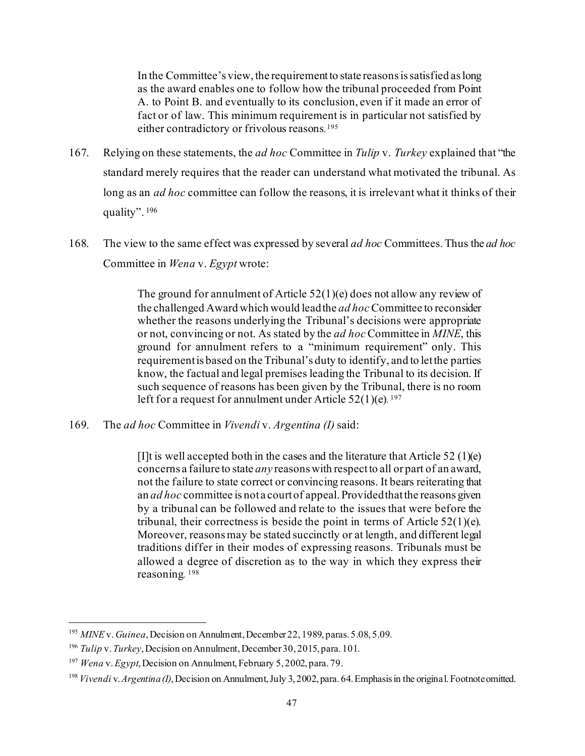> In the Committee's view, the requirement to state reasons is satisfied as long as the award enables one to follow how the tribunal proceeded from Point A. to Point B. and eventually to its conclusion, even if it made an error of fact or of law. This minimum requirement is in particular not satisfied by either contradictory or frivolous reasons.[195]

167. Relying on these statements, the *ad hoc* Committee in *Tulip* v. *Turkey* explained that "the standard merely requires that the reader can understand what motivated the tribunal. As long as an *ad hoc* committee can follow the reasons, it is irrelevant what it thinks of their quality".[196]

168. The view to the same effect was expressed by several *ad hoc* Committees. Thus the *ad hoc* Committee in *Wena* v. *Egypt* wrote:

> The ground for annulment of Article 52(1)(e) does not allow any review of the challenged Award which would lead the *ad hoc* Committee to reconsider whether the reasons underlying the Tribunal's decisions were appropriate or not, convincing or not. As stated by the *ad hoc* Committee in *MINE*, this ground for annulment refers to a "minimum requirement" only. This requirement is based on the Tribunal's duty to identify, and to let the parties know, the factual and legal premises leading the Tribunal to its decision. If such sequence of reasons has been given by the Tribunal, there is no room left for a request for annulment under Article 52(1)(e).[197]

169. The *ad hoc* Committee in *Vivendi* v. *Argentina (I)* said:

> [I]t is well accepted both in the cases and the literature that Article 52 (1)(e) concerns a failure to state *any* reasons with respect to all or part of an award, not the failure to state correct or convincing reasons. It bears reiterating that an *ad hoc* committee is not a court of appeal. Provided that the reasons given by a tribunal can be followed and relate to the issues that were before the tribunal, their correctness is beside the point in terms of Article 52(1)(e). Moreover, reasons may be stated succinctly or at length, and different legal traditions differ in their modes of expressing reasons. Tribunals must be allowed a degree of discretion as to the way in which they express their reasoning.[198]

---

[195] *MINE* v. *Guinea*, Decision on Annulment, December 22, 1989, paras. 5.08, 5.09.

[196] *Tulip* v. *Turkey*, Decision on Annulment, December 30, 2015, para. 101.

[197] *Wena* v. *Egypt*, Decision on Annulment, February 5, 2002, para. 79.

[198] *Vivendi* v. *Argentina (I)*, Decision on Annulment, July 3, 2002, para. 64. Emphasis in the original. Footnote omitted.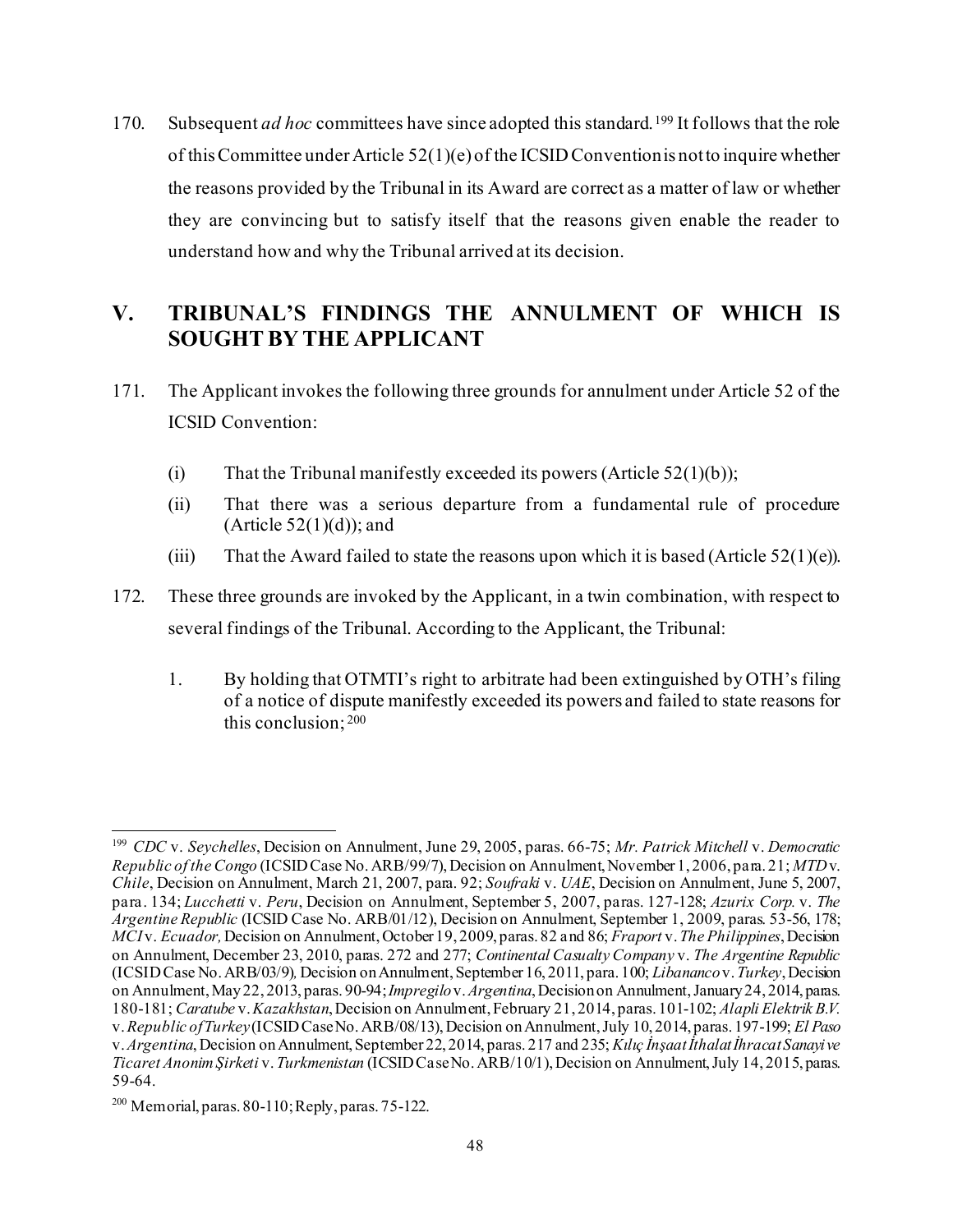170. Subsequent *ad hoc* committees have since adopted this standard.[199] It follows that the role of this Committee under Article 52(1)(e) of the ICSID Convention is not to inquire whether the reasons provided by the Tribunal in its Award are correct as a matter of law or whether they are convincing but to satisfy itself that the reasons given enable the reader to understand how and why the Tribunal arrived at its decision.

## V. TRIBUNAL'S FINDINGS THE ANNULMENT OF WHICH IS SOUGHT BY THE APPLICANT

171. The Applicant invokes the following three grounds for annulment under Article 52 of the ICSID Convention:

(i) That the Tribunal manifestly exceeded its powers (Article 52(1)(b));

(ii) That there was a serious departure from a fundamental rule of procedure (Article 52(1)(d)); and

(iii) That the Award failed to state the reasons upon which it is based (Article 52(1)(e)).

172. These three grounds are invoked by the Applicant, in a twin combination, with respect to several findings of the Tribunal. According to the Applicant, the Tribunal:

1. By holding that OTMTI's right to arbitrate had been extinguished by OTH's filing of a notice of dispute manifestly exceeded its powers and failed to state reasons for this conclusion;[200]

---

[199] *CDC* v. *Seychelles*, Decision on Annulment, June 29, 2005, paras. 66-75; *Mr. Patrick Mitchell* v. *Democratic Republic of the Congo* (ICSID Case No. ARB/99/7), Decision on Annulment, November 1, 2006, para. 21; *MTD* v. *Chile*, Decision on Annulment, March 21, 2007, para. 92; *Soufraki* v. *UAE*, Decision on Annulment, June 5, 2007, para. 134; *Lucchetti* v. *Peru*, Decision on Annulment, September 5, 2007, paras. 127-128; *Azurix Corp.* v. *The Argentine Republic* (ICSID Case No. ARB/01/12), Decision on Annulment, September 1, 2009, paras. 53-56, 178; *MCI* v. *Ecuador,* Decision on Annulment, October 19, 2009, paras. 82 and 86; *Fraport* v. *The Philippines*, Decision on Annulment, December 23, 2010, paras. 272 and 277; *Continental Casualty Company* v. *The Argentine Republic* (ICSID Case No. ARB/03/9)*,* Decision on Annulment, September 16, 2011, para. 100; *Libananco* v. *Turkey*, Decision on Annulment, May 22, 2013, paras. 90-94; *Impregilo* v. *Argentina*, Decision on Annulment, January 24, 2014, paras. 180-181; *Caratube* v. *Kazakhstan*, Decision on Annulment, February 21, 2014, paras. 101-102; *Alapli Elektrik B.V.* v. *Republic of Turkey* (ICSID Case No. ARB/08/13), Decision on Annulment, July 10, 2014, paras. 197-199; *El Paso* v. *Argentina*, Decision on Annulment, September 22, 2014, paras. 217 and 235; *Kılıç İnşaat İthalat İhracat Sanayi ve Ticaret Anonim Şirketi* v. *Turkmenistan* (ICSID Case No. ARB/10/1), Decision on Annulment, July 14, 2015, paras. 59-64.

[200] Memorial, paras. 80-110; Reply, paras. 75-122.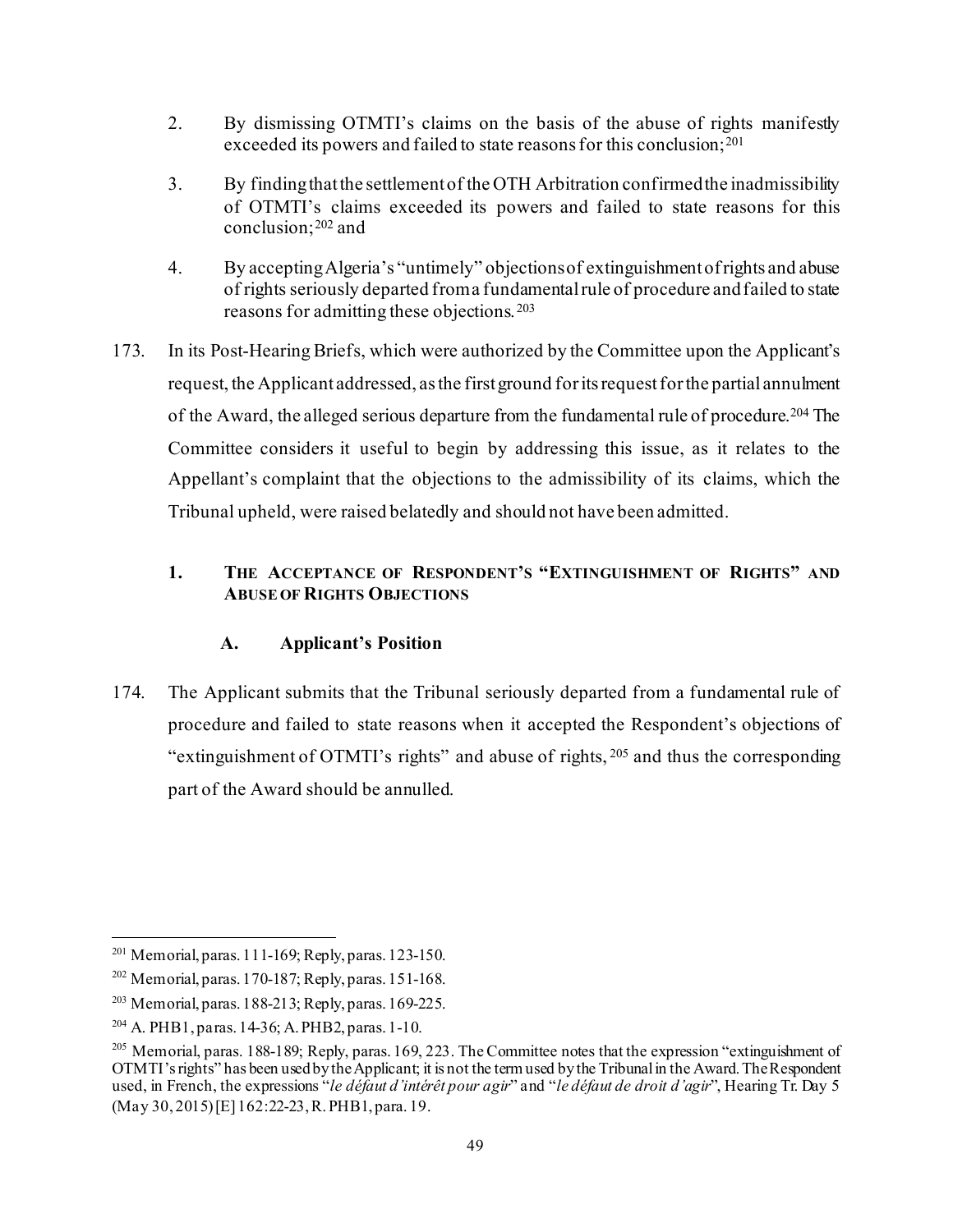2. By dismissing OTMTI's claims on the basis of the abuse of rights manifestly exceeded its powers and failed to state reasons for this conclusion;[201]

3. By finding that the settlement of the OTH Arbitration confirmed the inadmissibility of OTMTI's claims exceeded its powers and failed to state reasons for this conclusion;[202] and

4. By accepting Algeria's "untimely" objections of extinguishment of rights and abuse of rights seriously departed from a fundamental rule of procedure and failed to state reasons for admitting these objections.[203]

173. In its Post-Hearing Briefs, which were authorized by the Committee upon the Applicant's request, the Applicant addressed, as the first ground for its request for the partial annulment of the Award, the alleged serious departure from the fundamental rule of procedure.[204] The Committee considers it useful to begin by addressing this issue, as it relates to the Appellant's complaint that the objections to the admissibility of its claims, which the Tribunal upheld, were raised belatedly and should not have been admitted.

### 1. The Acceptance of Respondent's "Extinguishment of Rights" and Abuse of Rights Objections

#### A. Applicant's Position

174. The Applicant submits that the Tribunal seriously departed from a fundamental rule of procedure and failed to state reasons when it accepted the Respondent's objections of "extinguishment of OTMTI's rights" and abuse of rights,[205] and thus the corresponding part of the Award should be annulled.

---

[201] Memorial, paras. 111-169; Reply, paras. 123-150.

[202] Memorial, paras. 170-187; Reply, paras. 151-168.

[203] Memorial, paras. 188-213; Reply, paras. 169-225.

[204] A. PHB1, paras. 14-36; A. PHB2, paras. 1-10.

[205] Memorial, paras. 188-189; Reply, paras. 169, 223. The Committee notes that the expression "extinguishment of OTMTI's rights" has been used by the Applicant; it is not the term used by the Tribunal in the Award. The Respondent used, in French, the expressions "*le défaut d'intérêt pour agir*" and "*le défaut de droit d'agir*", Hearing Tr. Day 5 (May 30, 2015) [E] 162:22-23, R. PHB1, para. 19.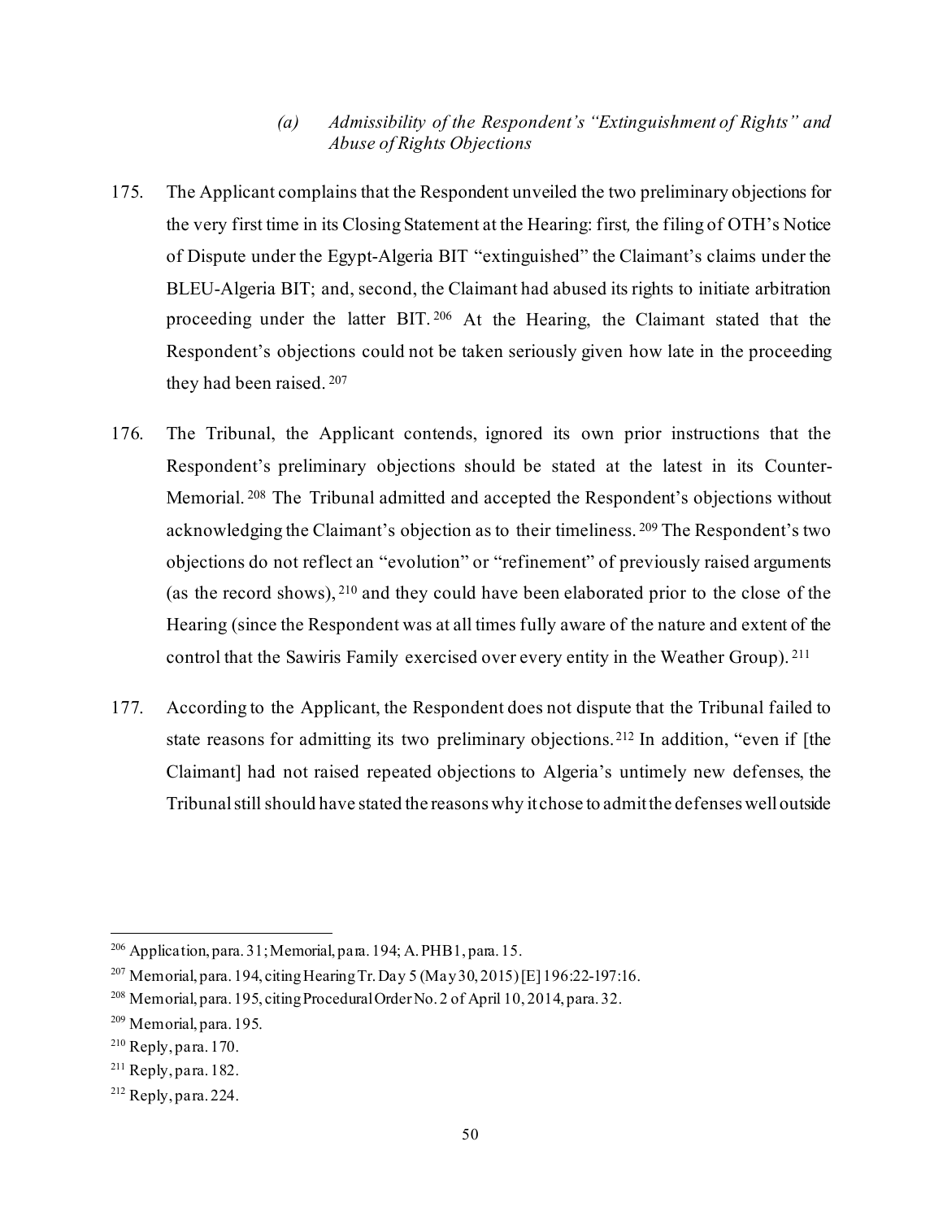### *(a) Admissibility of the Respondent's "Extinguishment of Rights" and Abuse of Rights Objections*

175. The Applicant complains that the Respondent unveiled the two preliminary objections for the very first time in its Closing Statement at the Hearing: first*,* the filing of OTH's Notice of Dispute under the Egypt-Algeria BIT "extinguished" the Claimant's claims under the BLEU-Algeria BIT; and, second, the Claimant had abused its rights to initiate arbitration proceeding under the latter BIT.[206] At the Hearing, the Claimant stated that the Respondent's objections could not be taken seriously given how late in the proceeding they had been raised.[207]

176. The Tribunal, the Applicant contends, ignored its own prior instructions that the Respondent's preliminary objections should be stated at the latest in its Counter-Memorial.[208] The Tribunal admitted and accepted the Respondent's objections without acknowledging the Claimant's objection as to their timeliness.[209] The Respondent's two objections do not reflect an "evolution" or "refinement" of previously raised arguments (as the record shows),[210] and they could have been elaborated prior to the close of the Hearing (since the Respondent was at all times fully aware of the nature and extent of the control that the Sawiris Family exercised over every entity in the Weather Group).[211]

177. According to the Applicant, the Respondent does not dispute that the Tribunal failed to state reasons for admitting its two preliminary objections.[212] In addition, "even if [the Claimant] had not raised repeated objections to Algeria's untimely new defenses, the Tribunal still should have stated the reasons why it chose to admit the defenses well outside

---

[206] Application, para. 31; Memorial, para. 194; A. PHB1, para. 15.

[207] Memorial, para. 194, citing Hearing Tr. Day 5 (May 30, 2015) [E] 196:22-197:16.

[208] Memorial, para. 195, citing Procedural Order No. 2 of April 10, 2014, para. 32.

[209] Memorial, para. 195.

[210] Reply, para. 170.

[211] Reply, para. 182.

[212] Reply, para. 224.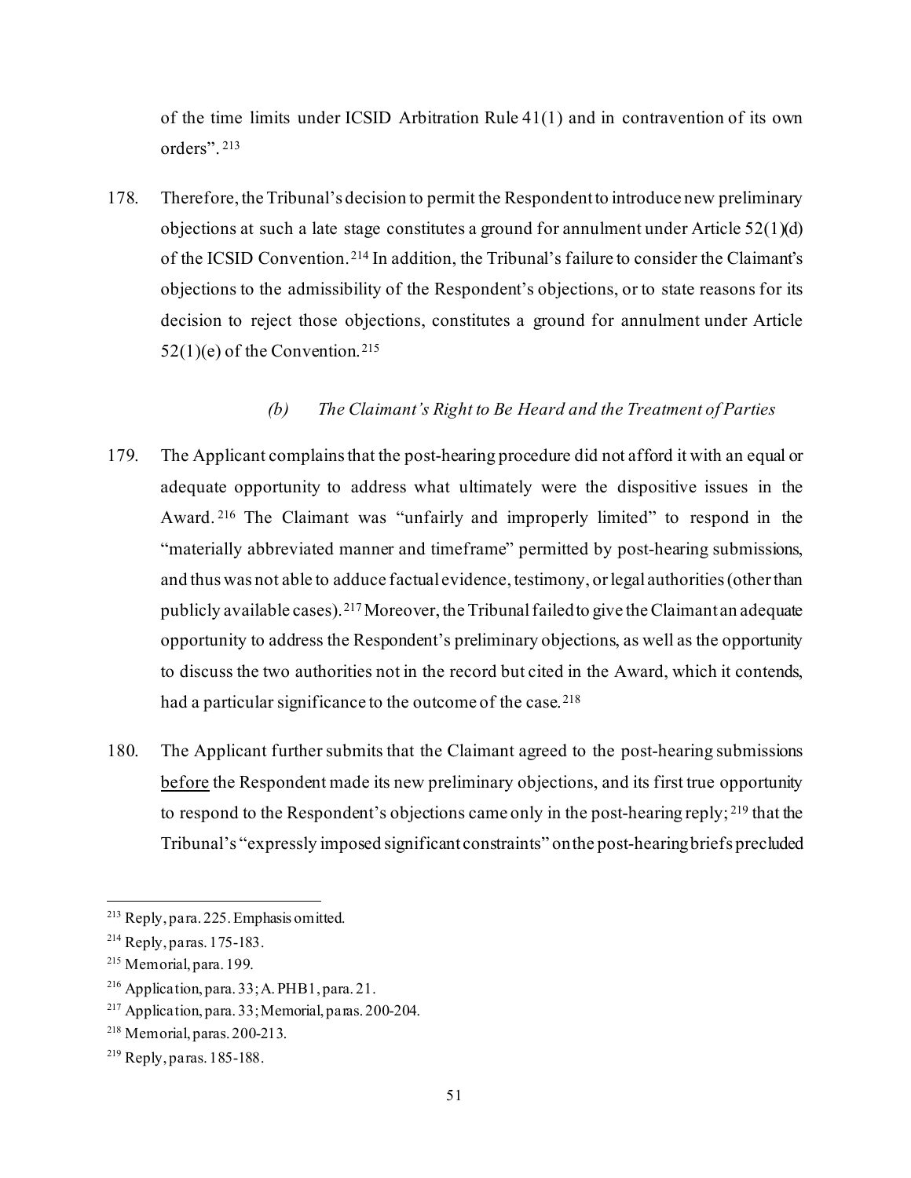of the time limits under ICSID Arbitration Rule 41(1) and in contravention of its own orders".[213]

178. Therefore, the Tribunal's decision to permit the Respondent to introduce new preliminary objections at such a late stage constitutes a ground for annulment under Article 52(1)(d) of the ICSID Convention.[214] In addition, the Tribunal's failure to consider the Claimant's objections to the admissibility of the Respondent's objections, or to state reasons for its decision to reject those objections, constitutes a ground for annulment under Article 52(1)(e) of the Convention.[215]

### *(b) The Claimant's Right to Be Heard and the Treatment of Parties*

179. The Applicant complains that the post-hearing procedure did not afford it with an equal or adequate opportunity to address what ultimately were the dispositive issues in the Award.[216] The Claimant was "unfairly and improperly limited" to respond in the "materially abbreviated manner and timeframe" permitted by post-hearing submissions, and thus was not able to adduce factual evidence, testimony, or legal authorities (other than publicly available cases).[217] Moreover, the Tribunal failed to give the Claimant an adequate opportunity to address the Respondent's preliminary objections, as well as the opportunity to discuss the two authorities not in the record but cited in the Award, which it contends, had a particular significance to the outcome of the case.[218]

180. The Applicant further submits that the Claimant agreed to the post-hearing submissions <u>before</u> the Respondent made its new preliminary objections, and its first true opportunity to respond to the Respondent's objections came only in the post-hearing reply;[219] that the Tribunal's "expressly imposed significant constraints" on the post-hearing briefs precluded

---

[213] Reply, para. 225. Emphasis omitted.

[214] Reply, paras. 175-183.

[215] Memorial, para. 199.

[216] Application, para. 33; A. PHB1, para. 21.

[217] Application, para. 33; Memorial, paras. 200-204.

[218] Memorial, paras. 200-213.

[219] Reply, paras. 185-188.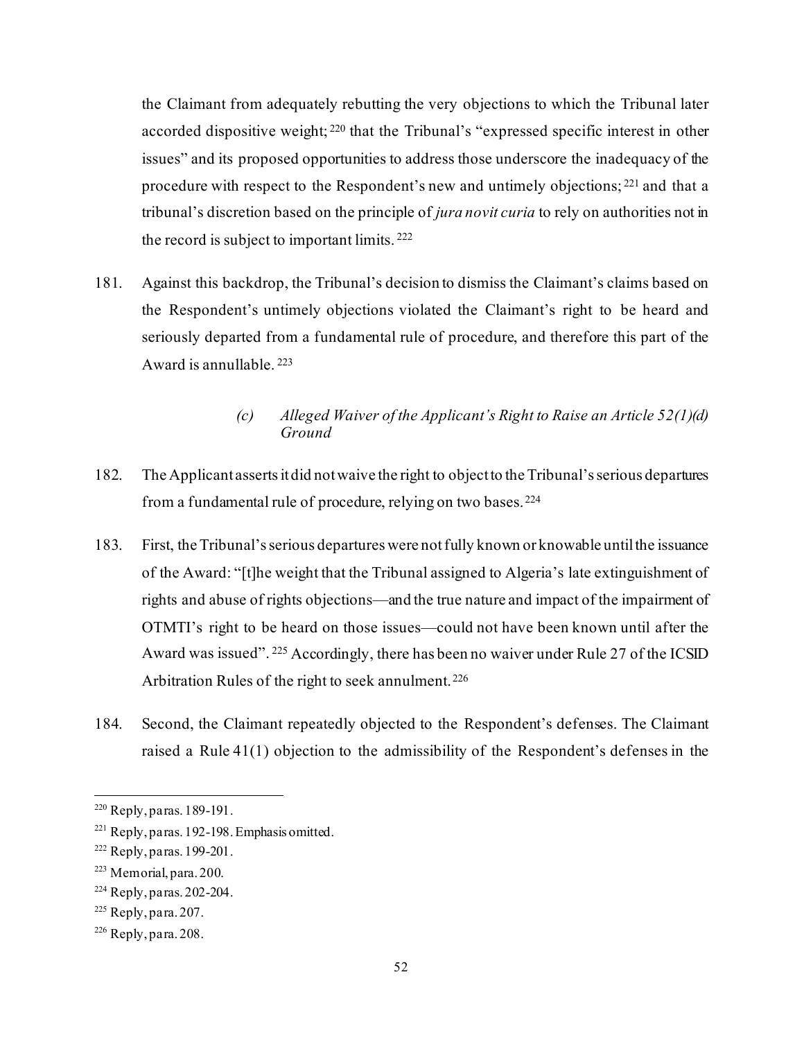the Claimant from adequately rebutting the very objections to which the Tribunal later accorded dispositive weight;[220] that the Tribunal's "expressed specific interest in other issues" and its proposed opportunities to address those underscore the inadequacy of the procedure with respect to the Respondent's new and untimely objections;[221] and that a tribunal's discretion based on the principle of *jura novit curia* to rely on authorities not in the record is subject to important limits.[222]

181. Against this backdrop, the Tribunal's decision to dismiss the Claimant's claims based on the Respondent's untimely objections violated the Claimant's right to be heard and seriously departed from a fundamental rule of procedure, and therefore this part of the Award is annullable.[223]

#### *(c) Alleged Waiver of the Applicant's Right to Raise an Article 52(1)(d) Ground*

182. The Applicant asserts it did not waive the right to object to the Tribunal's serious departures from a fundamental rule of procedure, relying on two bases.[224]

183. First, the Tribunal's serious departures were not fully known or knowable until the issuance of the Award: "[t]he weight that the Tribunal assigned to Algeria's late extinguishment of rights and abuse of rights objections—and the true nature and impact of the impairment of OTMTI's right to be heard on those issues—could not have been known until after the Award was issued".[225] Accordingly, there has been no waiver under Rule 27 of the ICSID Arbitration Rules of the right to seek annulment.[226]

184. Second, the Claimant repeatedly objected to the Respondent's defenses. The Claimant raised a Rule 41(1) objection to the admissibility of the Respondent's defenses in the

---

[220] Reply, paras. 189-191.

[221] Reply, paras. 192-198. Emphasis omitted.

[222] Reply, paras. 199-201.

[223] Memorial, para. 200.

[224] Reply, paras. 202-204.

[225] Reply, para. 207.

[226] Reply, para. 208.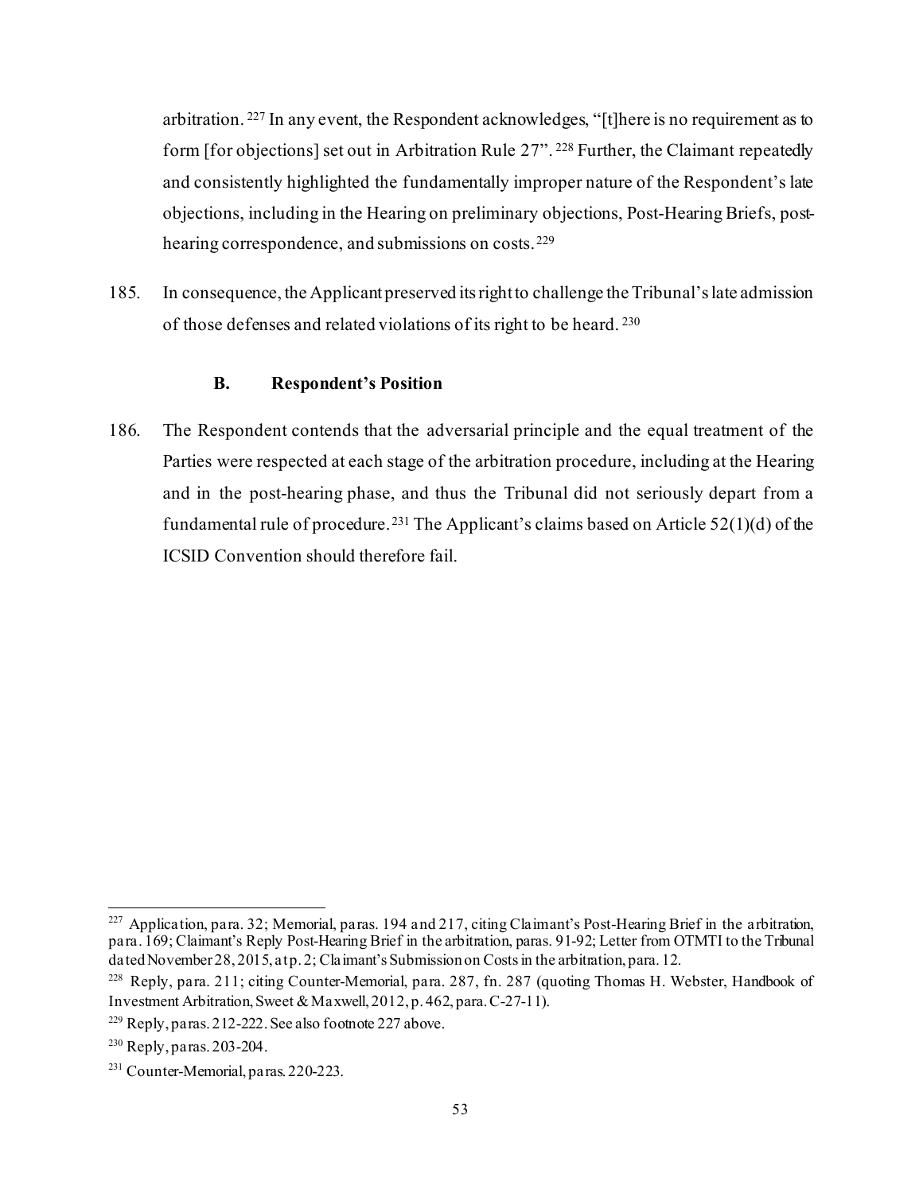arbitration.[227] In any event, the Respondent acknowledges, "[t]here is no requirement as to form [for objections] set out in Arbitration Rule 27".[228] Further, the Claimant repeatedly and consistently highlighted the fundamentally improper nature of the Respondent's late objections, including in the Hearing on preliminary objections, Post-Hearing Briefs, post-hearing correspondence, and submissions on costs.[229]

185. In consequence, the Applicant preserved its right to challenge the Tribunal's late admission of those defenses and related violations of its right to be heard.[230]

### B. Respondent's Position

186. The Respondent contends that the adversarial principle and the equal treatment of the Parties were respected at each stage of the arbitration procedure, including at the Hearing and in the post-hearing phase, and thus the Tribunal did not seriously depart from a fundamental rule of procedure.[231] The Applicant's claims based on Article 52(1)(d) of the ICSID Convention should therefore fail.

---

[227] Application, para. 32; Memorial, paras. 194 and 217, citing Claimant's Post-Hearing Brief in the arbitration, para. 169; Claimant's Reply Post-Hearing Brief in the arbitration, paras. 91-92; Letter from OTMTI to the Tribunal dated November 28, 2015, at p. 2; Claimant's Submission on Costs in the arbitration, para. 12.

[228] Reply, para. 211; citing Counter-Memorial, para. 287, fn. 287 (quoting Thomas H. Webster, Handbook of Investment Arbitration, Sweet & Maxwell, 2012, p. 462, para. C-27-11).

[229] Reply, paras. 212-222. See also footnote 227 above.

[230] Reply, paras. 203-204.

[231] Counter-Memorial, paras. 220-223.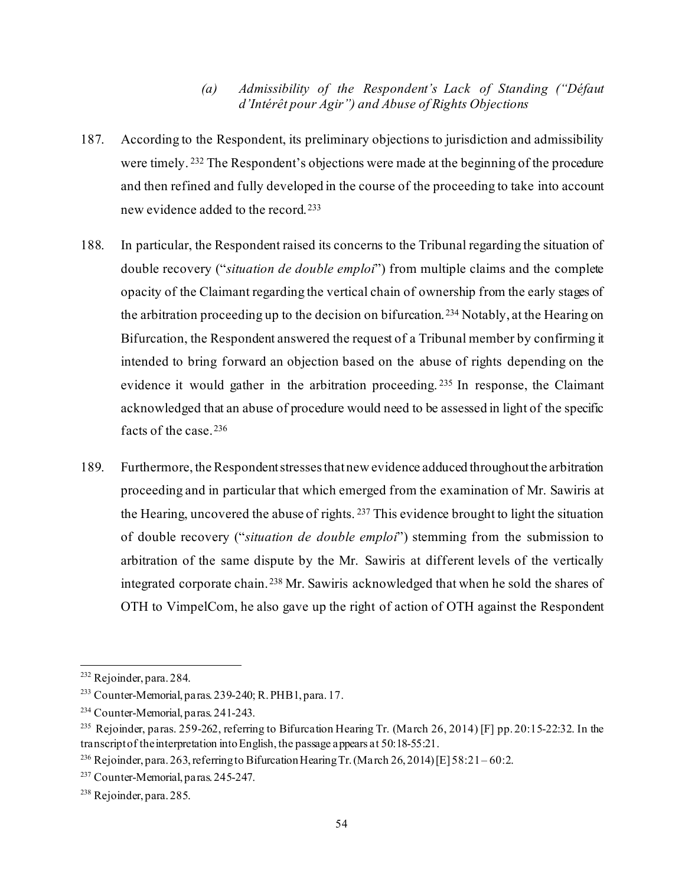*(a) Admissibility of the Respondent's Lack of Standing ("Défaut d'Intérêt pour Agir") and Abuse of Rights Objections*

187. According to the Respondent, its preliminary objections to jurisdiction and admissibility were timely.[232] The Respondent's objections were made at the beginning of the procedure and then refined and fully developed in the course of the proceeding to take into account new evidence added to the record.[233]

188. In particular, the Respondent raised its concerns to the Tribunal regarding the situation of double recovery ("*situation de double emploi*") from multiple claims and the complete opacity of the Claimant regarding the vertical chain of ownership from the early stages of the arbitration proceeding up to the decision on bifurcation.[234] Notably, at the Hearing on Bifurcation, the Respondent answered the request of a Tribunal member by confirming it intended to bring forward an objection based on the abuse of rights depending on the evidence it would gather in the arbitration proceeding.[235] In response, the Claimant acknowledged that an abuse of procedure would need to be assessed in light of the specific facts of the case.[236]

189. Furthermore, the Respondent stresses that new evidence adduced throughout the arbitration proceeding and in particular that which emerged from the examination of Mr. Sawiris at the Hearing, uncovered the abuse of rights.[237] This evidence brought to light the situation of double recovery ("*situation de double emploi*") stemming from the submission to arbitration of the same dispute by the Mr. Sawiris at different levels of the vertically integrated corporate chain.[238] Mr. Sawiris acknowledged that when he sold the shares of OTH to VimpelCom, he also gave up the right of action of OTH against the Respondent

---

[232] Rejoinder, para. 284.

[233] Counter-Memorial, paras. 239-240; R. PHB1, para. 17.

[234] Counter-Memorial, paras. 241-243.

[235] Rejoinder, paras. 259-262, referring to Bifurcation Hearing Tr. (March 26, 2014) [F] pp. 20:15-22:32. In the transcript of the interpretation into English, the passage appears at 50:18-55:21.

[236] Rejoinder, para. 263, referring to Bifurcation Hearing Tr. (March 26, 2014) [E] 58:21 – 60:2.

[237] Counter-Memorial, paras. 245-247.

[238] Rejoinder, para. 285.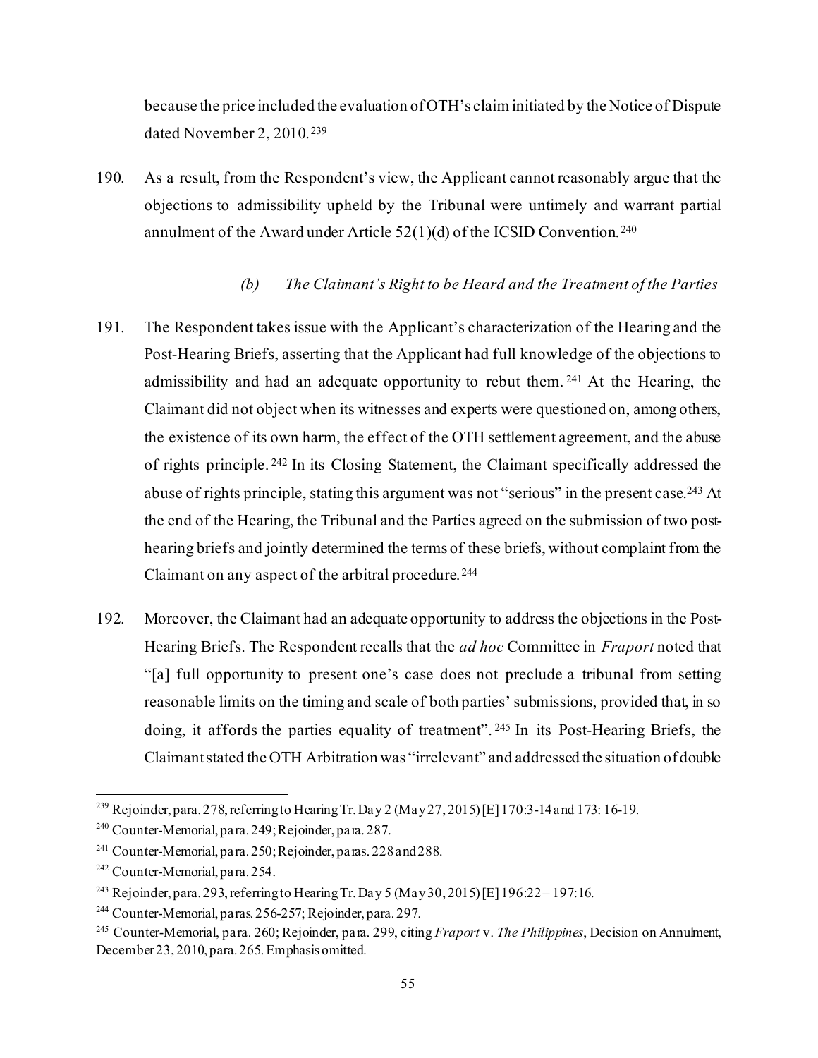because the price included the evaluation of OTH's claim initiated by the Notice of Dispute dated November 2, 2010.[239]

190. As a result, from the Respondent's view, the Applicant cannot reasonably argue that the objections to admissibility upheld by the Tribunal were untimely and warrant partial annulment of the Award under Article 52(1)(d) of the ICSID Convention.[240]

#### *(b) The Claimant's Right to be Heard and the Treatment of the Parties*

191. The Respondent takes issue with the Applicant's characterization of the Hearing and the Post-Hearing Briefs, asserting that the Applicant had full knowledge of the objections to admissibility and had an adequate opportunity to rebut them.[241] At the Hearing, the Claimant did not object when its witnesses and experts were questioned on, among others, the existence of its own harm, the effect of the OTH settlement agreement, and the abuse of rights principle.[242] In its Closing Statement, the Claimant specifically addressed the abuse of rights principle, stating this argument was not "serious" in the present case.[243] At the end of the Hearing, the Tribunal and the Parties agreed on the submission of two post-hearing briefs and jointly determined the terms of these briefs, without complaint from the Claimant on any aspect of the arbitral procedure.[244]

192. Moreover, the Claimant had an adequate opportunity to address the objections in the Post-Hearing Briefs. The Respondent recalls that the *ad hoc* Committee in *Fraport* noted that "[a] full opportunity to present one's case does not preclude a tribunal from setting reasonable limits on the timing and scale of both parties' submissions, provided that, in so doing, it affords the parties equality of treatment".[245] In its Post-Hearing Briefs, the Claimant stated the OTH Arbitration was "irrelevant" and addressed the situation of double

---

[239] Rejoinder, para. 278, referring to Hearing Tr. Day 2 (May 27, 2015) [E] 170:3-14 and 173: 16-19.

[240] Counter-Memorial, para. 249; Rejoinder, para. 287.

[241] Counter-Memorial, para. 250; Rejoinder, paras. 228 and 288.

[242] Counter-Memorial, para. 254.

[243] Rejoinder, para. 293, referring to Hearing Tr. Day 5 (May 30, 2015) [E] 196:22 – 197:16.

[244] Counter-Memorial, paras. 256-257; Rejoinder, para. 297.

[245] Counter-Memorial, para. 260; Rejoinder, para. 299, citing *Fraport* v. *The Philippines*, Decision on Annulment, December 23, 2010, para. 265. Emphasis omitted.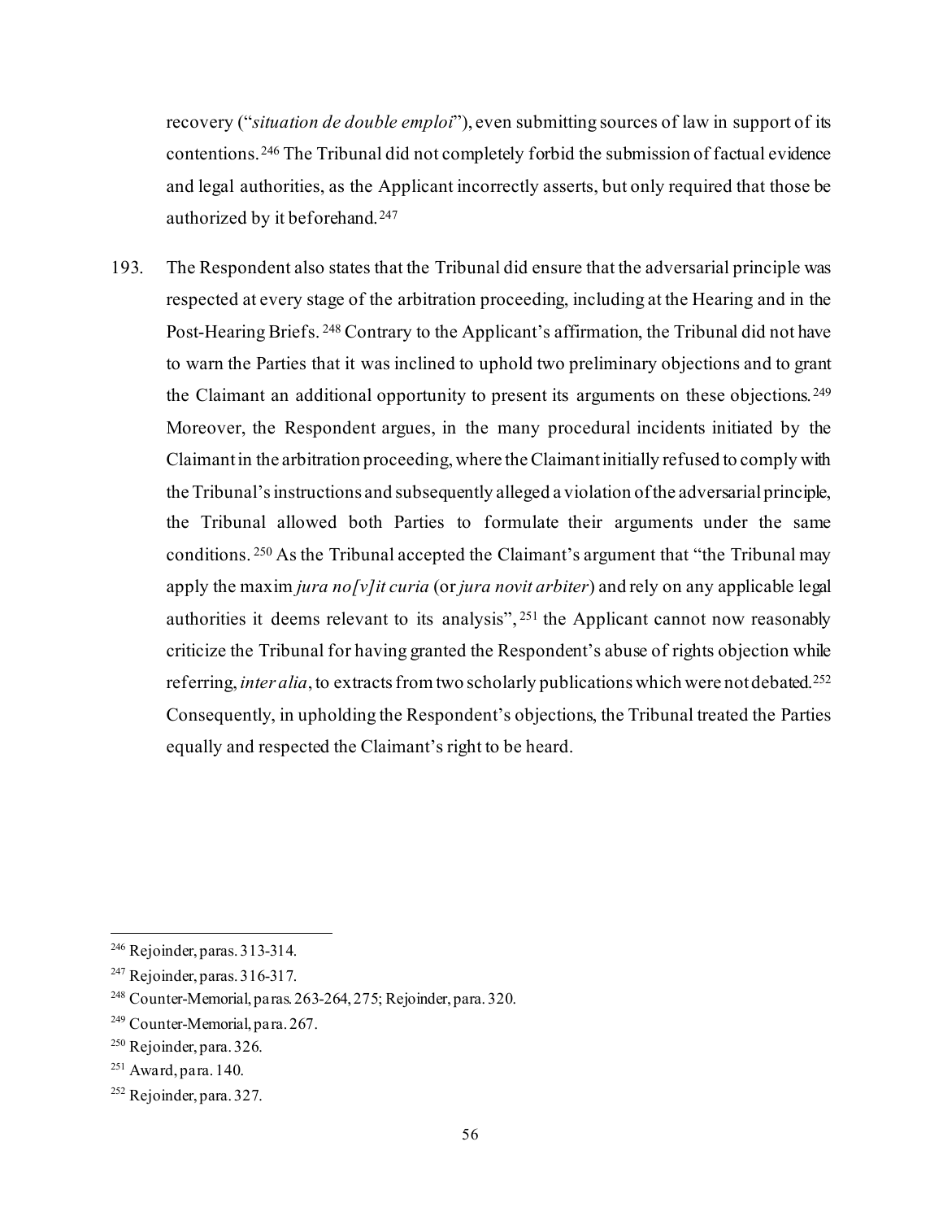recovery ("*situation de double emploi*"), even submitting sources of law in support of its contentions.[246] The Tribunal did not completely forbid the submission of factual evidence and legal authorities, as the Applicant incorrectly asserts, but only required that those be authorized by it beforehand.[247]

193. The Respondent also states that the Tribunal did ensure that the adversarial principle was respected at every stage of the arbitration proceeding, including at the Hearing and in the Post-Hearing Briefs.[248] Contrary to the Applicant's affirmation, the Tribunal did not have to warn the Parties that it was inclined to uphold two preliminary objections and to grant the Claimant an additional opportunity to present its arguments on these objections.[249] Moreover, the Respondent argues, in the many procedural incidents initiated by the Claimant in the arbitration proceeding, where the Claimant initially refused to comply with the Tribunal's instructions and subsequently alleged a violation of the adversarial principle, the Tribunal allowed both Parties to formulate their arguments under the same conditions.[250] As the Tribunal accepted the Claimant's argument that "the Tribunal may apply the maxim *jura no[v]it curia* (or *jura novit arbiter*) and rely on any applicable legal authorities it deems relevant to its analysis",[251] the Applicant cannot now reasonably criticize the Tribunal for having granted the Respondent's abuse of rights objection while referring, *inter alia*, to extracts from two scholarly publications which were not debated.[252] Consequently, in upholding the Respondent's objections, the Tribunal treated the Parties equally and respected the Claimant's right to be heard.

---

[246] Rejoinder, paras. 313-314.

[247] Rejoinder, paras. 316-317.

[248] Counter-Memorial, paras. 263-264, 275; Rejoinder, para. 320.

[249] Counter-Memorial, para. 267.

[250] Rejoinder, para. 326.

[251] Award, para. 140.

[252] Rejoinder, para. 327.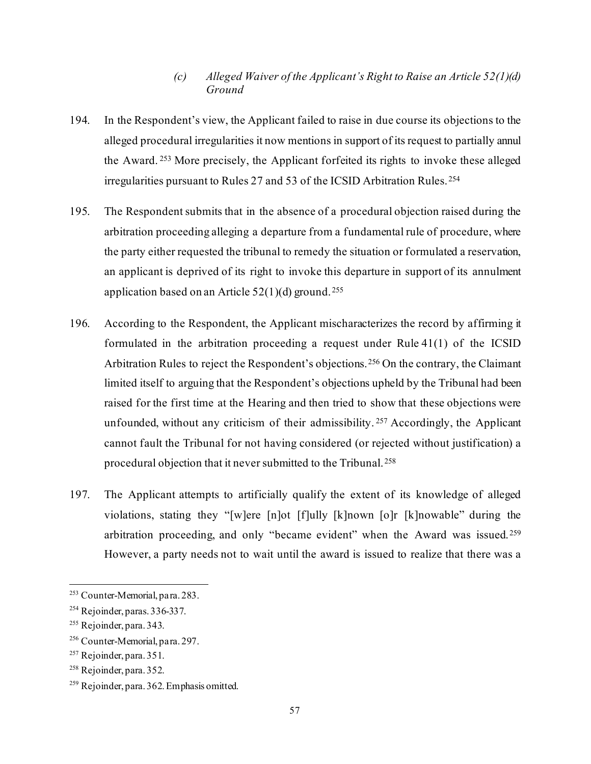### *(c) Alleged Waiver of the Applicant's Right to Raise an Article 52(1)(d) Ground*

194. In the Respondent's view, the Applicant failed to raise in due course its objections to the alleged procedural irregularities it now mentions in support of its request to partially annul the Award.[253] More precisely, the Applicant forfeited its rights to invoke these alleged irregularities pursuant to Rules 27 and 53 of the ICSID Arbitration Rules.[254]

195. The Respondent submits that in the absence of a procedural objection raised during the arbitration proceeding alleging a departure from a fundamental rule of procedure, where the party either requested the tribunal to remedy the situation or formulated a reservation, an applicant is deprived of its right to invoke this departure in support of its annulment application based on an Article 52(1)(d) ground.[255]

196. According to the Respondent, the Applicant mischaracterizes the record by affirming it formulated in the arbitration proceeding a request under Rule 41(1) of the ICSID Arbitration Rules to reject the Respondent's objections.[256] On the contrary, the Claimant limited itself to arguing that the Respondent's objections upheld by the Tribunal had been raised for the first time at the Hearing and then tried to show that these objections were unfounded, without any criticism of their admissibility.[257] Accordingly, the Applicant cannot fault the Tribunal for not having considered (or rejected without justification) a procedural objection that it never submitted to the Tribunal.[258]

197. The Applicant attempts to artificially qualify the extent of its knowledge of alleged violations, stating they "[w]ere [n]ot [f]ully [k]nown [o]r [k]nowable" during the arbitration proceeding, and only "became evident" when the Award was issued.[259] However, a party needs not to wait until the award is issued to realize that there was a

---

[253] Counter-Memorial, para. 283.

[254] Rejoinder, paras. 336-337.

[255] Rejoinder, para. 343.

[256] Counter-Memorial, para. 297.

[257] Rejoinder, para. 351.

[258] Rejoinder, para. 352.

[259] Rejoinder, para. 362. Emphasis omitted.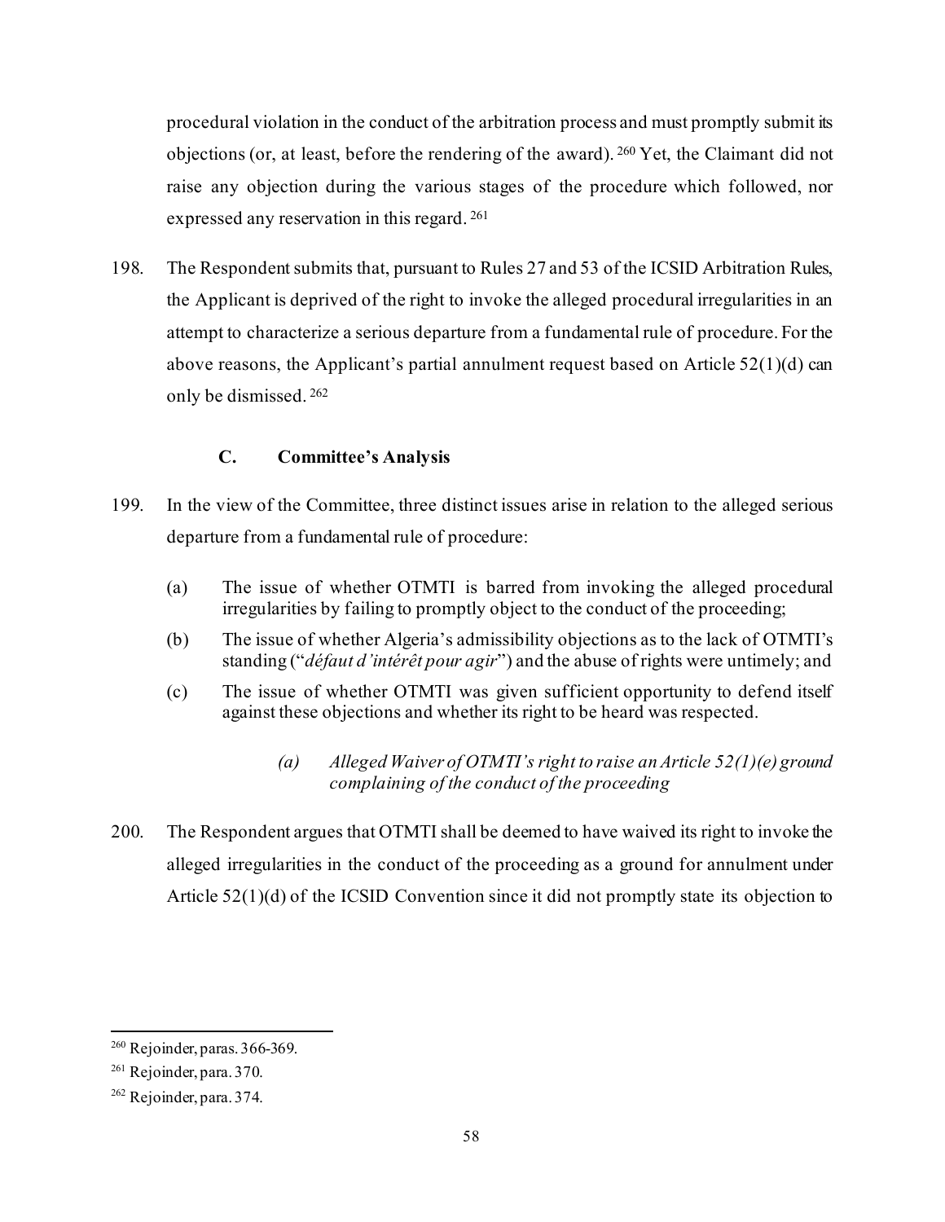procedural violation in the conduct of the arbitration process and must promptly submit its objections (or, at least, before the rendering of the award).[260] Yet, the Claimant did not raise any objection during the various stages of the procedure which followed, nor expressed any reservation in this regard.[261]

198. The Respondent submits that, pursuant to Rules 27 and 53 of the ICSID Arbitration Rules, the Applicant is deprived of the right to invoke the alleged procedural irregularities in an attempt to characterize a serious departure from a fundamental rule of procedure. For the above reasons, the Applicant's partial annulment request based on Article 52(1)(d) can only be dismissed.[262]

### C. Committee's Analysis

199. In the view of the Committee, three distinct issues arise in relation to the alleged serious departure from a fundamental rule of procedure:

(a) The issue of whether OTMTI is barred from invoking the alleged procedural irregularities by failing to promptly object to the conduct of the proceeding;

(b) The issue of whether Algeria's admissibility objections as to the lack of OTMTI's standing ("*défaut d'intérêt pour agir*") and the abuse of rights were untimely; and

(c) The issue of whether OTMTI was given sufficient opportunity to defend itself against these objections and whether its right to be heard was respected.

#### *(a) Alleged Waiver of OTMTI's right to raise an Article 52(1)(e) ground complaining of the conduct of the proceeding*

200. The Respondent argues that OTMTI shall be deemed to have waived its right to invoke the alleged irregularities in the conduct of the proceeding as a ground for annulment under Article 52(1)(d) of the ICSID Convention since it did not promptly state its objection to

---

[260] Rejoinder, paras. 366-369.

[261] Rejoinder, para. 370.

[262] Rejoinder, para. 374.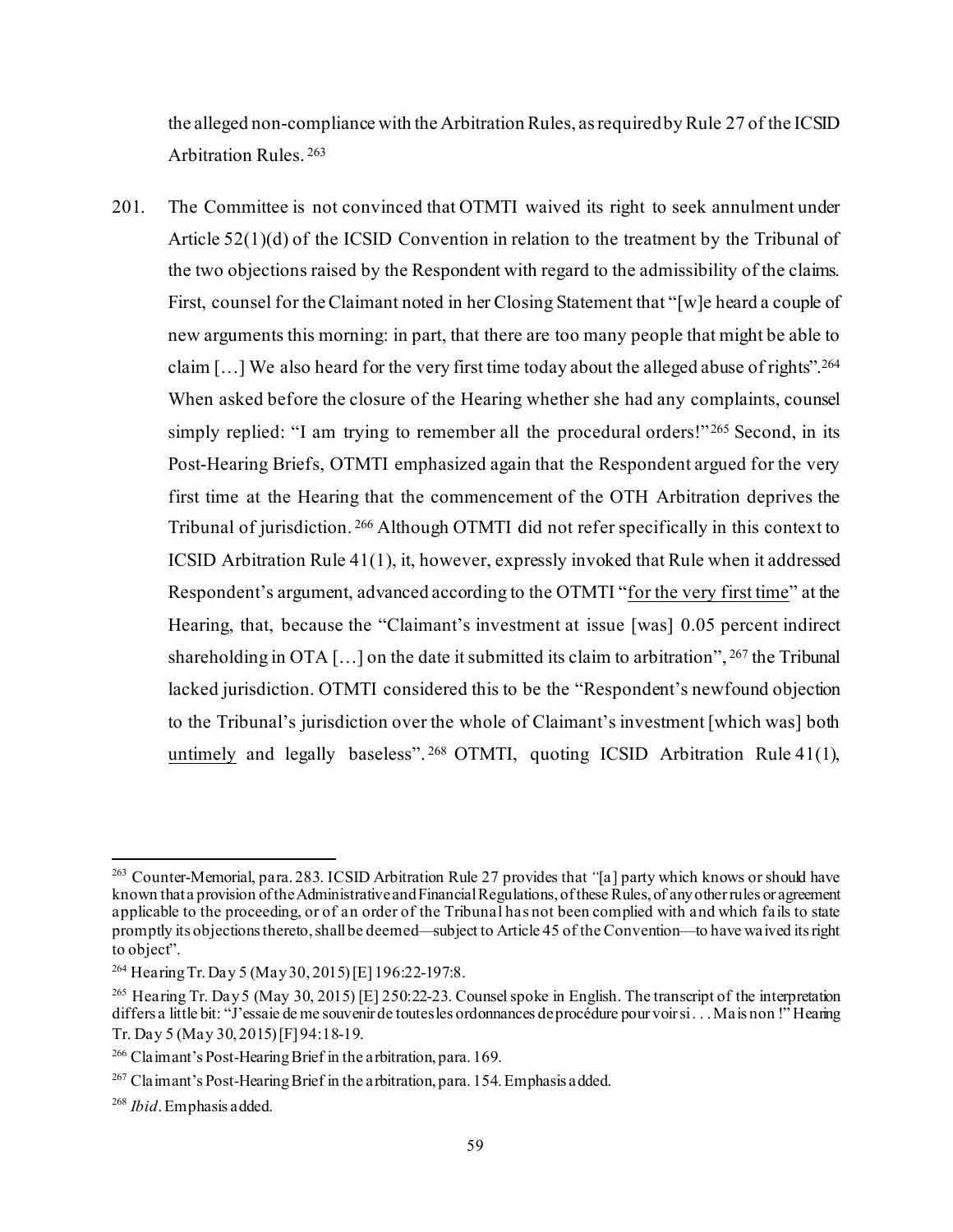the alleged non-compliance with the Arbitration Rules, as required by Rule 27 of the ICSID Arbitration Rules.[263]

201. The Committee is not convinced that OTMTI waived its right to seek annulment under Article 52(1)(d) of the ICSID Convention in relation to the treatment by the Tribunal of the two objections raised by the Respondent with regard to the admissibility of the claims. First, counsel for the Claimant noted in her Closing Statement that "[w]e heard a couple of new arguments this morning: in part, that there are too many people that might be able to claim […] We also heard for the very first time today about the alleged abuse of rights".[264] When asked before the closure of the Hearing whether she had any complaints, counsel simply replied: "I am trying to remember all the procedural orders!"[265] Second, in its Post-Hearing Briefs, OTMTI emphasized again that the Respondent argued for the very first time at the Hearing that the commencement of the OTH Arbitration deprives the Tribunal of jurisdiction.[266] Although OTMTI did not refer specifically in this context to ICSID Arbitration Rule 41(1), it, however, expressly invoked that Rule when it addressed Respondent's argument, advanced according to the OTMTI "<u>for the very first time</u>" at the Hearing, that, because the "Claimant's investment at issue [was] 0.05 percent indirect shareholding in OTA […] on the date it submitted its claim to arbitration",[267] the Tribunal lacked jurisdiction. OTMTI considered this to be the "Respondent's newfound objection to the Tribunal's jurisdiction over the whole of Claimant's investment [which was] both <u>untimely</u> and legally baseless".[268] OTMTI, quoting ICSID Arbitration Rule 41(1),

---

[263] Counter-Memorial, para. 283. ICSID Arbitration Rule 27 provides that *"*[a] party which knows or should have known that a provision of the Administrative and Financial Regulations, of these Rules, of any other rules or agreement applicable to the proceeding, or of an order of the Tribunal has not been complied with and which fails to state promptly its objections thereto, shall be deemed—subject to Article 45 of the Convention—to have waived its right to object".

[264] Hearing Tr. Day 5 (May 30, 2015) [E] 196:22-197:8.

[265] Hearing Tr. Day 5 (May 30, 2015) [E] 250:22-23. Counsel spoke in English. The transcript of the interpretation differs a little bit: "J'essaie de me souvenir de toutes les ordonnances de procédure pour voir si . . . Mais non !" Hearing Tr. Day 5 (May 30, 2015) [F] 94:18-19.

[266] Claimant's Post-Hearing Brief in the arbitration, para. 169.

[267] Claimant's Post-Hearing Brief in the arbitration, para. 154. Emphasis added.

[268] *Ibid*. Emphasis added.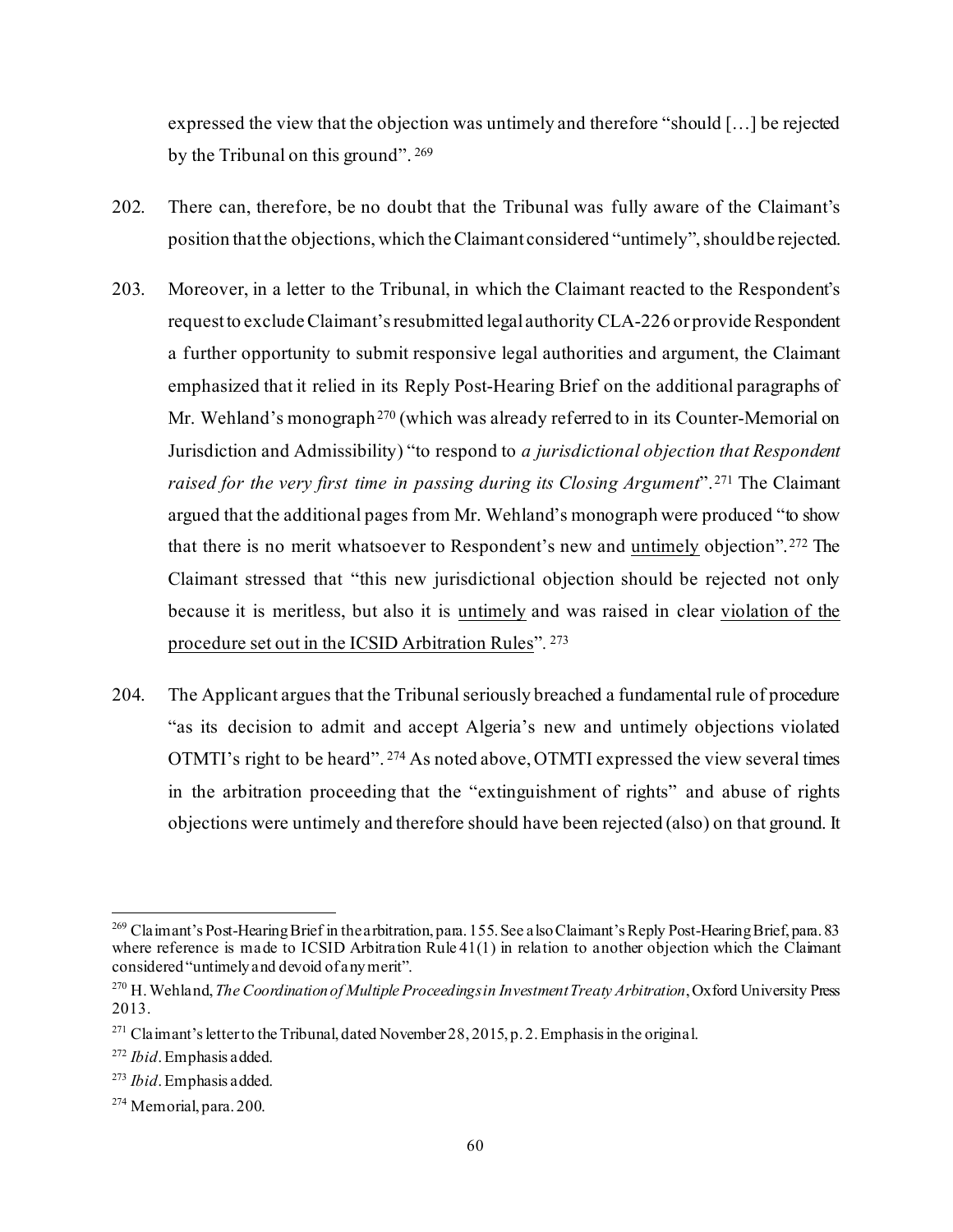expressed the view that the objection was untimely and therefore "should […] be rejected by the Tribunal on this ground".[269]

202. There can, therefore, be no doubt that the Tribunal was fully aware of the Claimant's position that the objections, which the Claimant considered "untimely", should be rejected.

203. Moreover, in a letter to the Tribunal, in which the Claimant reacted to the Respondent's request to exclude Claimant's resubmitted legal authority CLA-226 or provide Respondent a further opportunity to submit responsive legal authorities and argument, the Claimant emphasized that it relied in its Reply Post-Hearing Brief on the additional paragraphs of Mr. Wehland's monograph[270] (which was already referred to in its Counter-Memorial on Jurisdiction and Admissibility) "to respond to *a jurisdictional objection that Respondent raised for the very first time in passing during its Closing Argument*".[271] The Claimant argued that the additional pages from Mr. Wehland's monograph were produced "to show that there is no merit whatsoever to Respondent's new and <u>untimely</u> objection".[272] The Claimant stressed that "this new jurisdictional objection should be rejected not only because it is meritless, but also it is <u>untimely</u> and was raised in clear <u>violation of the procedure set out in the ICSID Arbitration Rules</u>".[273]

204. The Applicant argues that the Tribunal seriously breached a fundamental rule of procedure "as its decision to admit and accept Algeria's new and untimely objections violated OTMTI's right to be heard".[274] As noted above, OTMTI expressed the view several times in the arbitration proceeding that the "extinguishment of rights" and abuse of rights objections were untimely and therefore should have been rejected (also) on that ground. It

---

[269] Claimant's Post-Hearing Brief in the arbitration, para. 155. See also Claimant's Reply Post-Hearing Brief, para. 83 where reference is made to ICSID Arbitration Rule 41(1) in relation to another objection which the Claimant considered "untimely and devoid of any merit".

[270] H. Wehland, *The Coordination of Multiple Proceedings in Investment Treaty Arbitration*, Oxford University Press 2013.

[271] Claimant's letter to the Tribunal, dated November 28, 2015, p. 2. Emphasis in the original.

[272] *Ibid*. Emphasis added.

[273] *Ibid*. Emphasis added.

[274] Memorial, para. 200.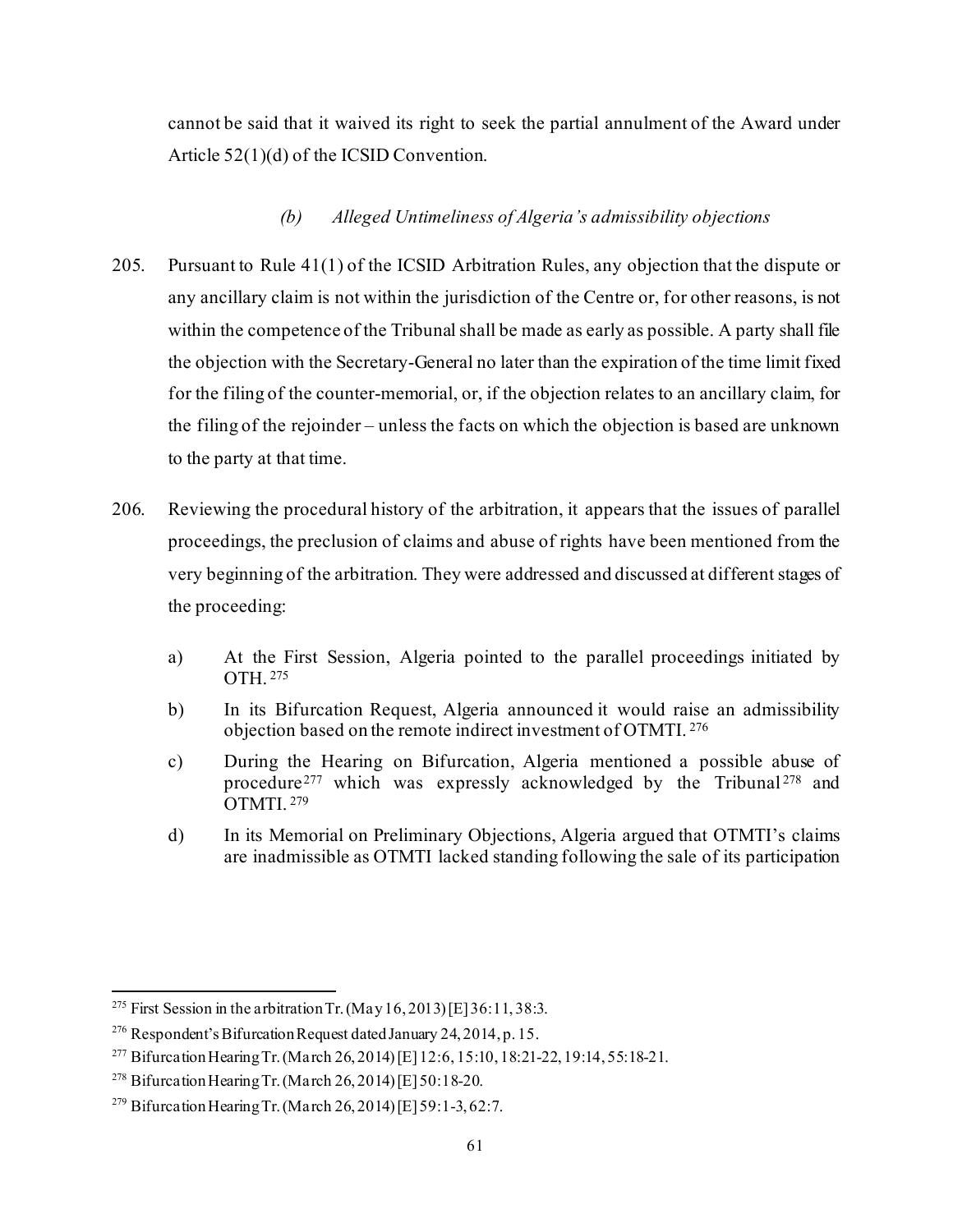cannot be said that it waived its right to seek the partial annulment of the Award under Article 52(1)(d) of the ICSID Convention.

#### *(b) Alleged Untimeliness of Algeria's admissibility objections*

205. Pursuant to Rule 41(1) of the ICSID Arbitration Rules, any objection that the dispute or any ancillary claim is not within the jurisdiction of the Centre or, for other reasons, is not within the competence of the Tribunal shall be made as early as possible. A party shall file the objection with the Secretary-General no later than the expiration of the time limit fixed for the filing of the counter-memorial, or, if the objection relates to an ancillary claim, for the filing of the rejoinder – unless the facts on which the objection is based are unknown to the party at that time.

206. Reviewing the procedural history of the arbitration, it appears that the issues of parallel proceedings, the preclusion of claims and abuse of rights have been mentioned from the very beginning of the arbitration. They were addressed and discussed at different stages of the proceeding:

   a) At the First Session, Algeria pointed to the parallel proceedings initiated by OTH.[275]

   b) In its Bifurcation Request, Algeria announced it would raise an admissibility objection based on the remote indirect investment of OTMTI.[276]

   c) During the Hearing on Bifurcation, Algeria mentioned a possible abuse of procedure[277] which was expressly acknowledged by the Tribunal[278] and OTMTI.[279]

   d) In its Memorial on Preliminary Objections, Algeria argued that OTMTI's claims are inadmissible as OTMTI lacked standing following the sale of its participation

---

[275] First Session in the arbitration Tr. (May 16, 2013) [E] 36:11, 38:3.

[276] Respondent's Bifurcation Request dated January 24, 2014, p. 15.

[277] Bifurcation Hearing Tr. (March 26, 2014) [E] 12:6, 15:10, 18:21-22, 19:14, 55:18-21.

[278] Bifurcation Hearing Tr. (March 26, 2014) [E] 50:18-20.

[279] Bifurcation Hearing Tr. (March 26, 2014) [E] 59:1-3, 62:7.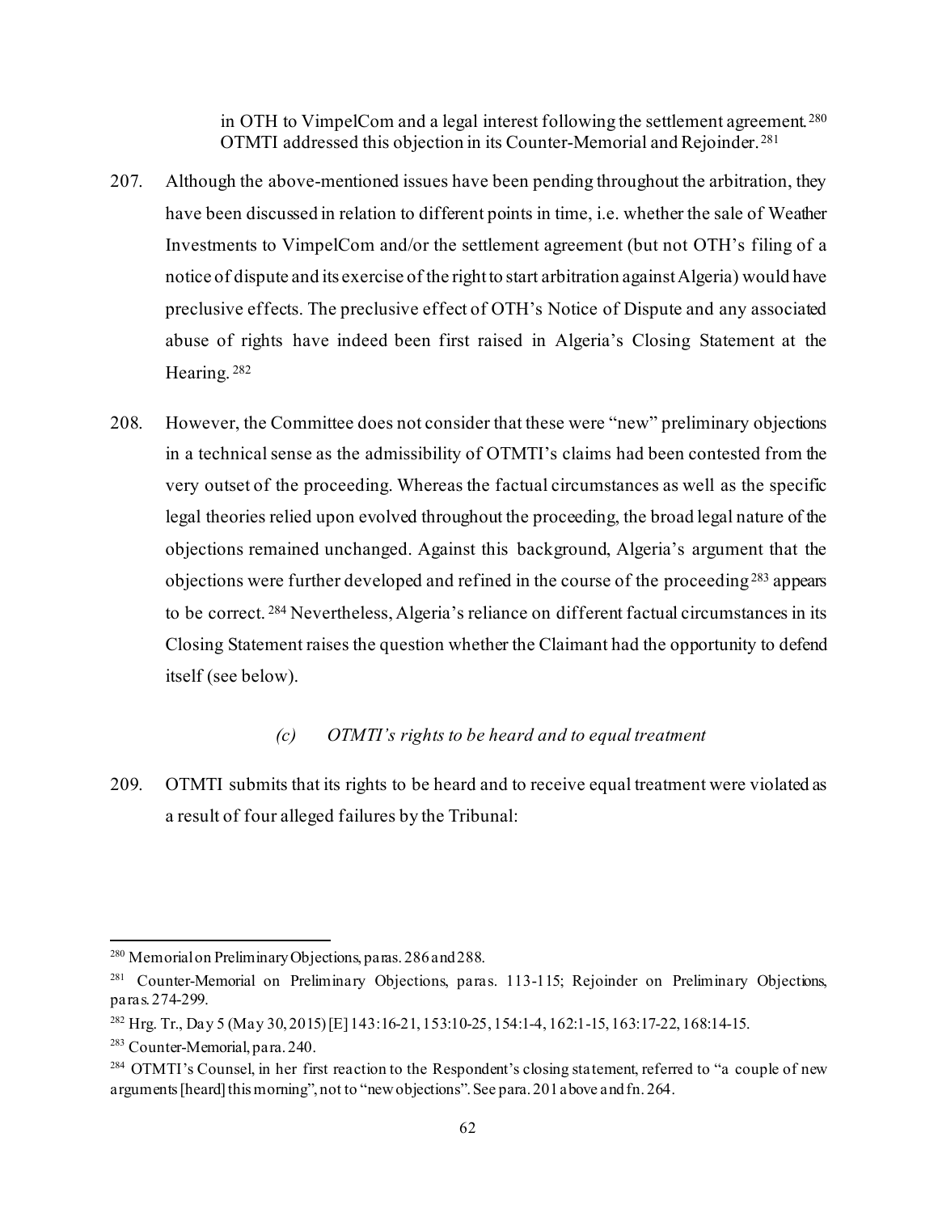in OTH to VimpelCom and a legal interest following the settlement agreement.[280] OTMTI addressed this objection in its Counter-Memorial and Rejoinder.[281]

207. Although the above-mentioned issues have been pending throughout the arbitration, they have been discussed in relation to different points in time, i.e. whether the sale of Weather Investments to VimpelCom and/or the settlement agreement (but not OTH's filing of a notice of dispute and its exercise of the right to start arbitration against Algeria) would have preclusive effects. The preclusive effect of OTH's Notice of Dispute and any associated abuse of rights have indeed been first raised in Algeria's Closing Statement at the Hearing.[282]

208. However, the Committee does not consider that these were "new" preliminary objections in a technical sense as the admissibility of OTMTI's claims had been contested from the very outset of the proceeding. Whereas the factual circumstances as well as the specific legal theories relied upon evolved throughout the proceeding, the broad legal nature of the objections remained unchanged. Against this background, Algeria's argument that the objections were further developed and refined in the course of the proceeding[283] appears to be correct.[284] Nevertheless, Algeria's reliance on different factual circumstances in its Closing Statement raises the question whether the Claimant had the opportunity to defend itself (see below).

### *(c) OTMTI's rights to be heard and to equal treatment*

209. OTMTI submits that its rights to be heard and to receive equal treatment were violated as a result of four alleged failures by the Tribunal:

---

[280] Memorial on Preliminary Objections, paras. 286 and 288.

[281] Counter-Memorial on Preliminary Objections, paras. 113-115; Rejoinder on Preliminary Objections, paras. 274-299.

[282] Hrg. Tr., Day 5 (May 30, 2015) [E] 143:16-21, 153:10-25, 154:1-4, 162:1-15, 163:17-22, 168:14-15.

[283] Counter-Memorial, para. 240.

[284] OTMTI's Counsel, in her first reaction to the Respondent's closing statement, referred to "a couple of new arguments [heard] this morning", not to "new objections". See para. 201 above and fn. 264.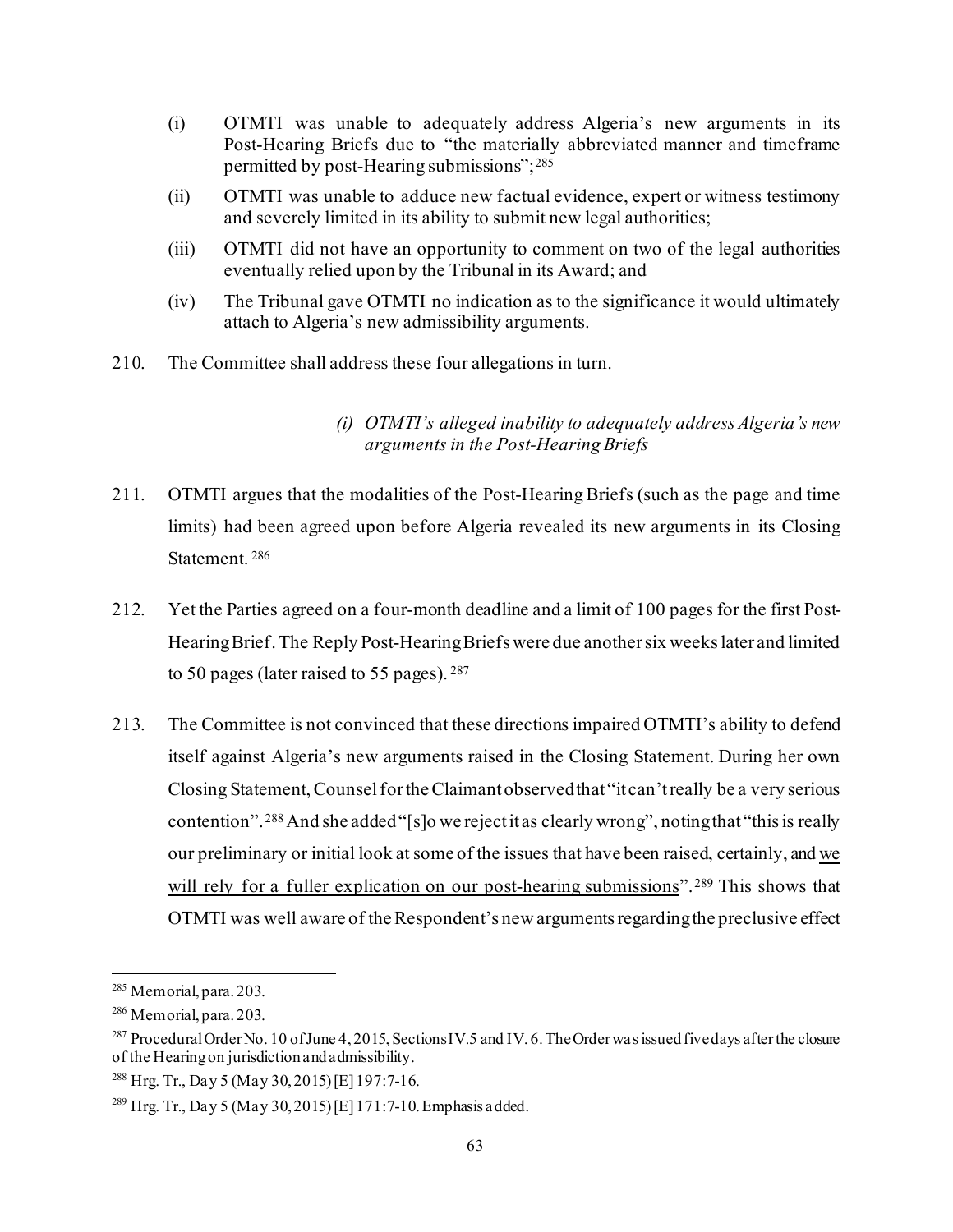(i) OTMTI was unable to adequately address Algeria's new arguments in its Post-Hearing Briefs due to "the materially abbreviated manner and timeframe permitted by post-Hearing submissions";[285]

(ii) OTMTI was unable to adduce new factual evidence, expert or witness testimony and severely limited in its ability to submit new legal authorities;

(iii) OTMTI did not have an opportunity to comment on two of the legal authorities eventually relied upon by the Tribunal in its Award; and

(iv) The Tribunal gave OTMTI no indication as to the significance it would ultimately attach to Algeria's new admissibility arguments.

210. The Committee shall address these four allegations in turn.

*(i) OTMTI's alleged inability to adequately address Algeria's new arguments in the Post-Hearing Briefs*

211. OTMTI argues that the modalities of the Post-Hearing Briefs (such as the page and time limits) had been agreed upon before Algeria revealed its new arguments in its Closing Statement.[286]

212. Yet the Parties agreed on a four-month deadline and a limit of 100 pages for the first Post-Hearing Brief. The Reply Post-Hearing Briefs were due another six weeks later and limited to 50 pages (later raised to 55 pages).[287]

213. The Committee is not convinced that these directions impaired OTMTI's ability to defend itself against Algeria's new arguments raised in the Closing Statement. During her own Closing Statement, Counsel for the Claimant observed that "it can't really be a very serious contention".[288] And she added "[s]o we reject it as clearly wrong", noting that "this is really our preliminary or initial look at some of the issues that have been raised, certainly, and <u>we will rely for a fuller explication on our post-hearing submissions</u>".[289] This shows that OTMTI was well aware of the Respondent's new arguments regarding the preclusive effect

---

[285] Memorial, para. 203.

[286] Memorial, para. 203.

[287] Procedural Order No. 10 of June 4, 2015, Sections IV.5 and IV. 6. The Order was issued five days after the closure of the Hearing on jurisdiction and admissibility.

[288] Hrg. Tr., Day 5 (May 30, 2015) [E] 197:7-16.

[289] Hrg. Tr., Day 5 (May 30, 2015) [E] 171:7-10. Emphasis added.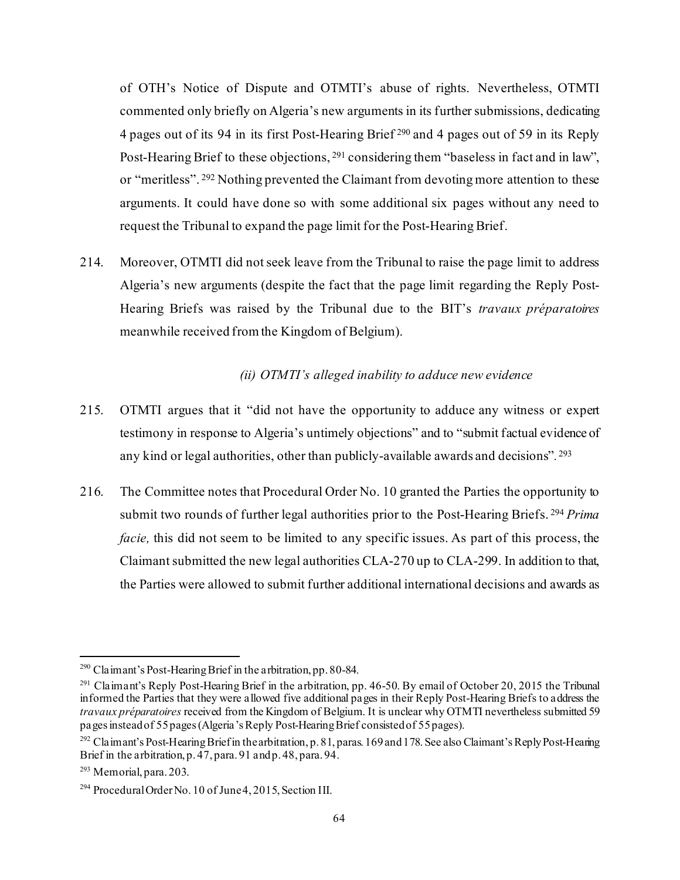of OTH's Notice of Dispute and OTMTI's abuse of rights. Nevertheless, OTMTI commented only briefly on Algeria's new arguments in its further submissions, dedicating 4 pages out of its 94 in its first Post-Hearing Brief [290] and 4 pages out of 59 in its Reply Post-Hearing Brief to these objections, [291] considering them "baseless in fact and in law", or "meritless". [292] Nothing prevented the Claimant from devoting more attention to these arguments. It could have done so with some additional six pages without any need to request the Tribunal to expand the page limit for the Post-Hearing Brief.

214. Moreover, OTMTI did not seek leave from the Tribunal to raise the page limit to address Algeria's new arguments (despite the fact that the page limit regarding the Reply Post-Hearing Briefs was raised by the Tribunal due to the BIT's *travaux préparatoires* meanwhile received from the Kingdom of Belgium).

*(ii) OTMTI's alleged inability to adduce new evidence*

215. OTMTI argues that it "did not have the opportunity to adduce any witness or expert testimony in response to Algeria's untimely objections" and to "submit factual evidence of any kind or legal authorities, other than publicly-available awards and decisions". [293]

216. The Committee notes that Procedural Order No. 10 granted the Parties the opportunity to submit two rounds of further legal authorities prior to the Post-Hearing Briefs. [294] *Prima facie,* this did not seem to be limited to any specific issues. As part of this process, the Claimant submitted the new legal authorities CLA-270 up to CLA-299. In addition to that, the Parties were allowed to submit further additional international decisions and awards as

---

[290] Claimant's Post-Hearing Brief in the arbitration, pp. 80-84.

[291] Claimant's Reply Post-Hearing Brief in the arbitration, pp. 46-50. By email of October 20, 2015 the Tribunal informed the Parties that they were allowed five additional pages in their Reply Post-Hearing Briefs to address the *travaux préparatoires* received from the Kingdom of Belgium. It is unclear why OTMTI nevertheless submitted 59 pages instead of 55 pages (Algeria's Reply Post-Hearing Brief consisted of 55 pages).

[292] Claimant's Post-Hearing Brief in the arbitration, p. 81, paras. 169 and 178. See also Claimant's Reply Post-Hearing Brief in the arbitration, p. 47, para. 91 and p. 48, para. 94.

[293] Memorial, para. 203.

[294] Procedural Order No. 10 of June 4, 2015, Section III.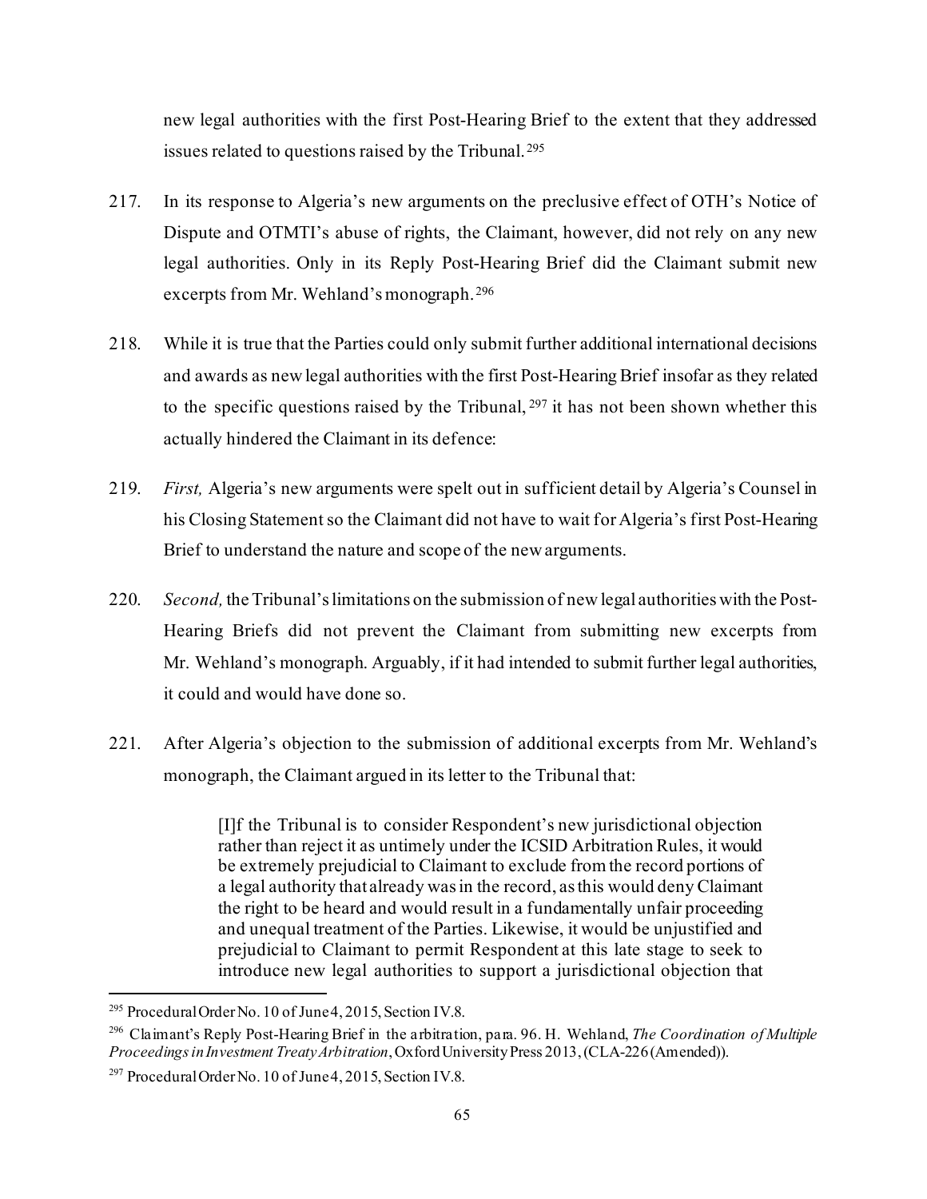new legal authorities with the first Post-Hearing Brief to the extent that they addressed issues related to questions raised by the Tribunal.[295]

217. In its response to Algeria's new arguments on the preclusive effect of OTH's Notice of Dispute and OTMTI's abuse of rights, the Claimant, however, did not rely on any new legal authorities. Only in its Reply Post-Hearing Brief did the Claimant submit new excerpts from Mr. Wehland's monograph.[296]

218. While it is true that the Parties could only submit further additional international decisions and awards as new legal authorities with the first Post-Hearing Brief insofar as they related to the specific questions raised by the Tribunal,[297] it has not been shown whether this actually hindered the Claimant in its defence:

219. *First,* Algeria's new arguments were spelt out in sufficient detail by Algeria's Counsel in his Closing Statement so the Claimant did not have to wait for Algeria's first Post-Hearing Brief to understand the nature and scope of the new arguments.

220. *Second,* the Tribunal's limitations on the submission of new legal authorities with the Post-Hearing Briefs did not prevent the Claimant from submitting new excerpts from Mr. Wehland's monograph. Arguably, if it had intended to submit further legal authorities, it could and would have done so.

221. After Algeria's objection to the submission of additional excerpts from Mr. Wehland's monograph, the Claimant argued in its letter to the Tribunal that:

> [I]f the Tribunal is to consider Respondent's new jurisdictional objection rather than reject it as untimely under the ICSID Arbitration Rules, it would be extremely prejudicial to Claimant to exclude from the record portions of a legal authority that already was in the record, as this would deny Claimant the right to be heard and would result in a fundamentally unfair proceeding and unequal treatment of the Parties. Likewise, it would be unjustified and prejudicial to Claimant to permit Respondent at this late stage to seek to introduce new legal authorities to support a jurisdictional objection that

---

[295] Procedural Order No. 10 of June 4, 2015, Section IV.8.

[296] Claimant's Reply Post-Hearing Brief in the arbitration, para. 96. H. Wehland, *The Coordination of Multiple Proceedings in Investment Treaty Arbitration*, Oxford University Press 2013, (CLA-226 (Amended)).

[297] Procedural Order No. 10 of June 4, 2015, Section IV.8.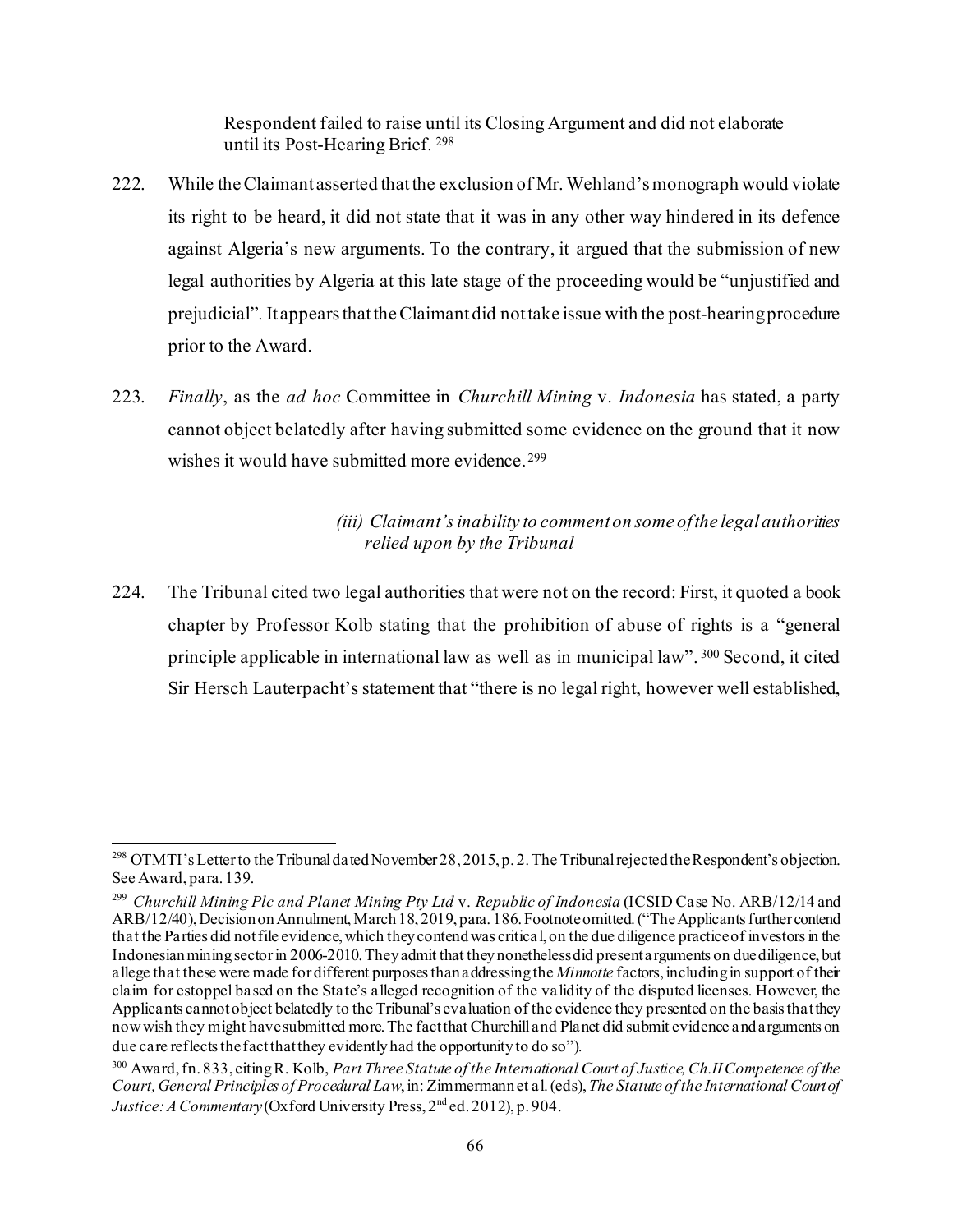Respondent failed to raise until its Closing Argument and did not elaborate until its Post-Hearing Brief.[298]

222. While the Claimant asserted that the exclusion of Mr. Wehland's monograph would violate its right to be heard, it did not state that it was in any other way hindered in its defence against Algeria's new arguments. To the contrary, it argued that the submission of new legal authorities by Algeria at this late stage of the proceeding would be "unjustified and prejudicial". It appears that the Claimant did not take issue with the post-hearing procedure prior to the Award.

223. *Finally*, as the *ad hoc* Committee in *Churchill Mining* v. *Indonesia* has stated, a party cannot object belatedly after having submitted some evidence on the ground that it now wishes it would have submitted more evidence.[299]

*(iii) Claimant's inability to comment on some of the legal authorities relied upon by the Tribunal*

224. The Tribunal cited two legal authorities that were not on the record: First, it quoted a book chapter by Professor Kolb stating that the prohibition of abuse of rights is a "general principle applicable in international law as well as in municipal law".[300] Second, it cited Sir Hersch Lauterpacht's statement that "there is no legal right, however well established,

---

[298] OTMTI's Letter to the Tribunal dated November 28, 2015, p. 2. The Tribunal rejected the Respondent's objection. See Award, para. 139.

[299] *Churchill Mining Plc and Planet Mining Pty Ltd* v. *Republic of Indonesia* (ICSID Case No. ARB/12/14 and ARB/12/40), Decision on Annulment, March 18, 2019, para. 186. Footnote omitted. ("The Applicants further contend that the Parties did not file evidence, which they contend was critical, on the due diligence practice of investors in the Indonesian mining sector in 2006-2010. They admit that they nonetheless did present arguments on due diligence, but allege that these were made for different purposes than addressing the *Minnotte* factors, including in support of their claim for estoppel based on the State's alleged recognition of the validity of the disputed licenses. However, the Applicants cannot object belatedly to the Tribunal's evaluation of the evidence they presented on the basis that they now wish they might have submitted more. The fact that Churchill and Planet did submit evidence and arguments on due care reflects the fact that they evidently had the opportunity to do so").

[300] Award, fn. 833, citing R. Kolb, *Part Three Statute of the International Court of Justice, Ch.II Competence of the Court, General Principles of Procedural Law*, in: Zimmermann et al. (eds), *The Statute of the International Court of Justice: A Commentary* (Oxford University Press, 2nd ed. 2012), p. 904.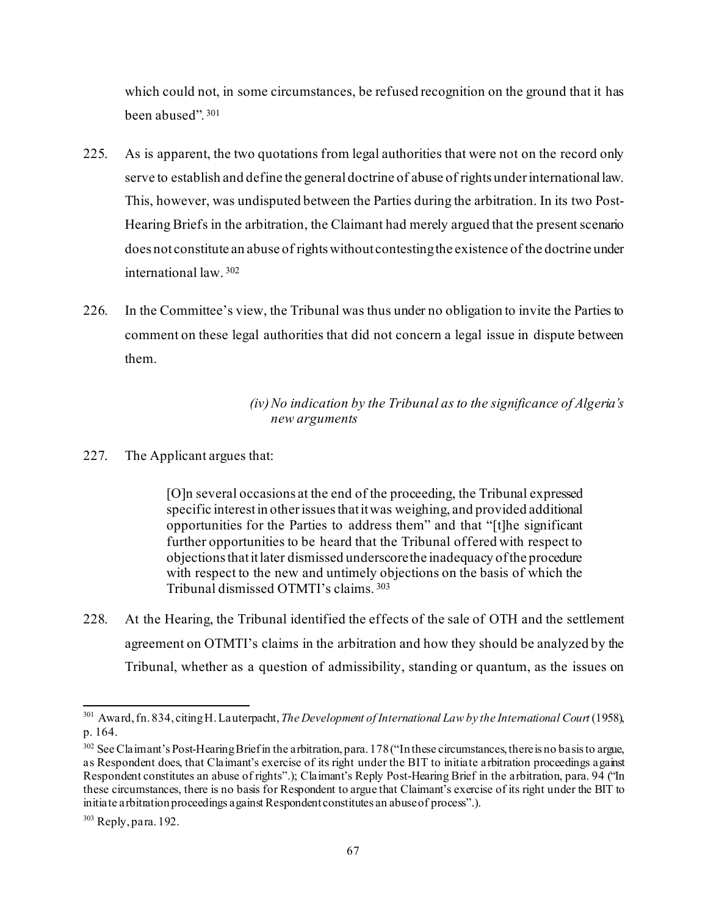which could not, in some circumstances, be refused recognition on the ground that it has been abused".[301]

225. As is apparent, the two quotations from legal authorities that were not on the record only serve to establish and define the general doctrine of abuse of rights under international law. This, however, was undisputed between the Parties during the arbitration. In its two Post-Hearing Briefs in the arbitration, the Claimant had merely argued that the present scenario does not constitute an abuse of rights without contesting the existence of the doctrine under international law.[302]

226. In the Committee's view, the Tribunal was thus under no obligation to invite the Parties to comment on these legal authorities that did not concern a legal issue in dispute between them.

*(iv) No indication by the Tribunal as to the significance of Algeria's new arguments*

227. The Applicant argues that:

> [O]n several occasions at the end of the proceeding, the Tribunal expressed specific interest in other issues that it was weighing, and provided additional opportunities for the Parties to address them" and that "[t]he significant further opportunities to be heard that the Tribunal offered with respect to objections that it later dismissed underscore the inadequacy of the procedure with respect to the new and untimely objections on the basis of which the Tribunal dismissed OTMTI's claims.[303]

228. At the Hearing, the Tribunal identified the effects of the sale of OTH and the settlement agreement on OTMTI's claims in the arbitration and how they should be analyzed by the Tribunal, whether as a question of admissibility, standing or quantum, as the issues on

---

[301] Award, fn. 834, citing H. Lauterpacht, *The Development of International Law by the International Court* (1958), p. 164.

[302] See Claimant's Post-Hearing Brief in the arbitration, para. 178 ("In these circumstances, there is no basis to argue, as Respondent does, that Claimant's exercise of its right under the BIT to initiate arbitration proceedings against Respondent constitutes an abuse of rights".); Claimant's Reply Post-Hearing Brief in the arbitration, para. 94 ("In these circumstances, there is no basis for Respondent to argue that Claimant's exercise of its right under the BIT to initiate arbitration proceedings against Respondent constitutes an abuse of process".).

[303] Reply, para. 192.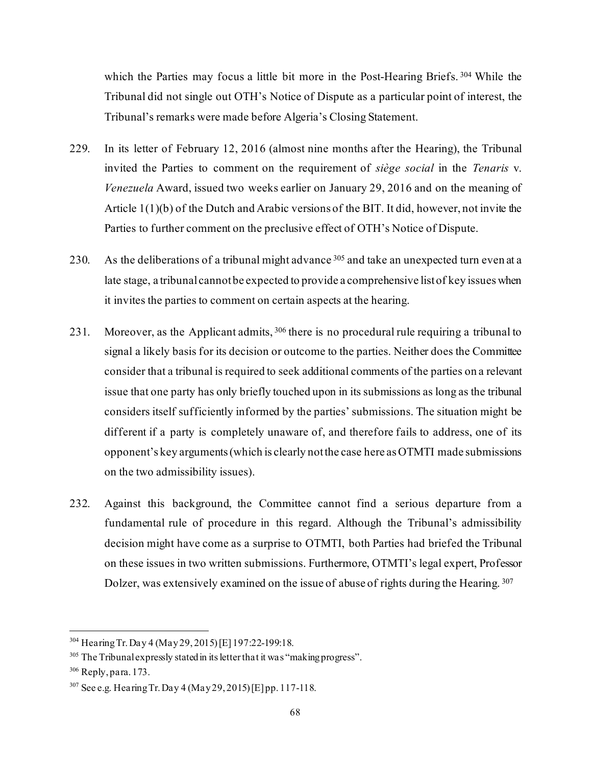which the Parties may focus a little bit more in the Post-Hearing Briefs.[304] While the Tribunal did not single out OTH's Notice of Dispute as a particular point of interest, the Tribunal's remarks were made before Algeria's Closing Statement.

229. In its letter of February 12, 2016 (almost nine months after the Hearing), the Tribunal invited the Parties to comment on the requirement of *siège social* in the *Tenaris* v. *Venezuela* Award, issued two weeks earlier on January 29, 2016 and on the meaning of Article 1(1)(b) of the Dutch and Arabic versions of the BIT. It did, however, not invite the Parties to further comment on the preclusive effect of OTH's Notice of Dispute.

230. As the deliberations of a tribunal might advance[305] and take an unexpected turn even at a late stage, a tribunal cannot be expected to provide a comprehensive list of key issues when it invites the parties to comment on certain aspects at the hearing.

231. Moreover, as the Applicant admits,[306] there is no procedural rule requiring a tribunal to signal a likely basis for its decision or outcome to the parties. Neither does the Committee consider that a tribunal is required to seek additional comments of the parties on a relevant issue that one party has only briefly touched upon in its submissions as long as the tribunal considers itself sufficiently informed by the parties' submissions. The situation might be different if a party is completely unaware of, and therefore fails to address, one of its opponent's key arguments (which is clearly not the case here as OTMTI made submissions on the two admissibility issues).

232. Against this background, the Committee cannot find a serious departure from a fundamental rule of procedure in this regard. Although the Tribunal's admissibility decision might have come as a surprise to OTMTI, both Parties had briefed the Tribunal on these issues in two written submissions. Furthermore, OTMTI's legal expert, Professor Dolzer, was extensively examined on the issue of abuse of rights during the Hearing.[307]

---

[304] Hearing Tr. Day 4 (May 29, 2015) [E] 197:22-199:18.

[305] The Tribunal expressly stated in its letter that it was "making progress".

[306] Reply, para. 173.

[307] See e.g. Hearing Tr. Day 4 (May 29, 2015) [E] pp. 117-118.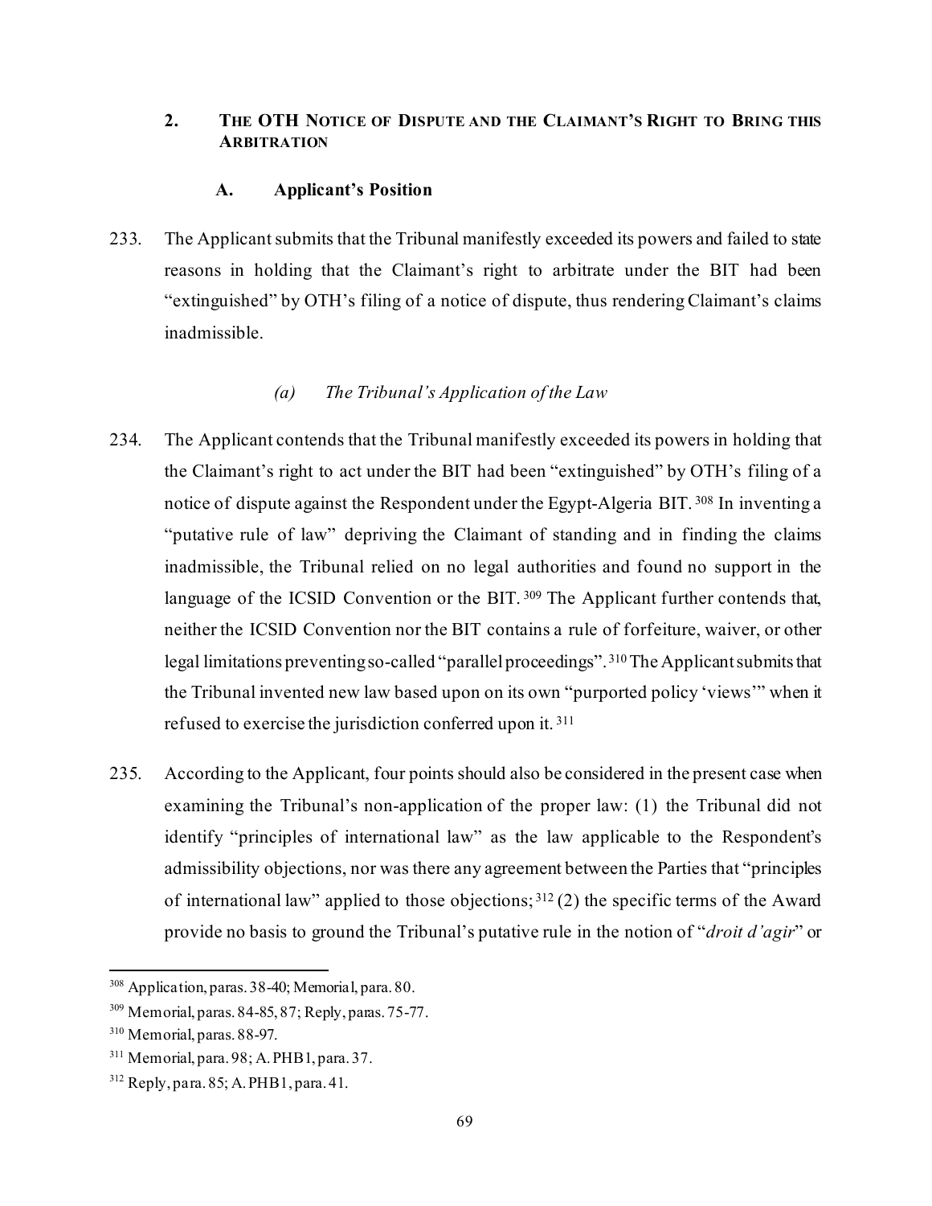## 2. The OTH Notice of Dispute and the Claimant's Right to Bring this Arbitration

### A. Applicant's Position

233. The Applicant submits that the Tribunal manifestly exceeded its powers and failed to state reasons in holding that the Claimant's right to arbitrate under the BIT had been "extinguished" by OTH's filing of a notice of dispute, thus rendering Claimant's claims inadmissible.

#### *(a) The Tribunal's Application of the Law*

234. The Applicant contends that the Tribunal manifestly exceeded its powers in holding that the Claimant's right to act under the BIT had been "extinguished" by OTH's filing of a notice of dispute against the Respondent under the Egypt-Algeria BIT.[308] In inventing a "putative rule of law" depriving the Claimant of standing and in finding the claims inadmissible, the Tribunal relied on no legal authorities and found no support in the language of the ICSID Convention or the BIT.[309] The Applicant further contends that, neither the ICSID Convention nor the BIT contains a rule of forfeiture, waiver, or other legal limitations preventing so-called "parallel proceedings".[310] The Applicant submits that the Tribunal invented new law based upon on its own "purported policy 'views'" when it refused to exercise the jurisdiction conferred upon it.[311]

235. According to the Applicant, four points should also be considered in the present case when examining the Tribunal's non-application of the proper law: (1) the Tribunal did not identify "principles of international law" as the law applicable to the Respondent's admissibility objections, nor was there any agreement between the Parties that "principles of international law" applied to those objections;[312] (2) the specific terms of the Award provide no basis to ground the Tribunal's putative rule in the notion of "*droit d'agir*" or

---

[308] Application, paras. 38-40; Memorial, para. 80.

[309] Memorial, paras. 84-85, 87; Reply, paras. 75-77.

[310] Memorial, paras. 88-97.

[311] Memorial, para. 98; A. PHB1, para. 37.

[312] Reply, para. 85; A. PHB1, para. 41.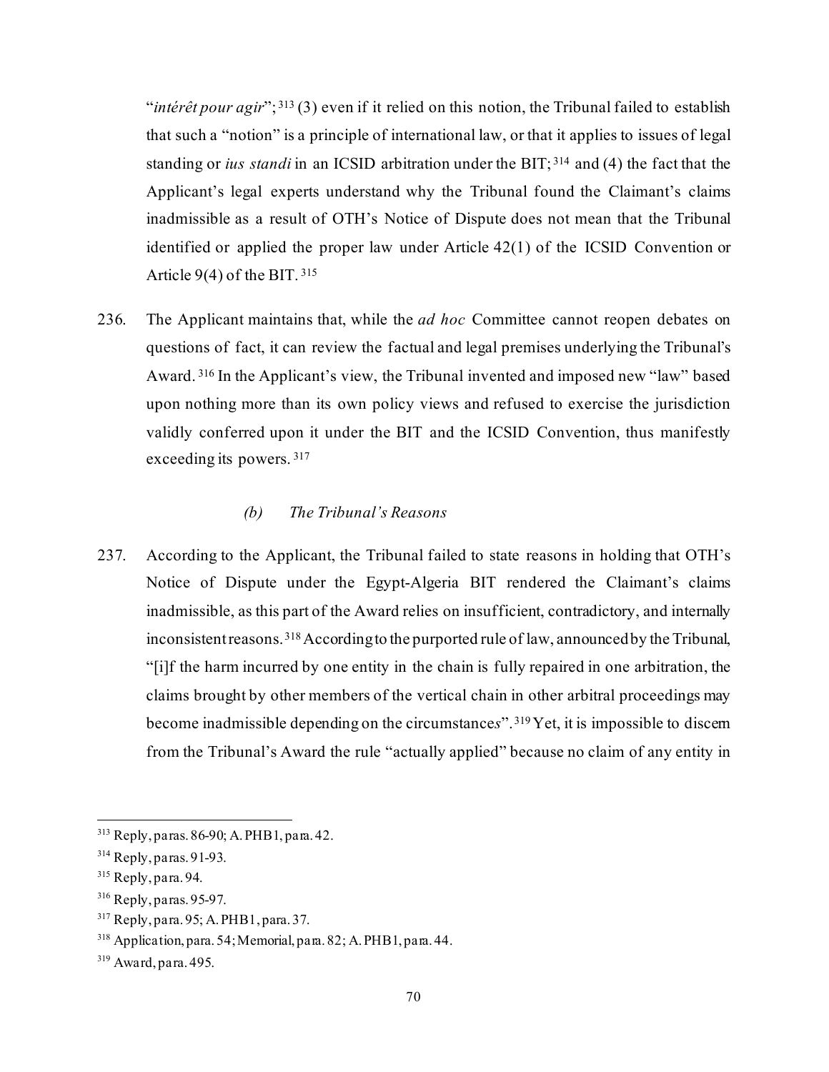"*intérêt pour agir*";[313] (3) even if it relied on this notion, the Tribunal failed to establish that such a "notion" is a principle of international law, or that it applies to issues of legal standing or *ius standi* in an ICSID arbitration under the BIT;[314] and (4) the fact that the Applicant's legal experts understand why the Tribunal found the Claimant's claims inadmissible as a result of OTH's Notice of Dispute does not mean that the Tribunal identified or applied the proper law under Article 42(1) of the ICSID Convention or Article 9(4) of the BIT.[315]

236. The Applicant maintains that, while the *ad hoc* Committee cannot reopen debates on questions of fact, it can review the factual and legal premises underlying the Tribunal's Award.[316] In the Applicant's view, the Tribunal invented and imposed new "law" based upon nothing more than its own policy views and refused to exercise the jurisdiction validly conferred upon it under the BIT and the ICSID Convention, thus manifestly exceeding its powers.[317]

#### *(b) The Tribunal's Reasons*

237. According to the Applicant, the Tribunal failed to state reasons in holding that OTH's Notice of Dispute under the Egypt-Algeria BIT rendered the Claimant's claims inadmissible, as this part of the Award relies on insufficient, contradictory, and internally inconsistent reasons.[318] According to the purported rule of law, announced by the Tribunal, "[i]f the harm incurred by one entity in the chain is fully repaired in one arbitration, the claims brought by other members of the vertical chain in other arbitral proceedings may become inadmissible depending on the circumstance*s*".[319] Yet, it is impossible to discern from the Tribunal's Award the rule "actually applied" because no claim of any entity in

---

[313] Reply, paras. 86-90; A. PHB1, para. 42.

[314] Reply, paras. 91-93.

[315] Reply, para. 94.

[316] Reply, paras. 95-97.

[317] Reply, para. 95; A. PHB1, para. 37.

[318] Application, para. 54; Memorial, para. 82; A. PHB1, para. 44.

[319] Award, para. 495.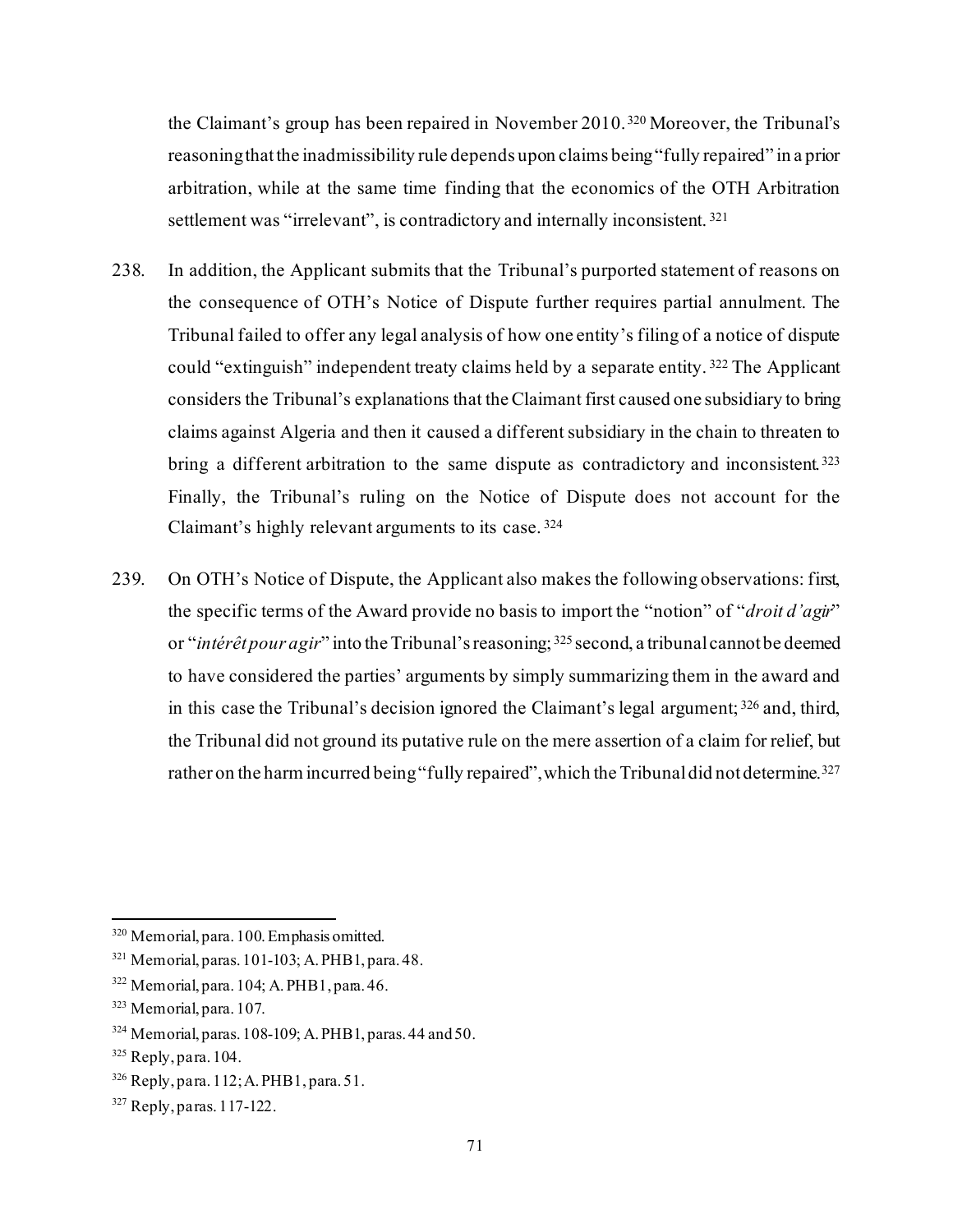the Claimant's group has been repaired in November 2010.[320] Moreover, the Tribunal's reasoning that the inadmissibility rule depends upon claims being "fully repaired" in a prior arbitration, while at the same time finding that the economics of the OTH Arbitration settlement was "irrelevant", is contradictory and internally inconsistent.[321]

238. In addition, the Applicant submits that the Tribunal's purported statement of reasons on the consequence of OTH's Notice of Dispute further requires partial annulment. The Tribunal failed to offer any legal analysis of how one entity's filing of a notice of dispute could "extinguish" independent treaty claims held by a separate entity.[322] The Applicant considers the Tribunal's explanations that the Claimant first caused one subsidiary to bring claims against Algeria and then it caused a different subsidiary in the chain to threaten to bring a different arbitration to the same dispute as contradictory and inconsistent.[323] Finally, the Tribunal's ruling on the Notice of Dispute does not account for the Claimant's highly relevant arguments to its case.[324]

239. On OTH's Notice of Dispute, the Applicant also makes the following observations: first, the specific terms of the Award provide no basis to import the "notion" of "*droit d'agir*" or "*intérêt pour agir*" into the Tribunal's reasoning;[325] second, a tribunal cannot be deemed to have considered the parties' arguments by simply summarizing them in the award and in this case the Tribunal's decision ignored the Claimant's legal argument;[326] and, third, the Tribunal did not ground its putative rule on the mere assertion of a claim for relief, but rather on the harm incurred being "fully repaired", which the Tribunal did not determine.[327]

---

[320] Memorial, para. 100. Emphasis omitted.

[321] Memorial, paras. 101-103; A. PHB1, para. 48.

[322] Memorial, para. 104; A. PHB1, para. 46.

[323] Memorial, para. 107.

[324] Memorial, paras. 108-109; A. PHB1, paras. 44 and 50.

[325] Reply, para. 104.

[326] Reply, para. 112; A. PHB1, para. 51.

[327] Reply, paras. 117-122.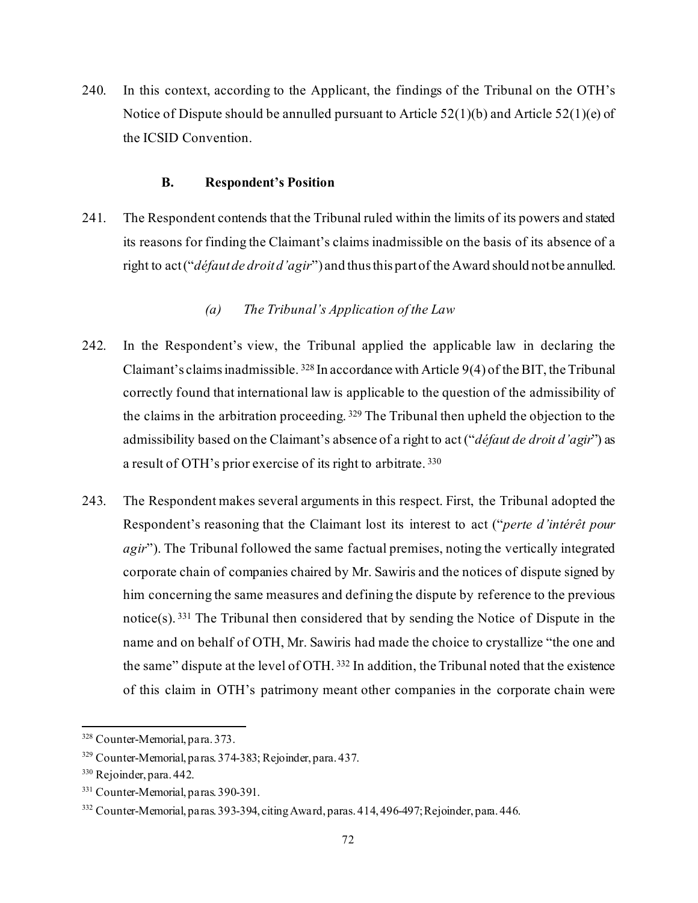240. In this context, according to the Applicant, the findings of the Tribunal on the OTH's Notice of Dispute should be annulled pursuant to Article 52(1)(b) and Article 52(1)(e) of the ICSID Convention.

### B. Respondent's Position

241. The Respondent contends that the Tribunal ruled within the limits of its powers and stated its reasons for finding the Claimant's claims inadmissible on the basis of its absence of a right to act ("*défaut de droit d'agir*") and thus this part of the Award should not be annulled.

#### *(a) The Tribunal's Application of the Law*

242. In the Respondent's view, the Tribunal applied the applicable law in declaring the Claimant's claims inadmissible. [328] In accordance with Article 9(4) of the BIT, the Tribunal correctly found that international law is applicable to the question of the admissibility of the claims in the arbitration proceeding. [329] The Tribunal then upheld the objection to the admissibility based on the Claimant's absence of a right to act ("*défaut de droit d'agir*") as a result of OTH's prior exercise of its right to arbitrate. [330]

243. The Respondent makes several arguments in this respect. First, the Tribunal adopted the Respondent's reasoning that the Claimant lost its interest to act ("*perte d'intérêt pour agir*"). The Tribunal followed the same factual premises, noting the vertically integrated corporate chain of companies chaired by Mr. Sawiris and the notices of dispute signed by him concerning the same measures and defining the dispute by reference to the previous notice(s). [331] The Tribunal then considered that by sending the Notice of Dispute in the name and on behalf of OTH, Mr. Sawiris had made the choice to crystallize "the one and the same" dispute at the level of OTH. [332] In addition, the Tribunal noted that the existence of this claim in OTH's patrimony meant other companies in the corporate chain were

---

[328] Counter-Memorial, para. 373.

[329] Counter-Memorial, paras. 374-383; Rejoinder, para. 437.

[330] Rejoinder, para. 442.

[331] Counter-Memorial, paras. 390-391.

[332] Counter-Memorial, paras. 393-394, citing Award, paras. 414, 496-497; Rejoinder, para. 446.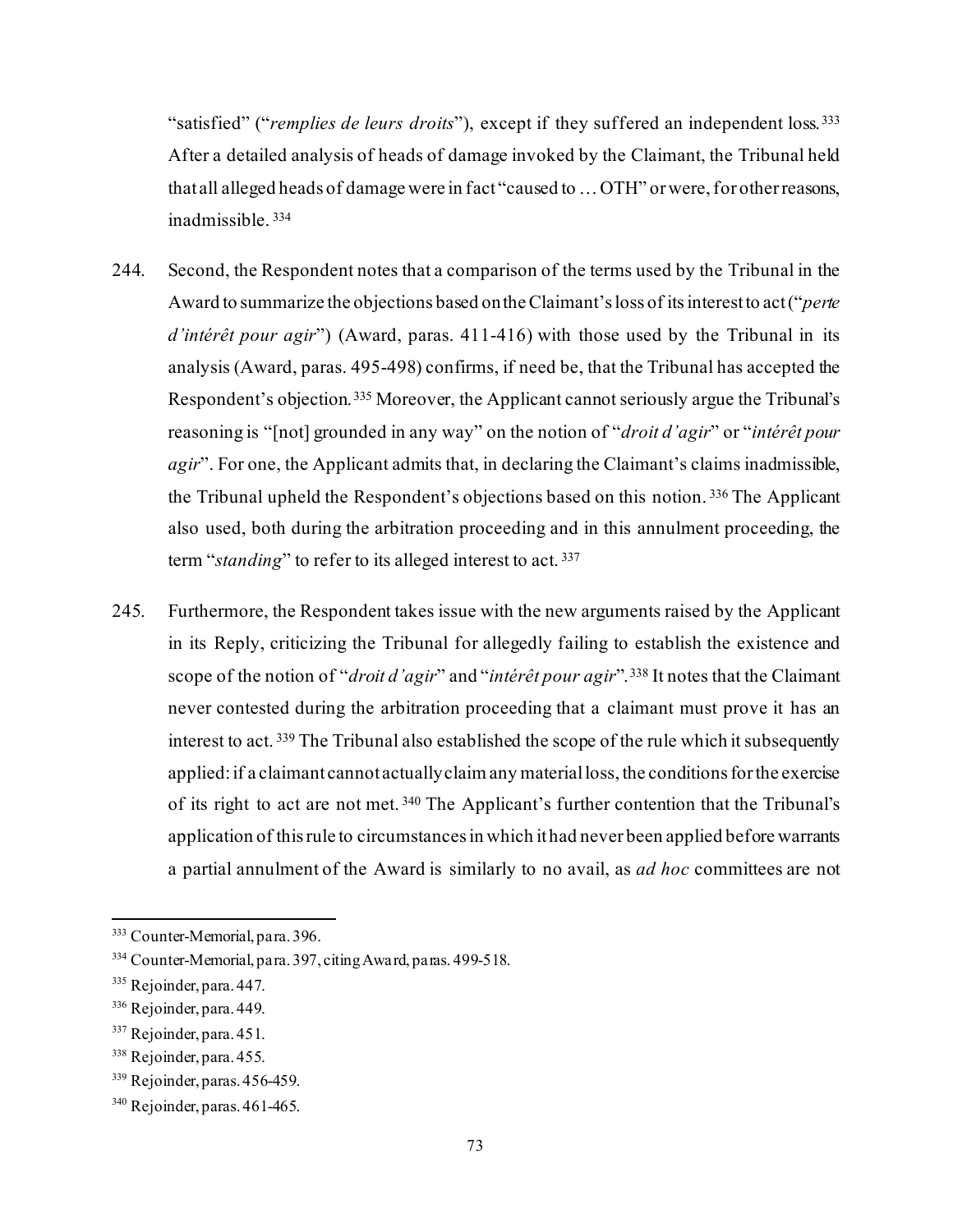"satisfied" ("*remplies de leurs droits*"), except if they suffered an independent loss.[333] After a detailed analysis of heads of damage invoked by the Claimant, the Tribunal held that all alleged heads of damage were in fact "caused to … OTH" or were, for other reasons, inadmissible.[334]

244. Second, the Respondent notes that a comparison of the terms used by the Tribunal in the Award to summarize the objections based on the Claimant's loss of its interest to act ("*perte d'intérêt pour agir*") (Award, paras. 411-416) with those used by the Tribunal in its analysis (Award, paras. 495-498) confirms, if need be, that the Tribunal has accepted the Respondent's objection.[335] Moreover, the Applicant cannot seriously argue the Tribunal's reasoning is "[not] grounded in any way" on the notion of "*droit d'agir*" or "*intérêt pour agir*". For one, the Applicant admits that, in declaring the Claimant's claims inadmissible, the Tribunal upheld the Respondent's objections based on this notion.[336] The Applicant also used, both during the arbitration proceeding and in this annulment proceeding, the term "*standing*" to refer to its alleged interest to act.[337]

245. Furthermore, the Respondent takes issue with the new arguments raised by the Applicant in its Reply, criticizing the Tribunal for allegedly failing to establish the existence and scope of the notion of "*droit d'agir*" and "*intérêt pour agir*".[338] It notes that the Claimant never contested during the arbitration proceeding that a claimant must prove it has an interest to act.[339] The Tribunal also established the scope of the rule which it subsequently applied: if a claimant cannot actually claim any material loss, the conditions for the exercise of its right to act are not met.[340] The Applicant's further contention that the Tribunal's application of this rule to circumstances in which it had never been applied before warrants a partial annulment of the Award is similarly to no avail, as *ad hoc* committees are not

---

[333] Counter-Memorial, para. 396.

[334] Counter-Memorial, para. 397, citing Award, paras. 499-518.

[335] Rejoinder, para. 447.

[336] Rejoinder, para. 449.

[337] Rejoinder, para. 451.

[338] Rejoinder, para. 455.

[339] Rejoinder, paras. 456-459.

[340] Rejoinder, paras. 461-465.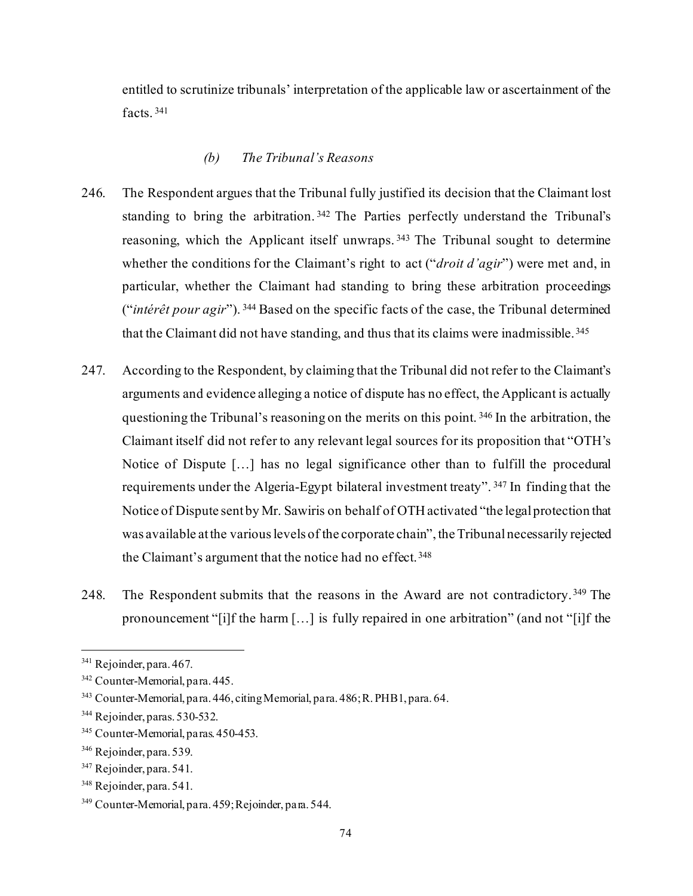entitled to scrutinize tribunals' interpretation of the applicable law or ascertainment of the facts.[341]

#### *(b) The Tribunal's Reasons*

246. The Respondent argues that the Tribunal fully justified its decision that the Claimant lost standing to bring the arbitration.[342] The Parties perfectly understand the Tribunal's reasoning, which the Applicant itself unwraps.[343] The Tribunal sought to determine whether the conditions for the Claimant's right to act ("*droit d'agir*") were met and, in particular, whether the Claimant had standing to bring these arbitration proceedings ("*intérêt pour agir*").[344] Based on the specific facts of the case, the Tribunal determined that the Claimant did not have standing, and thus that its claims were inadmissible.[345]

247. According to the Respondent, by claiming that the Tribunal did not refer to the Claimant's arguments and evidence alleging a notice of dispute has no effect, the Applicant is actually questioning the Tribunal's reasoning on the merits on this point.[346] In the arbitration, the Claimant itself did not refer to any relevant legal sources for its proposition that "OTH's Notice of Dispute […] has no legal significance other than to fulfill the procedural requirements under the Algeria-Egypt bilateral investment treaty".[347] In finding that the Notice of Dispute sent by Mr. Sawiris on behalf of OTH activated "the legal protection that was available at the various levels of the corporate chain", the Tribunal necessarily rejected the Claimant's argument that the notice had no effect.[348]

248. The Respondent submits that the reasons in the Award are not contradictory.[349] The pronouncement "[i]f the harm […] is fully repaired in one arbitration" (and not "[i]f the

---

[341] Rejoinder, para. 467.

[342] Counter-Memorial, para. 445.

[343] Counter-Memorial, para. 446, citing Memorial, para. 486; R. PHB1, para. 64.

[344] Rejoinder, paras. 530-532.

[345] Counter-Memorial, paras. 450-453.

[346] Rejoinder, para. 539.

[347] Rejoinder, para. 541.

[348] Rejoinder, para. 541.

[349] Counter-Memorial, para. 459; Rejoinder, para. 544.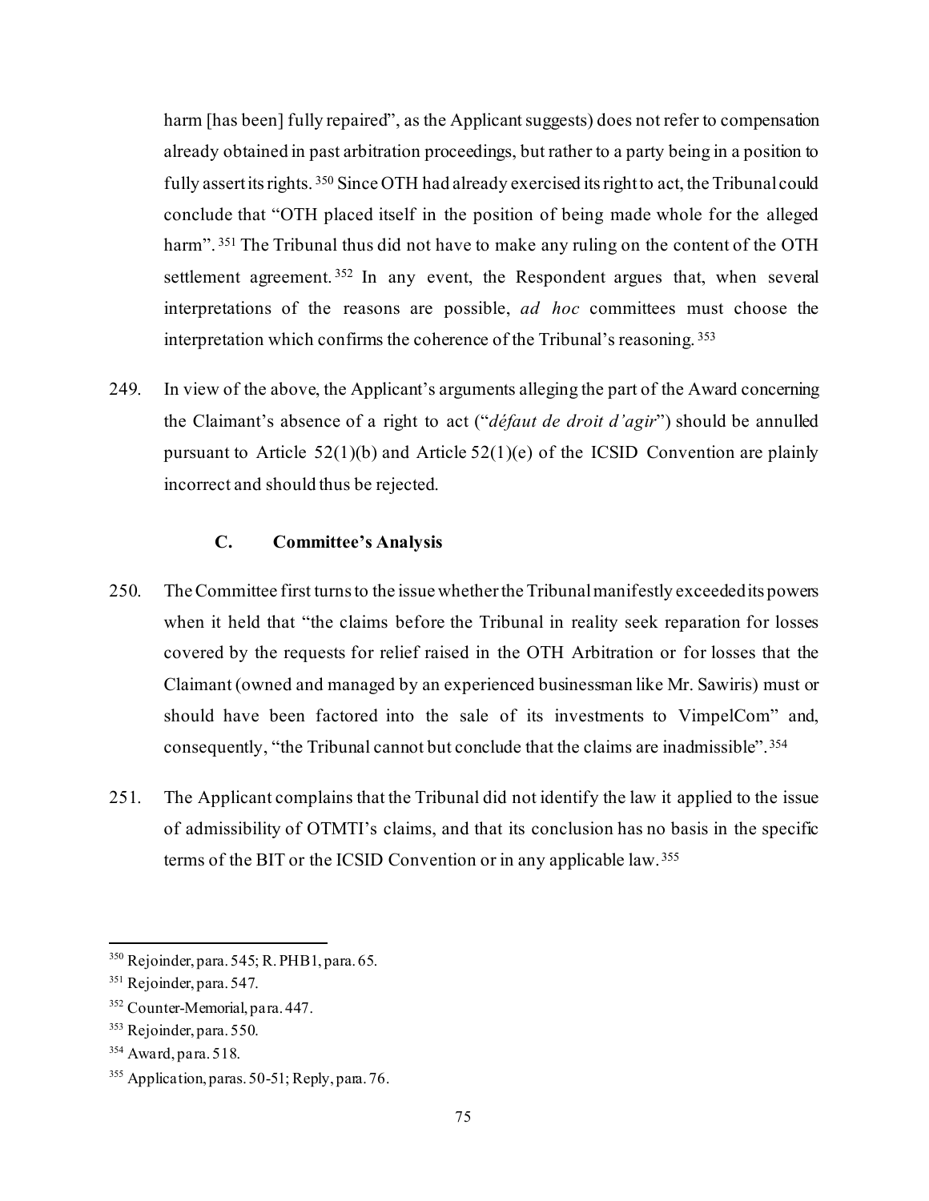harm [has been] fully repaired", as the Applicant suggests) does not refer to compensation already obtained in past arbitration proceedings, but rather to a party being in a position to fully assert its rights.[350] Since OTH had already exercised its right to act, the Tribunal could conclude that "OTH placed itself in the position of being made whole for the alleged harm".[351] The Tribunal thus did not have to make any ruling on the content of the OTH settlement agreement.[352] In any event, the Respondent argues that, when several interpretations of the reasons are possible, *ad hoc* committees must choose the interpretation which confirms the coherence of the Tribunal's reasoning.[353]

249. In view of the above, the Applicant's arguments alleging the part of the Award concerning the Claimant's absence of a right to act ("*défaut de droit d'agir*") should be annulled pursuant to Article 52(1)(b) and Article 52(1)(e) of the ICSID Convention are plainly incorrect and should thus be rejected.

### C. Committee's Analysis

250. The Committee first turns to the issue whether the Tribunal manifestly exceeded its powers when it held that "the claims before the Tribunal in reality seek reparation for losses covered by the requests for relief raised in the OTH Arbitration or for losses that the Claimant (owned and managed by an experienced businessman like Mr. Sawiris) must or should have been factored into the sale of its investments to VimpelCom" and, consequently, "the Tribunal cannot but conclude that the claims are inadmissible".[354]

251. The Applicant complains that the Tribunal did not identify the law it applied to the issue of admissibility of OTMTI's claims, and that its conclusion has no basis in the specific terms of the BIT or the ICSID Convention or in any applicable law.[355]

---

[350] Rejoinder, para. 545; R. PHB1, para. 65.

[351] Rejoinder, para. 547.

[352] Counter-Memorial, para. 447.

[353] Rejoinder, para. 550.

[354] Award, para. 518.

[355] Application, paras. 50-51; Reply, para. 76.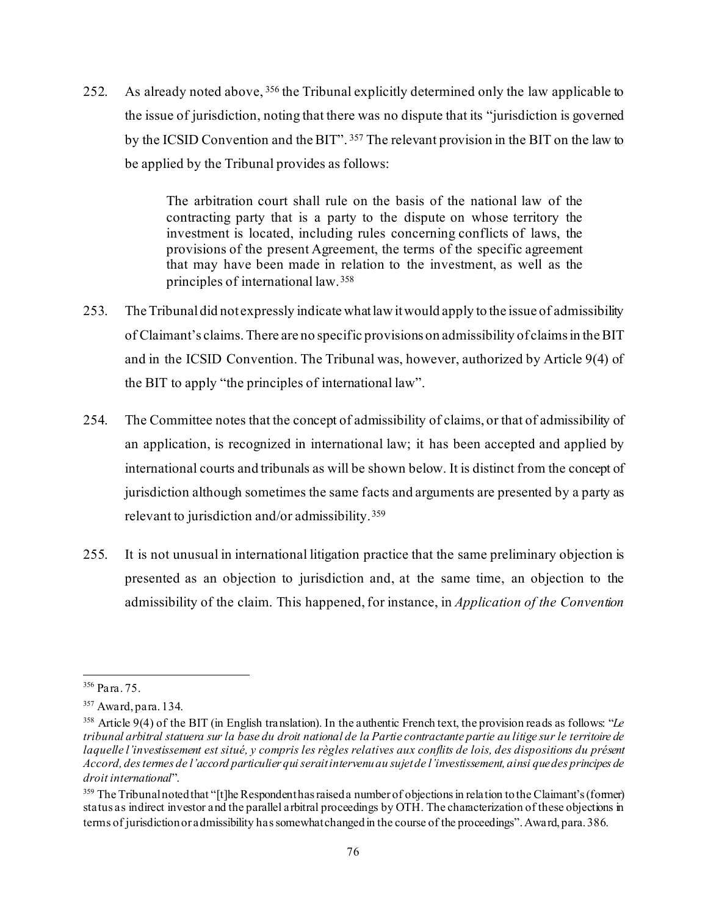252. As already noted above, [356] the Tribunal explicitly determined only the law applicable to the issue of jurisdiction, noting that there was no dispute that its "jurisdiction is governed by the ICSID Convention and the BIT". [357] The relevant provision in the BIT on the law to be applied by the Tribunal provides as follows:

> The arbitration court shall rule on the basis of the national law of the contracting party that is a party to the dispute on whose territory the investment is located, including rules concerning conflicts of laws, the provisions of the present Agreement, the terms of the specific agreement that may have been made in relation to the investment, as well as the principles of international law. [358]

253. The Tribunal did not expressly indicate what law it would apply to the issue of admissibility of Claimant's claims. There are no specific provisions on admissibility of claims in the BIT and in the ICSID Convention. The Tribunal was, however, authorized by Article 9(4) of the BIT to apply "the principles of international law".

254. The Committee notes that the concept of admissibility of claims, or that of admissibility of an application, is recognized in international law; it has been accepted and applied by international courts and tribunals as will be shown below. It is distinct from the concept of jurisdiction although sometimes the same facts and arguments are presented by a party as relevant to jurisdiction and/or admissibility. [359]

255. It is not unusual in international litigation practice that the same preliminary objection is presented as an objection to jurisdiction and, at the same time, an objection to the admissibility of the claim. This happened, for instance, in *Application of the Convention*

---

[356] Para. 75.

[357] Award, para. 134.

[358] Article 9(4) of the BIT (in English translation). In the authentic French text, the provision reads as follows: "*Le tribunal arbitral statuera sur la base du droit national de la Partie contractante partie au litige sur le territoire de laquelle l'investissement est situé, y compris les règles relatives aux conflits de lois, des dispositions du présent Accord, des termes de l'accord particulier qui serait intervenu au sujet de l'investissement, ainsi que des principes de droit international*".

[359] The Tribunal noted that "[t]he Respondent has raised a number of objections in relation to the Claimant's (former) status as indirect investor and the parallel arbitral proceedings by OTH. The characterization of these objections in terms of jurisdiction or admissibility has somewhat changed in the course of the proceedings". Award, para. 386.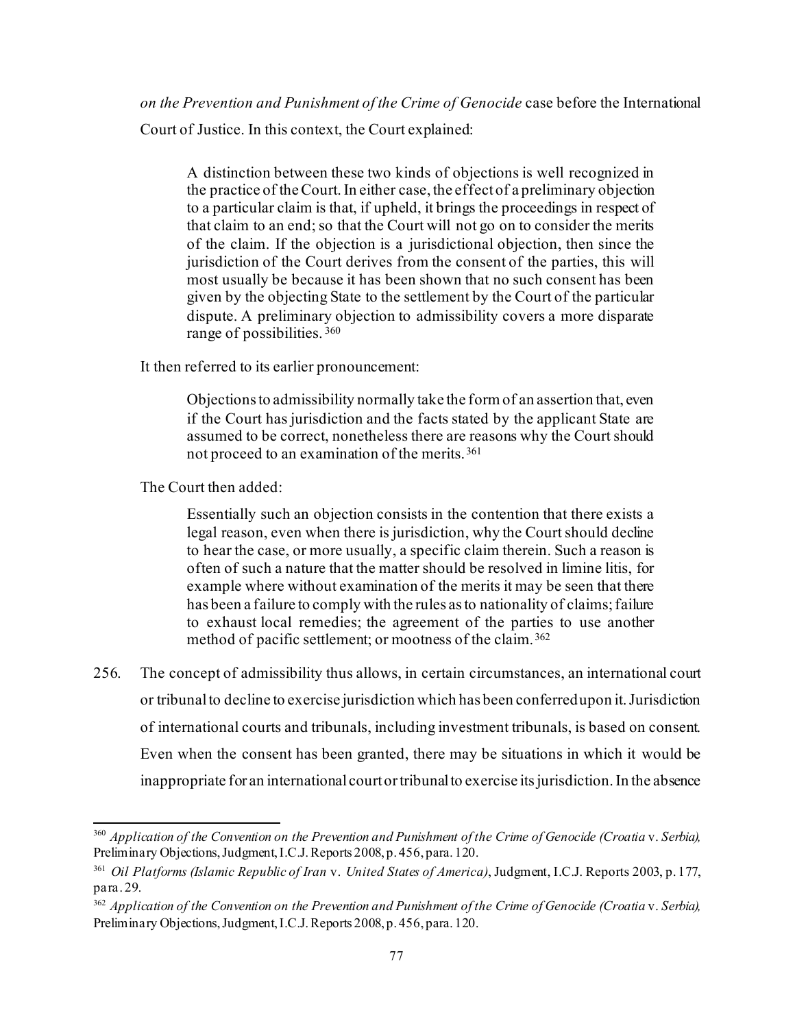*on the Prevention and Punishment of the Crime of Genocide* case before the International Court of Justice. In this context, the Court explained:

> A distinction between these two kinds of objections is well recognized in the practice of the Court. In either case, the effect of a preliminary objection to a particular claim is that, if upheld, it brings the proceedings in respect of that claim to an end; so that the Court will not go on to consider the merits of the claim. If the objection is a jurisdictional objection, then since the jurisdiction of the Court derives from the consent of the parties, this will most usually be because it has been shown that no such consent has been given by the objecting State to the settlement by the Court of the particular dispute. A preliminary objection to admissibility covers a more disparate range of possibilities.[360]

It then referred to its earlier pronouncement:

> Objections to admissibility normally take the form of an assertion that, even if the Court has jurisdiction and the facts stated by the applicant State are assumed to be correct, nonetheless there are reasons why the Court should not proceed to an examination of the merits.[361]

The Court then added:

> Essentially such an objection consists in the contention that there exists a legal reason, even when there is jurisdiction, why the Court should decline to hear the case, or more usually, a specific claim therein. Such a reason is often of such a nature that the matter should be resolved in limine litis, for example where without examination of the merits it may be seen that there has been a failure to comply with the rules as to nationality of claims; failure to exhaust local remedies; the agreement of the parties to use another method of pacific settlement; or mootness of the claim.[362]

256. The concept of admissibility thus allows, in certain circumstances, an international court or tribunal to decline to exercise jurisdiction which has been conferred upon it. Jurisdiction of international courts and tribunals, including investment tribunals, is based on consent. Even when the consent has been granted, there may be situations in which it would be inappropriate for an international court or tribunal to exercise its jurisdiction. In the absence

---

[360] *Application of the Convention on the Prevention and Punishment of the Crime of Genocide (Croatia* v. *Serbia),* Preliminary Objections, Judgment, I.C.J. Reports 2008, p. 456, para. 120.

[361] *Oil Platforms (Islamic Republic of Iran* v. *United States of America)*, Judgment, I.C.J. Reports 2003, p. 177, para. 29.

[362] *Application of the Convention on the Prevention and Punishment of the Crime of Genocide (Croatia* v. *Serbia),* Preliminary Objections, Judgment, I.C.J. Reports 2008, p. 456, para. 120.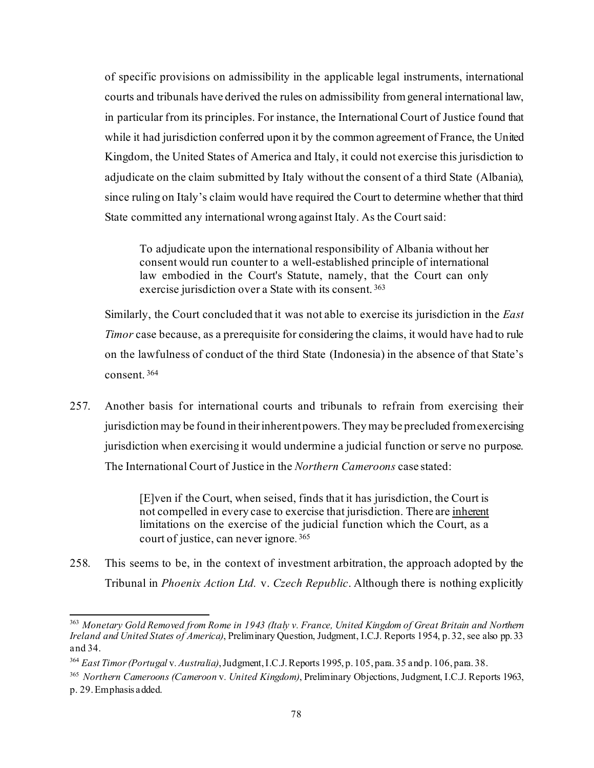of specific provisions on admissibility in the applicable legal instruments, international courts and tribunals have derived the rules on admissibility from general international law, in particular from its principles. For instance, the International Court of Justice found that while it had jurisdiction conferred upon it by the common agreement of France, the United Kingdom, the United States of America and Italy, it could not exercise this jurisdiction to adjudicate on the claim submitted by Italy without the consent of a third State (Albania), since ruling on Italy's claim would have required the Court to determine whether that third State committed any international wrong against Italy. As the Court said:

> To adjudicate upon the international responsibility of Albania without her consent would run counter to a well-established principle of international law embodied in the Court's Statute, namely, that the Court can only exercise jurisdiction over a State with its consent. [363]

Similarly, the Court concluded that it was not able to exercise its jurisdiction in the *East Timor* case because, as a prerequisite for considering the claims, it would have had to rule on the lawfulness of conduct of the third State (Indonesia) in the absence of that State's consent. [364]

257. Another basis for international courts and tribunals to refrain from exercising their jurisdiction may be found in their inherent powers. They may be precluded from exercising jurisdiction when exercising it would undermine a judicial function or serve no purpose. The International Court of Justice in the *Northern Cameroons* case stated:

> [E]ven if the Court, when seised, finds that it has jurisdiction, the Court is not compelled in every case to exercise that jurisdiction. There are <u>inherent</u> limitations on the exercise of the judicial function which the Court, as a court of justice, can never ignore. [365]

258. This seems to be, in the context of investment arbitration, the approach adopted by the Tribunal in *Phoenix Action Ltd.* v. *Czech Republic*. Although there is nothing explicitly

---

[363] *Monetary Gold Removed from Rome in 1943 (Italy v. France, United Kingdom of Great Britain and Northern Ireland and United States of America)*, Preliminary Question, Judgment, I.C.J. Reports 1954, p. 32, see also pp. 33 and 34.

[364] *East Timor (Portugal* v. *Australia)*, Judgment, I.C.J. Reports 1995, p. 105, para. 35 and p. 106, para. 38.

[365] *Northern Cameroons (Cameroon* v. *United Kingdom)*, Preliminary Objections, Judgment, I.C.J. Reports 1963, p. 29. Emphasis added.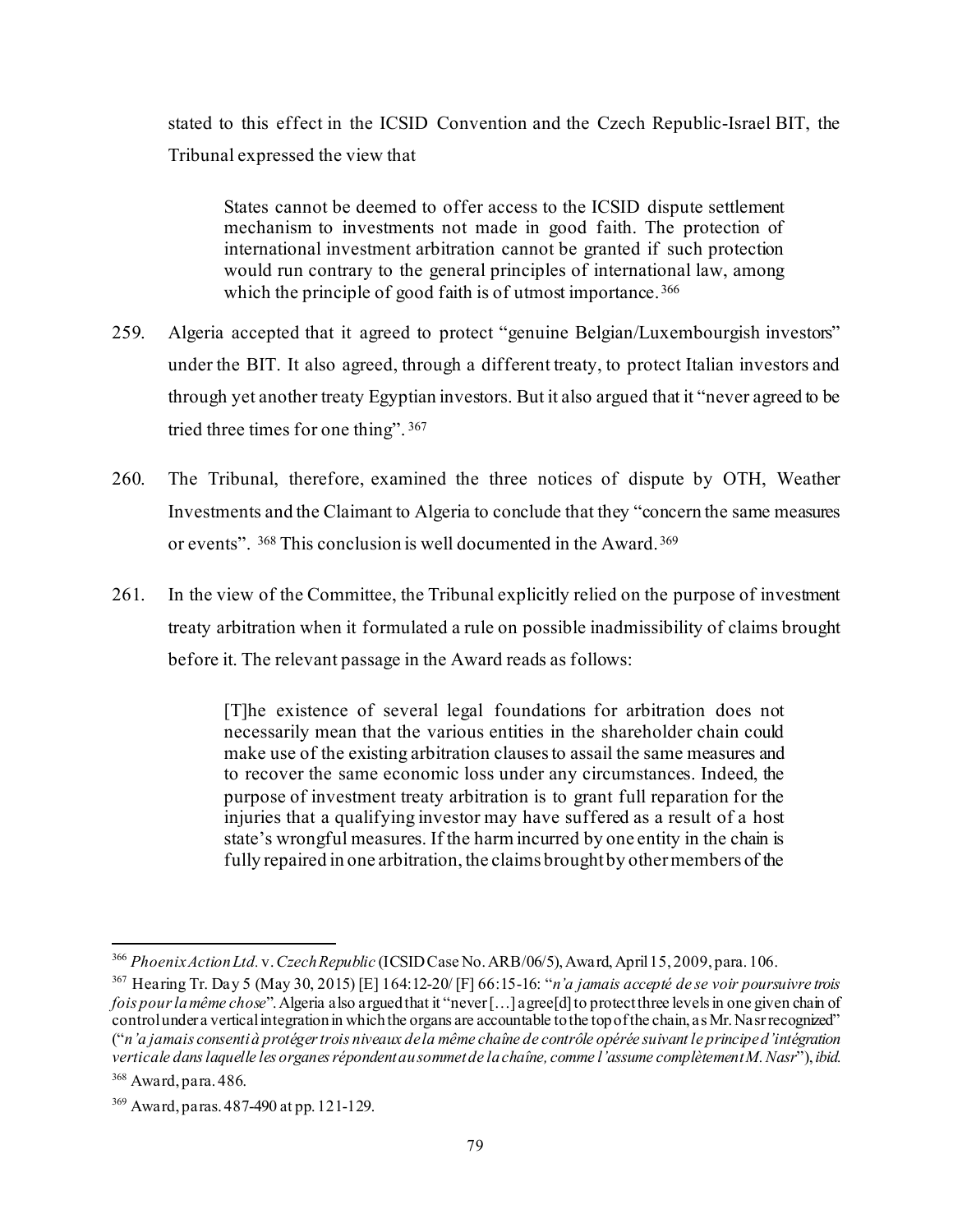stated to this effect in the ICSID Convention and the Czech Republic-Israel BIT, the Tribunal expressed the view that

> States cannot be deemed to offer access to the ICSID dispute settlement mechanism to investments not made in good faith. The protection of international investment arbitration cannot be granted if such protection would run contrary to the general principles of international law, among which the principle of good faith is of utmost importance.[366]

259. Algeria accepted that it agreed to protect "genuine Belgian/Luxembourgish investors" under the BIT. It also agreed, through a different treaty, to protect Italian investors and through yet another treaty Egyptian investors. But it also argued that it "never agreed to be tried three times for one thing".[367]

260. The Tribunal, therefore, examined the three notices of dispute by OTH, Weather Investments and the Claimant to Algeria to conclude that they "concern the same measures or events".[368] This conclusion is well documented in the Award.[369]

261. In the view of the Committee, the Tribunal explicitly relied on the purpose of investment treaty arbitration when it formulated a rule on possible inadmissibility of claims brought before it. The relevant passage in the Award reads as follows:

> [T]he existence of several legal foundations for arbitration does not necessarily mean that the various entities in the shareholder chain could make use of the existing arbitration clauses to assail the same measures and to recover the same economic loss under any circumstances. Indeed, the purpose of investment treaty arbitration is to grant full reparation for the injuries that a qualifying investor may have suffered as a result of a host state's wrongful measures. If the harm incurred by one entity in the chain is fully repaired in one arbitration, the claims brought by other members of the

---

[366] *Phoenix Action Ltd.* v. *Czech Republic* (ICSID Case No. ARB/06/5), Award, April 15, 2009, para. 106.

[367] Hearing Tr. Day 5 (May 30, 2015) [E] 164:12-20/ [F] 66:15-16: "*n'a jamais accepté de se voir poursuivre trois fois pour la même chose*". Algeria also argued that it "never […] agree[d] to protect three levels in one given chain of control under a vertical integration in which the organs are accountable to the top of the chain, as Mr. Nasr recognized" ("*n'a jamais consenti à protéger trois niveaux de la même chaîne de contrôle opérée suivant le principe d'intégration verticale dans laquelle les organes répondent au sommet de la chaîne, comme l'assume complètement M. Nasr*"), *ibid.*

[368] Award, para. 486.

[369] Award, paras. 487-490 at pp. 121-129.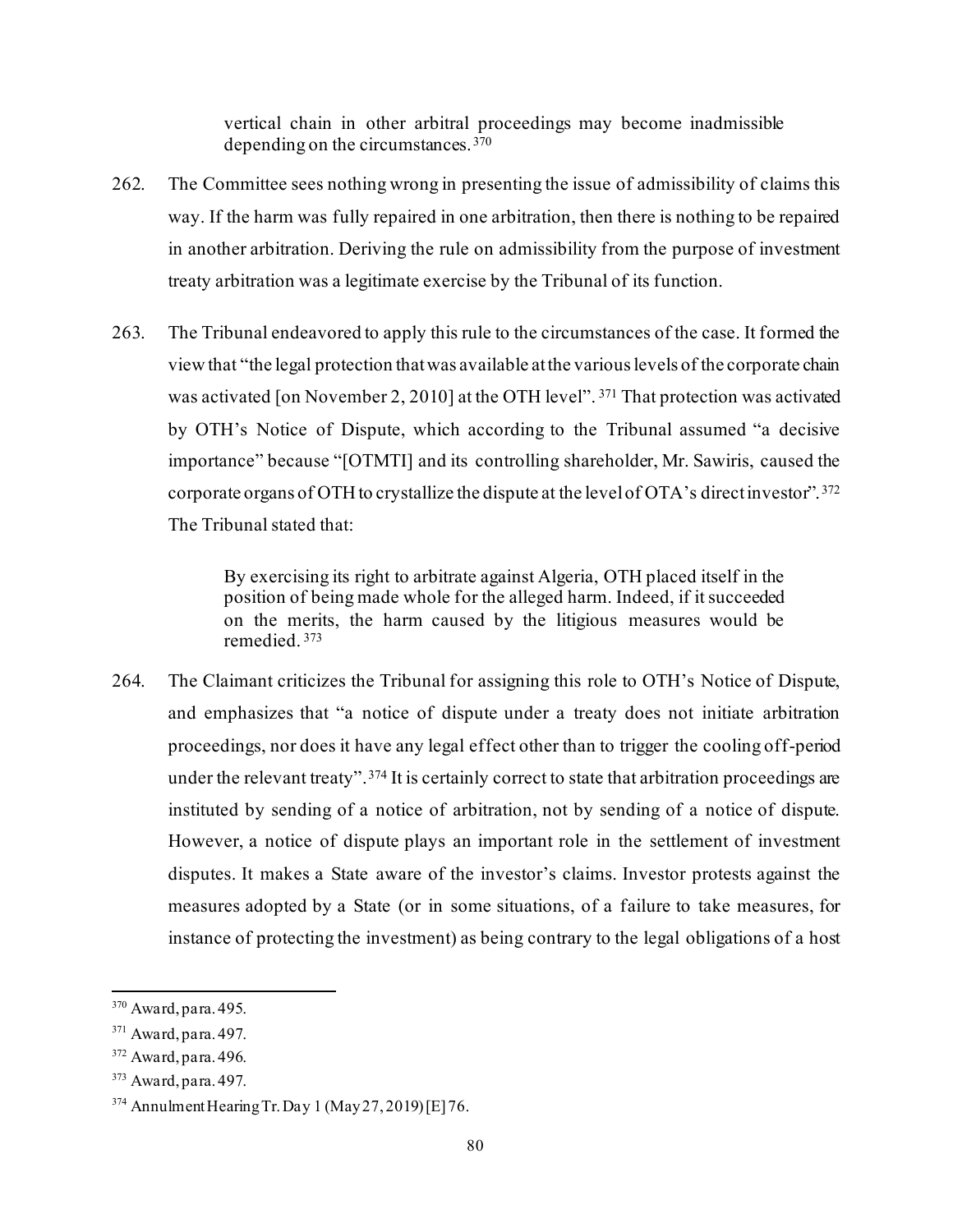> vertical chain in other arbitral proceedings may become inadmissible depending on the circumstances.[370]

262. The Committee sees nothing wrong in presenting the issue of admissibility of claims this way. If the harm was fully repaired in one arbitration, then there is nothing to be repaired in another arbitration. Deriving the rule on admissibility from the purpose of investment treaty arbitration was a legitimate exercise by the Tribunal of its function.

263. The Tribunal endeavored to apply this rule to the circumstances of the case. It formed the view that "the legal protection that was available at the various levels of the corporate chain was activated [on November 2, 2010] at the OTH level".[371] That protection was activated by OTH's Notice of Dispute, which according to the Tribunal assumed "a decisive importance" because "[OTMTI] and its controlling shareholder, Mr. Sawiris, caused the corporate organs of OTH to crystallize the dispute at the level of OTA's direct investor".[372] The Tribunal stated that:

> By exercising its right to arbitrate against Algeria, OTH placed itself in the position of being made whole for the alleged harm. Indeed, if it succeeded on the merits, the harm caused by the litigious measures would be remedied.[373]

264. The Claimant criticizes the Tribunal for assigning this role to OTH's Notice of Dispute, and emphasizes that "a notice of dispute under a treaty does not initiate arbitration proceedings, nor does it have any legal effect other than to trigger the cooling off-period under the relevant treaty".[374] It is certainly correct to state that arbitration proceedings are instituted by sending of a notice of arbitration, not by sending of a notice of dispute. However, a notice of dispute plays an important role in the settlement of investment disputes. It makes a State aware of the investor's claims. Investor protests against the measures adopted by a State (or in some situations, of a failure to take measures, for instance of protecting the investment) as being contrary to the legal obligations of a host

---

[370] Award, para. 495.

[371] Award, para. 497.

[372] Award, para. 496.

[373] Award, para. 497.

[374] Annulment Hearing Tr. Day 1 (May 27, 2019) [E] 76.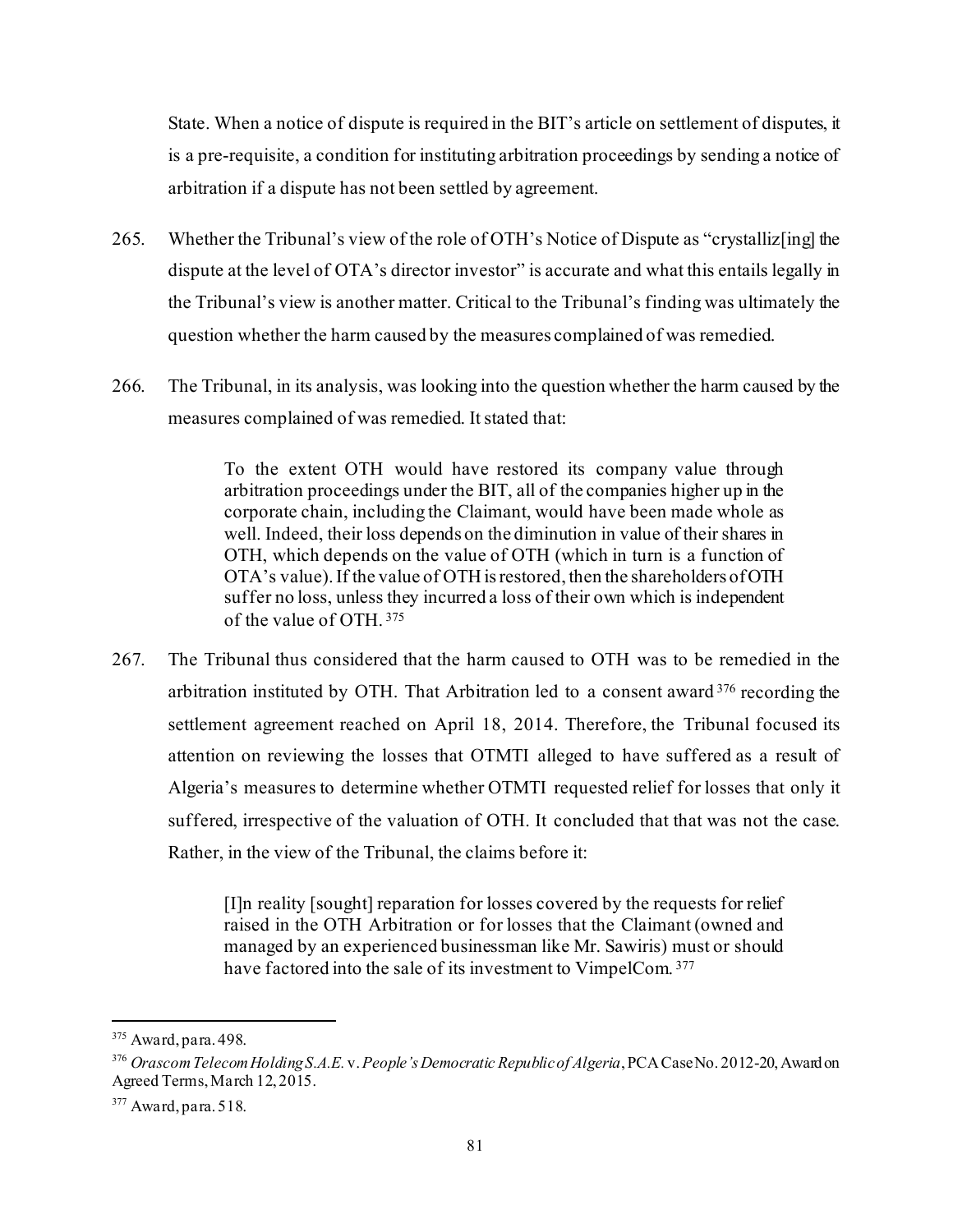State. When a notice of dispute is required in the BIT's article on settlement of disputes, it is a pre-requisite, a condition for instituting arbitration proceedings by sending a notice of arbitration if a dispute has not been settled by agreement.

265. Whether the Tribunal's view of the role of OTH's Notice of Dispute as "crystalliz[ing] the dispute at the level of OTA's director investor" is accurate and what this entails legally in the Tribunal's view is another matter. Critical to the Tribunal's finding was ultimately the question whether the harm caused by the measures complained of was remedied.

266. The Tribunal, in its analysis, was looking into the question whether the harm caused by the measures complained of was remedied. It stated that:

> To the extent OTH would have restored its company value through arbitration proceedings under the BIT, all of the companies higher up in the corporate chain, including the Claimant, would have been made whole as well. Indeed, their loss depends on the diminution in value of their shares in OTH, which depends on the value of OTH (which in turn is a function of OTA's value). If the value of OTH is restored, then the shareholders of OTH suffer no loss, unless they incurred a loss of their own which is independent of the value of OTH. [375]

267. The Tribunal thus considered that the harm caused to OTH was to be remedied in the arbitration instituted by OTH. That Arbitration led to a consent award [376] recording the settlement agreement reached on April 18, 2014. Therefore, the Tribunal focused its attention on reviewing the losses that OTMTI alleged to have suffered as a result of Algeria's measures to determine whether OTMTI requested relief for losses that only it suffered, irrespective of the valuation of OTH. It concluded that that was not the case. Rather, in the view of the Tribunal, the claims before it:

> [I]n reality [sought] reparation for losses covered by the requests for relief raised in the OTH Arbitration or for losses that the Claimant (owned and managed by an experienced businessman like Mr. Sawiris) must or should have factored into the sale of its investment to VimpelCom. [377]

---

[375] Award, para. 498.

[376] *Orascom Telecom Holding S.A.E.* v. *People's Democratic Republic of Algeria*, PCA Case No. 2012-20, Award on Agreed Terms, March 12, 2015.

[377] Award, para. 518.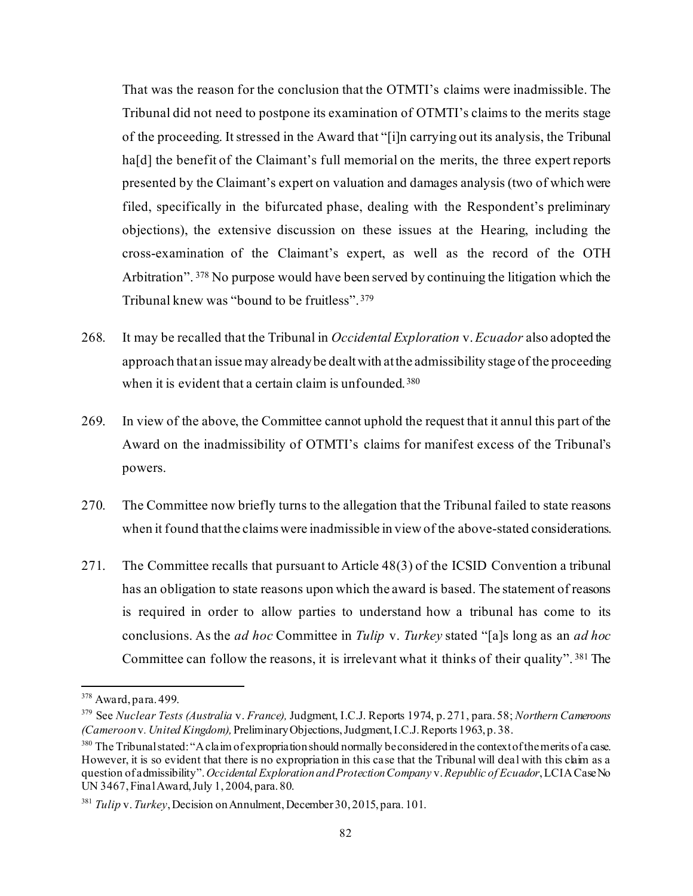That was the reason for the conclusion that the OTMTI's claims were inadmissible. The Tribunal did not need to postpone its examination of OTMTI's claims to the merits stage of the proceeding. It stressed in the Award that "[i]n carrying out its analysis, the Tribunal ha[d] the benefit of the Claimant's full memorial on the merits, the three expert reports presented by the Claimant's expert on valuation and damages analysis (two of which were filed, specifically in the bifurcated phase, dealing with the Respondent's preliminary objections), the extensive discussion on these issues at the Hearing, including the cross-examination of the Claimant's expert, as well as the record of the OTH Arbitration".[378] No purpose would have been served by continuing the litigation which the Tribunal knew was "bound to be fruitless".[379]

268. It may be recalled that the Tribunal in *Occidental Exploration* v. *Ecuador* also adopted the approach that an issue may already be dealt with at the admissibility stage of the proceeding when it is evident that a certain claim is unfounded.[380]

269. In view of the above, the Committee cannot uphold the request that it annul this part of the Award on the inadmissibility of OTMTI's claims for manifest excess of the Tribunal's powers.

270. The Committee now briefly turns to the allegation that the Tribunal failed to state reasons when it found that the claims were inadmissible in view of the above-stated considerations.

271. The Committee recalls that pursuant to Article 48(3) of the ICSID Convention a tribunal has an obligation to state reasons upon which the award is based. The statement of reasons is required in order to allow parties to understand how a tribunal has come to its conclusions. As the *ad hoc* Committee in *Tulip* v. *Turkey* stated "[a]s long as an *ad hoc* Committee can follow the reasons, it is irrelevant what it thinks of their quality".[381] The

---

[378] Award, para. 499.

[379] See *Nuclear Tests (Australia* v. *France),* Judgment, I.C.J. Reports 1974, p. 271, para. 58; *Northern Cameroons (Cameroon* v. *United Kingdom),* Preliminary Objections, Judgment, I.C.J. Reports 1963, p. 38.

[380] The Tribunal stated: "A claim of expropriation should normally be considered in the context of the merits of a case. However, it is so evident that there is no expropriation in this case that the Tribunal will deal with this claim as a question of admissibility". *Occidental Exploration and Protection Company* v. *Republic of Ecuador*, LCIA Case No UN 3467, Final Award, July 1, 2004, para. 80.

[381] *Tulip* v. *Turkey*, Decision on Annulment, December 30, 2015, para. 101.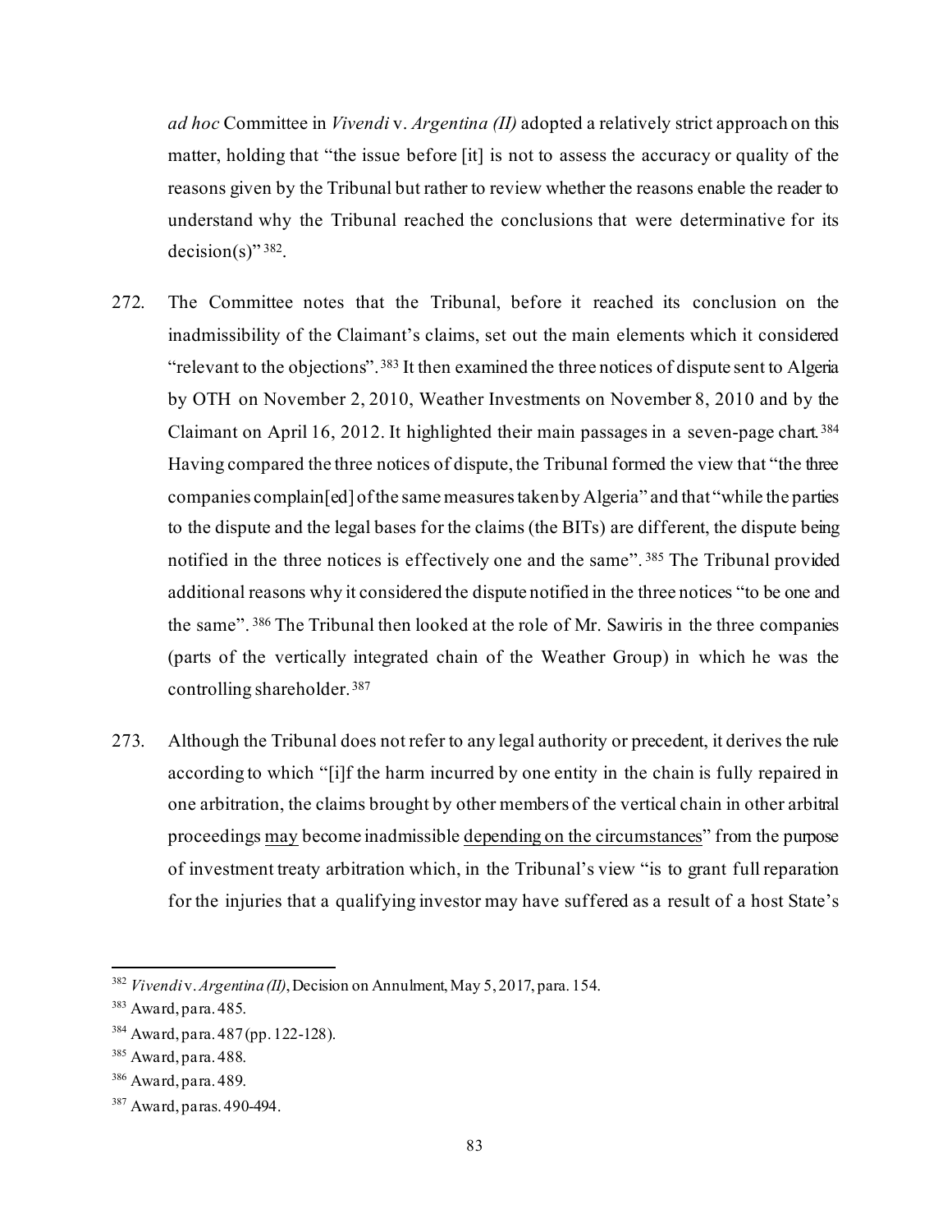*ad hoc* Committee in *Vivendi* v. *Argentina (II)* adopted a relatively strict approach on this matter, holding that "the issue before [it] is not to assess the accuracy or quality of the reasons given by the Tribunal but rather to review whether the reasons enable the reader to understand why the Tribunal reached the conclusions that were determinative for its decision(s)" [382].

272. The Committee notes that the Tribunal, before it reached its conclusion on the inadmissibility of the Claimant's claims, set out the main elements which it considered "relevant to the objections". [383] It then examined the three notices of dispute sent to Algeria by OTH on November 2, 2010, Weather Investments on November 8, 2010 and by the Claimant on April 16, 2012. It highlighted their main passages in a seven-page chart. [384] Having compared the three notices of dispute, the Tribunal formed the view that "the three companies complain[ed] of the same measures taken by Algeria" and that "while the parties to the dispute and the legal bases for the claims (the BITs) are different, the dispute being notified in the three notices is effectively one and the same". [385] The Tribunal provided additional reasons why it considered the dispute notified in the three notices "to be one and the same". [386] The Tribunal then looked at the role of Mr. Sawiris in the three companies (parts of the vertically integrated chain of the Weather Group) in which he was the controlling shareholder. [387]

273. Although the Tribunal does not refer to any legal authority or precedent, it derives the rule according to which "[i]f the harm incurred by one entity in the chain is fully repaired in one arbitration, the claims brought by other members of the vertical chain in other arbitral proceedings <u>may</u> become inadmissible <u>depending on the circumstances</u>" from the purpose of investment treaty arbitration which, in the Tribunal's view "is to grant full reparation for the injuries that a qualifying investor may have suffered as a result of a host State's

---

[382] *Vivendi* v. *Argentina (II)*, Decision on Annulment, May 5, 2017, para. 154.

[383] Award, para. 485.

[384] Award, para. 487 (pp. 122-128).

[385] Award, para. 488.

[386] Award, para. 489.

[387] Award, paras. 490-494.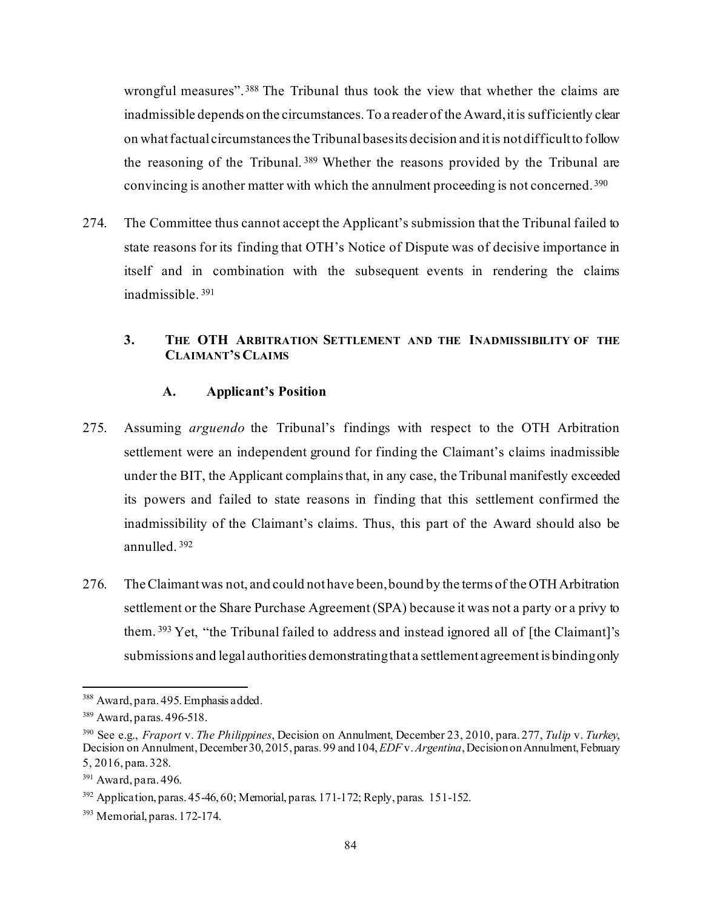wrongful measures".[388] The Tribunal thus took the view that whether the claims are inadmissible depends on the circumstances. To a reader of the Award, it is sufficiently clear on what factual circumstances the Tribunal bases its decision and it is not difficult to follow the reasoning of the Tribunal.[389] Whether the reasons provided by the Tribunal are convincing is another matter with which the annulment proceeding is not concerned.[390]

274. The Committee thus cannot accept the Applicant's submission that the Tribunal failed to state reasons for its finding that OTH's Notice of Dispute was of decisive importance in itself and in combination with the subsequent events in rendering the claims inadmissible.[391]

### 3. THE OTH ARBITRATION SETTLEMENT AND THE INADMISSIBILITY OF THE CLAIMANT'S CLAIMS

#### A. Applicant's Position

275. Assuming *arguendo* the Tribunal's findings with respect to the OTH Arbitration settlement were an independent ground for finding the Claimant's claims inadmissible under the BIT, the Applicant complains that, in any case, the Tribunal manifestly exceeded its powers and failed to state reasons in finding that this settlement confirmed the inadmissibility of the Claimant's claims. Thus, this part of the Award should also be annulled.[392]

276. The Claimant was not, and could not have been, bound by the terms of the OTH Arbitration settlement or the Share Purchase Agreement (SPA) because it was not a party or a privy to them.[393] Yet, "the Tribunal failed to address and instead ignored all of [the Claimant]'s submissions and legal authorities demonstrating that a settlement agreement is binding only

---

[388] Award, para. 495. Emphasis added.

[389] Award, paras. 496-518.

[390] See e.g., *Fraport* v. *The Philippines*, Decision on Annulment, December 23, 2010, para. 277, *Tulip* v. *Turkey*, Decision on Annulment, December 30, 2015, paras. 99 and 104, *EDF* v. *Argentina*, Decision on Annulment, February 5, 2016, para. 328.

[391] Award, para. 496.

[392] Application, paras. 45-46, 60; Memorial, paras. 171-172; Reply, paras. 151-152.

[393] Memorial, paras. 172-174.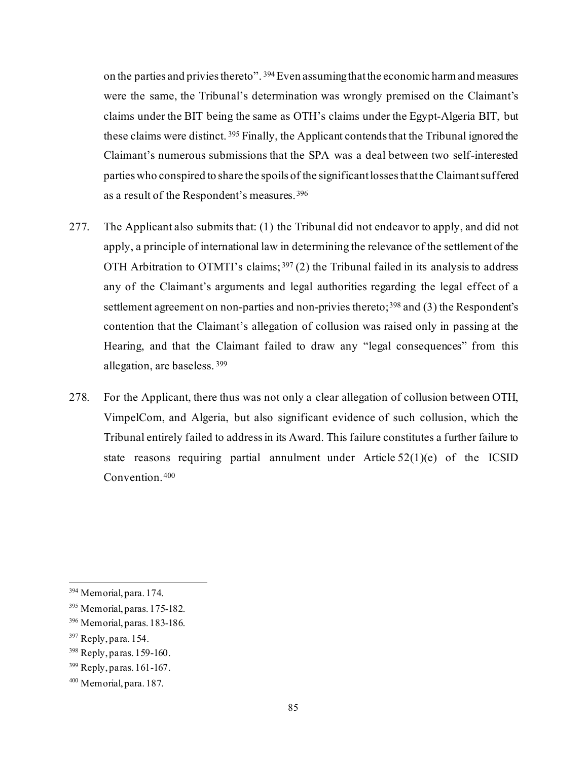on the parties and privies thereto".[394] Even assuming that the economic harm and measures were the same, the Tribunal's determination was wrongly premised on the Claimant's claims under the BIT being the same as OTH's claims under the Egypt-Algeria BIT, but these claims were distinct.[395] Finally, the Applicant contends that the Tribunal ignored the Claimant's numerous submissions that the SPA was a deal between two self-interested parties who conspired to share the spoils of the significant losses that the Claimant suffered as a result of the Respondent's measures.[396]

277. The Applicant also submits that: (1) the Tribunal did not endeavor to apply, and did not apply, a principle of international law in determining the relevance of the settlement of the OTH Arbitration to OTMTI's claims;[397] (2) the Tribunal failed in its analysis to address any of the Claimant's arguments and legal authorities regarding the legal effect of a settlement agreement on non-parties and non-privies thereto;[398] and (3) the Respondent's contention that the Claimant's allegation of collusion was raised only in passing at the Hearing, and that the Claimant failed to draw any "legal consequences" from this allegation, are baseless.[399]

278. For the Applicant, there thus was not only a clear allegation of collusion between OTH, VimpelCom, and Algeria, but also significant evidence of such collusion, which the Tribunal entirely failed to address in its Award. This failure constitutes a further failure to state reasons requiring partial annulment under Article 52(1)(e) of the ICSID Convention.[400]

---

[394] Memorial, para. 174.

[395] Memorial, paras. 175-182.

[396] Memorial, paras. 183-186.

[397] Reply, para. 154.

[398] Reply, paras. 159-160.

[399] Reply, paras. 161-167.

[400] Memorial, para. 187.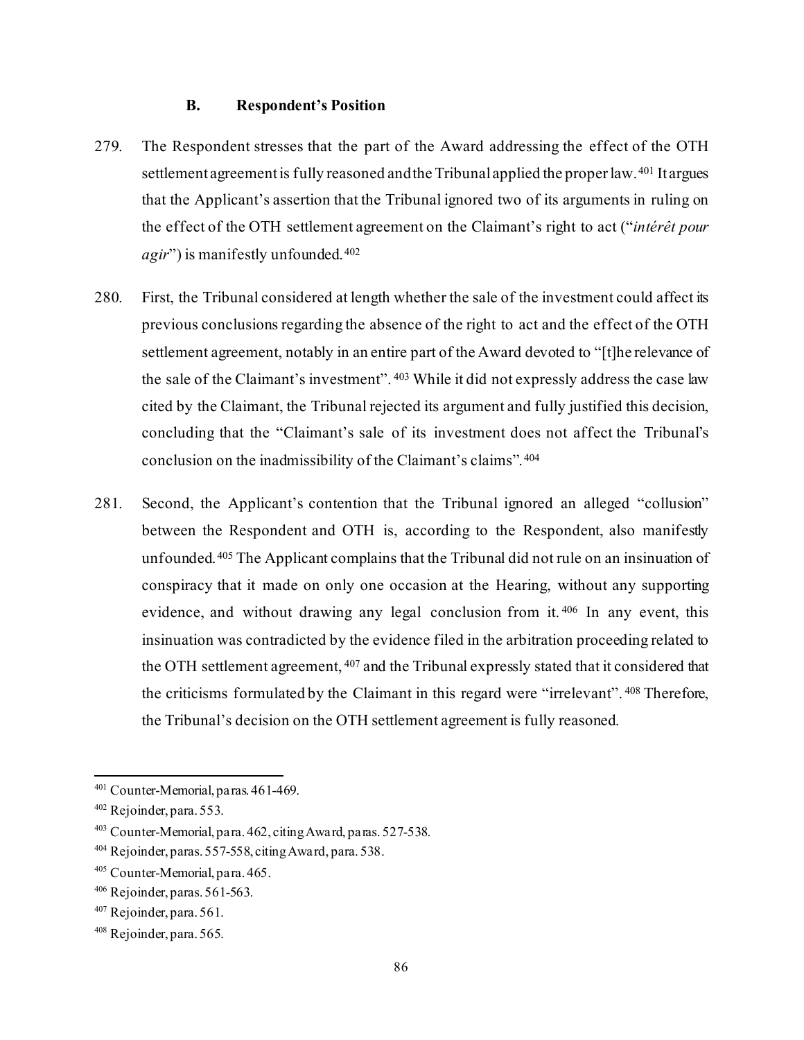### B. Respondent's Position

279. The Respondent stresses that the part of the Award addressing the effect of the OTH settlement agreement is fully reasoned and the Tribunal applied the proper law.[401] It argues that the Applicant's assertion that the Tribunal ignored two of its arguments in ruling on the effect of the OTH settlement agreement on the Claimant's right to act ("*intérêt pour agir*") is manifestly unfounded.[402]

280. First, the Tribunal considered at length whether the sale of the investment could affect its previous conclusions regarding the absence of the right to act and the effect of the OTH settlement agreement, notably in an entire part of the Award devoted to "[t]he relevance of the sale of the Claimant's investment".[403] While it did not expressly address the case law cited by the Claimant, the Tribunal rejected its argument and fully justified this decision, concluding that the "Claimant's sale of its investment does not affect the Tribunal's conclusion on the inadmissibility of the Claimant's claims".[404]

281. Second, the Applicant's contention that the Tribunal ignored an alleged "collusion" between the Respondent and OTH is, according to the Respondent, also manifestly unfounded.[405] The Applicant complains that the Tribunal did not rule on an insinuation of conspiracy that it made on only one occasion at the Hearing, without any supporting evidence, and without drawing any legal conclusion from it.[406] In any event, this insinuation was contradicted by the evidence filed in the arbitration proceeding related to the OTH settlement agreement,[407] and the Tribunal expressly stated that it considered that the criticisms formulated by the Claimant in this regard were "irrelevant".[408] Therefore, the Tribunal's decision on the OTH settlement agreement is fully reasoned.

---

[401] Counter-Memorial, paras. 461-469.

[402] Rejoinder, para. 553.

[403] Counter-Memorial, para. 462, citing Award, paras. 527-538.

[404] Rejoinder, paras. 557-558, citing Award, para. 538.

[405] Counter-Memorial, para. 465.

[406] Rejoinder, paras. 561-563.

[407] Rejoinder, para. 561.

[408] Rejoinder, para. 565.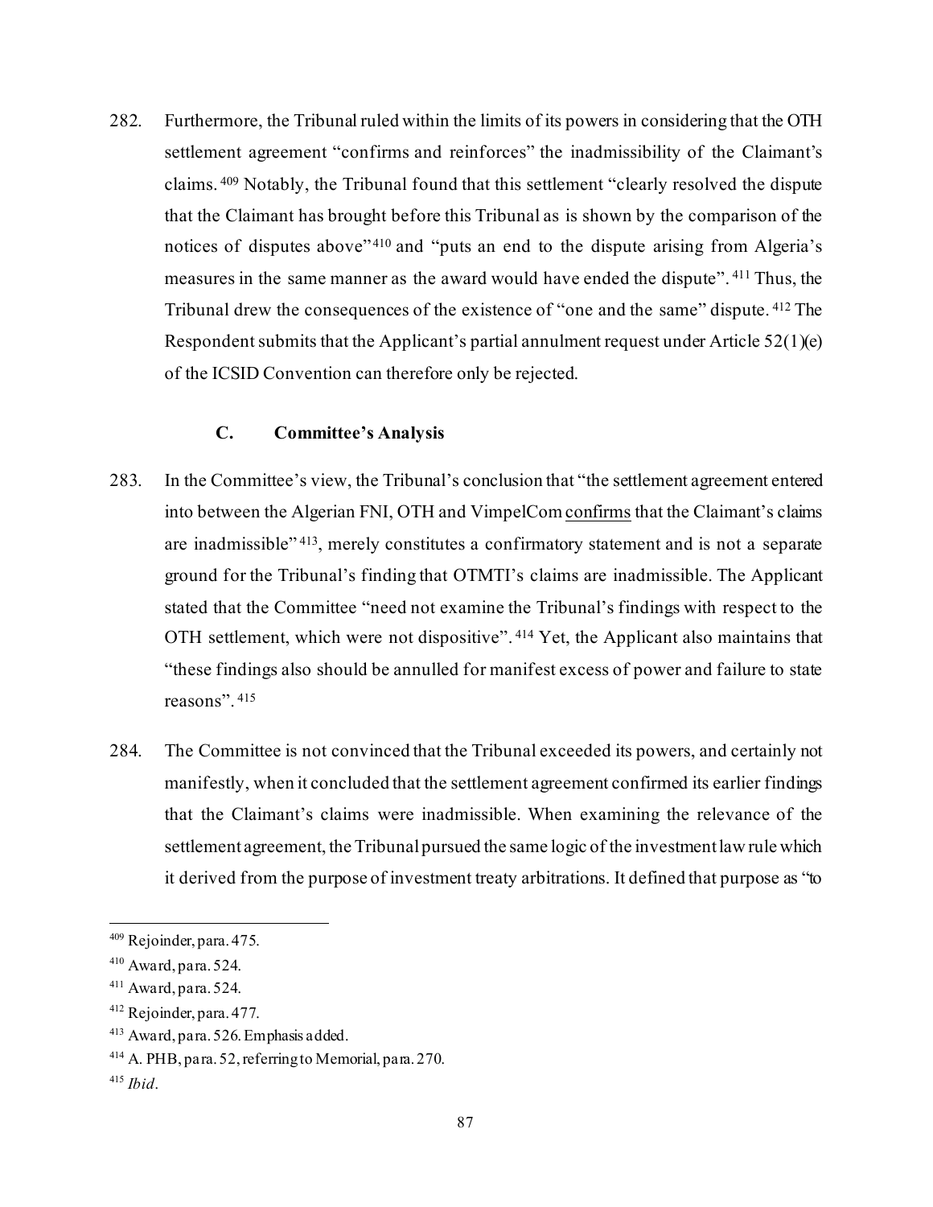282. Furthermore, the Tribunal ruled within the limits of its powers in considering that the OTH settlement agreement "confirms and reinforces" the inadmissibility of the Claimant's claims.[409] Notably, the Tribunal found that this settlement "clearly resolved the dispute that the Claimant has brought before this Tribunal as is shown by the comparison of the notices of disputes above"[410] and "puts an end to the dispute arising from Algeria's measures in the same manner as the award would have ended the dispute".[411] Thus, the Tribunal drew the consequences of the existence of "one and the same" dispute.[412] The Respondent submits that the Applicant's partial annulment request under Article 52(1)(e) of the ICSID Convention can therefore only be rejected.

### C. Committee's Analysis

283. In the Committee's view, the Tribunal's conclusion that "the settlement agreement entered into between the Algerian FNI, OTH and VimpelCom <u>confirms</u> that the Claimant's claims are inadmissible"[413], merely constitutes a confirmatory statement and is not a separate ground for the Tribunal's finding that OTMTI's claims are inadmissible. The Applicant stated that the Committee "need not examine the Tribunal's findings with respect to the OTH settlement, which were not dispositive".[414] Yet, the Applicant also maintains that "these findings also should be annulled for manifest excess of power and failure to state reasons".[415]

284. The Committee is not convinced that the Tribunal exceeded its powers, and certainly not manifestly, when it concluded that the settlement agreement confirmed its earlier findings that the Claimant's claims were inadmissible. When examining the relevance of the settlement agreement, the Tribunal pursued the same logic of the investment law rule which it derived from the purpose of investment treaty arbitrations. It defined that purpose as "to

---

[409] Rejoinder, para. 475.

[410] Award, para. 524.

[411] Award, para. 524.

[412] Rejoinder, para. 477.

[413] Award, para. 526. Emphasis added.

[414] A. PHB, para. 52, referring to Memorial, para. 270.

[415] *Ibid*.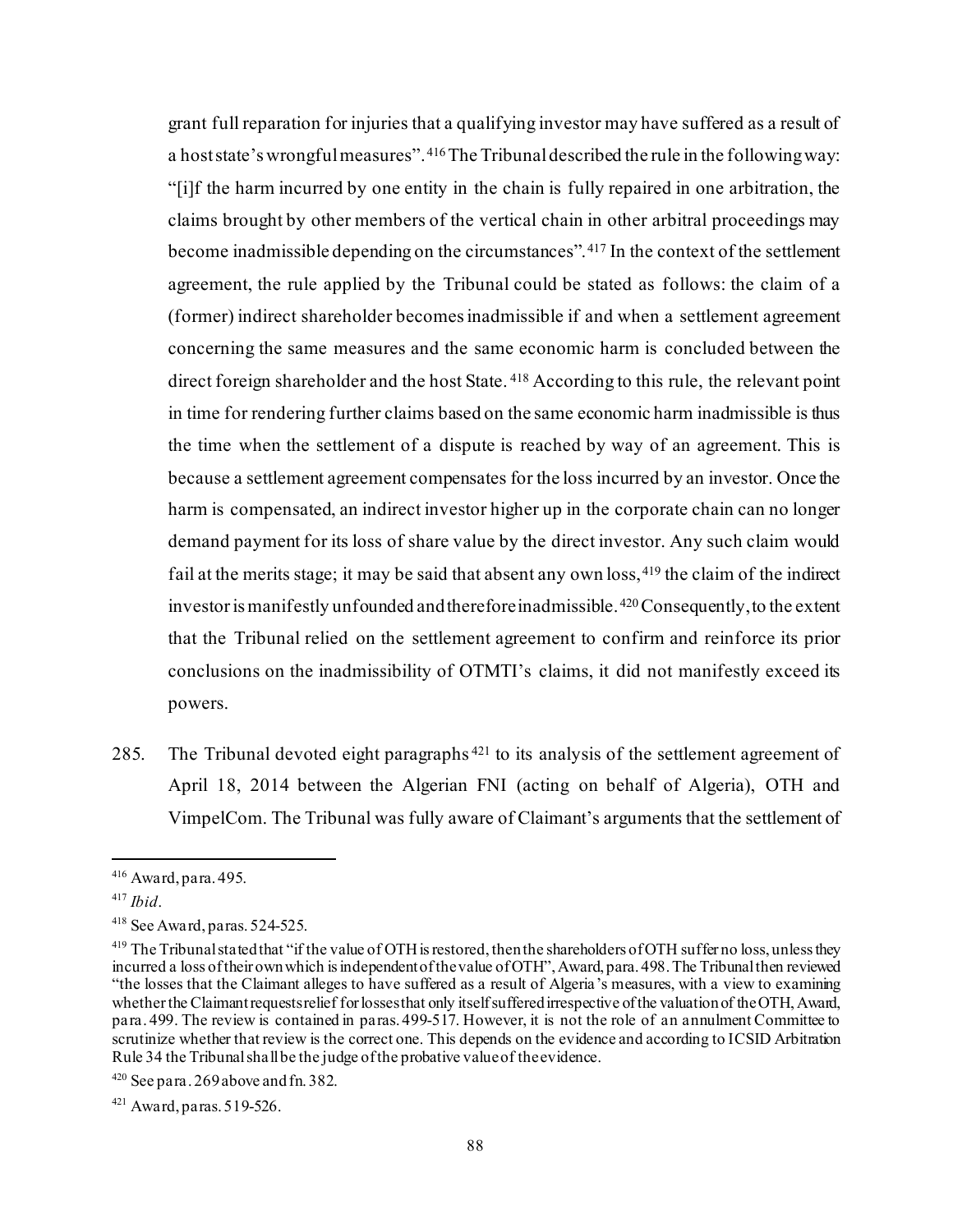grant full reparation for injuries that a qualifying investor may have suffered as a result of a host state's wrongful measures".[416] The Tribunal described the rule in the following way: "[i]f the harm incurred by one entity in the chain is fully repaired in one arbitration, the claims brought by other members of the vertical chain in other arbitral proceedings may become inadmissible depending on the circumstances".[417] In the context of the settlement agreement, the rule applied by the Tribunal could be stated as follows: the claim of a (former) indirect shareholder becomes inadmissible if and when a settlement agreement concerning the same measures and the same economic harm is concluded between the direct foreign shareholder and the host State.[418] According to this rule, the relevant point in time for rendering further claims based on the same economic harm inadmissible is thus the time when the settlement of a dispute is reached by way of an agreement. This is because a settlement agreement compensates for the loss incurred by an investor. Once the harm is compensated, an indirect investor higher up in the corporate chain can no longer demand payment for its loss of share value by the direct investor. Any such claim would fail at the merits stage; it may be said that absent any own loss,[419] the claim of the indirect investor is manifestly unfounded and therefore inadmissible.[420] Consequently, to the extent that the Tribunal relied on the settlement agreement to confirm and reinforce its prior conclusions on the inadmissibility of OTMTI's claims, it did not manifestly exceed its powers.

285. The Tribunal devoted eight paragraphs[421] to its analysis of the settlement agreement of April 18, 2014 between the Algerian FNI (acting on behalf of Algeria), OTH and VimpelCom. The Tribunal was fully aware of Claimant's arguments that the settlement of

---

[416] Award, para. 495.

[417] *Ibid*.

[418] See Award, paras. 524-525.

[419] The Tribunal stated that "if the value of OTH is restored, then the shareholders of OTH suffer no loss, unless they incurred a loss of their own which is independent of the value of OTH", Award, para. 498. The Tribunal then reviewed "the losses that the Claimant alleges to have suffered as a result of Algeria's measures, with a view to examining whether the Claimant requests relief for losses that only itself suffered irrespective of the valuation of the OTH, Award, para. 499. The review is contained in paras. 499-517. However, it is not the role of an annulment Committee to scrutinize whether that review is the correct one. This depends on the evidence and according to ICSID Arbitration Rule 34 the Tribunal shall be the judge of the probative value of the evidence.

[420] See para. 269 above and fn. 382.

[421] Award, paras. 519-526.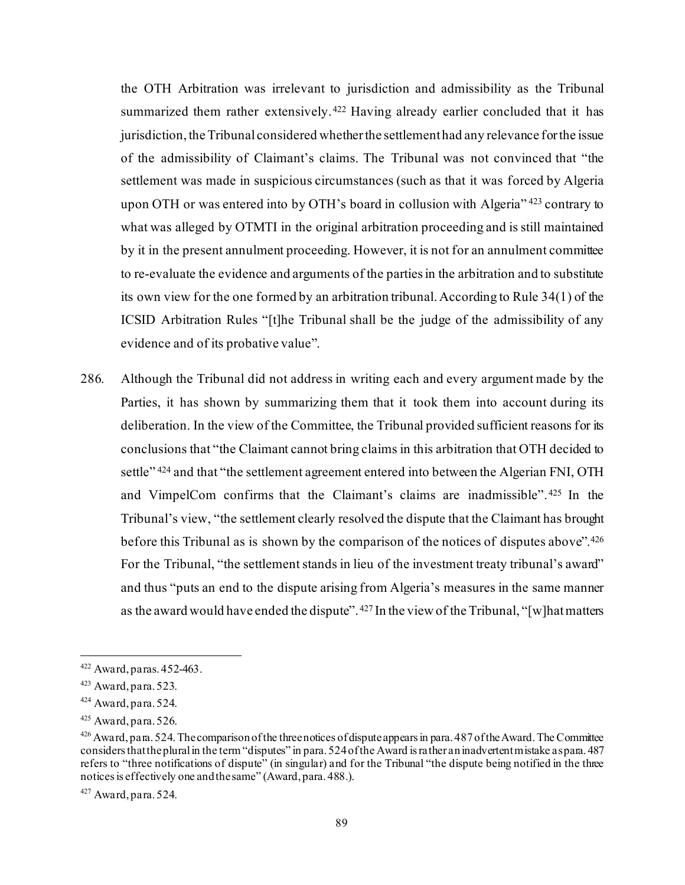the OTH Arbitration was irrelevant to jurisdiction and admissibility as the Tribunal summarized them rather extensively.[422] Having already earlier concluded that it has jurisdiction, the Tribunal considered whether the settlement had any relevance for the issue of the admissibility of Claimant's claims. The Tribunal was not convinced that "the settlement was made in suspicious circumstances (such as that it was forced by Algeria upon OTH or was entered into by OTH's board in collusion with Algeria"[423] contrary to what was alleged by OTMTI in the original arbitration proceeding and is still maintained by it in the present annulment proceeding. However, it is not for an annulment committee to re-evaluate the evidence and arguments of the parties in the arbitration and to substitute its own view for the one formed by an arbitration tribunal. According to Rule 34(1) of the ICSID Arbitration Rules "[t]he Tribunal shall be the judge of the admissibility of any evidence and of its probative value".

286. Although the Tribunal did not address in writing each and every argument made by the Parties, it has shown by summarizing them that it took them into account during its deliberation. In the view of the Committee, the Tribunal provided sufficient reasons for its conclusions that "the Claimant cannot bring claims in this arbitration that OTH decided to settle"[424] and that "the settlement agreement entered into between the Algerian FNI, OTH and VimpelCom confirms that the Claimant's claims are inadmissible".[425] In the Tribunal's view, "the settlement clearly resolved the dispute that the Claimant has brought before this Tribunal as is shown by the comparison of the notices of disputes above".[426] For the Tribunal, "the settlement stands in lieu of the investment treaty tribunal's award" and thus "puts an end to the dispute arising from Algeria's measures in the same manner as the award would have ended the dispute".[427] In the view of the Tribunal, "[w]hat matters

---

[422] Award, paras. 452-463.

[423] Award, para. 523.

[424] Award, para. 524.

[425] Award, para. 526.

[426] Award, para. 524. The comparison of the three notices of dispute appears in para. 487 of the Award. The Committee considers that the plural in the term "disputes" in para. 524 of the Award is rather an inadvertent mistake as para. 487 refers to "three notifications of dispute" (in singular) and for the Tribunal "the dispute being notified in the three notices is effectively one and the same" (Award, para. 488.).

[427] Award, para. 524.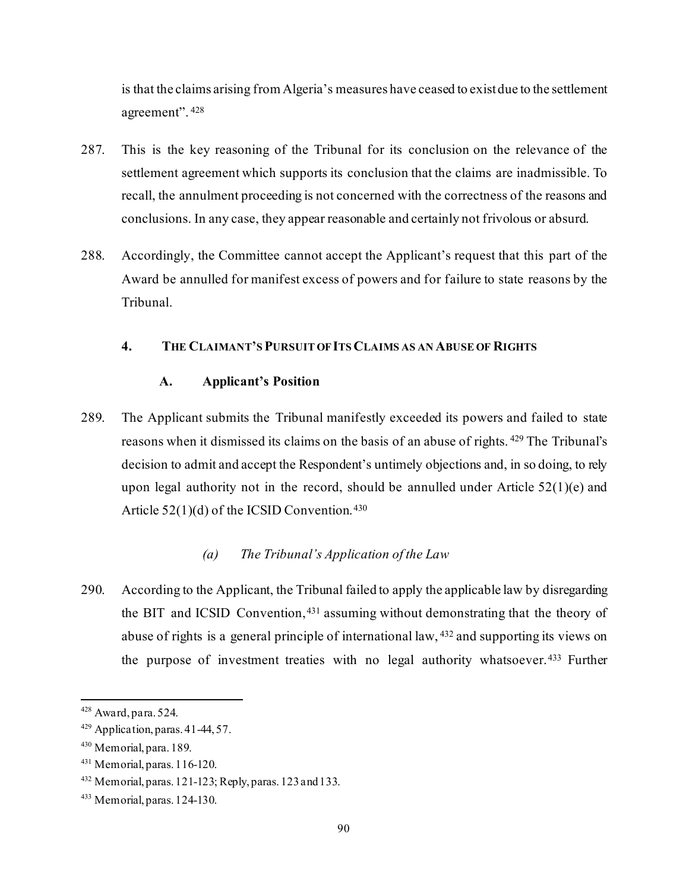is that the claims arising from Algeria's measures have ceased to exist due to the settlement agreement".[428]

287. This is the key reasoning of the Tribunal for its conclusion on the relevance of the settlement agreement which supports its conclusion that the claims are inadmissible. To recall, the annulment proceeding is not concerned with the correctness of the reasons and conclusions. In any case, they appear reasonable and certainly not frivolous or absurd.

288. Accordingly, the Committee cannot accept the Applicant's request that this part of the Award be annulled for manifest excess of powers and for failure to state reasons by the Tribunal.

### 4. THE CLAIMANT'S PURSUIT OF ITS CLAIMS AS AN ABUSE OF RIGHTS

#### A. Applicant's Position

289. The Applicant submits the Tribunal manifestly exceeded its powers and failed to state reasons when it dismissed its claims on the basis of an abuse of rights.[429] The Tribunal's decision to admit and accept the Respondent's untimely objections and, in so doing, to rely upon legal authority not in the record, should be annulled under Article 52(1)(e) and Article 52(1)(d) of the ICSID Convention.[430]

##### *(a) The Tribunal's Application of the Law*

290. According to the Applicant, the Tribunal failed to apply the applicable law by disregarding the BIT and ICSID Convention,[431] assuming without demonstrating that the theory of abuse of rights is a general principle of international law,[432] and supporting its views on the purpose of investment treaties with no legal authority whatsoever.[433] Further

---

[428] Award, para. 524.

[429] Application, paras. 41-44, 57.

[430] Memorial, para. 189.

[431] Memorial, paras. 116-120.

[432] Memorial, paras. 121-123; Reply, paras. 123 and 133.

[433] Memorial, paras. 124-130.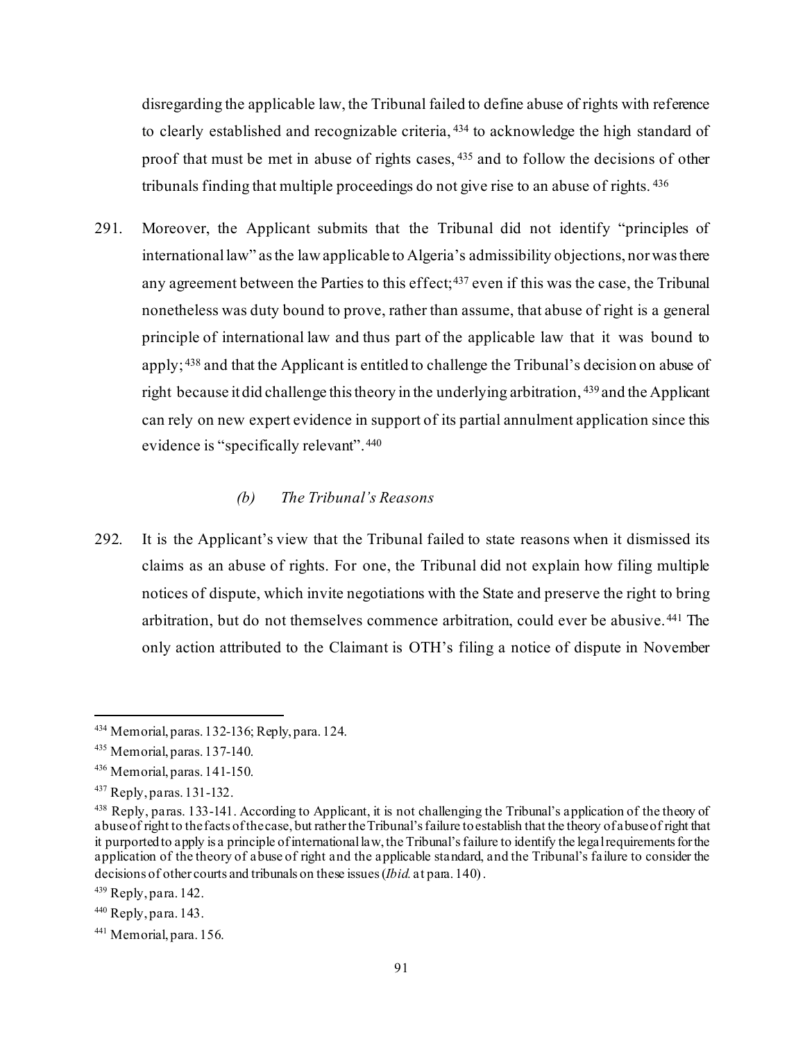disregarding the applicable law, the Tribunal failed to define abuse of rights with reference to clearly established and recognizable criteria,[434] to acknowledge the high standard of proof that must be met in abuse of rights cases,[435] and to follow the decisions of other tribunals finding that multiple proceedings do not give rise to an abuse of rights.[436]

291. Moreover, the Applicant submits that the Tribunal did not identify "principles of international law" as the law applicable to Algeria's admissibility objections, nor was there any agreement between the Parties to this effect;[437] even if this was the case, the Tribunal nonetheless was duty bound to prove, rather than assume, that abuse of right is a general principle of international law and thus part of the applicable law that it was bound to apply;[438] and that the Applicant is entitled to challenge the Tribunal's decision on abuse of right because it did challenge this theory in the underlying arbitration,[439] and the Applicant can rely on new expert evidence in support of its partial annulment application since this evidence is "specifically relevant".[440]

### *(b) The Tribunal's Reasons*

292. It is the Applicant's view that the Tribunal failed to state reasons when it dismissed its claims as an abuse of rights. For one, the Tribunal did not explain how filing multiple notices of dispute, which invite negotiations with the State and preserve the right to bring arbitration, but do not themselves commence arbitration, could ever be abusive.[441] The only action attributed to the Claimant is OTH's filing a notice of dispute in November

---

[434] Memorial, paras. 132-136; Reply, para. 124.

[435] Memorial, paras. 137-140.

[436] Memorial, paras. 141-150.

[437] Reply, paras. 131-132.

[438] Reply, paras. 133-141. According to Applicant, it is not challenging the Tribunal's application of the theory of abuse of right to the facts of the case, but rather the Tribunal's failure to establish that the theory of abuse of right that it purported to apply is a principle of international law, the Tribunal's failure to identify the legal requirements for the application of the theory of abuse of right and the applicable standard, and the Tribunal's failure to consider the decisions of other courts and tribunals on these issues (*Ibid.* at para. 140).

[439] Reply, para. 142.

[440] Reply, para. 143.

[441] Memorial, para. 156.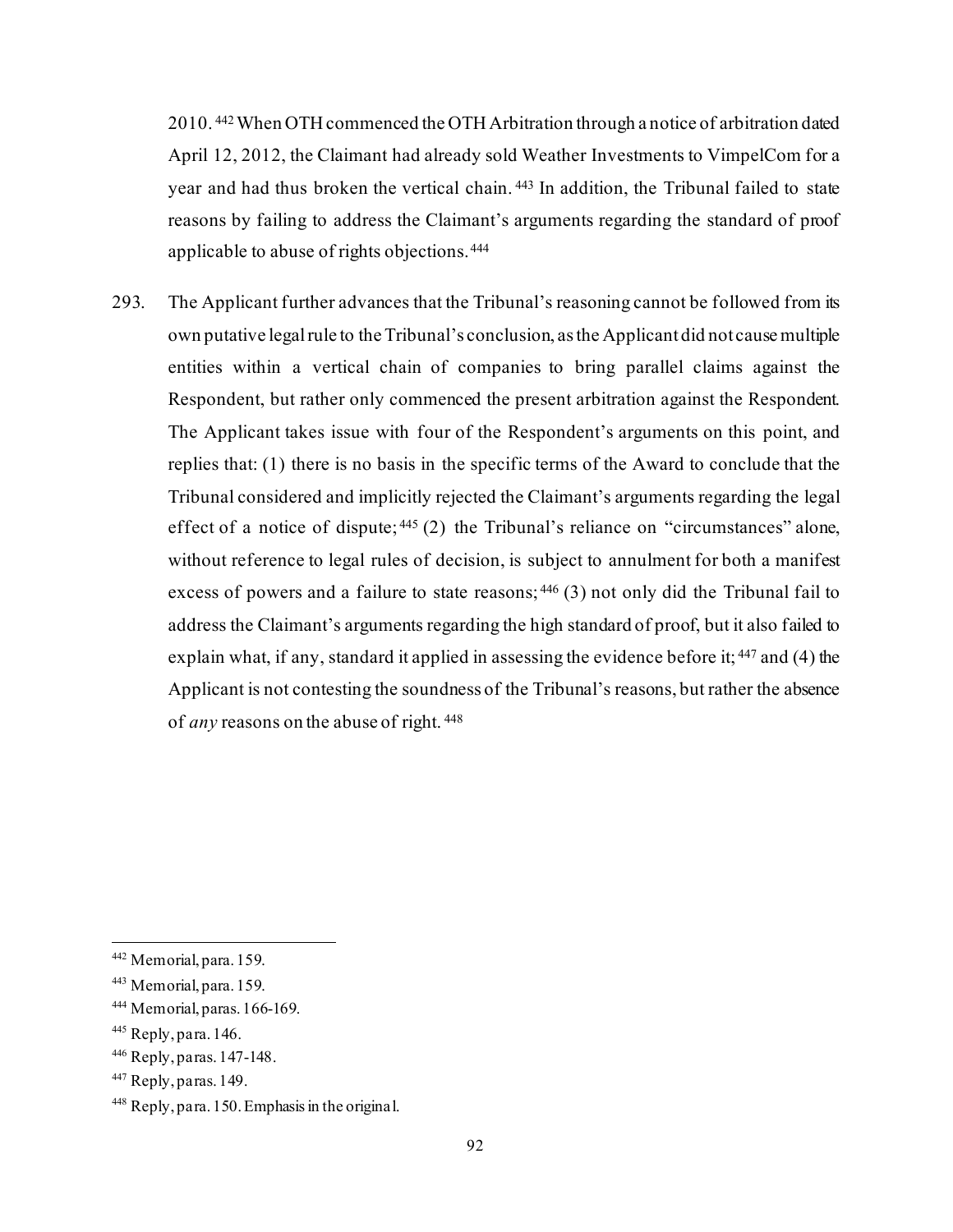2010.[442] When OTH commenced the OTH Arbitration through a notice of arbitration dated April 12, 2012, the Claimant had already sold Weather Investments to VimpelCom for a year and had thus broken the vertical chain.[443] In addition, the Tribunal failed to state reasons by failing to address the Claimant's arguments regarding the standard of proof applicable to abuse of rights objections.[444]

293. The Applicant further advances that the Tribunal's reasoning cannot be followed from its own putative legal rule to the Tribunal's conclusion, as the Applicant did not cause multiple entities within a vertical chain of companies to bring parallel claims against the Respondent, but rather only commenced the present arbitration against the Respondent. The Applicant takes issue with four of the Respondent's arguments on this point, and replies that: (1) there is no basis in the specific terms of the Award to conclude that the Tribunal considered and implicitly rejected the Claimant's arguments regarding the legal effect of a notice of dispute;[445] (2) the Tribunal's reliance on "circumstances" alone, without reference to legal rules of decision, is subject to annulment for both a manifest excess of powers and a failure to state reasons;[446] (3) not only did the Tribunal fail to address the Claimant's arguments regarding the high standard of proof, but it also failed to explain what, if any, standard it applied in assessing the evidence before it;[447] and (4) the Applicant is not contesting the soundness of the Tribunal's reasons, but rather the absence of *any* reasons on the abuse of right.[448]

---

[442] Memorial, para. 159.

[443] Memorial, para. 159.

[444] Memorial, paras. 166-169.

[445] Reply, para. 146.

[446] Reply, paras. 147-148.

[447] Reply, paras. 149.

[448] Reply, para. 150. Emphasis in the original.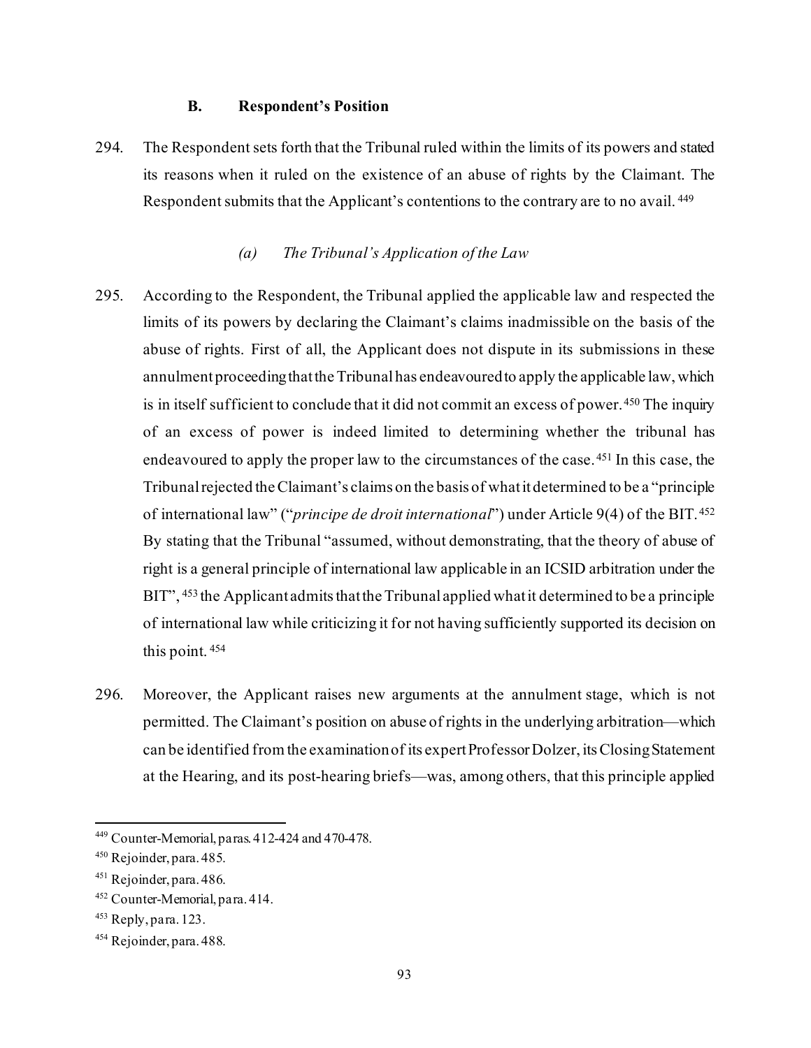### B. Respondent's Position

294. The Respondent sets forth that the Tribunal ruled within the limits of its powers and stated its reasons when it ruled on the existence of an abuse of rights by the Claimant. The Respondent submits that the Applicant's contentions to the contrary are to no avail.[449]

#### *(a) The Tribunal's Application of the Law*

295. According to the Respondent, the Tribunal applied the applicable law and respected the limits of its powers by declaring the Claimant's claims inadmissible on the basis of the abuse of rights. First of all, the Applicant does not dispute in its submissions in these annulment proceeding that the Tribunal has endeavoured to apply the applicable law, which is in itself sufficient to conclude that it did not commit an excess of power.[450] The inquiry of an excess of power is indeed limited to determining whether the tribunal has endeavoured to apply the proper law to the circumstances of the case.[451] In this case, the Tribunal rejected the Claimant's claims on the basis of what it determined to be a "principle of international law" ("*principe de droit international*") under Article 9(4) of the BIT.[452] By stating that the Tribunal "assumed, without demonstrating, that the theory of abuse of right is a general principle of international law applicable in an ICSID arbitration under the BIT",[453] the Applicant admits that the Tribunal applied what it determined to be a principle of international law while criticizing it for not having sufficiently supported its decision on this point.[454]

296. Moreover, the Applicant raises new arguments at the annulment stage, which is not permitted. The Claimant's position on abuse of rights in the underlying arbitration—which can be identified from the examination of its expert Professor Dolzer, its Closing Statement at the Hearing, and its post-hearing briefs—was, among others, that this principle applied

---

[449] Counter-Memorial, paras. 412-424 and 470-478.

[450] Rejoinder, para. 485.

[451] Rejoinder, para. 486.

[452] Counter-Memorial, para. 414.

[453] Reply, para. 123.

[454] Rejoinder, para. 488.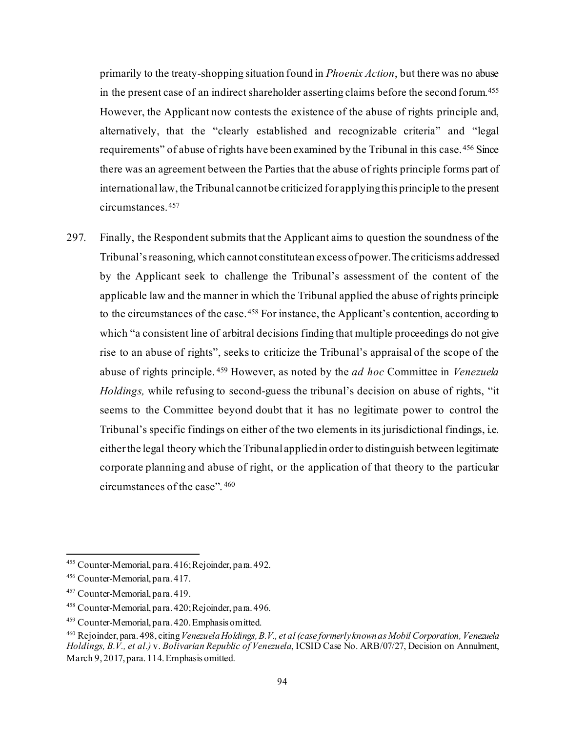primarily to the treaty-shopping situation found in *Phoenix Action*, but there was no abuse in the present case of an indirect shareholder asserting claims before the second forum.[455] However, the Applicant now contests the existence of the abuse of rights principle and, alternatively, that the "clearly established and recognizable criteria" and "legal requirements" of abuse of rights have been examined by the Tribunal in this case.[456] Since there was an agreement between the Parties that the abuse of rights principle forms part of international law, the Tribunal cannot be criticized for applying this principle to the present circumstances.[457]

297. Finally, the Respondent submits that the Applicant aims to question the soundness of the Tribunal's reasoning, which cannot constitute an excess of power. The criticisms addressed by the Applicant seek to challenge the Tribunal's assessment of the content of the applicable law and the manner in which the Tribunal applied the abuse of rights principle to the circumstances of the case.[458] For instance, the Applicant's contention, according to which "a consistent line of arbitral decisions finding that multiple proceedings do not give rise to an abuse of rights", seeks to criticize the Tribunal's appraisal of the scope of the abuse of rights principle.[459] However, as noted by the *ad hoc* Committee in *Venezuela Holdings,* while refusing to second-guess the tribunal's decision on abuse of rights, "it seems to the Committee beyond doubt that it has no legitimate power to control the Tribunal's specific findings on either of the two elements in its jurisdictional findings, i.e. either the legal theory which the Tribunal applied in order to distinguish between legitimate corporate planning and abuse of right, or the application of that theory to the particular circumstances of the case".[460]

---

[455] Counter-Memorial, para. 416; Rejoinder, para. 492.

[456] Counter-Memorial, para. 417.

[457] Counter-Memorial, para. 419.

[458] Counter-Memorial, para. 420; Rejoinder, para. 496.

[459] Counter-Memorial, para. 420. Emphasis omitted.

[460] Rejoinder, para. 498, citing *Venezuela Holdings, B.V., et al (case formerly known as Mobil Corporation, Venezuela Holdings, B.V., et al.)* v. *Bolivarian Republic of Venezuela*, ICSID Case No. ARB/07/27, Decision on Annulment, March 9, 2017, para. 114. Emphasis omitted.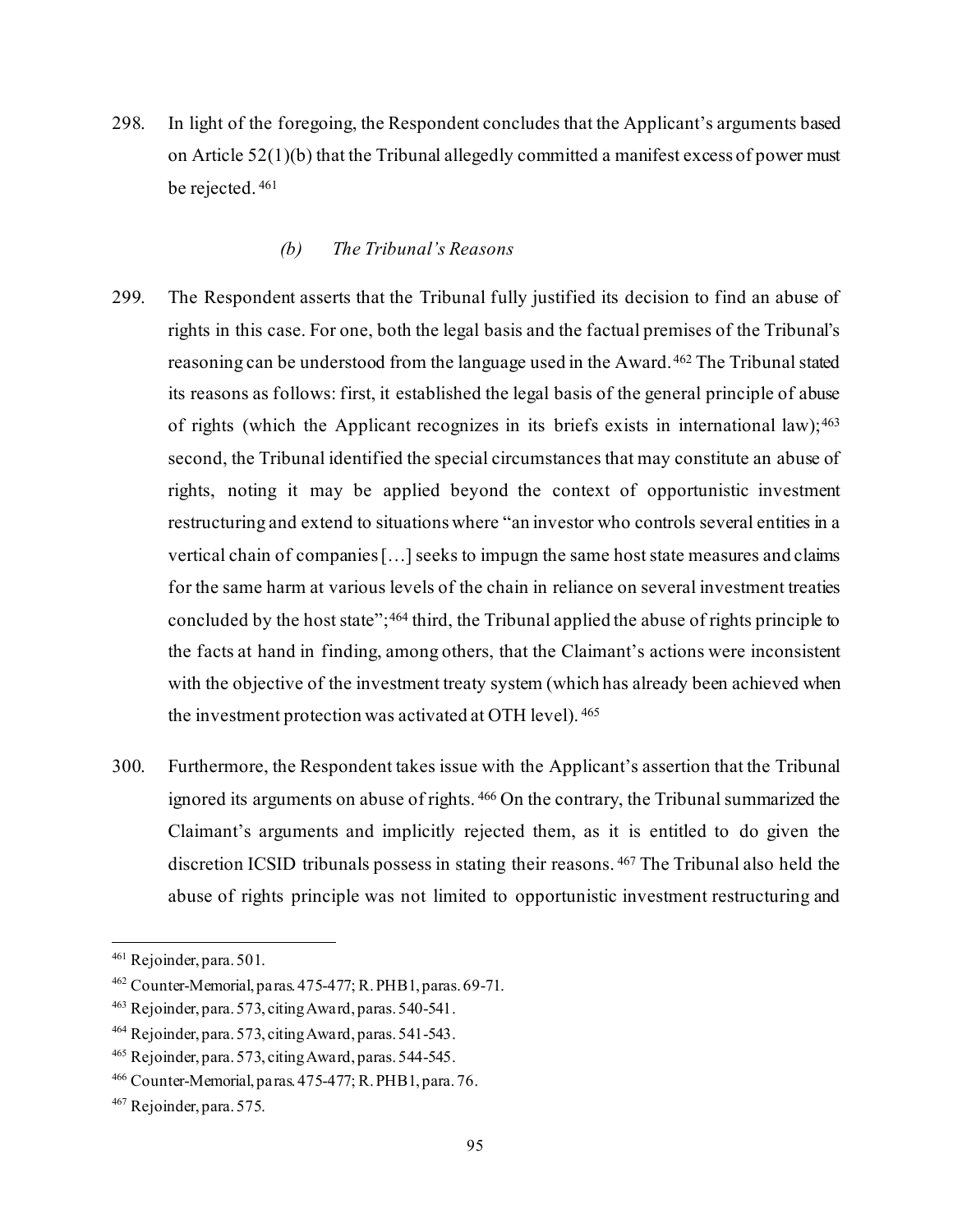298. In light of the foregoing, the Respondent concludes that the Applicant's arguments based on Article 52(1)(b) that the Tribunal allegedly committed a manifest excess of power must be rejected.[461]

#### *(b) The Tribunal's Reasons*

299. The Respondent asserts that the Tribunal fully justified its decision to find an abuse of rights in this case. For one, both the legal basis and the factual premises of the Tribunal's reasoning can be understood from the language used in the Award.[462] The Tribunal stated its reasons as follows: first, it established the legal basis of the general principle of abuse of rights (which the Applicant recognizes in its briefs exists in international law);[463] second, the Tribunal identified the special circumstances that may constitute an abuse of rights, noting it may be applied beyond the context of opportunistic investment restructuring and extend to situations where "an investor who controls several entities in a vertical chain of companies […] seeks to impugn the same host state measures and claims for the same harm at various levels of the chain in reliance on several investment treaties concluded by the host state";[464] third, the Tribunal applied the abuse of rights principle to the facts at hand in finding, among others, that the Claimant's actions were inconsistent with the objective of the investment treaty system (which has already been achieved when the investment protection was activated at OTH level).[465]

300. Furthermore, the Respondent takes issue with the Applicant's assertion that the Tribunal ignored its arguments on abuse of rights.[466] On the contrary, the Tribunal summarized the Claimant's arguments and implicitly rejected them, as it is entitled to do given the discretion ICSID tribunals possess in stating their reasons.[467] The Tribunal also held the abuse of rights principle was not limited to opportunistic investment restructuring and

---

[461] Rejoinder, para. 501.

[462] Counter-Memorial, paras. 475-477; R. PHB1, paras. 69-71.

[463] Rejoinder, para. 573, citing Award, paras. 540-541.

[464] Rejoinder, para. 573, citing Award, paras. 541-543.

[465] Rejoinder, para. 573, citing Award, paras. 544-545.

[466] Counter-Memorial, paras. 475-477; R. PHB1, para. 76.

[467] Rejoinder, para. 575.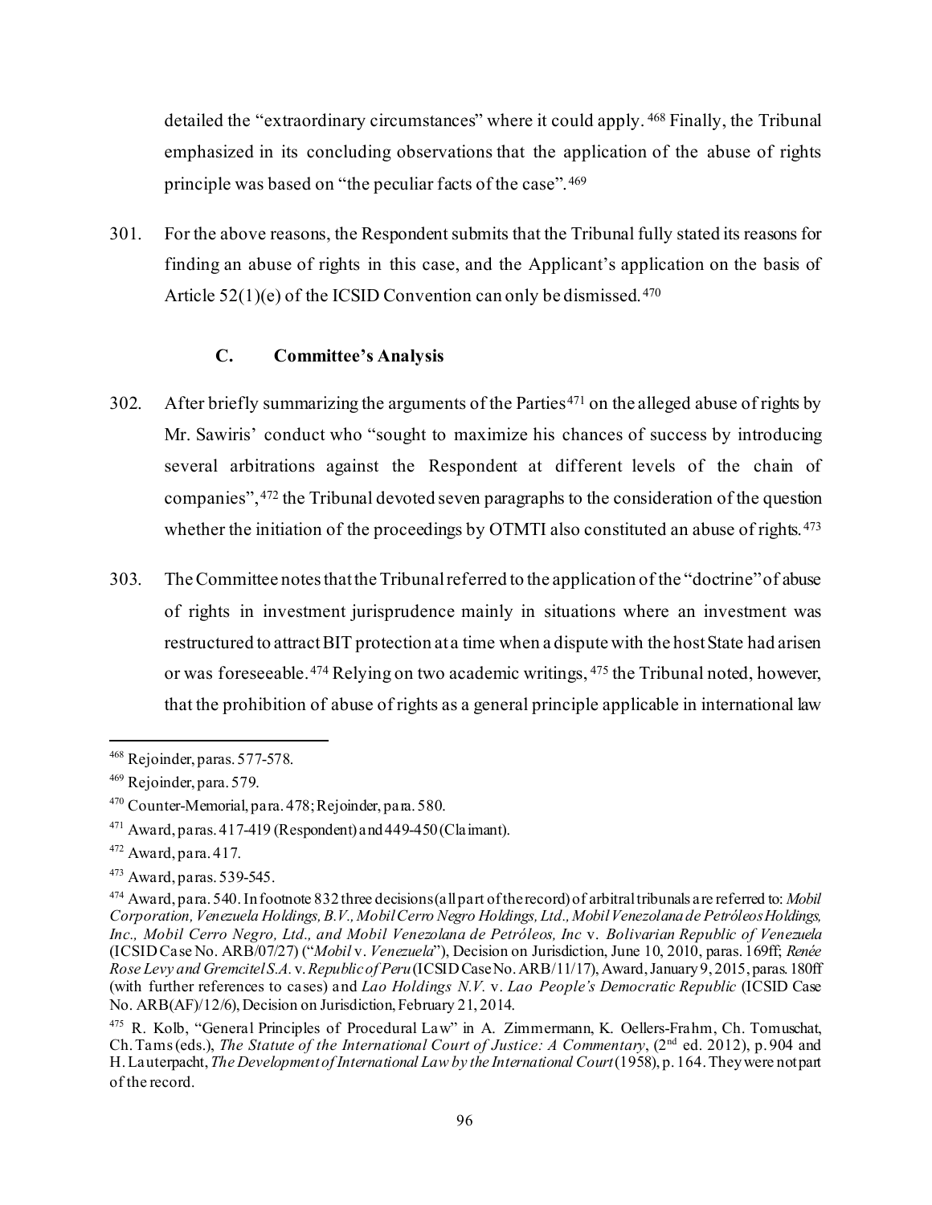detailed the "extraordinary circumstances" where it could apply.[468] Finally, the Tribunal emphasized in its concluding observations that the application of the abuse of rights principle was based on "the peculiar facts of the case".[469]

301. For the above reasons, the Respondent submits that the Tribunal fully stated its reasons for finding an abuse of rights in this case, and the Applicant's application on the basis of Article 52(1)(e) of the ICSID Convention can only be dismissed.[470]

### C. Committee's Analysis

302. After briefly summarizing the arguments of the Parties[471] on the alleged abuse of rights by Mr. Sawiris' conduct who "sought to maximize his chances of success by introducing several arbitrations against the Respondent at different levels of the chain of companies",[472] the Tribunal devoted seven paragraphs to the consideration of the question whether the initiation of the proceedings by OTMTI also constituted an abuse of rights.[473]

303. The Committee notes that the Tribunal referred to the application of the "doctrine" of abuse of rights in investment jurisprudence mainly in situations where an investment was restructured to attract BIT protection at a time when a dispute with the host State had arisen or was foreseeable.[474] Relying on two academic writings,[475] the Tribunal noted, however, that the prohibition of abuse of rights as a general principle applicable in international law

---

[468] Rejoinder, paras. 577-578.

[469] Rejoinder, para. 579.

[470] Counter-Memorial, para. 478; Rejoinder, para. 580.

[471] Award, paras. 417-419 (Respondent) and 449-450 (Claimant).

[472] Award, para. 417.

[473] Award, paras. 539-545.

[474] Award, para. 540. In footnote 832 three decisions (all part of the record) of arbitral tribunals are referred to: *Mobil Corporation, Venezuela Holdings, B.V., Mobil Cerro Negro Holdings, Ltd., Mobil Venezolana de Petróleos Holdings, Inc., Mobil Cerro Negro, Ltd., and Mobil Venezolana de Petróleos, Inc* v. *Bolivarian Republic of Venezuela* (ICSID Case No. ARB/07/27) ("*Mobil* v. *Venezuela*"), Decision on Jurisdiction, June 10, 2010, paras. 169ff; *Renée Rose Levy and Gremcitel S.A.* v. *Republic of Peru* (ICSID Case No. ARB/11/17), Award, January 9, 2015, paras. 180ff (with further references to cases) and *Lao Holdings N.V.* v. *Lao People's Democratic Republic* (ICSID Case No. ARB(AF)/12/6), Decision on Jurisdiction, February 21, 2014.

[475] R. Kolb, "General Principles of Procedural Law" in A. Zimmermann, K. Oellers-Frahm, Ch. Tomuschat, Ch. Tams (eds.), *The Statute of the International Court of Justice: A Commentary*, (2nd ed. 2012), p. 904 and H. Lauterpacht, *The Development of International Law by the International Court* (1958), p. 164. They were not part of the record.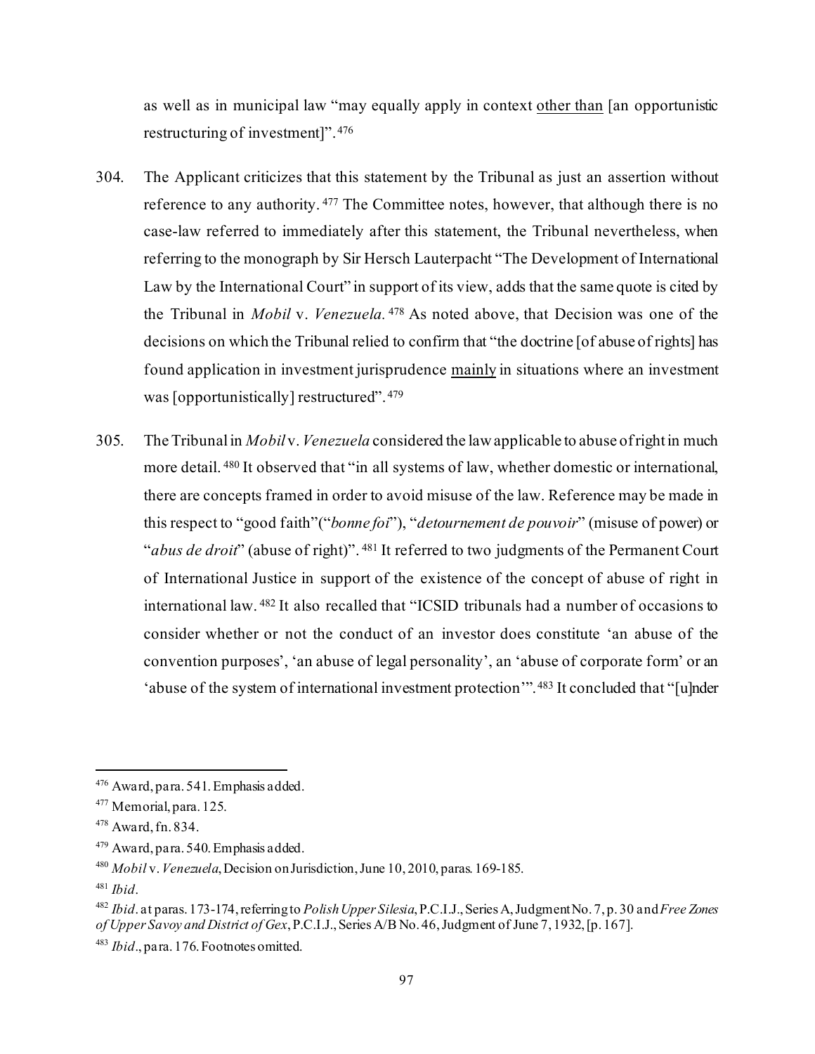as well as in municipal law "may equally apply in context <u>other than</u> [an opportunistic restructuring of investment]".[476]

304. The Applicant criticizes that this statement by the Tribunal as just an assertion without reference to any authority.[477] The Committee notes, however, that although there is no case-law referred to immediately after this statement, the Tribunal nevertheless, when referring to the monograph by Sir Hersch Lauterpacht "The Development of International Law by the International Court" in support of its view, adds that the same quote is cited by the Tribunal in *Mobil* v. *Venezuela.*[478] As noted above, that Decision was one of the decisions on which the Tribunal relied to confirm that "the doctrine [of abuse of rights] has found application in investment jurisprudence <u>mainly</u> in situations where an investment was [opportunistically] restructured".[479]

305. The Tribunal in *Mobil* v. *Venezuela* considered the law applicable to abuse of right in much more detail.[480] It observed that "in all systems of law, whether domestic or international, there are concepts framed in order to avoid misuse of the law. Reference may be made in this respect to "good faith"("*bonne foi*"), "*detournement de pouvoir*" (misuse of power) or "*abus de droit*" (abuse of right)".[481] It referred to two judgments of the Permanent Court of International Justice in support of the existence of the concept of abuse of right in international law.[482] It also recalled that "ICSID tribunals had a number of occasions to consider whether or not the conduct of an investor does constitute 'an abuse of the convention purposes', 'an abuse of legal personality', an 'abuse of corporate form' or an 'abuse of the system of international investment protection'".[483] It concluded that "[u]nder

---

[476] Award, para. 541. Emphasis added.

[477] Memorial, para. 125.

[478] Award, fn. 834.

[479] Award, para. 540. Emphasis added.

[480] *Mobil* v. *Venezuela*, Decision on Jurisdiction, June 10, 2010, paras. 169-185.

[481] *Ibid*.

[482] *Ibid*. at paras. 173-174, referring to *Polish Upper Silesia*, P.C.I.J., Series A, Judgment No. 7, p. 30 and *Free Zones of Upper Savoy and District of Gex*, P.C.I.J., Series A/B No. 46, Judgment of June 7, 1932, [p. 167].

[483] *Ibid*., para. 176. Footnotes omitted.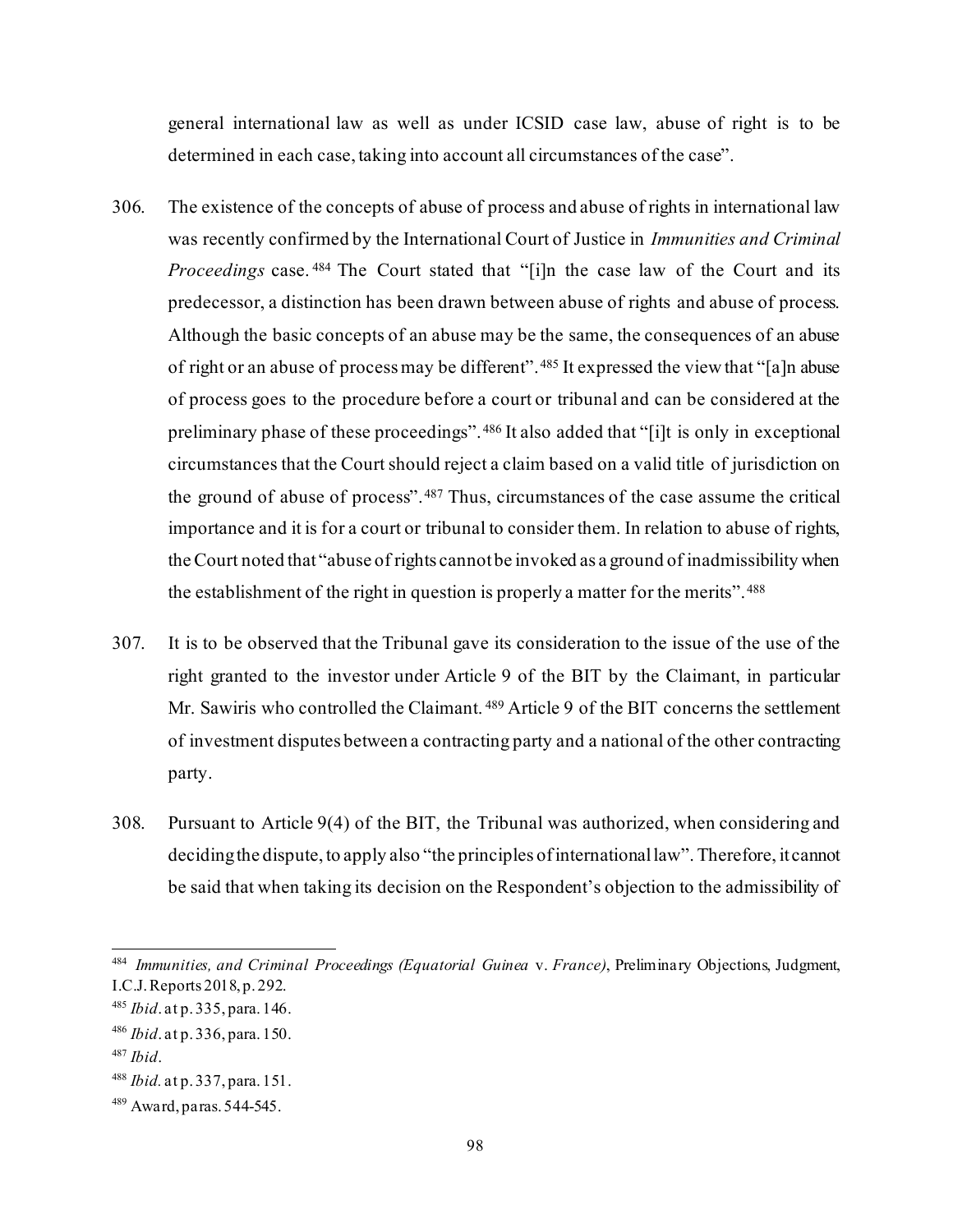general international law as well as under ICSID case law, abuse of right is to be determined in each case, taking into account all circumstances of the case".

306. The existence of the concepts of abuse of process and abuse of rights in international law was recently confirmed by the International Court of Justice in *Immunities and Criminal Proceedings* case.[484] The Court stated that "[i]n the case law of the Court and its predecessor, a distinction has been drawn between abuse of rights and abuse of process. Although the basic concepts of an abuse may be the same, the consequences of an abuse of right or an abuse of process may be different".[485] It expressed the view that "[a]n abuse of process goes to the procedure before a court or tribunal and can be considered at the preliminary phase of these proceedings".[486] It also added that "[i]t is only in exceptional circumstances that the Court should reject a claim based on a valid title of jurisdiction on the ground of abuse of process".[487] Thus, circumstances of the case assume the critical importance and it is for a court or tribunal to consider them. In relation to abuse of rights, the Court noted that "abuse of rights cannot be invoked as a ground of inadmissibility when the establishment of the right in question is properly a matter for the merits".[488]

307. It is to be observed that the Tribunal gave its consideration to the issue of the use of the right granted to the investor under Article 9 of the BIT by the Claimant, in particular Mr. Sawiris who controlled the Claimant.[489] Article 9 of the BIT concerns the settlement of investment disputes between a contracting party and a national of the other contracting party.

308. Pursuant to Article 9(4) of the BIT, the Tribunal was authorized, when considering and deciding the dispute, to apply also "the principles of international law". Therefore, it cannot be said that when taking its decision on the Respondent's objection to the admissibility of

---

[484] *Immunities, and Criminal Proceedings (Equatorial Guinea* v. *France)*, Preliminary Objections, Judgment, I.C.J. Reports 2018, p. 292.

[485] *Ibid*. at p. 335, para. 146.

[486] *Ibid*. at p. 336, para. 150.

[487] *Ibid*.

[488] *Ibid.* at p. 337, para. 151.

[489] Award, paras. 544-545.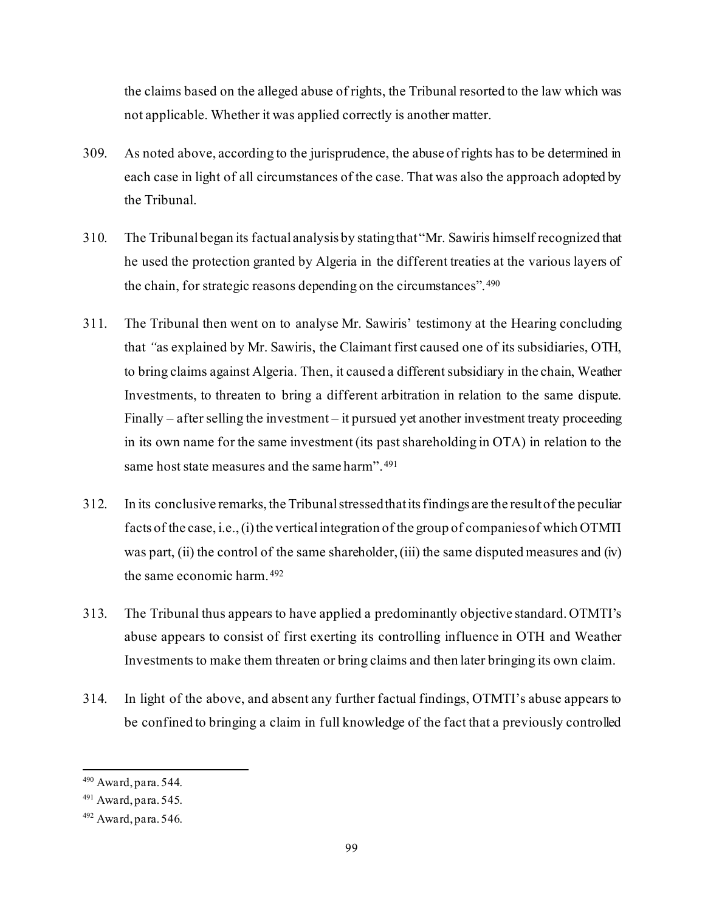the claims based on the alleged abuse of rights, the Tribunal resorted to the law which was not applicable. Whether it was applied correctly is another matter.

309. As noted above, according to the jurisprudence, the abuse of rights has to be determined in each case in light of all circumstances of the case. That was also the approach adopted by the Tribunal.

310. The Tribunal began its factual analysis by stating that "Mr. Sawiris himself recognized that he used the protection granted by Algeria in the different treaties at the various layers of the chain, for strategic reasons depending on the circumstances".[490]

311. The Tribunal then went on to analyse Mr. Sawiris' testimony at the Hearing concluding that "as explained by Mr. Sawiris, the Claimant first caused one of its subsidiaries, OTH, to bring claims against Algeria. Then, it caused a different subsidiary in the chain, Weather Investments, to threaten to bring a different arbitration in relation to the same dispute. Finally – after selling the investment – it pursued yet another investment treaty proceeding in its own name for the same investment (its past shareholding in OTA) in relation to the same host state measures and the same harm".[491]

312. In its conclusive remarks, the Tribunal stressed that its findings are the result of the peculiar facts of the case, i.e., (i) the vertical integration of the group of companies of which OTMTI was part, (ii) the control of the same shareholder, (iii) the same disputed measures and (iv) the same economic harm.[492]

313. The Tribunal thus appears to have applied a predominantly objective standard. OTMTI's abuse appears to consist of first exerting its controlling influence in OTH and Weather Investments to make them threaten or bring claims and then later bringing its own claim.

314. In light of the above, and absent any further factual findings, OTMTI's abuse appears to be confined to bringing a claim in full knowledge of the fact that a previously controlled

[490] Award, para. 544.

[491] Award, para. 545.

[492] Award, para. 546.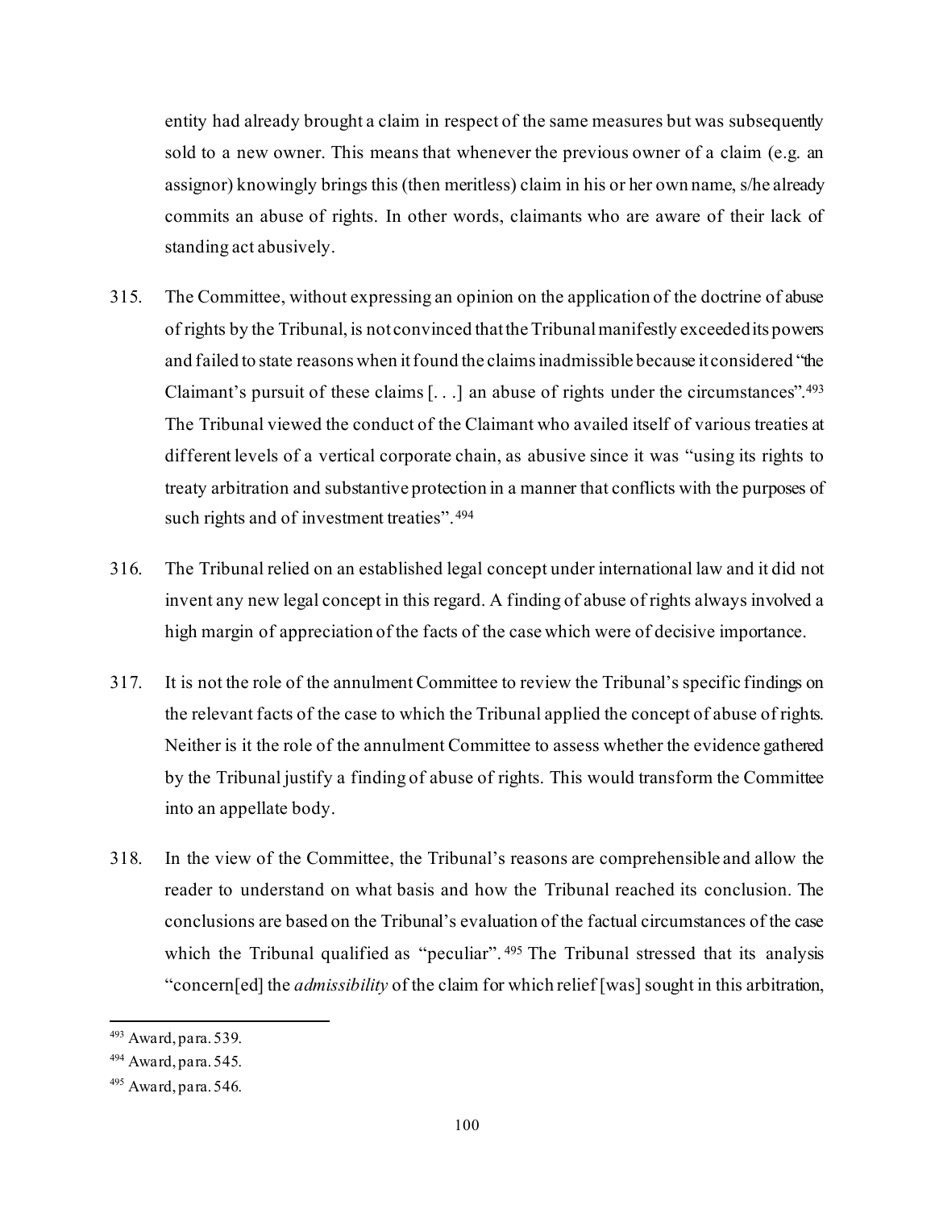entity had already brought a claim in respect of the same measures but was subsequently sold to a new owner. This means that whenever the previous owner of a claim (e.g. an assignor) knowingly brings this (then meritless) claim in his or her own name, s/he already commits an abuse of rights. In other words, claimants who are aware of their lack of standing act abusively.

315. The Committee, without expressing an opinion on the application of the doctrine of abuse of rights by the Tribunal, is not convinced that the Tribunal manifestly exceeded its powers and failed to state reasons when it found the claims inadmissible because it considered "the Claimant's pursuit of these claims [. . .] an abuse of rights under the circumstances".[493] The Tribunal viewed the conduct of the Claimant who availed itself of various treaties at different levels of a vertical corporate chain, as abusive since it was "using its rights to treaty arbitration and substantive protection in a manner that conflicts with the purposes of such rights and of investment treaties".[494]

316. The Tribunal relied on an established legal concept under international law and it did not invent any new legal concept in this regard. A finding of abuse of rights always involved a high margin of appreciation of the facts of the case which were of decisive importance.

317. It is not the role of the annulment Committee to review the Tribunal's specific findings on the relevant facts of the case to which the Tribunal applied the concept of abuse of rights. Neither is it the role of the annulment Committee to assess whether the evidence gathered by the Tribunal justify a finding of abuse of rights. This would transform the Committee into an appellate body.

318. In the view of the Committee, the Tribunal's reasons are comprehensible and allow the reader to understand on what basis and how the Tribunal reached its conclusion. The conclusions are based on the Tribunal's evaluation of the factual circumstances of the case which the Tribunal qualified as "peculiar".[495] The Tribunal stressed that its analysis "concern[ed] the *admissibility* of the claim for which relief [was] sought in this arbitration,

---

[493] Award, para. 539.

[494] Award, para. 545.

[495] Award, para. 546.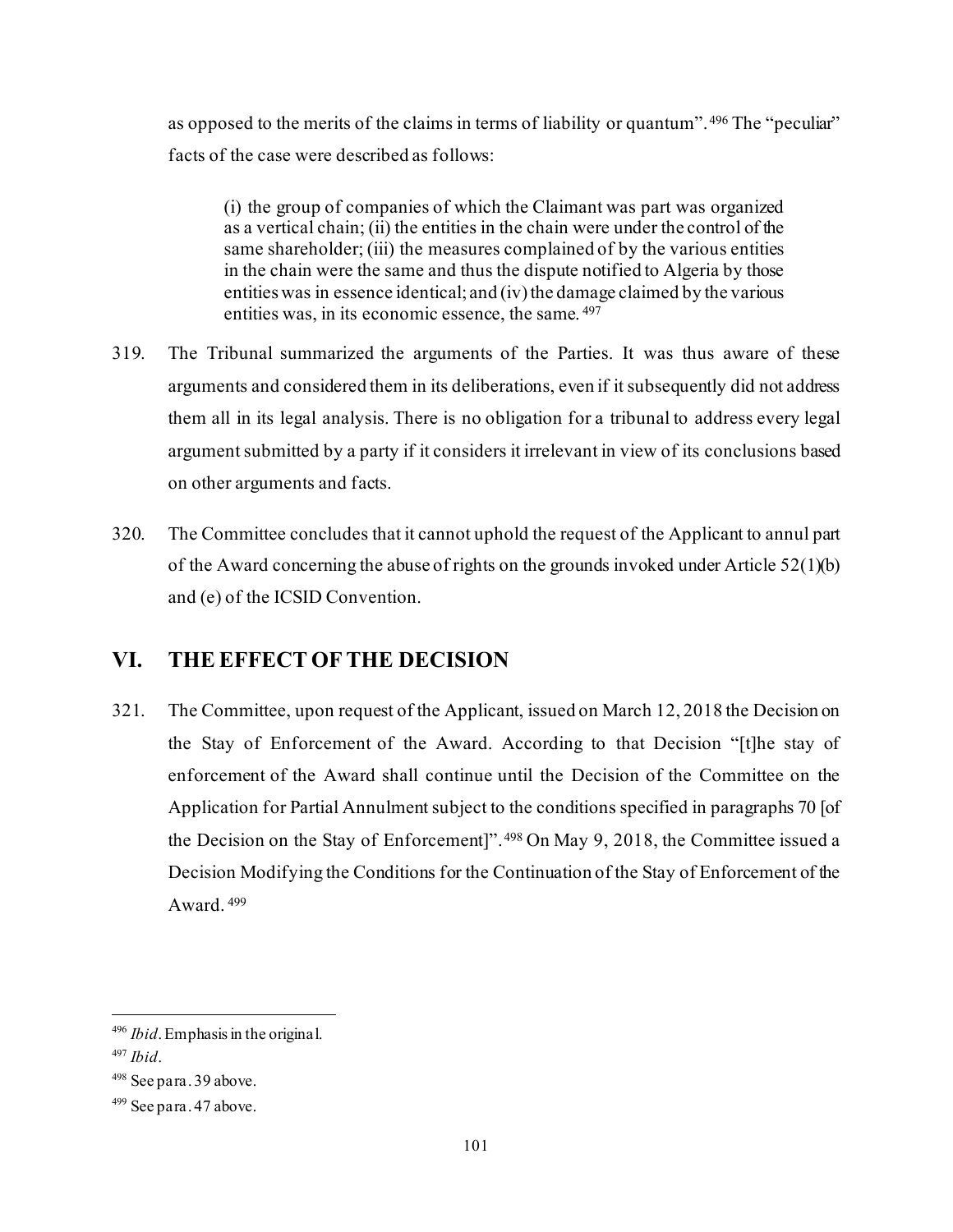as opposed to the merits of the claims in terms of liability or quantum".[496] The "peculiar" facts of the case were described as follows:

> (i) the group of companies of which the Claimant was part was organized as a vertical chain; (ii) the entities in the chain were under the control of the same shareholder; (iii) the measures complained of by the various entities in the chain were the same and thus the dispute notified to Algeria by those entities was in essence identical; and (iv) the damage claimed by the various entities was, in its economic essence, the same.[497]

319. The Tribunal summarized the arguments of the Parties. It was thus aware of these arguments and considered them in its deliberations, even if it subsequently did not address them all in its legal analysis. There is no obligation for a tribunal to address every legal argument submitted by a party if it considers it irrelevant in view of its conclusions based on other arguments and facts.

320. The Committee concludes that it cannot uphold the request of the Applicant to annul part of the Award concerning the abuse of rights on the grounds invoked under Article 52(1)(b) and (e) of the ICSID Convention.

## VI. THE EFFECT OF THE DECISION

321. The Committee, upon request of the Applicant, issued on March 12, 2018 the Decision on the Stay of Enforcement of the Award. According to that Decision "[t]he stay of enforcement of the Award shall continue until the Decision of the Committee on the Application for Partial Annulment subject to the conditions specified in paragraphs 70 [of the Decision on the Stay of Enforcement]".[498] On May 9, 2018, the Committee issued a Decision Modifying the Conditions for the Continuation of the Stay of Enforcement of the Award.[499]

---

[496] *Ibid*. Emphasis in the original.

[497] *Ibid*.

[498] See para. 39 above.

[499] See para. 47 above.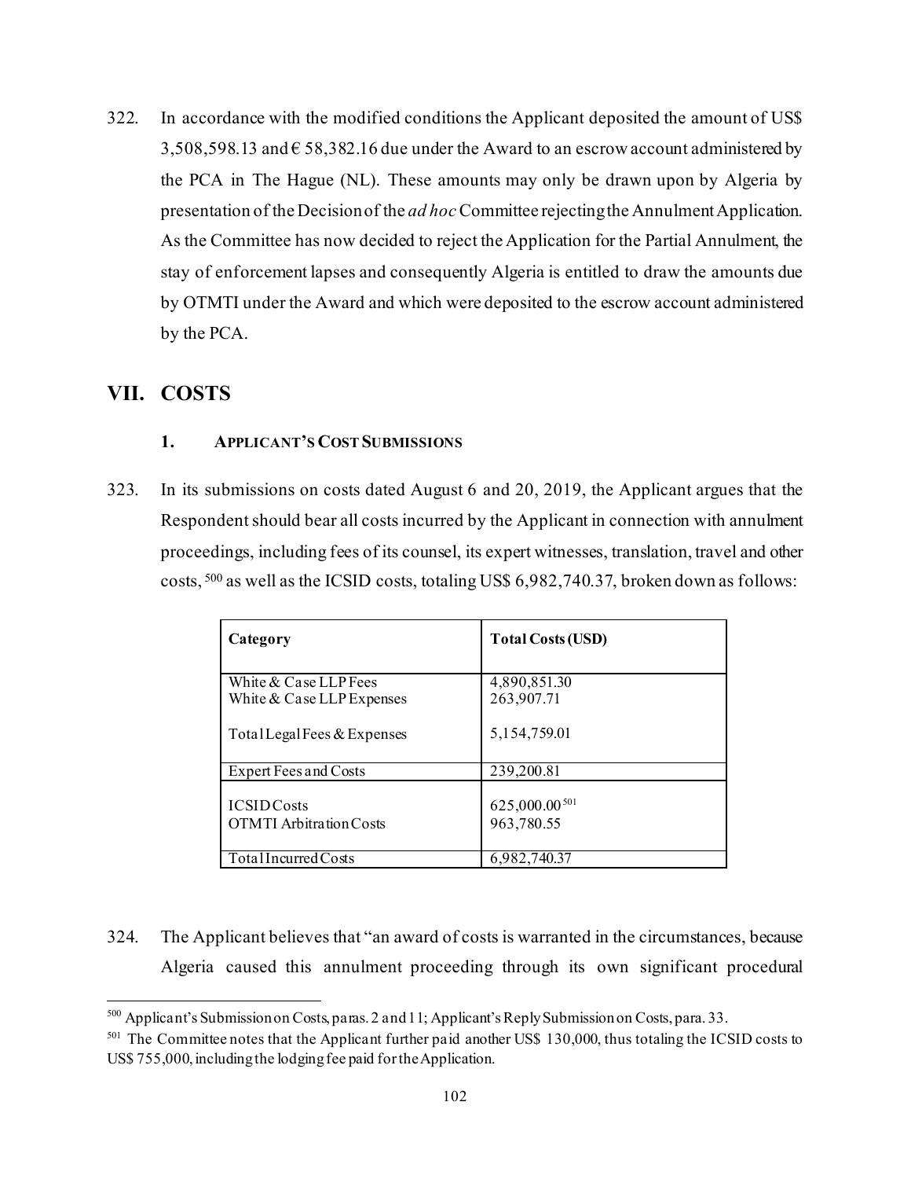322. In accordance with the modified conditions the Applicant deposited the amount of US$ 3,508,598.13 and € 58,382.16 due under the Award to an escrow account administered by the PCA in The Hague (NL). These amounts may only be drawn upon by Algeria by presentation of the Decision of the *ad hoc* Committee rejecting the Annulment Application. As the Committee has now decided to reject the Application for the Partial Annulment, the stay of enforcement lapses and consequently Algeria is entitled to draw the amounts due by OTMTI under the Award and which were deposited to the escrow account administered by the PCA.

# VII. COSTS

## 1. APPLICANT'S COST SUBMISSIONS

323. In its submissions on costs dated August 6 and 20, 2019, the Applicant argues that the Respondent should bear all costs incurred by the Applicant in connection with annulment proceedings, including fees of its counsel, its expert witnesses, translation, travel and other costs,[500] as well as the ICSID costs, totaling US$ 6,982,740.37, broken down as follows:

| Category | Total Costs (USD) |
|---|---|
| White & Case LLP Fees | 4,890,851.30 |
| White & Case LLP Expenses | 263,907.71 |
| Total Legal Fees & Expenses | 5,154,759.01 |
| Expert Fees and Costs | 239,200.81 |
| ICSID Costs | 625,000.00[501] |
| OTMTI Arbitration Costs | 963,780.55 |
| Total Incurred Costs | 6,982,740.37 |

324. The Applicant believes that "an award of costs is warranted in the circumstances, because Algeria caused this annulment proceeding through its own significant procedural

---

[500] Applicant's Submission on Costs, paras. 2 and 11; Applicant's Reply Submission on Costs, para. 33.

[501] The Committee notes that the Applicant further paid another US$ 130,000, thus totaling the ICSID costs to US$ 755,000, including the lodging fee paid for the Application.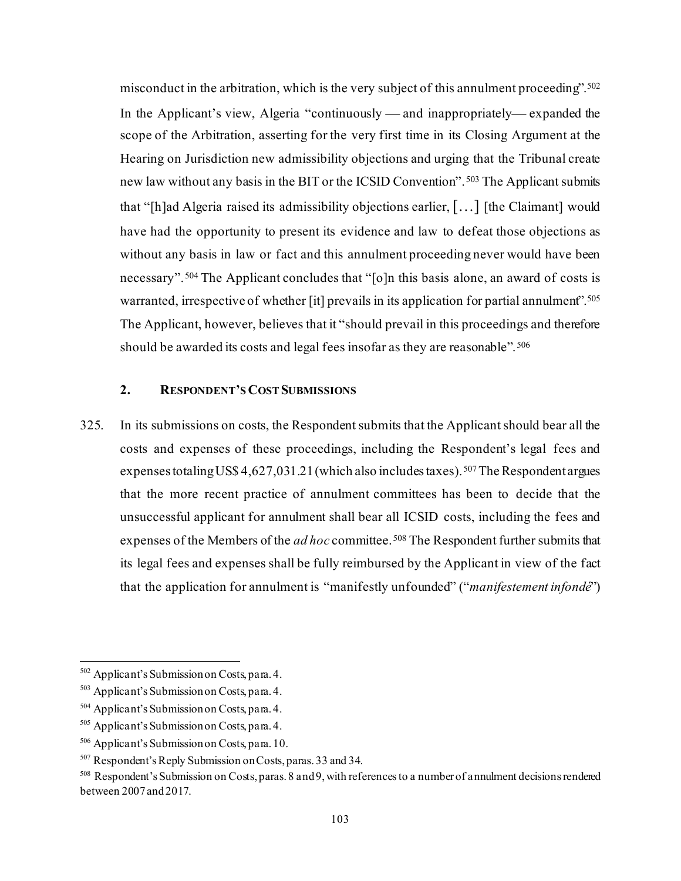misconduct in the arbitration, which is the very subject of this annulment proceeding".[502] In the Applicant's view, Algeria "continuously — and inappropriately— expanded the scope of the Arbitration, asserting for the very first time in its Closing Argument at the Hearing on Jurisdiction new admissibility objections and urging that the Tribunal create new law without any basis in the BIT or the ICSID Convention".[503] The Applicant submits that "[h]ad Algeria raised its admissibility objections earlier, […] [the Claimant] would have had the opportunity to present its evidence and law to defeat those objections as without any basis in law or fact and this annulment proceeding never would have been necessary".[504] The Applicant concludes that "[o]n this basis alone, an award of costs is warranted, irrespective of whether [it] prevails in its application for partial annulment".[505] The Applicant, however, believes that it "should prevail in this proceedings and therefore should be awarded its costs and legal fees insofar as they are reasonable".[506]

### 2. RESPONDENT'S COST SUBMISSIONS

325. In its submissions on costs, the Respondent submits that the Applicant should bear all the costs and expenses of these proceedings, including the Respondent's legal fees and expenses totaling US$ 4,627,031.21 (which also includes taxes).[507] The Respondent argues that the more recent practice of annulment committees has been to decide that the unsuccessful applicant for annulment shall bear all ICSID costs, including the fees and expenses of the Members of the *ad hoc* committee.[508] The Respondent further submits that its legal fees and expenses shall be fully reimbursed by the Applicant in view of the fact that the application for annulment is "manifestly unfounded" ("*manifestement infondé*")

---

[502] Applicant's Submission on Costs, para. 4.

[503] Applicant's Submission on Costs, para. 4.

[504] Applicant's Submission on Costs, para. 4.

[505] Applicant's Submission on Costs, para. 4.

[506] Applicant's Submission on Costs, para. 10.

[507] Respondent's Reply Submission on Costs, paras. 33 and 34.

[508] Respondent's Submission on Costs, paras. 8 and 9, with references to a number of annulment decisions rendered between 2007 and 2017.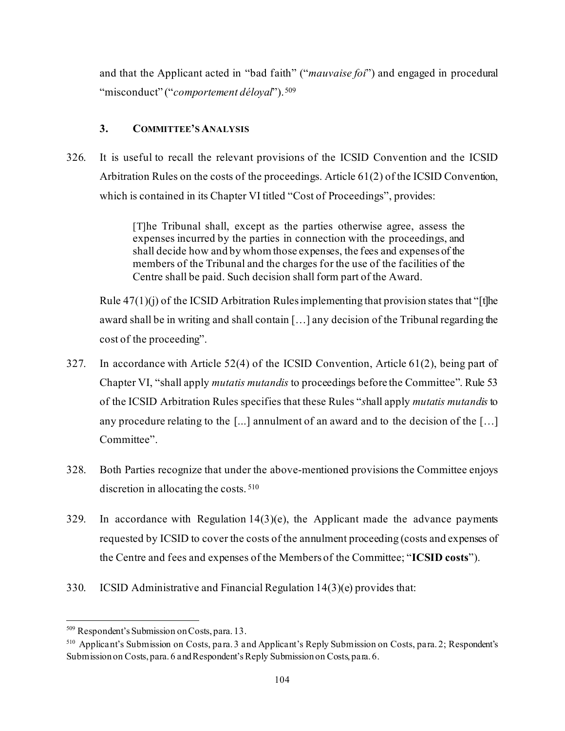and that the Applicant acted in "bad faith" ("*mauvaise foi*") and engaged in procedural "misconduct" ("*comportement déloyal*").[509]

### 3. Committee's Analysis

326. It is useful to recall the relevant provisions of the ICSID Convention and the ICSID Arbitration Rules on the costs of the proceedings. Article 61(2) of the ICSID Convention, which is contained in its Chapter VI titled "Cost of Proceedings", provides:

> [T]he Tribunal shall, except as the parties otherwise agree, assess the expenses incurred by the parties in connection with the proceedings, and shall decide how and by whom those expenses, the fees and expenses of the members of the Tribunal and the charges for the use of the facilities of the Centre shall be paid. Such decision shall form part of the Award.

Rule 47(1)(j) of the ICSID Arbitration Rules implementing that provision states that "[t]he award shall be in writing and shall contain […] any decision of the Tribunal regarding the cost of the proceeding".

327. In accordance with Article 52(4) of the ICSID Convention, Article 61(2), being part of Chapter VI, "shall apply *mutatis mutandis* to proceedings before the Committee". Rule 53 of the ICSID Arbitration Rules specifies that these Rules "*s*hall apply *mutatis mutandis* to any procedure relating to the [...] annulment of an award and to the decision of the […] Committee".

328. Both Parties recognize that under the above-mentioned provisions the Committee enjoys discretion in allocating the costs.[510]

329. In accordance with Regulation 14(3)(e), the Applicant made the advance payments requested by ICSID to cover the costs of the annulment proceeding (costs and expenses of the Centre and fees and expenses of the Members of the Committee; "**ICSID costs**").

330. ICSID Administrative and Financial Regulation 14(3)(e) provides that:

---

[509] Respondent's Submission on Costs, para. 13.

[510] Applicant's Submission on Costs, para. 3 and Applicant's Reply Submission on Costs, para. 2; Respondent's Submission on Costs, para. 6 and Respondent's Reply Submission on Costs, para. 6.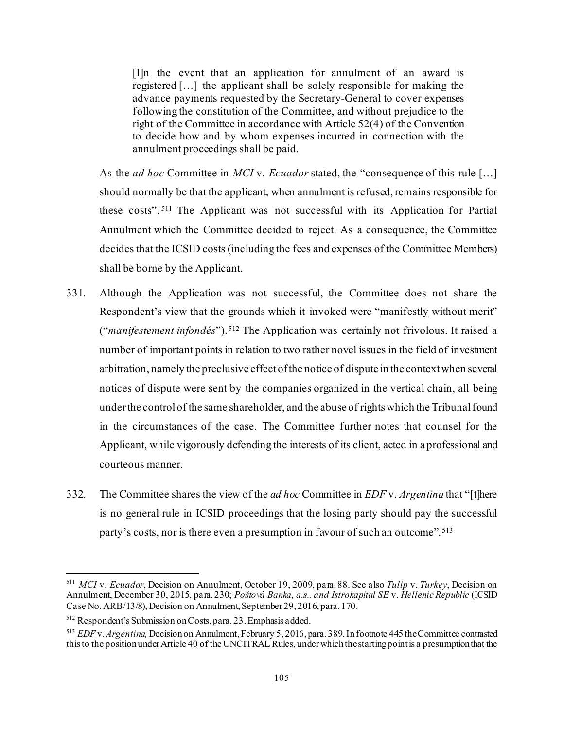> [I]n the event that an application for annulment of an award is registered […] the applicant shall be solely responsible for making the advance payments requested by the Secretary-General to cover expenses following the constitution of the Committee, and without prejudice to the right of the Committee in accordance with Article 52(4) of the Convention to decide how and by whom expenses incurred in connection with the annulment proceedings shall be paid.

As the *ad hoc* Committee in *MCI* v. *Ecuador* stated, the "consequence of this rule […] should normally be that the applicant, when annulment is refused, remains responsible for these costs".[511] The Applicant was not successful with its Application for Partial Annulment which the Committee decided to reject. As a consequence, the Committee decides that the ICSID costs (including the fees and expenses of the Committee Members) shall be borne by the Applicant.

331. Although the Application was not successful, the Committee does not share the Respondent's view that the grounds which it invoked were "manifestly without merit" ("*manifestement infondés*").[512] The Application was certainly not frivolous. It raised a number of important points in relation to two rather novel issues in the field of investment arbitration, namely the preclusive effect of the notice of dispute in the context when several notices of dispute were sent by the companies organized in the vertical chain, all being under the control of the same shareholder, and the abuse of rights which the Tribunal found in the circumstances of the case. The Committee further notes that counsel for the Applicant, while vigorously defending the interests of its client, acted in a professional and courteous manner.

332. The Committee shares the view of the *ad hoc* Committee in *EDF* v. *Argentina* that "[t]here is no general rule in ICSID proceedings that the losing party should pay the successful party's costs, nor is there even a presumption in favour of such an outcome".[513]

---

[511] *MCI* v. *Ecuador*, Decision on Annulment, October 19, 2009, para. 88. See also *Tulip* v. *Turkey*, Decision on Annulment, December 30, 2015, para. 230; *Poštová Banka, a.s.. and Istrokapital SE* v. *Hellenic Republic* (ICSID Case No. ARB/13/8), Decision on Annulment, September 29, 2016, para. 170.

[512] Respondent's Submission on Costs, para. 23. Emphasis added.

[513] *EDF* v. *Argentina,* Decision on Annulment, February 5, 2016, para. 389. In footnote 445 the Committee contrasted this to the position under Article 40 of the UNCITRAL Rules, under which the starting point is a presumption that the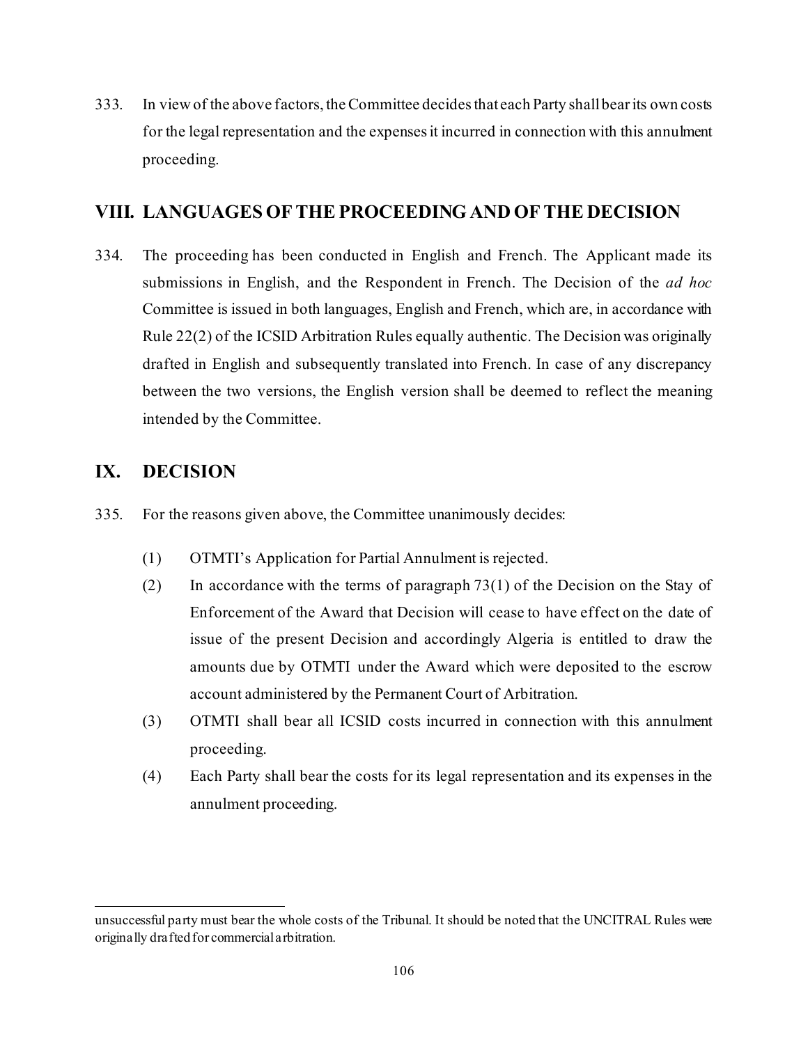333. In view of the above factors, the Committee decides that each Party shall bear its own costs for the legal representation and the expenses it incurred in connection with this annulment proceeding.

## VIII. LANGUAGES OF THE PROCEEDING AND OF THE DECISION

334. The proceeding has been conducted in English and French. The Applicant made its submissions in English, and the Respondent in French. The Decision of the *ad hoc* Committee is issued in both languages, English and French, which are, in accordance with Rule 22(2) of the ICSID Arbitration Rules equally authentic. The Decision was originally drafted in English and subsequently translated into French. In case of any discrepancy between the two versions, the English version shall be deemed to reflect the meaning intended by the Committee.

## IX. DECISION

335. For the reasons given above, the Committee unanimously decides:

(1) OTMTI's Application for Partial Annulment is rejected.

(2) In accordance with the terms of paragraph 73(1) of the Decision on the Stay of Enforcement of the Award that Decision will cease to have effect on the date of issue of the present Decision and accordingly Algeria is entitled to draw the amounts due by OTMTI under the Award which were deposited to the escrow account administered by the Permanent Court of Arbitration.

(3) OTMTI shall bear all ICSID costs incurred in connection with this annulment proceeding.

(4) Each Party shall bear the costs for its legal representation and its expenses in the annulment proceeding.

---

unsuccessful party must bear the whole costs of the Tribunal. It should be noted that the UNCITRAL Rules were originally drafted for commercial arbitration.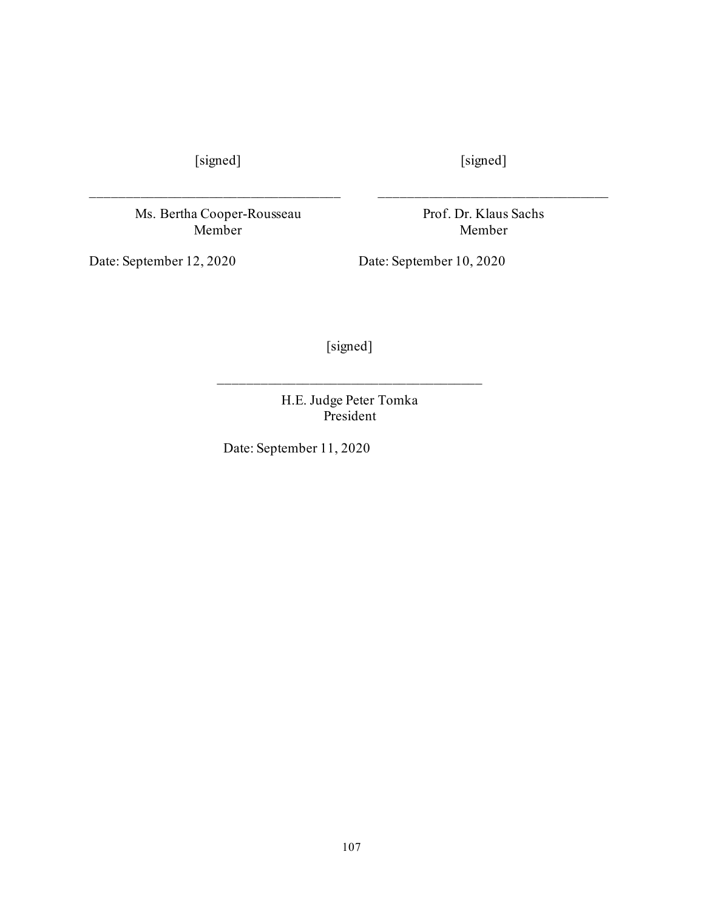[signed]

______________________________________

Ms. Bertha Cooper-Rousseau
Member

Date: September 12, 2020

[signed]

______________________________________

Prof. Dr. Klaus Sachs
Member

Date: September 10, 2020

[signed]

______________________________________

H.E. Judge Peter Tomka
President

Date: September 11, 2020